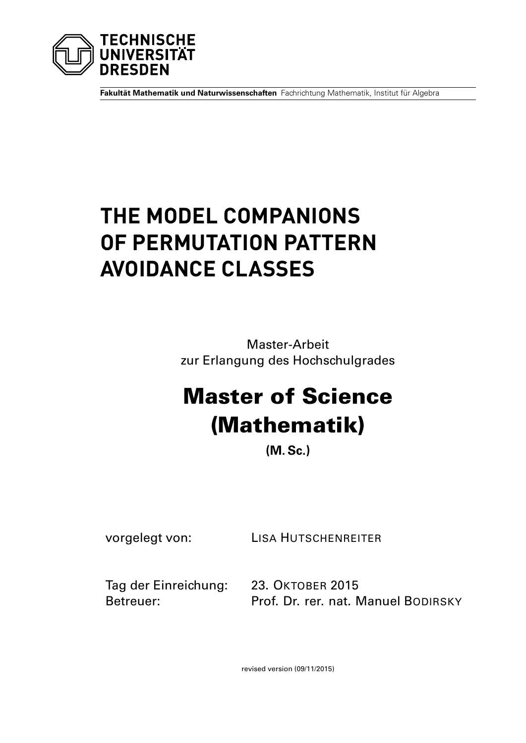TECHNISCHE UNIVERSITÄT DRESDEN

**Fakultät Mathematik und Naturwissenschaften** Fachrichtung Mathematik, Institut für Algebra

# THE MODEL COMPANIONS OF PERMUTATION PATTERN AVOIDANCE CLASSES

Master-Arbeit
zur Erlangung des Hochschulgrades

## Master of Science (Mathematik)

**(M. Sc.)**

vorgelegt von: LISA HUTSCHENREITER

Tag der Einreichung: 23. OKTOBER 2015
Betreuer: Prof. Dr. rer. nat. Manuel BODIRSKY

revised version (09/11/2015)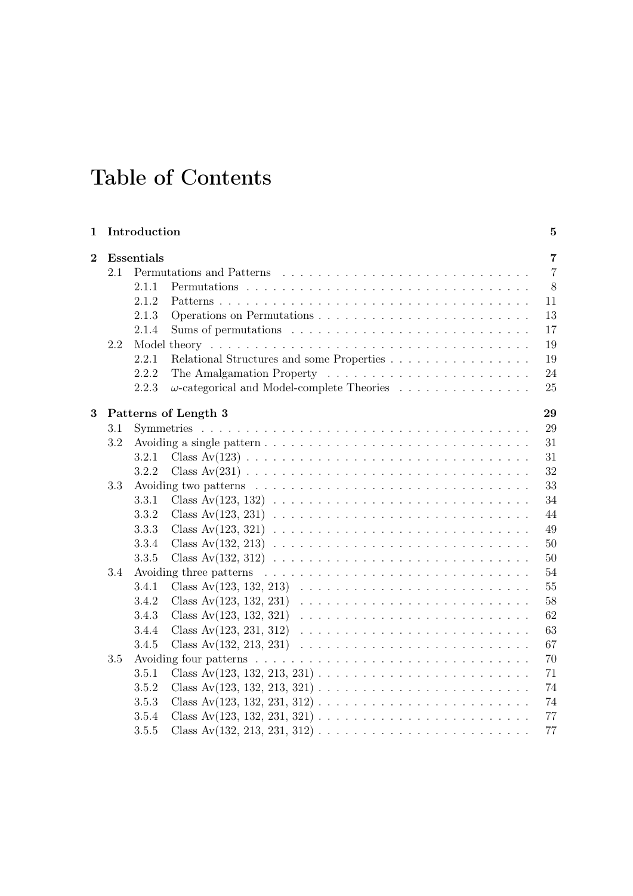# Table of Contents

| | | |
|---|---|---|
| **1** | **Introduction** | **5** |
| **2** | **Essentials** | **7** |
| 2.1 | Permutations and Patterns | 7 |
| 2.1.1 | Permutations | 8 |
| 2.1.2 | Patterns | 11 |
| 2.1.3 | Operations on Permutations | 13 |
| 2.1.4 | Sums of permutations | 17 |
| 2.2 | Model theory | 19 |
| 2.2.1 | Relational Structures and some Properties | 19 |
| 2.2.2 | The Amalgamation Property | 24 |
| 2.2.3 | $\omega$-categorical and Model-complete Theories | 25 |
| **3** | **Patterns of Length 3** | **29** |
| 3.1 | Symmetries | 29 |
| 3.2 | Avoiding a single pattern | 31 |
| 3.2.1 | Class Av(123) | 31 |
| 3.2.2 | Class Av(231) | 32 |
| 3.3 | Avoiding two patterns | 33 |
| 3.3.1 | Class Av(123, 132) | 34 |
| 3.3.2 | Class Av(123, 231) | 44 |
| 3.3.3 | Class Av(123, 321) | 49 |
| 3.3.4 | Class Av(132, 213) | 50 |
| 3.3.5 | Class Av(132, 312) | 50 |
| 3.4 | Avoiding three patterns | 54 |
| 3.4.1 | Class Av(123, 132, 213) | 55 |
| 3.4.2 | Class Av(123, 132, 231) | 58 |
| 3.4.3 | Class Av(123, 132, 321) | 62 |
| 3.4.4 | Class Av(123, 231, 312) | 63 |
| 3.4.5 | Class Av(132, 213, 231) | 67 |
| 3.5 | Avoiding four patterns | 70 |
| 3.5.1 | Class Av(123, 132, 213, 231) | 71 |
| 3.5.2 | Class Av(123, 132, 213, 321) | 74 |
| 3.5.3 | Class Av(123, 132, 231, 312) | 74 |
| 3.5.4 | Class Av(123, 132, 231, 321) | 77 |
| 3.5.5 | Class Av(132, 213, 231, 312) | 77 |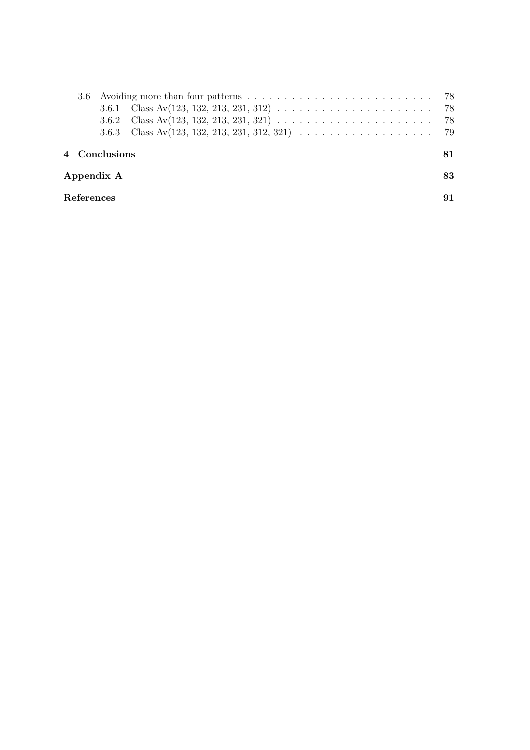- 3.6 Avoiding more than four patterns . . . . . . . . . . . . . . . . . . . . . . . . . 78
  - 3.6.1 Class Av(123, 132, 213, 231, 312) . . . . . . . . . . . . . . . . . . . . . 78
  - 3.6.2 Class Av(123, 132, 213, 231, 321) . . . . . . . . . . . . . . . . . . . . . 78
  - 3.6.3 Class Av(123, 132, 213, 231, 312, 321) . . . . . . . . . . . . . . . . . . 79

**4 Conclusions** **81**

**Appendix A** **83**

**References** **91**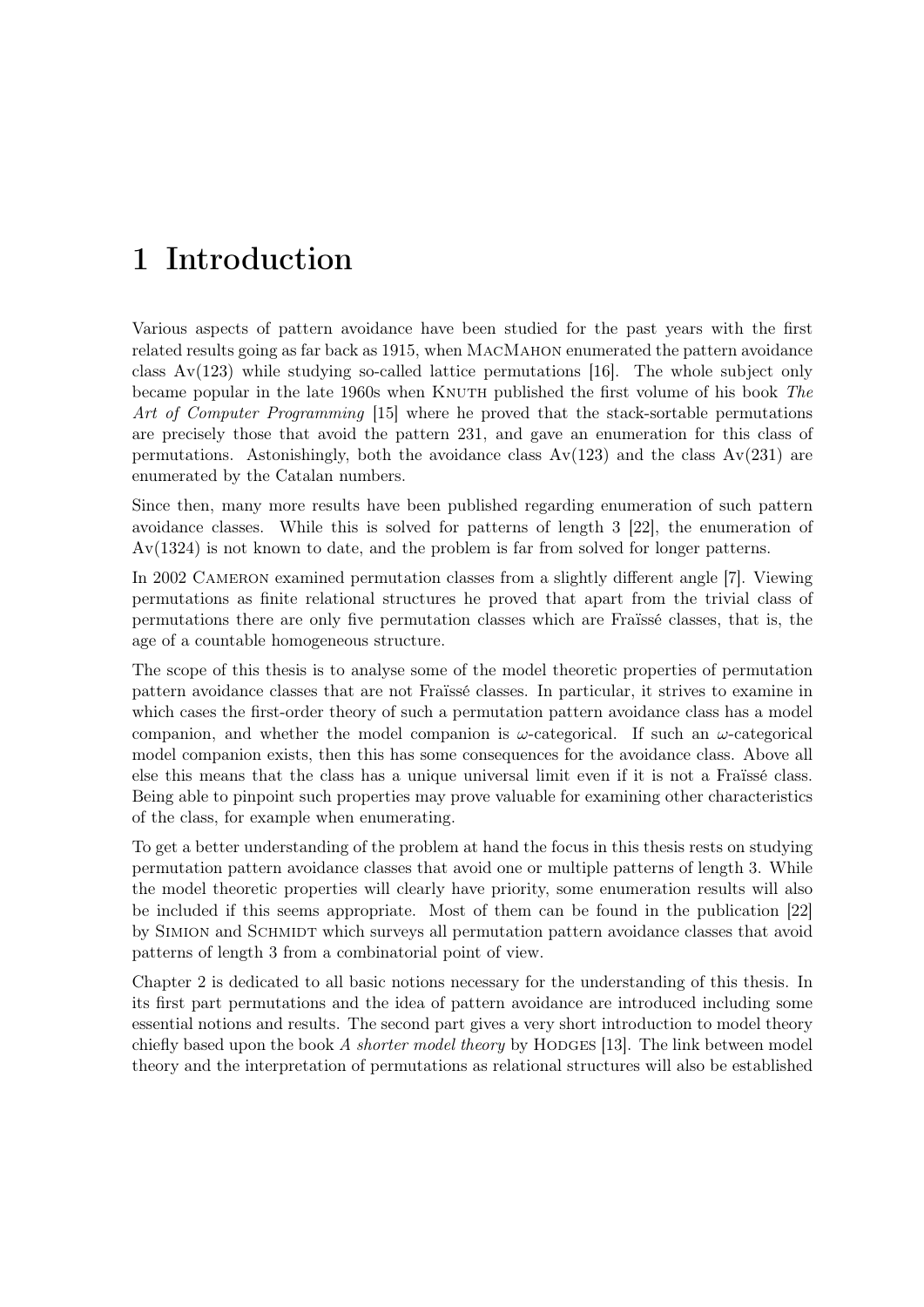# 1 Introduction

Various aspects of pattern avoidance have been studied for the past years with the first related results going as far back as 1915, when MacMahon enumerated the pattern avoidance class Av(123) while studying so-called lattice permutations [16]. The whole subject only became popular in the late 1960s when Knuth published the first volume of his book *The Art of Computer Programming* [15] where he proved that the stack-sortable permutations are precisely those that avoid the pattern 231, and gave an enumeration for this class of permutations. Astonishingly, both the avoidance class Av(123) and the class Av(231) are enumerated by the Catalan numbers.

Since then, many more results have been published regarding enumeration of such pattern avoidance classes. While this is solved for patterns of length 3 [22], the enumeration of Av(1324) is not known to date, and the problem is far from solved for longer patterns.

In 2002 Cameron examined permutation classes from a slightly different angle [7]. Viewing permutations as finite relational structures he proved that apart from the trivial class of permutations there are only five permutation classes which are Fraïssé classes, that is, the age of a countable homogeneous structure.

The scope of this thesis is to analyse some of the model theoretic properties of permutation pattern avoidance classes that are not Fraïssé classes. In particular, it strives to examine in which cases the first-order theory of such a permutation pattern avoidance class has a model companion, and whether the model companion is $\omega$-categorical. If such an $\omega$-categorical model companion exists, then this has some consequences for the avoidance class. Above all else this means that the class has a unique universal limit even if it is not a Fraïssé class. Being able to pinpoint such properties may prove valuable for examining other characteristics of the class, for example when enumerating.

To get a better understanding of the problem at hand the focus in this thesis rests on studying permutation pattern avoidance classes that avoid one or multiple patterns of length 3. While the model theoretic properties will clearly have priority, some enumeration results will also be included if this seems appropriate. Most of them can be found in the publication [22] by Simion and Schmidt which surveys all permutation pattern avoidance classes that avoid patterns of length 3 from a combinatorial point of view.

Chapter 2 is dedicated to all basic notions necessary for the understanding of this thesis. In its first part permutations and the idea of pattern avoidance are introduced including some essential notions and results. The second part gives a very short introduction to model theory chiefly based upon the book *A shorter model theory* by Hodges [13]. The link between model theory and the interpretation of permutations as relational structures will also be established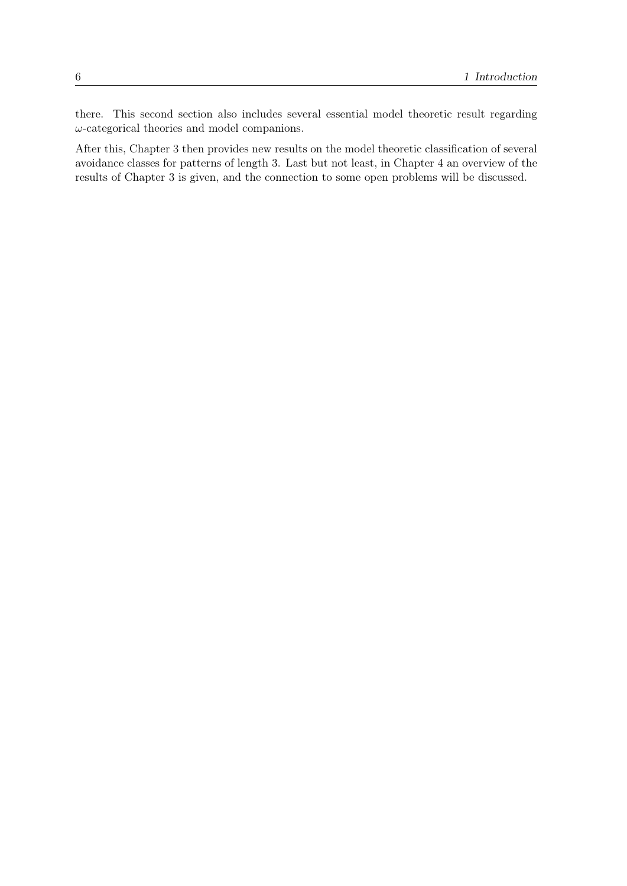there. This second section also includes several essential model theoretic result regarding $\omega$-categorical theories and model companions.

After this, Chapter 3 then provides new results on the model theoretic classification of several avoidance classes for patterns of length 3. Last but not least, in Chapter 4 an overview of the results of Chapter 3 is given, and the connection to some open problems will be discussed.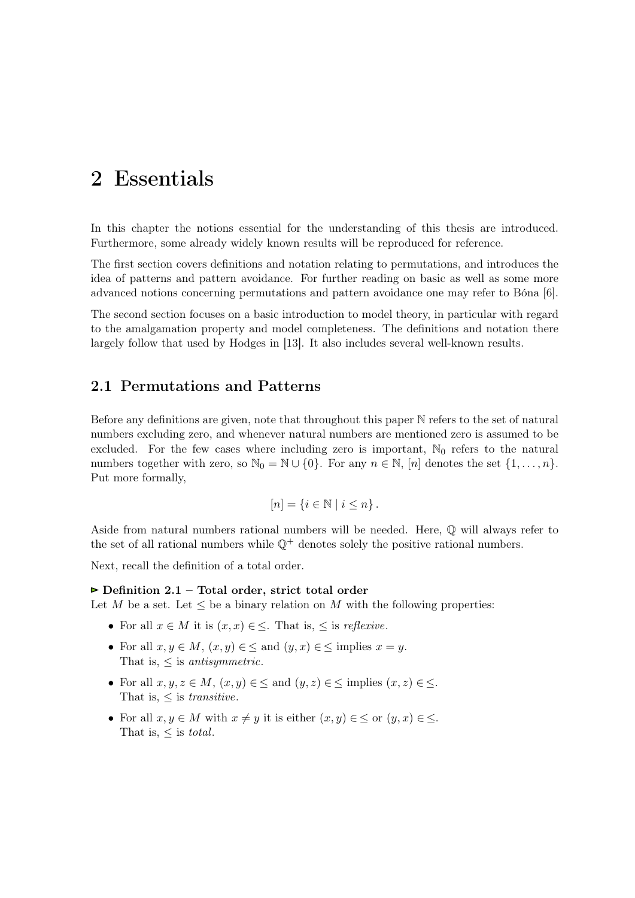# 2 Essentials

In this chapter the notions essential for the understanding of this thesis are introduced. Furthermore, some already widely known results will be reproduced for reference.

The first section covers definitions and notation relating to permutations, and introduces the idea of patterns and pattern avoidance. For further reading on basic as well as some more advanced notions concerning permutations and pattern avoidance one may refer to Bóna [6].

The second section focuses on a basic introduction to model theory, in particular with regard to the amalgamation property and model completeness. The definitions and notation there largely follow that used by Hodges in [13]. It also includes several well-known results.

## 2.1 Permutations and Patterns

Before any definitions are given, note that throughout this paper $\mathbb{N}$ refers to the set of natural numbers excluding zero, and whenever natural numbers are mentioned zero is assumed to be excluded. For the few cases where including zero is important, $\mathbb{N}_0$ refers to the natural numbers together with zero, so $\mathbb{N}_0 = \mathbb{N} \cup \{0\}$. For any $n \in \mathbb{N}$, $[n]$ denotes the set $\{1, \ldots, n\}$. Put more formally,

$$[n] = \{i \in \mathbb{N} \mid i \leq n\}.$$

Aside from natural numbers rational numbers will be needed. Here, $\mathbb{Q}$ will always refer to the set of all rational numbers while $\mathbb{Q}^+$ denotes solely the positive rational numbers.

Next, recall the definition of a total order.

**▻ Definition 2.1 – Total order, strict total order**
Let $M$ be a set. Let $\leq$ be a binary relation on $M$ with the following properties:

- For all $x \in M$ it is $(x, x) \in \leq$. That is, $\leq$ is *reflexive*.
- For all $x, y \in M$, $(x, y) \in \leq$ and $(y, x) \in \leq$ implies $x = y$.
  That is, $\leq$ is *antisymmetric*.
- For all $x, y, z \in M$, $(x, y) \in \leq$ and $(y, z) \in \leq$ implies $(x, z) \in \leq$.
  That is, $\leq$ is *transitive*.
- For all $x, y \in M$ with $x \neq y$ it is either $(x, y) \in \leq$ or $(y, x) \in \leq$.
  That is, $\leq$ is *total*.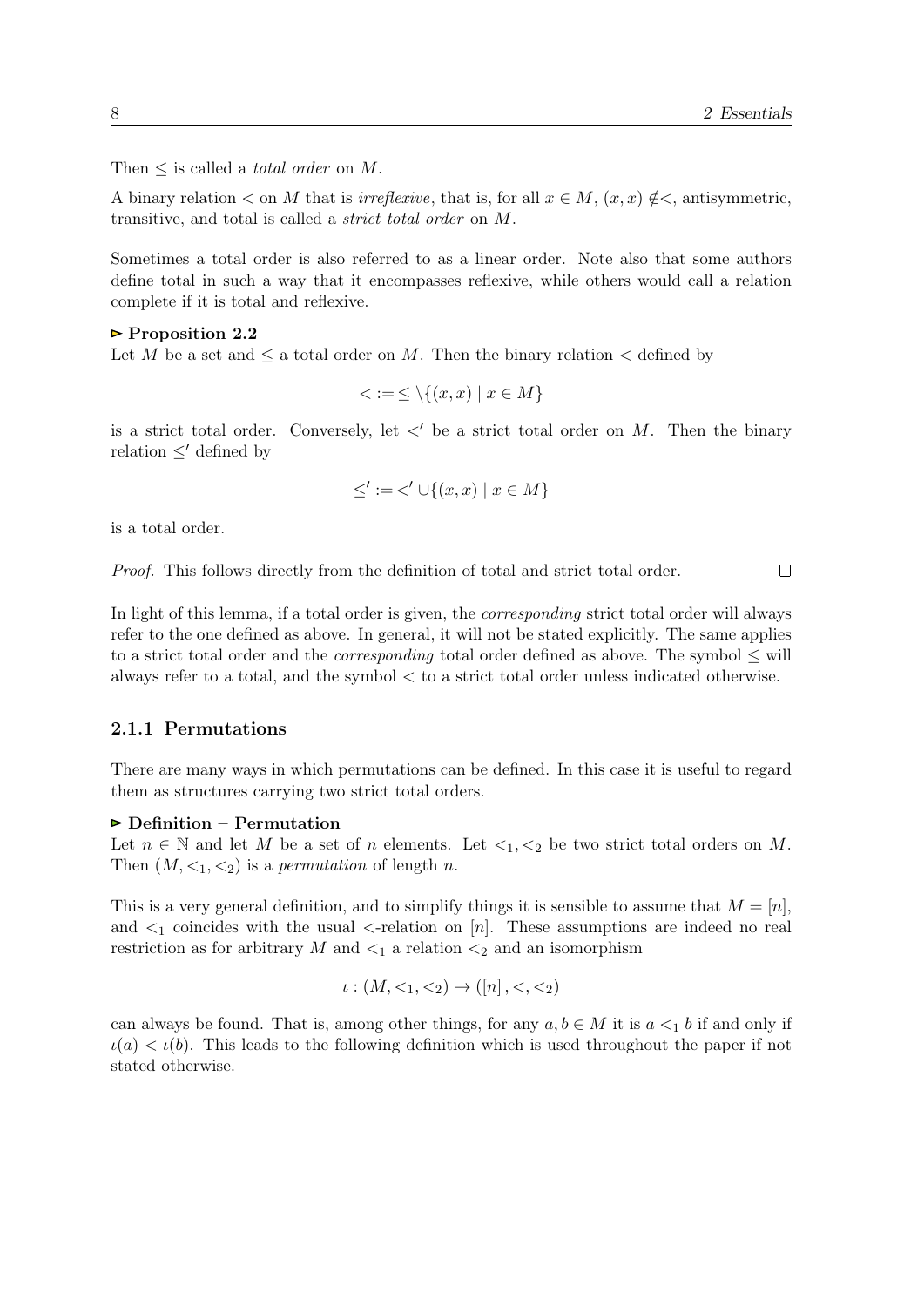Then $\leq$ is called a *total order* on $M$.

A binary relation $<$ on $M$ that is *irreflexive*, that is, for all $x \in M$, $(x, x) \notin <$, antisymmetric, transitive, and total is called a *strict total order* on $M$.

Sometimes a total order is also referred to as a linear order. Note also that some authors define total in such a way that it encompasses reflexive, while others would call a relation complete if it is total and reflexive.

**▻ Proposition 2.2**

Let $M$ be a set and $\leq$ a total order on $M$. Then the binary relation $<$ defined by

$$< := \leq \setminus \{(x, x) \mid x \in M\}$$

is a strict total order. Conversely, let $<'$ be a strict total order on $M$. Then the binary relation $\leq'$ defined by

$$\leq' := <' \cup \{(x, x) \mid x \in M\}$$

is a total order.

*Proof.* This follows directly from the definition of total and strict total order. □

In light of this lemma, if a total order is given, the *corresponding* strict total order will always refer to the one defined as above. In general, it will not be stated explicitly. The same applies to a strict total order and the *corresponding* total order defined as above. The symbol $\leq$ will always refer to a total, and the symbol $<$ to a strict total order unless indicated otherwise.

### 2.1.1 Permutations

There are many ways in which permutations can be defined. In this case it is useful to regard them as structures carrying two strict total orders.

**▻ Definition – Permutation**

Let $n \in \mathbb{N}$ and let $M$ be a set of $n$ elements. Let $<_1, <_2$ be two strict total orders on $M$. Then $(M, <_1, <_2)$ is a *permutation* of length $n$.

This is a very general definition, and to simplify things it is sensible to assume that $M = [n]$, and $<_1$ coincides with the usual $<$-relation on $[n]$. These assumptions are indeed no real restriction as for arbitrary $M$ and $<_1$ a relation $<_2$ and an isomorphism

$$\iota : (M, <_1, <_2) \to ([n], <, <_2)$$

can always be found. That is, among other things, for any $a, b \in M$ it is $a <_1 b$ if and only if $\iota(a) < \iota(b)$. This leads to the following definition which is used throughout the paper if not stated otherwise.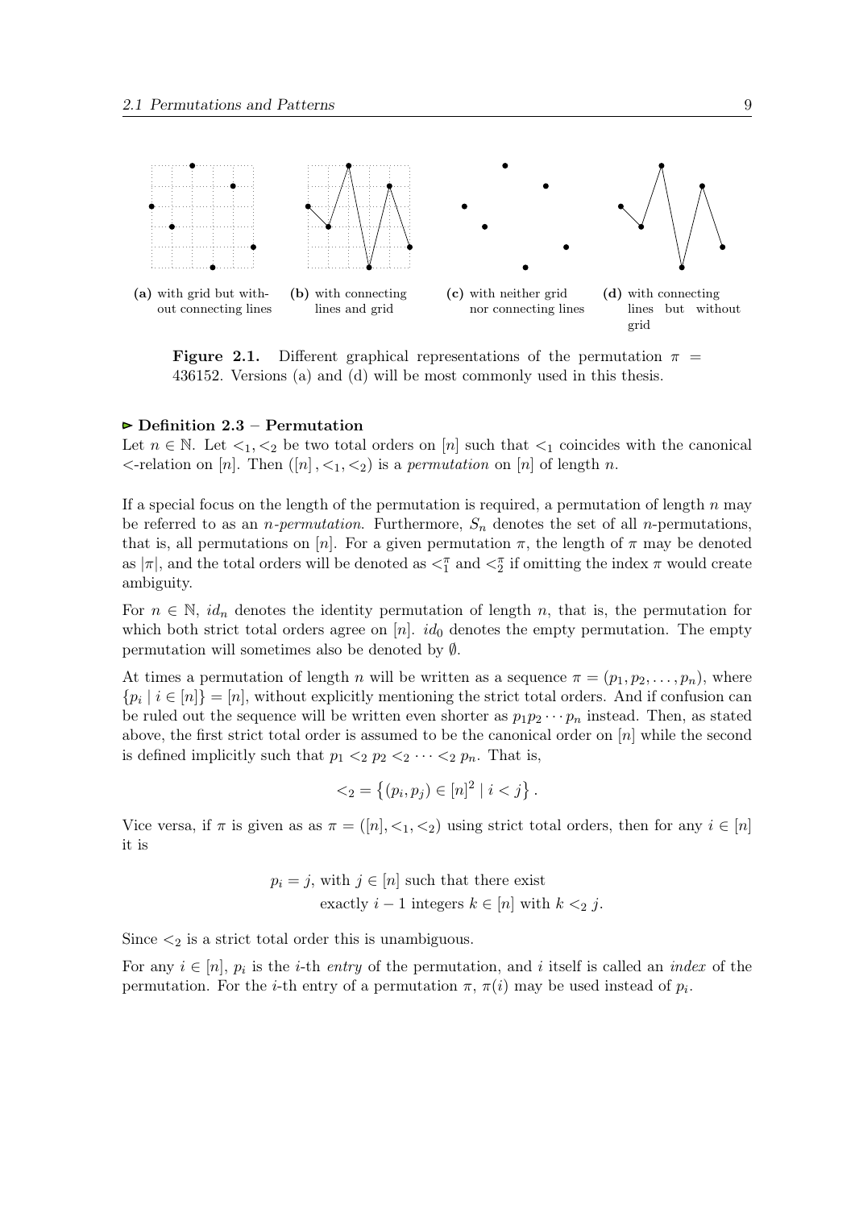(a) with grid but without connecting lines (b) with connecting lines and grid (c) with neither grid nor connecting lines (d) with connecting lines but without grid

**Figure 2.1.** Different graphical representations of the permutation $\pi = 436152$. Versions (a) and (d) will be most commonly used in this thesis.

**▻ Definition 2.3 – Permutation**

Let $n \in \mathbb{N}$. Let $<_1, <_2$ be two total orders on $[n]$ such that $<_1$ coincides with the canonical $<$-relation on $[n]$. Then $([n], <_1, <_2)$ is a *permutation* on $[n]$ of length $n$.

If a special focus on the length of the permutation is required, a permutation of length $n$ may be referred to as an *n-permutation*. Furthermore, $S_n$ denotes the set of all $n$-permutations, that is, all permutations on $[n]$. For a given permutation $\pi$, the length of $\pi$ may be denoted as $|\pi|$, and the total orders will be denoted as $<_1^\pi$ and $<_2^\pi$ if omitting the index $\pi$ would create ambiguity.

For $n \in \mathbb{N}$, $id_n$ denotes the identity permutation of length $n$, that is, the permutation for which both strict total orders agree on $[n]$. $id_0$ denotes the empty permutation. The empty permutation will sometimes also be denoted by $\emptyset$.

At times a permutation of length $n$ will be written as a sequence $\pi = (p_1, p_2, \ldots, p_n)$, where $\{p_i \mid i \in [n]\} = [n]$, without explicitly mentioning the strict total orders. And if confusion can be ruled out the sequence will be written even shorter as $p_1 p_2 \cdots p_n$ instead. Then, as stated above, the first strict total order is assumed to be the canonical order on $[n]$ while the second is defined implicitly such that $p_1 <_2 p_2 <_2 \cdots <_2 p_n$. That is,

$$<_2 = \left\{(p_i, p_j) \in [n]^2 \mid i < j\right\}.$$

Vice versa, if $\pi$ is given as as $\pi = ([n], <_1, <_2)$ using strict total orders, then for any $i \in [n]$ it is

$$p_i = j, \text{ with } j \in [n] \text{ such that there exist exactly } i - 1 \text{ integers } k \in [n] \text{ with } k <_2 j.$$

Since $<_2$ is a strict total order this is unambiguous.

For any $i \in [n]$, $p_i$ is the $i$-th *entry* of the permutation, and $i$ itself is called an *index* of the permutation. For the $i$-th entry of a permutation $\pi$, $\pi(i)$ may be used instead of $p_i$.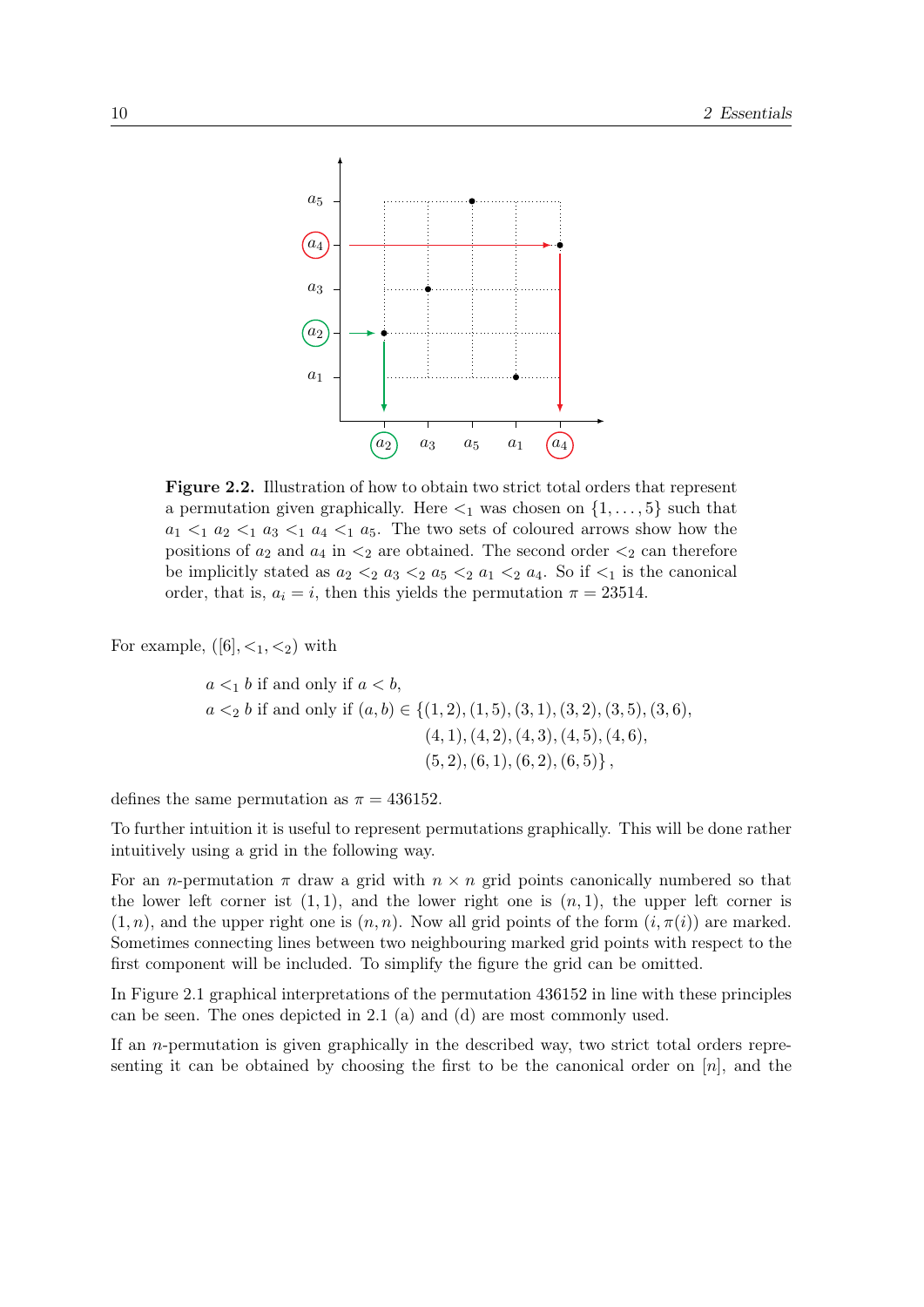**Figure 2.2.** Illustration of how to obtain two strict total orders that represent a permutation given graphically. Here $<_1$ was chosen on $\{1, \ldots, 5\}$ such that $a_1 <_1 a_2 <_1 a_3 <_1 a_4 <_1 a_5$. The two sets of coloured arrows show how the positions of $a_2$ and $a_4$ in $<_2$ are obtained. The second order $<_2$ can therefore be implicitly stated as $a_2 <_2 a_3 <_2 a_5 <_2 a_1 <_2 a_4$. So if $<_1$ is the canonical order, that is, $a_i = i$, then this yields the permutation $\pi = 23514$.

For example, $([6], <_1, <_2)$ with

$$
\begin{aligned}
a <_1 b &\text{ if and only if } a < b, \\
a <_2 b &\text{ if and only if } (a, b) \in \{(1, 2), (1, 5), (3, 1), (3, 2), (3, 5), (3, 6), \\
&\qquad (4, 1), (4, 2), (4, 3), (4, 5), (4, 6), \\
&\qquad (5, 2), (6, 1), (6, 2), (6, 5)\},
\end{aligned}
$$

defines the same permutation as $\pi = 436152$.

To further intuition it is useful to represent permutations graphically. This will be done rather intuitively using a grid in the following way.

For an $n$-permutation $\pi$ draw a grid with $n \times n$ grid points canonically numbered so that the lower left corner ist $(1, 1)$, and the lower right one is $(n, 1)$, the upper left corner is $(1, n)$, and the upper right one is $(n, n)$. Now all grid points of the form $(i, \pi(i))$ are marked. Sometimes connecting lines between two neighbouring marked grid points with respect to the first component will be included. To simplify the figure the grid can be omitted.

In Figure 2.1 graphical interpretations of the permutation 436152 in line with these principles can be seen. The ones depicted in 2.1 (a) and (d) are most commonly used.

If an $n$-permutation is given graphically in the described way, two strict total orders representing it can be obtained by choosing the first to be the canonical order on $[n]$, and the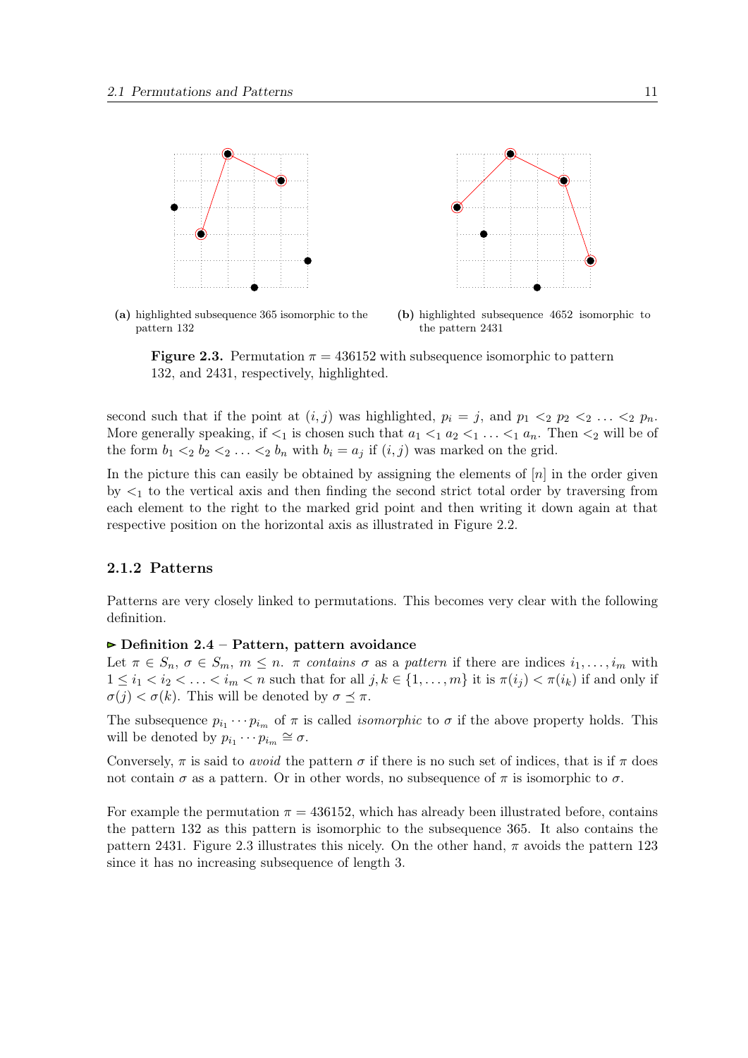(a) highlighted subsequence 365 isomorphic to the pattern 132

(b) highlighted subsequence 4652 isomorphic to the pattern 2431

**Figure 2.3.** Permutation $\pi = 436152$ with subsequence isomorphic to pattern 132, and 2431, respectively, highlighted.

second such that if the point at $(i, j)$ was highlighted, $p_i = j$, and $p_1 <_2 p_2 <_2 \ldots <_2 p_n$. More generally speaking, if $<_1$ is chosen such that $a_1 <_1 a_2 <_1 \ldots <_1 a_n$. Then $<_2$ will be of the form $b_1 <_2 b_2 <_2 \ldots <_2 b_n$ with $b_i = a_j$ if $(i, j)$ was marked on the grid.

In the picture this can easily be obtained by assigning the elements of $[n]$ in the order given by $<_1$ to the vertical axis and then finding the second strict total order by traversing from each element to the right to the marked grid point and then writing it down again at that respective position on the horizontal axis as illustrated in Figure 2.2.

### 2.1.2 Patterns

Patterns are very closely linked to permutations. This becomes very clear with the following definition.

**▻ Definition 2.4 – Pattern, pattern avoidance**

Let $\pi \in S_n$, $\sigma \in S_m$, $m \leq n$. $\pi$ *contains* $\sigma$ as a *pattern* if there are indices $i_1, \ldots, i_m$ with $1 \leq i_1 < i_2 < \ldots < i_m < n$ such that for all $j, k \in \{1, \ldots, m\}$ it is $\pi(i_j) < \pi(i_k)$ if and only if $\sigma(j) < \sigma(k)$. This will be denoted by $\sigma \preceq \pi$.

The subsequence $p_{i_1} \cdots p_{i_m}$ of $\pi$ is called *isomorphic* to $\sigma$ if the above property holds. This will be denoted by $p_{i_1} \cdots p_{i_m} \cong \sigma$.

Conversely, $\pi$ is said to *avoid* the pattern $\sigma$ if there is no such set of indices, that is if $\pi$ does not contain $\sigma$ as a pattern. Or in other words, no subsequence of $\pi$ is isomorphic to $\sigma$.

For example the permutation $\pi = 436152$, which has already been illustrated before, contains the pattern 132 as this pattern is isomorphic to the subsequence 365. It also contains the pattern 2431. Figure 2.3 illustrates this nicely. On the other hand, $\pi$ avoids the pattern 123 since it has no increasing subsequence of length 3.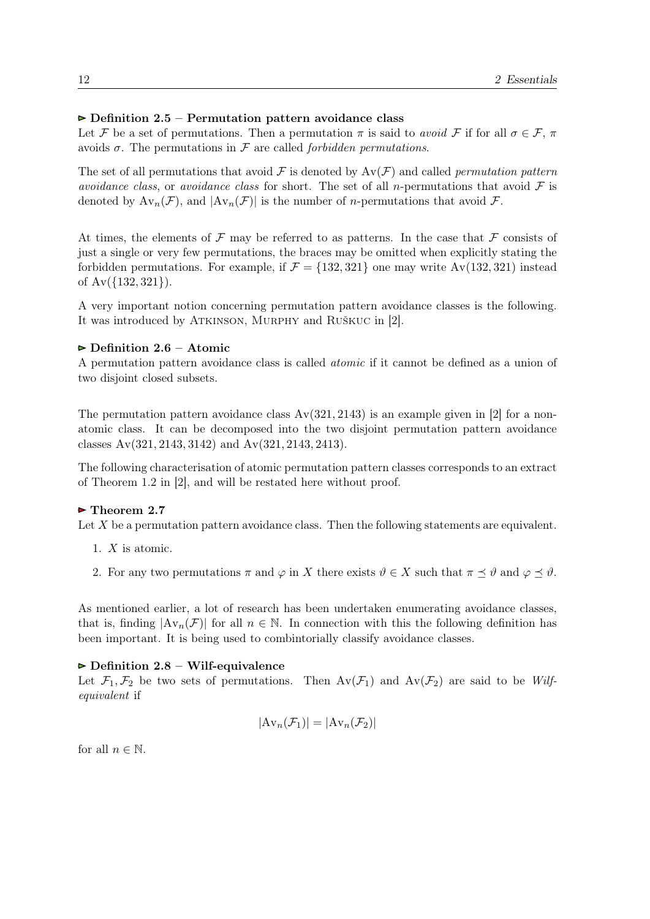**▶ Definition 2.5 – Permutation pattern avoidance class**
Let $\mathcal{F}$ be a set of permutations. Then a permutation $\pi$ is said to *avoid* $\mathcal{F}$ if for all $\sigma \in \mathcal{F}$, $\pi$ avoids $\sigma$. The permutations in $\mathcal{F}$ are called *forbidden permutations*.

The set of all permutations that avoid $\mathcal{F}$ is denoted by $\mathrm{Av}(\mathcal{F})$ and called *permutation pattern avoidance class*, or *avoidance class* for short. The set of all $n$-permutations that avoid $\mathcal{F}$ is denoted by $\mathrm{Av}_n(\mathcal{F})$, and $|\mathrm{Av}_n(\mathcal{F})|$ is the number of $n$-permutations that avoid $\mathcal{F}$.

At times, the elements of $\mathcal{F}$ may be referred to as patterns. In the case that $\mathcal{F}$ consists of just a single or very few permutations, the braces may be omitted when explicitly stating the forbidden permutations. For example, if $\mathcal{F} = \{132, 321\}$ one may write $\mathrm{Av}(132, 321)$ instead of $\mathrm{Av}(\{132, 321\})$.

A very important notion concerning permutation pattern avoidance classes is the following. It was introduced by Atkinson, Murphy and Ruškuc in [2].

**▶ Definition 2.6 – Atomic**
A permutation pattern avoidance class is called *atomic* if it cannot be defined as a union of two disjoint closed subsets.

The permutation pattern avoidance class $\mathrm{Av}(321, 2143)$ is an example given in [2] for a non-atomic class. It can be decomposed into the two disjoint permutation pattern avoidance classes $\mathrm{Av}(321, 2143, 3142)$ and $\mathrm{Av}(321, 2143, 2413)$.

The following characterisation of atomic permutation pattern classes corresponds to an extract of Theorem 1.2 in [2], and will be restated here without proof.

**▶ Theorem 2.7**
Let $X$ be a permutation pattern avoidance class. Then the following statements are equivalent.

1. $X$ is atomic.
2. For any two permutations $\pi$ and $\varphi$ in $X$ there exists $\vartheta \in X$ such that $\pi \preceq \vartheta$ and $\varphi \preceq \vartheta$.

As mentioned earlier, a lot of research has been undertaken enumerating avoidance classes, that is, finding $|\mathrm{Av}_n(\mathcal{F})|$ for all $n \in \mathbb{N}$. In connection with this the following definition has been important. It is being used to combintorially classify avoidance classes.

**▶ Definition 2.8 – Wilf-equivalence**
Let $\mathcal{F}_1, \mathcal{F}_2$ be two sets of permutations. Then $\mathrm{Av}(\mathcal{F}_1)$ and $\mathrm{Av}(\mathcal{F}_2)$ are said to be *Wilf-equivalent* if

$$|\mathrm{Av}_n(\mathcal{F}_1)| = |\mathrm{Av}_n(\mathcal{F}_2)|$$

for all $n \in \mathbb{N}$.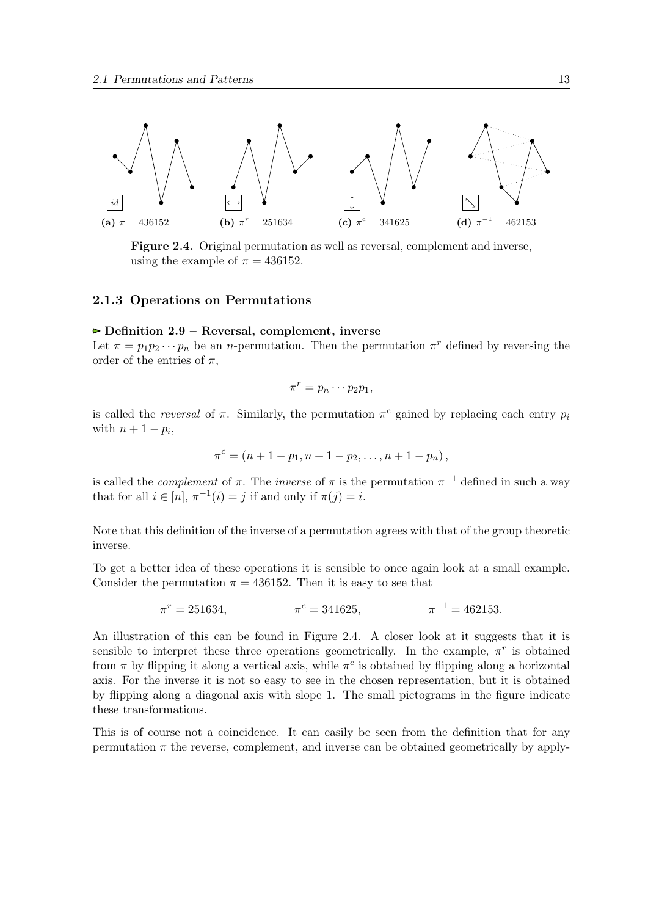(a) $\pi = 436152$ (b) $\pi^r = 251634$ (c) $\pi^c = 341625$ (d) $\pi^{-1} = 462153$

**Figure 2.4.** Original permutation as well as reversal, complement and inverse, using the example of $\pi = 436152$.

### 2.1.3 Operations on Permutations

**▻ Definition 2.9 – Reversal, complement, inverse**

Let $\pi = p_1 p_2 \cdots p_n$ be an $n$-permutation. Then the permutation $\pi^r$ defined by reversing the order of the entries of $\pi$,

$$\pi^r = p_n \cdots p_2 p_1,$$

is called the *reversal* of $\pi$. Similarly, the permutation $\pi^c$ gained by replacing each entry $p_i$ with $n + 1 - p_i$,

$$\pi^c = (n + 1 - p_1, n + 1 - p_2, \dots, n + 1 - p_n),$$

is called the *complement* of $\pi$. The *inverse* of $\pi$ is the permutation $\pi^{-1}$ defined in such a way that for all $i \in [n]$, $\pi^{-1}(i) = j$ if and only if $\pi(j) = i$.

Note that this definition of the inverse of a permutation agrees with that of the group theoretic inverse.

To get a better idea of these operations it is sensible to once again look at a small example. Consider the permutation $\pi = 436152$. Then it is easy to see that

$$\pi^r = 251634, \qquad \pi^c = 341625, \qquad \pi^{-1} = 462153.$$

An illustration of this can be found in Figure 2.4. A closer look at it suggests that it is sensible to interpret these three operations geometrically. In the example, $\pi^r$ is obtained from $\pi$ by flipping it along a vertical axis, while $\pi^c$ is obtained by flipping along a horizontal axis. For the inverse it is not so easy to see in the chosen representation, but it is obtained by flipping along a diagonal axis with slope 1. The small pictograms in the figure indicate these transformations.

This is of course not a coincidence. It can easily be seen from the definition that for any permutation $\pi$ the reverse, complement, and inverse can be obtained geometrically by apply-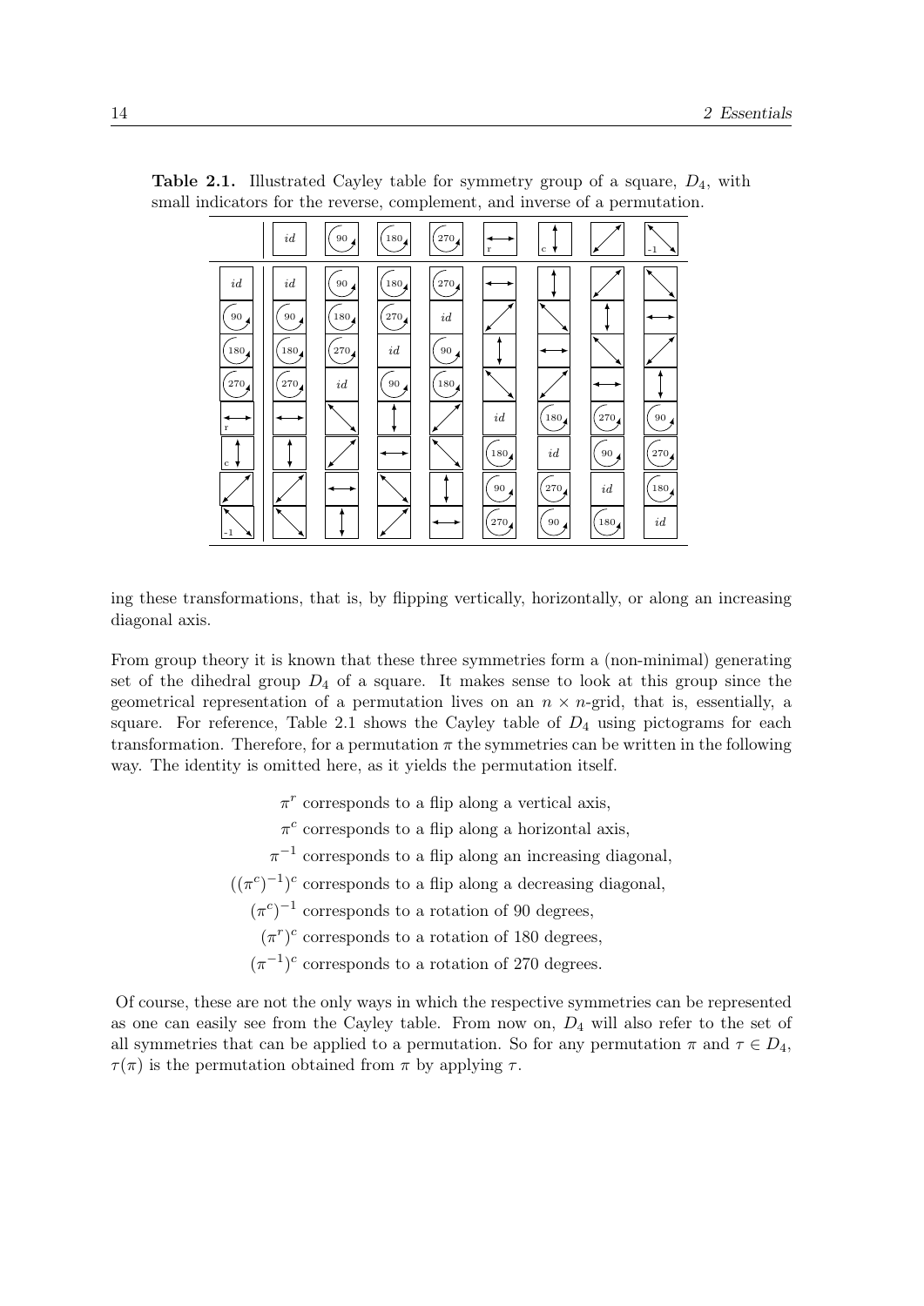**Table 2.1.** Illustrated Cayley table for symmetry group of a square, $D_4$, with small indicators for the reverse, complement, and inverse of a permutation.

| | *id* | 90 | 180 | 270 | ↔ (r) | ↕ (c) | ↗ | ↘ (-1) |
|---|---|---|---|---|---|---|---|---|
| *id* | *id* | 90 | 180 | 270 | ↔ | ↕ | ↗ | ↘ |
| 90 | 90 | 180 | 270 | *id* | ↗ | ↘ | ↕ | ↔ |
| 180 | 180 | 270 | *id* | 90 | ↕ | ↔ | ↘ | ↗ |
| 270 | 270 | *id* | 90 | 180 | ↘ | ↗ | ↔ | ↕ |
| ↔ (r) | ↔ | ↘ | ↕ | ↗ | *id* | 180 | 270 | 90 |
| ↕ (c) | ↕ | ↗ | ↔ | ↘ | 180 | *id* | 90 | 270 |
| ↗ | ↗ | ↔ | ↘ | ↕ | 90 | 270 | *id* | 180 |
| ↘ (-1) | ↘ | ↕ | ↗ | ↔ | 270 | 90 | 180 | *id* |

ing these transformations, that is, by flipping vertically, horizontally, or along an increasing diagonal axis.

From group theory it is known that these three symmetries form a (non-minimal) generating set of the dihedral group $D_4$ of a square. It makes sense to look at this group since the geometrical representation of a permutation lives on an $n \times n$-grid, that is, essentially, a square. For reference, Table 2.1 shows the Cayley table of $D_4$ using pictograms for each transformation. Therefore, for a permutation $\pi$ the symmetries can be written in the following way. The identity is omitted here, as it yields the permutation itself.

$$\begin{aligned}
\pi^r &\text{ corresponds to a flip along a vertical axis,}\\
\pi^c &\text{ corresponds to a flip along a horizontal axis,}\\
\pi^{-1} &\text{ corresponds to a flip along an increasing diagonal,}\\
((\pi^c)^{-1})^c &\text{ corresponds to a flip along a decreasing diagonal,}\\
(\pi^c)^{-1} &\text{ corresponds to a rotation of 90 degrees,}\\
(\pi^r)^c &\text{ corresponds to a rotation of 180 degrees,}\\
(\pi^{-1})^c &\text{ corresponds to a rotation of 270 degrees.}
\end{aligned}$$

Of course, these are not the only ways in which the respective symmetries can be represented as one can easily see from the Cayley table. From now on, $D_4$ will also refer to the set of all symmetries that can be applied to a permutation. So for any permutation $\pi$ and $\tau \in D_4$, $\tau(\pi)$ is the permutation obtained from $\pi$ by applying $\tau$.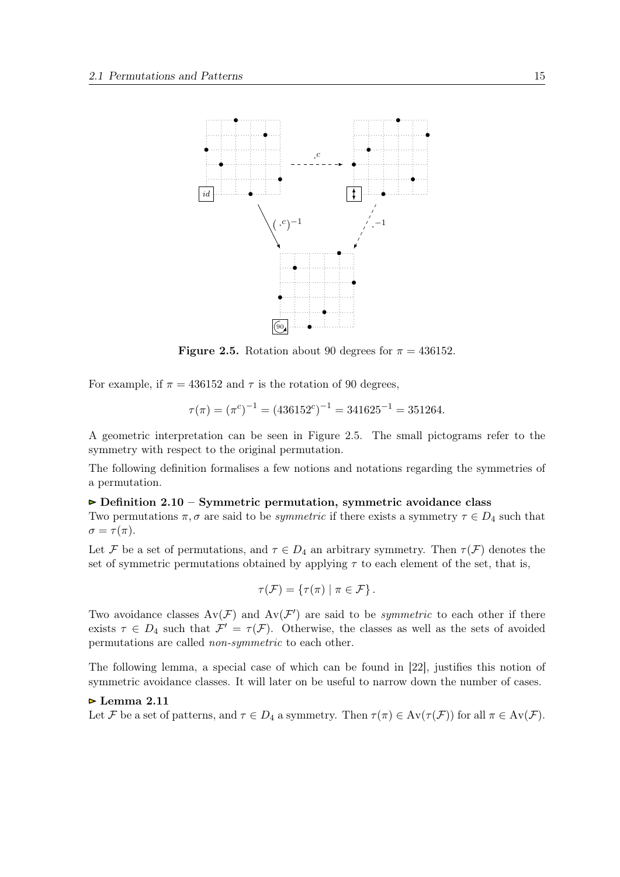**Figure 2.5.** Rotation about 90 degrees for $\pi = 436152$.

For example, if $\pi = 436152$ and $\tau$ is the rotation of 90 degrees,

$$\tau(\pi) = (\pi^c)^{-1} = (436152^c)^{-1} = 341625^{-1} = 351264.$$

A geometric interpretation can be seen in Figure 2.5. The small pictograms refer to the symmetry with respect to the original permutation.

The following definition formalises a few notions and notations regarding the symmetries of a permutation.

**▻ Definition 2.10 – Symmetric permutation, symmetric avoidance class**
Two permutations $\pi, \sigma$ are said to be *symmetric* if there exists a symmetry $\tau \in D_4$ such that $\sigma = \tau(\pi)$.

Let $\mathcal{F}$ be a set of permutations, and $\tau \in D_4$ an arbitrary symmetry. Then $\tau(\mathcal{F})$ denotes the set of symmetric permutations obtained by applying $\tau$ to each element of the set, that is,

$$\tau(\mathcal{F}) = \{\tau(\pi) \mid \pi \in \mathcal{F}\}.$$

Two avoidance classes $\mathrm{Av}(\mathcal{F})$ and $\mathrm{Av}(\mathcal{F}')$ are said to be *symmetric* to each other if there exists $\tau \in D_4$ such that $\mathcal{F}' = \tau(\mathcal{F})$. Otherwise, the classes as well as the sets of avoided permutations are called *non-symmetric* to each other.

The following lemma, a special case of which can be found in [22], justifies this notion of symmetric avoidance classes. It will later on be useful to narrow down the number of cases.

**▻ Lemma 2.11**
Let $\mathcal{F}$ be a set of patterns, and $\tau \in D_4$ a symmetry. Then $\tau(\pi) \in \mathrm{Av}(\tau(\mathcal{F}))$ for all $\pi \in \mathrm{Av}(\mathcal{F})$.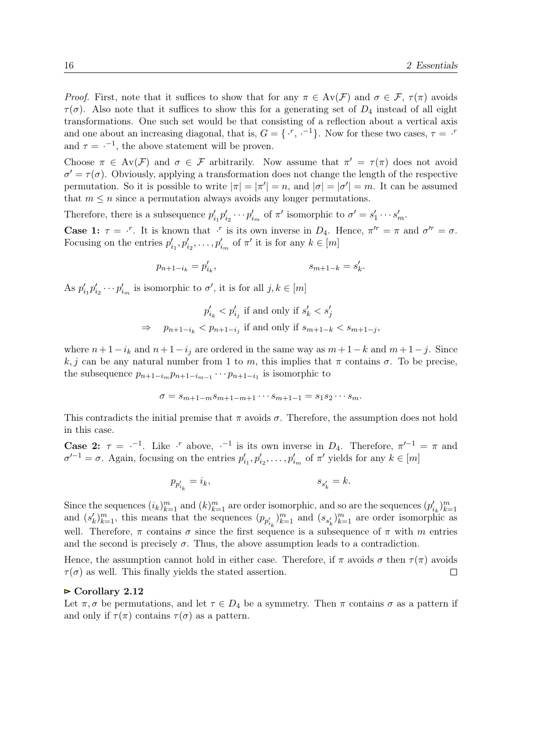*Proof.* First, note that it suffices to show that for any $\pi \in \mathrm{Av}(\mathcal{F})$ and $\sigma \in \mathcal{F}$, $\tau(\pi)$ avoids $\tau(\sigma)$. Also note that it suffices to show this for a generating set of $D_4$ instead of all eight transformations. One such set would be that consisting of a reflection about a vertical axis and one about an increasing diagonal, that is, $G = \{\cdot^r, \cdot^{-1}\}$. Now for these two cases, $\tau = \cdot^r$ and $\tau = \cdot^{-1}$, the above statement will be proven.

Choose $\pi \in \mathrm{Av}(\mathcal{F})$ and $\sigma \in \mathcal{F}$ arbitrarily. Now assume that $\pi' = \tau(\pi)$ does not avoid $\sigma' = \tau(\sigma)$. Obviously, applying a transformation does not change the length of the respective permutation. So it is possible to write $|\pi| = |\pi'| = n$, and $|\sigma| = |\sigma'| = m$. It can be assumed that $m \leq n$ since a permutation always avoids any longer permutations.

Therefore, there is a subsequence $p'_{i_1} p'_{i_2} \cdots p'_{i_m}$ of $\pi'$ isomorphic to $\sigma' = s'_1 \cdots s'_m$.

**Case 1:** $\tau = \cdot^r$. It is known that $\cdot^r$ is its own inverse in $D_4$. Hence, $\pi'^r = \pi$ and $\sigma'^r = \sigma$. Focusing on the entries $p'_{i_1}, p'_{i_2}, \ldots, p'_{i_m}$ of $\pi'$ it is for any $k \in [m]$

$$p_{n+1-i_k} = p'_{i_k}, \qquad\qquad s_{m+1-k} = s'_k.$$

As $p'_{i_1} p'_{i_2} \cdots p'_{i_m}$ is isomorphic to $\sigma'$, it is for all $j, k \in [m]$

$$\begin{aligned} & p'_{i_k} < p'_{i_j} \text{ if and only if } s'_k < s'_j \\ \Rightarrow \quad & p_{n+1-i_k} < p_{n+1-i_j} \text{ if and only if } s_{m+1-k} < s_{m+1-j}, \end{aligned}$$

where $n+1-i_k$ and $n+1-i_j$ are ordered in the same way as $m+1-k$ and $m+1-j$. Since $k, j$ can be any natural number from 1 to $m$, this implies that $\pi$ contains $\sigma$. To be precise, the subsequence $p_{n+1-i_m} p_{n+1-i_{m-1}} \cdots p_{n+1-i_1}$ is isomorphic to

$$\sigma = s_{m+1-m} s_{m+1-m+1} \cdots s_{m+1-1} = s_1 s_2 \cdots s_m.$$

This contradicts the initial premise that $\pi$ avoids $\sigma$. Therefore, the assumption does not hold in this case.

**Case 2:** $\tau = \cdot^{-1}$. Like $\cdot^r$ above, $\cdot^{-1}$ is its own inverse in $D_4$. Therefore, $\pi'^{-1} = \pi$ and $\sigma'^{-1} = \sigma$. Again, focusing on the entries $p'_{i_1}, p'_{i_2}, \ldots, p'_{i_m}$ of $\pi'$ yields for any $k \in [m]$

$$p_{p'_{i_k}} = i_k, \qquad\qquad s_{s'_k} = k.$$

Since the sequences $(i_k)_{k=1}^m$ and $(k)_{k=1}^m$ are order isomorphic, and so are the sequences $(p'_{i_k})_{k=1}^m$ and $(s'_k)_{k=1}^m$, this means that the sequences $(p_{p'_{i_k}})_{k=1}^m$ and $(s_{s'_k})_{k=1}^m$ are order isomorphic as well. Therefore, $\pi$ contains $\sigma$ since the first sequence is a subsequence of $\pi$ with $m$ entries and the second is precisely $\sigma$. Thus, the above assumption leads to a contradiction.

Hence, the assumption cannot hold in either case. Therefore, if $\pi$ avoids $\sigma$ then $\tau(\pi)$ avoids $\tau(\sigma)$ as well. This finally yields the stated assertion. $\square$

**▻ Corollary 2.12**

Let $\pi, \sigma$ be permutations, and let $\tau \in D_4$ be a symmetry. Then $\pi$ contains $\sigma$ as a pattern if and only if $\tau(\pi)$ contains $\tau(\sigma)$ as a pattern.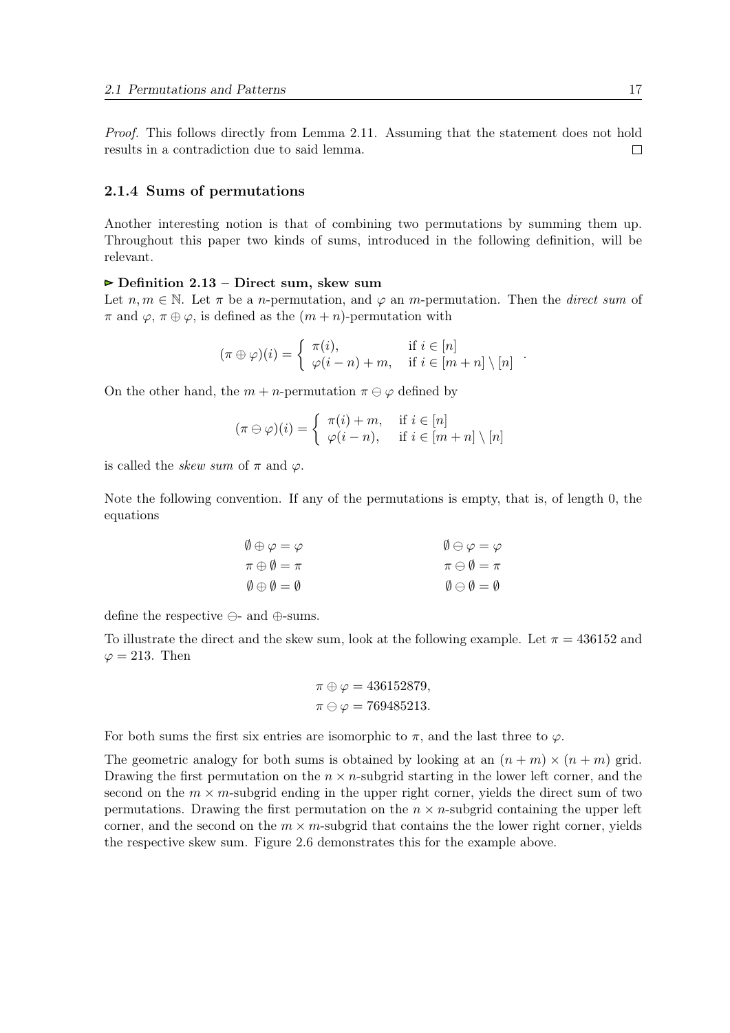*Proof.* This follows directly from Lemma 2.11. Assuming that the statement does not hold results in a contradiction due to said lemma. □

### 2.1.4 Sums of permutations

Another interesting notion is that of combining two permutations by summing them up. Throughout this paper two kinds of sums, introduced in the following definition, will be relevant.

**▻ Definition 2.13 – Direct sum, skew sum**
Let $n, m \in \mathbb{N}$. Let $\pi$ be a $n$-permutation, and $\varphi$ an $m$-permutation. Then the *direct sum* of $\pi$ and $\varphi$, $\pi \oplus \varphi$, is defined as the $(m+n)$-permutation with

$$(\pi \oplus \varphi)(i) = \begin{cases} \pi(i), & \text{if } i \in [n] \\ \varphi(i-n)+m, & \text{if } i \in [m+n] \setminus [n] \end{cases} .$$

On the other hand, the $m+n$-permutation $\pi \ominus \varphi$ defined by

$$(\pi \ominus \varphi)(i) = \begin{cases} \pi(i)+m, & \text{if } i \in [n] \\ \varphi(i-n), & \text{if } i \in [m+n] \setminus [n] \end{cases}$$

is called the *skew sum* of $\pi$ and $\varphi$.

Note the following convention. If any of the permutations is empty, that is, of length 0, the equations

$$\begin{aligned} \emptyset \oplus \varphi &= \varphi & \qquad \emptyset \ominus \varphi &= \varphi \\ \pi \oplus \emptyset &= \pi & \qquad \pi \ominus \emptyset &= \pi \\ \emptyset \oplus \emptyset &= \emptyset & \qquad \emptyset \ominus \emptyset &= \emptyset \end{aligned}$$

define the respective $\ominus$- and $\oplus$-sums.

To illustrate the direct and the skew sum, look at the following example. Let $\pi = 436152$ and $\varphi = 213$. Then

$$\begin{aligned} \pi \oplus \varphi &= 436152879, \\ \pi \ominus \varphi &= 769485213. \end{aligned}$$

For both sums the first six entries are isomorphic to $\pi$, and the last three to $\varphi$.

The geometric analogy for both sums is obtained by looking at an $(n+m) \times (n+m)$ grid. Drawing the first permutation on the $n \times n$-subgrid starting in the lower left corner, and the second on the $m \times m$-subgrid ending in the upper right corner, yields the direct sum of two permutations. Drawing the first permutation on the $n \times n$-subgrid containing the upper left corner, and the second on the $m \times m$-subgrid that contains the the lower right corner, yields the respective skew sum. Figure 2.6 demonstrates this for the example above.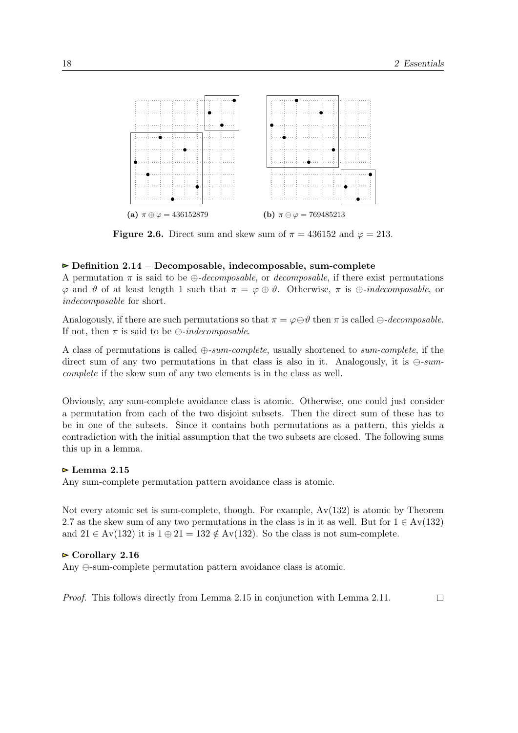(a) $\pi \oplus \varphi = 436152879$

(b) $\pi \ominus \varphi = 769485213$

**Figure 2.6.** Direct sum and skew sum of $\pi = 436152$ and $\varphi = 213$.

### ▻ Definition 2.14 – Decomposable, indecomposable, sum-complete

A permutation $\pi$ is said to be $\oplus$*-decomposable*, or *decomposable*, if there exist permutations $\varphi$ and $\vartheta$ of at least length 1 such that $\pi = \varphi \oplus \vartheta$. Otherwise, $\pi$ is $\oplus$*-indecomposable*, or *indecomposable* for short.

Analogously, if there are such permutations so that $\pi = \varphi \ominus \vartheta$ then $\pi$ is called $\ominus$*-decomposable*. If not, then $\pi$ is said to be $\ominus$*-indecomposable*.

A class of permutations is called $\oplus$*-sum-complete*, usually shortened to *sum-complete*, if the direct sum of any two permutations in that class is also in it. Analogously, it is $\ominus$*-sum-complete* if the skew sum of any two elements is in the class as well.

Obviously, any sum-complete avoidance class is atomic. Otherwise, one could just consider a permutation from each of the two disjoint subsets. Then the direct sum of these has to be in one of the subsets. Since it contains both permutations as a pattern, this yields a contradiction with the initial assumption that the two subsets are closed. The following sums this up in a lemma.

### ▻ Lemma 2.15

Any sum-complete permutation pattern avoidance class is atomic.

Not every atomic set is sum-complete, though. For example, $\mathrm{Av}(132)$ is atomic by Theorem 2.7 as the skew sum of any two permutations in the class is in it as well. But for $1 \in \mathrm{Av}(132)$ and $21 \in \mathrm{Av}(132)$ it is $1 \oplus 21 = 132 \notin \mathrm{Av}(132)$. So the class is not sum-complete.

### ▻ Corollary 2.16

Any $\ominus$-sum-complete permutation pattern avoidance class is atomic.

*Proof.* This follows directly from Lemma 2.15 in conjunction with Lemma 2.11. □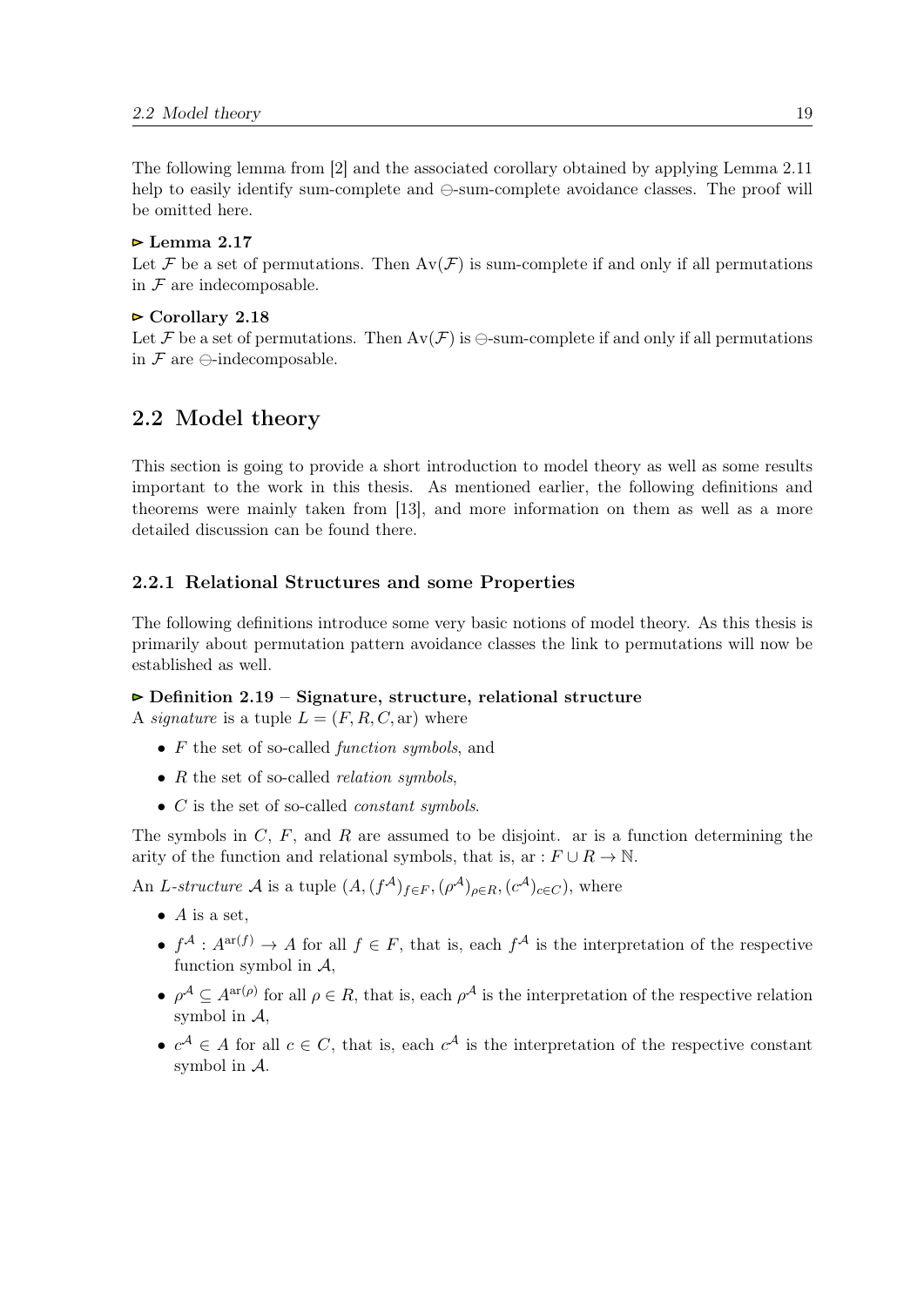The following lemma from [2] and the associated corollary obtained by applying Lemma 2.11 help to easily identify sum-complete and $\ominus$-sum-complete avoidance classes. The proof will be omitted here.

**▻ Lemma 2.17**
Let $\mathcal{F}$ be a set of permutations. Then $\mathrm{Av}(\mathcal{F})$ is sum-complete if and only if all permutations in $\mathcal{F}$ are indecomposable.

**▻ Corollary 2.18**
Let $\mathcal{F}$ be a set of permutations. Then $\mathrm{Av}(\mathcal{F})$ is $\ominus$-sum-complete if and only if all permutations in $\mathcal{F}$ are $\ominus$-indecomposable.

## 2.2 Model theory

This section is going to provide a short introduction to model theory as well as some results important to the work in this thesis. As mentioned earlier, the following definitions and theorems were mainly taken from [13], and more information on them as well as a more detailed discussion can be found there.

### 2.2.1 Relational Structures and some Properties

The following definitions introduce some very basic notions of model theory. As this thesis is primarily about permutation pattern avoidance classes the link to permutations will now be established as well.

**▻ Definition 2.19 – Signature, structure, relational structure**
A *signature* is a tuple $L = (F, R, C, \mathrm{ar})$ where

- $F$ the set of so-called *function symbols*, and
- $R$ the set of so-called *relation symbols*,
- $C$ is the set of so-called *constant symbols*.

The symbols in $C$, $F$, and $R$ are assumed to be disjoint. ar is a function determining the arity of the function and relational symbols, that is, $\mathrm{ar} : F \cup R \to \mathbb{N}$.

An *$L$-structure* $\mathcal{A}$ is a tuple $(A, (f^{\mathcal{A}})_{f \in F}, (\rho^{\mathcal{A}})_{\rho \in R}, (c^{\mathcal{A}})_{c \in C})$, where

- $A$ is a set,
- $f^{\mathcal{A}} : A^{\mathrm{ar}(f)} \to A$ for all $f \in F$, that is, each $f^{\mathcal{A}}$ is the interpretation of the respective function symbol in $\mathcal{A}$,
- $\rho^{\mathcal{A}} \subseteq A^{\mathrm{ar}(\rho)}$ for all $\rho \in R$, that is, each $\rho^{\mathcal{A}}$ is the interpretation of the respective relation symbol in $\mathcal{A}$,
- $c^{\mathcal{A}} \in A$ for all $c \in C$, that is, each $c^{\mathcal{A}}$ is the interpretation of the respective constant symbol in $\mathcal{A}$.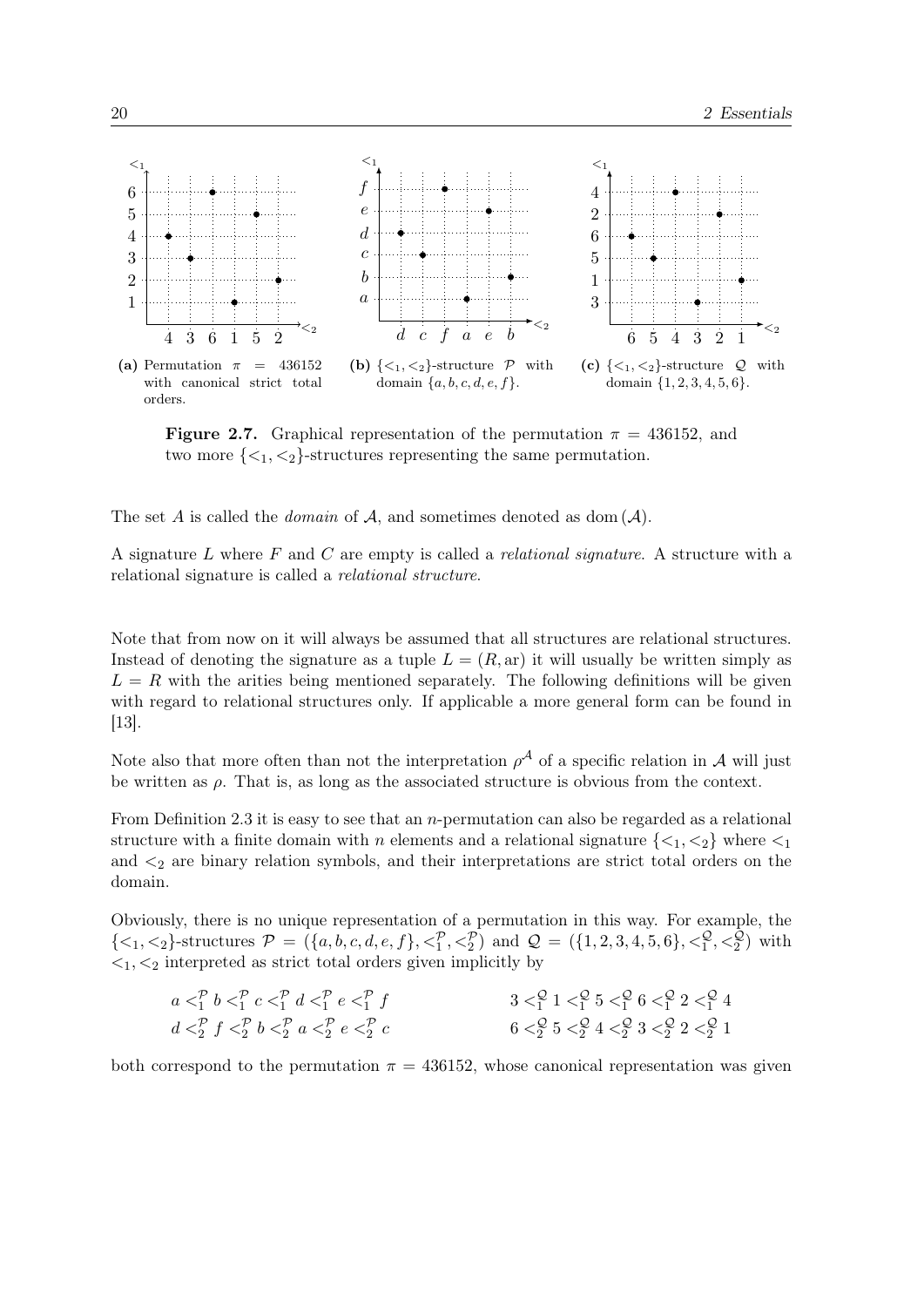(a) Permutation $\pi = 436152$ with canonical strict total orders.

(b) $\{<_1, <_2\}$-structure $\mathcal{P}$ with domain $\{a, b, c, d, e, f\}$.

(c) $\{<_1, <_2\}$-structure $\mathcal{Q}$ with domain $\{1, 2, 3, 4, 5, 6\}$.

**Figure 2.7.** Graphical representation of the permutation $\pi = 436152$, and two more $\{<_1, <_2\}$-structures representing the same permutation.

The set $A$ is called the *domain* of $\mathcal{A}$, and sometimes denoted as $\operatorname{dom}(\mathcal{A})$.

A signature $L$ where $F$ and $C$ are empty is called a *relational signature*. A structure with a relational signature is called a *relational structure*.

Note that from now on it will always be assumed that all structures are relational structures. Instead of denoting the signature as a tuple $L = (R, \operatorname{ar})$ it will usually be written simply as $L = R$ with the arities being mentioned separately. The following definitions will be given with regard to relational structures only. If applicable a more general form can be found in [13].

Note also that more often than not the interpretation $\rho^{\mathcal{A}}$ of a specific relation in $\mathcal{A}$ will just be written as $\rho$. That is, as long as the associated structure is obvious from the context.

From Definition 2.3 it is easy to see that an $n$-permutation can also be regarded as a relational structure with a finite domain with $n$ elements and a relational signature $\{<_1, <_2\}$ where $<_1$ and $<_2$ are binary relation symbols, and their interpretations are strict total orders on the domain.

Obviously, there is no unique representation of a permutation in this way. For example, the $\{<_1, <_2\}$-structures $\mathcal{P} = (\{a, b, c, d, e, f\}, <_1^{\mathcal{P}}, <_2^{\mathcal{P}})$ and $\mathcal{Q} = (\{1, 2, 3, 4, 5, 6\}, <_1^{\mathcal{Q}}, <_2^{\mathcal{Q}})$ with $<_1, <_2$ interpreted as strict total orders given implicitly by

$$a <_1^{\mathcal{P}} b <_1^{\mathcal{P}} c <_1^{\mathcal{P}} d <_1^{\mathcal{P}} e <_1^{\mathcal{P}} f \qquad 3 <_1^{\mathcal{Q}} 1 <_1^{\mathcal{Q}} 5 <_1^{\mathcal{Q}} 6 <_1^{\mathcal{Q}} 2 <_1^{\mathcal{Q}} 4$$

$$d <_2^{\mathcal{P}} f <_2^{\mathcal{P}} b <_2^{\mathcal{P}} a <_2^{\mathcal{P}} e <_2^{\mathcal{P}} c \qquad 6 <_2^{\mathcal{Q}} 5 <_2^{\mathcal{Q}} 4 <_2^{\mathcal{Q}} 3 <_2^{\mathcal{Q}} 2 <_2^{\mathcal{Q}} 1$$

both correspond to the permutation $\pi = 436152$, whose canonical representation was given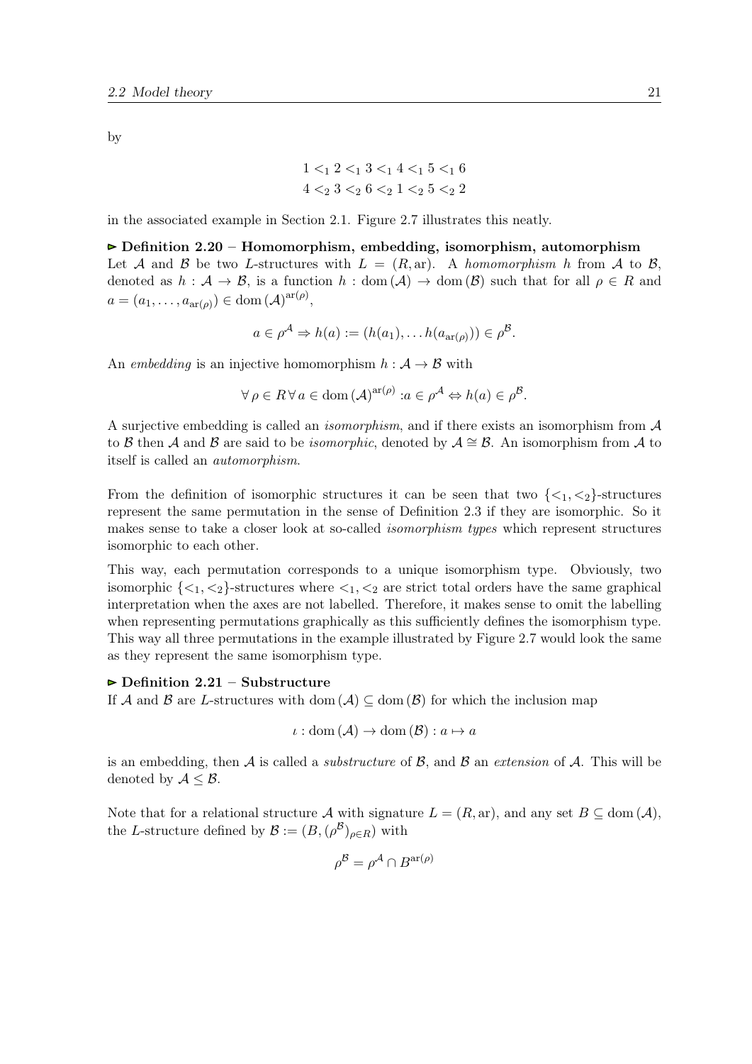by

$$1 <_1 2 <_1 3 <_1 4 <_1 5 <_1 6$$
$$4 <_2 3 <_2 6 <_2 1 <_2 5 <_2 2$$

in the associated example in Section 2.1. Figure 2.7 illustrates this neatly.

**▻ Definition 2.20 – Homomorphism, embedding, isomorphism, automorphism**
Let $\mathcal{A}$ and $\mathcal{B}$ be two $L$-structures with $L = (R, \mathrm{ar})$. A *homomorphism* $h$ from $\mathcal{A}$ to $\mathcal{B}$, denoted as $h : \mathcal{A} \to \mathcal{B}$, is a function $h : \mathrm{dom}(\mathcal{A}) \to \mathrm{dom}(\mathcal{B})$ such that for all $\rho \in R$ and $a = (a_1, \ldots, a_{\mathrm{ar}(\rho)}) \in \mathrm{dom}(\mathcal{A})^{\mathrm{ar}(\rho)}$,

$$a \in \rho^{\mathcal{A}} \Rightarrow h(a) := (h(a_1), \ldots h(a_{\mathrm{ar}(\rho)})) \in \rho^{\mathcal{B}}.$$

An *embedding* is an injective homomorphism $h : \mathcal{A} \to \mathcal{B}$ with

$$\forall\, \rho \in R\, \forall\, a \in \mathrm{dom}(\mathcal{A})^{\mathrm{ar}(\rho)} : a \in \rho^{\mathcal{A}} \Leftrightarrow h(a) \in \rho^{\mathcal{B}}.$$

A surjective embedding is called an *isomorphism*, and if there exists an isomorphism from $\mathcal{A}$ to $\mathcal{B}$ then $\mathcal{A}$ and $\mathcal{B}$ are said to be *isomorphic*, denoted by $\mathcal{A} \cong \mathcal{B}$. An isomorphism from $\mathcal{A}$ to itself is called an *automorphism*.

From the definition of isomorphic structures it can be seen that two $\{<_1, <_2\}$-structures represent the same permutation in the sense of Definition 2.3 if they are isomorphic. So it makes sense to take a closer look at so-called *isomorphism types* which represent structures isomorphic to each other.

This way, each permutation corresponds to a unique isomorphism type. Obviously, two isomorphic $\{<_1, <_2\}$-structures where $<_1, <_2$ are strict total orders have the same graphical interpretation when the axes are not labelled. Therefore, it makes sense to omit the labelling when representing permutations graphically as this sufficiently defines the isomorphism type. This way all three permutations in the example illustrated by Figure 2.7 would look the same as they represent the same isomorphism type.

**▻ Definition 2.21 – Substructure**
If $\mathcal{A}$ and $\mathcal{B}$ are $L$-structures with $\mathrm{dom}(\mathcal{A}) \subseteq \mathrm{dom}(\mathcal{B})$ for which the inclusion map

$$\iota : \mathrm{dom}(\mathcal{A}) \to \mathrm{dom}(\mathcal{B}) : a \mapsto a$$

is an embedding, then $\mathcal{A}$ is called a *substructure* of $\mathcal{B}$, and $\mathcal{B}$ an *extension* of $\mathcal{A}$. This will be denoted by $\mathcal{A} \leq \mathcal{B}$.

Note that for a relational structure $\mathcal{A}$ with signature $L = (R, \mathrm{ar})$, and any set $B \subseteq \mathrm{dom}(\mathcal{A})$, the $L$-structure defined by $\mathcal{B} := (B, (\rho^{\mathcal{B}})_{\rho \in R})$ with

$$\rho^{\mathcal{B}} = \rho^{\mathcal{A}} \cap B^{\mathrm{ar}(\rho)}$$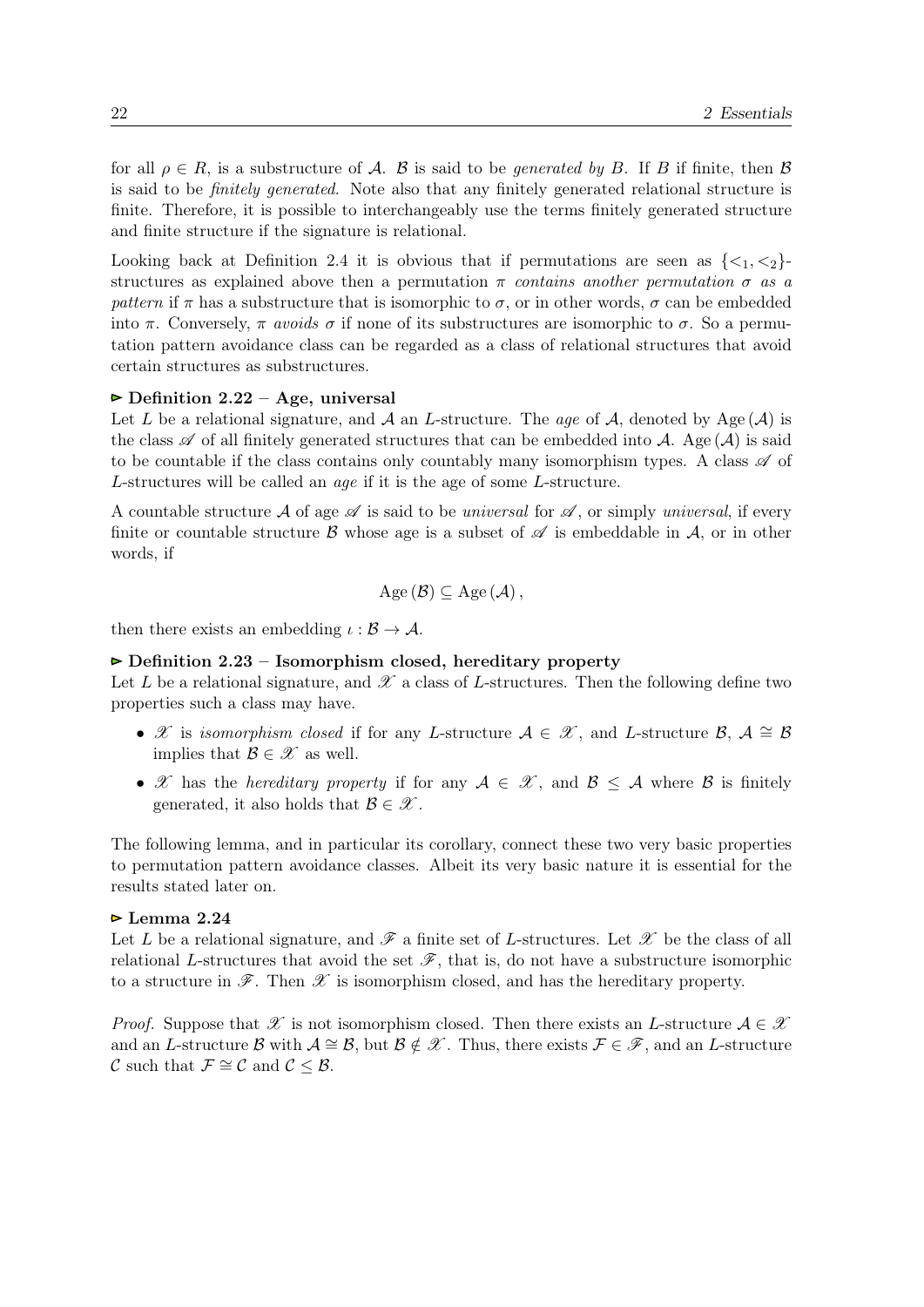for all $\rho \in R$, is a substructure of $\mathcal{A}$. $\mathcal{B}$ is said to be *generated by* $B$. If $B$ if finite, then $\mathcal{B}$ is said to be *finitely generated*. Note also that any finitely generated relational structure is finite. Therefore, it is possible to interchangeably use the terms finitely generated structure and finite structure if the signature is relational.

Looking back at Definition 2.4 it is obvious that if permutations are seen as $\{<_1, <_2\}$-structures as explained above then a permutation $\pi$ *contains another permutation* $\sigma$ *as a pattern* if $\pi$ has a substructure that is isomorphic to $\sigma$, or in other words, $\sigma$ can be embedded into $\pi$. Conversely, $\pi$ *avoids* $\sigma$ if none of its substructures are isomorphic to $\sigma$. So a permutation pattern avoidance class can be regarded as a class of relational structures that avoid certain structures as substructures.

**▻ Definition 2.22 – Age, universal**
Let $L$ be a relational signature, and $\mathcal{A}$ an $L$-structure. The *age* of $\mathcal{A}$, denoted by $\operatorname{Age}(\mathcal{A})$ is the class $\mathscr{A}$ of all finitely generated structures that can be embedded into $\mathcal{A}$. $\operatorname{Age}(\mathcal{A})$ is said to be countable if the class contains only countably many isomorphism types. A class $\mathscr{A}$ of $L$-structures will be called an *age* if it is the age of some $L$-structure.

A countable structure $\mathcal{A}$ of age $\mathscr{A}$ is said to be *universal* for $\mathscr{A}$, or simply *universal*, if every finite or countable structure $\mathcal{B}$ whose age is a subset of $\mathscr{A}$ is embeddable in $\mathcal{A}$, or in other words, if

$$\operatorname{Age}(\mathcal{B}) \subseteq \operatorname{Age}(\mathcal{A}),$$

then there exists an embedding $\iota : \mathcal{B} \to \mathcal{A}$.

**▻ Definition 2.23 – Isomorphism closed, hereditary property**
Let $L$ be a relational signature, and $\mathscr{X}$ a class of $L$-structures. Then the following define two properties such a class may have.

- $\mathscr{X}$ is *isomorphism closed* if for any $L$-structure $\mathcal{A} \in \mathscr{X}$, and $L$-structure $\mathcal{B}$, $\mathcal{A} \cong \mathcal{B}$ implies that $\mathcal{B} \in \mathscr{X}$ as well.
- $\mathscr{X}$ has the *hereditary property* if for any $\mathcal{A} \in \mathscr{X}$, and $\mathcal{B} \leq \mathcal{A}$ where $\mathcal{B}$ is finitely generated, it also holds that $\mathcal{B} \in \mathscr{X}$.

The following lemma, and in particular its corollary, connect these two very basic properties to permutation pattern avoidance classes. Albeit its very basic nature it is essential for the results stated later on.

**▻ Lemma 2.24**
Let $L$ be a relational signature, and $\mathscr{F}$ a finite set of $L$-structures. Let $\mathscr{X}$ be the class of all relational $L$-structures that avoid the set $\mathscr{F}$, that is, do not have a substructure isomorphic to a structure in $\mathscr{F}$. Then $\mathscr{X}$ is isomorphism closed, and has the hereditary property.

*Proof.* Suppose that $\mathscr{X}$ is not isomorphism closed. Then there exists an $L$-structure $\mathcal{A} \in \mathscr{X}$ and an $L$-structure $\mathcal{B}$ with $\mathcal{A} \cong \mathcal{B}$, but $\mathcal{B} \notin \mathscr{X}$. Thus, there exists $\mathcal{F} \in \mathscr{F}$, and an $L$-structure $\mathcal{C}$ such that $\mathcal{F} \cong \mathcal{C}$ and $\mathcal{C} \leq \mathcal{B}$.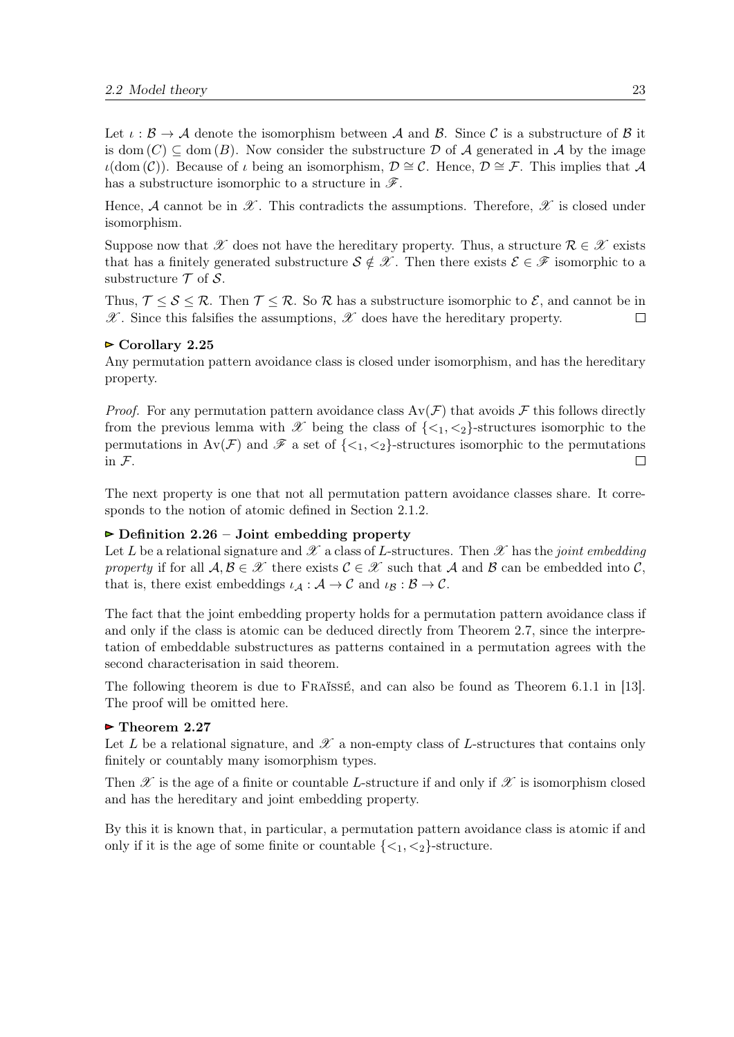Let $\iota : \mathcal{B} \to \mathcal{A}$ denote the isomorphism between $\mathcal{A}$ and $\mathcal{B}$. Since $\mathcal{C}$ is a substructure of $\mathcal{B}$ it is $\operatorname{dom}(C) \subseteq \operatorname{dom}(B)$. Now consider the substructure $\mathcal{D}$ of $\mathcal{A}$ generated in $\mathcal{A}$ by the image $\iota(\operatorname{dom}(\mathcal{C}))$. Because of $\iota$ being an isomorphism, $\mathcal{D} \cong \mathcal{C}$. Hence, $\mathcal{D} \cong \mathcal{F}$. This implies that $\mathcal{A}$ has a substructure isomorphic to a structure in $\mathscr{F}$.

Hence, $\mathcal{A}$ cannot be in $\mathscr{X}$. This contradicts the assumptions. Therefore, $\mathscr{X}$ is closed under isomorphism.

Suppose now that $\mathscr{X}$ does not have the hereditary property. Thus, a structure $\mathcal{R} \in \mathscr{X}$ exists that has a finitely generated substructure $\mathcal{S} \notin \mathscr{X}$. Then there exists $\mathcal{E} \in \mathscr{F}$ isomorphic to a substructure $\mathcal{T}$ of $\mathcal{S}$.

Thus, $\mathcal{T} \leq \mathcal{S} \leq \mathcal{R}$. Then $\mathcal{T} \leq \mathcal{R}$. So $\mathcal{R}$ has a substructure isomorphic to $\mathcal{E}$, and cannot be in $\mathscr{X}$. Since this falsifies the assumptions, $\mathscr{X}$ does have the hereditary property. □

**▻ Corollary 2.25**

Any permutation pattern avoidance class is closed under isomorphism, and has the hereditary property.

*Proof.* For any permutation pattern avoidance class $\operatorname{Av}(\mathcal{F})$ that avoids $\mathcal{F}$ this follows directly from the previous lemma with $\mathscr{X}$ being the class of $\{<_1, <_2\}$-structures isomorphic to the permutations in $\operatorname{Av}(\mathcal{F})$ and $\mathscr{F}$ a set of $\{<_1, <_2\}$-structures isomorphic to the permutations in $\mathcal{F}$. □

The next property is one that not all permutation pattern avoidance classes share. It corresponds to the notion of atomic defined in Section 2.1.2.

**▻ Definition 2.26 – Joint embedding property**

Let $L$ be a relational signature and $\mathscr{X}$ a class of $L$-structures. Then $\mathscr{X}$ has the *joint embedding property* if for all $\mathcal{A}, \mathcal{B} \in \mathscr{X}$ there exists $\mathcal{C} \in \mathscr{X}$ such that $\mathcal{A}$ and $\mathcal{B}$ can be embedded into $\mathcal{C}$, that is, there exist embeddings $\iota_{\mathcal{A}} : \mathcal{A} \to \mathcal{C}$ and $\iota_{\mathcal{B}} : \mathcal{B} \to \mathcal{C}$.

The fact that the joint embedding property holds for a permutation pattern avoidance class if and only if the class is atomic can be deduced directly from Theorem 2.7, since the interpretation of embeddable substructures as patterns contained in a permutation agrees with the second characterisation in said theorem.

The following theorem is due to Fraïssé, and can also be found as Theorem 6.1.1 in [13]. The proof will be omitted here.

**▻ Theorem 2.27**

Let $L$ be a relational signature, and $\mathscr{X}$ a non-empty class of $L$-structures that contains only finitely or countably many isomorphism types.

Then $\mathscr{X}$ is the age of a finite or countable $L$-structure if and only if $\mathscr{X}$ is isomorphism closed and has the hereditary and joint embedding property.

By this it is known that, in particular, a permutation pattern avoidance class is atomic if and only if it is the age of some finite or countable $\{<_1, <_2\}$-structure.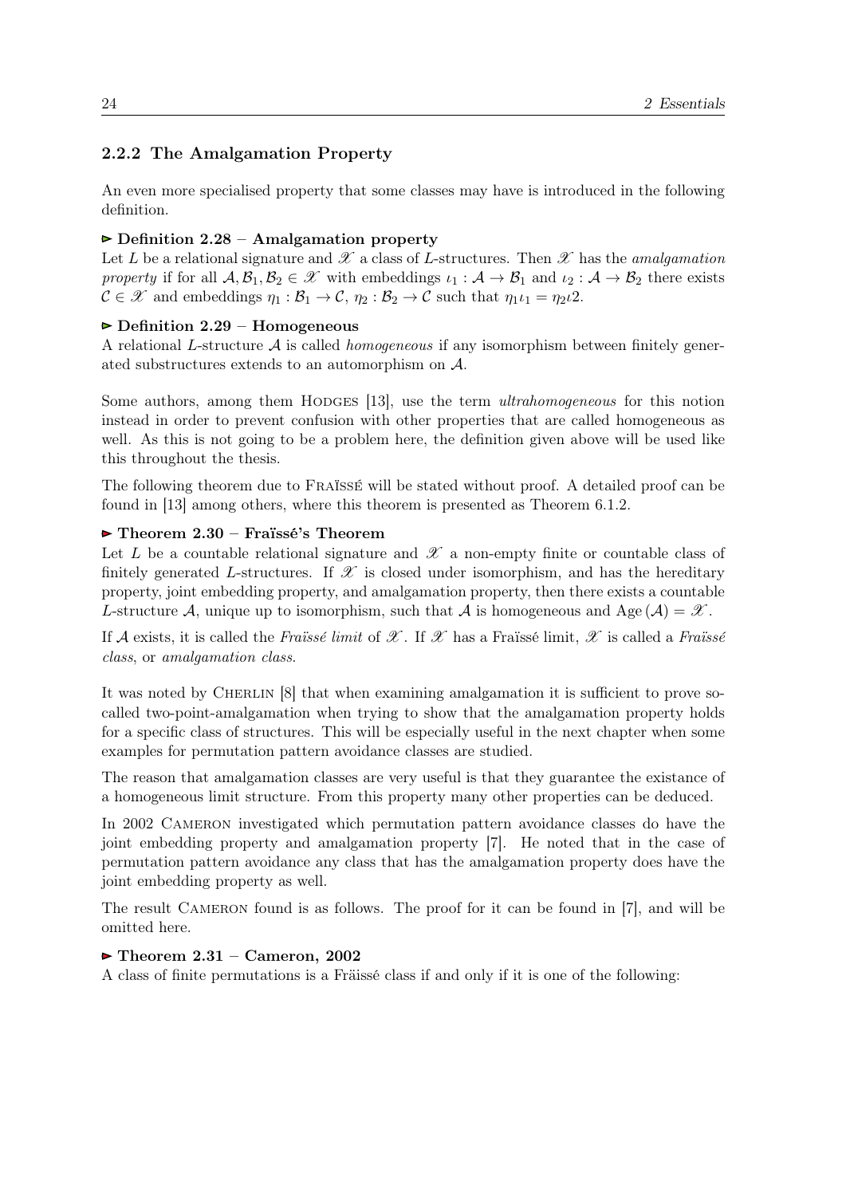### 2.2.2 The Amalgamation Property

An even more specialised property that some classes may have is introduced in the following definition.

▶ **Definition 2.28 – Amalgamation property**
Let $L$ be a relational signature and $\mathscr{X}$ a class of $L$-structures. Then $\mathscr{X}$ has the *amalgamation property* if for all $\mathcal{A}, \mathcal{B}_1, \mathcal{B}_2 \in \mathscr{X}$ with embeddings $\iota_1 : \mathcal{A} \to \mathcal{B}_1$ and $\iota_2 : \mathcal{A} \to \mathcal{B}_2$ there exists $\mathcal{C} \in \mathscr{X}$ and embeddings $\eta_1 : \mathcal{B}_1 \to \mathcal{C}$, $\eta_2 : \mathcal{B}_2 \to \mathcal{C}$ such that $\eta_1\iota_1 = \eta_2\iota 2$.

▶ **Definition 2.29 – Homogeneous**
A relational $L$-structure $\mathcal{A}$ is called *homogeneous* if any isomorphism between finitely generated substructures extends to an automorphism on $\mathcal{A}$.

Some authors, among them Hodges [13], use the term *ultrahomogeneous* for this notion instead in order to prevent confusion with other properties that are called homogeneous as well. As this is not going to be a problem here, the definition given above will be used like this throughout the thesis.

The following theorem due to Fraïssé will be stated without proof. A detailed proof can be found in [13] among others, where this theorem is presented as Theorem 6.1.2.

▶ **Theorem 2.30 – Fraïssé's Theorem**
Let $L$ be a countable relational signature and $\mathscr{X}$ a non-empty finite or countable class of finitely generated $L$-structures. If $\mathscr{X}$ is closed under isomorphism, and has the hereditary property, joint embedding property, and amalgamation property, then there exists a countable $L$-structure $\mathcal{A}$, unique up to isomorphism, such that $\mathcal{A}$ is homogeneous and $\mathrm{Age}(\mathcal{A}) = \mathscr{X}$.

If $\mathcal{A}$ exists, it is called the *Fraïssé limit* of $\mathscr{X}$. If $\mathscr{X}$ has a Fraïssé limit, $\mathscr{X}$ is called a *Fraïssé class*, or *amalgamation class*.

It was noted by Cherlin [8] that when examining amalgamation it is sufficient to prove so-called two-point-amalgamation when trying to show that the amalgamation property holds for a specific class of structures. This will be especially useful in the next chapter when some examples for permutation pattern avoidance classes are studied.

The reason that amalgamation classes are very useful is that they guarantee the existance of a homogeneous limit structure. From this property many other properties can be deduced.

In 2002 Cameron investigated which permutation pattern avoidance classes do have the joint embedding property and amalgamation property [7]. He noted that in the case of permutation pattern avoidance any class that has the amalgamation property does have the joint embedding property as well.

The result Cameron found is as follows. The proof for it can be found in [7], and will be omitted here.

▶ **Theorem 2.31 – Cameron, 2002**
A class of finite permutations is a Fräissé class if and only if it is one of the following: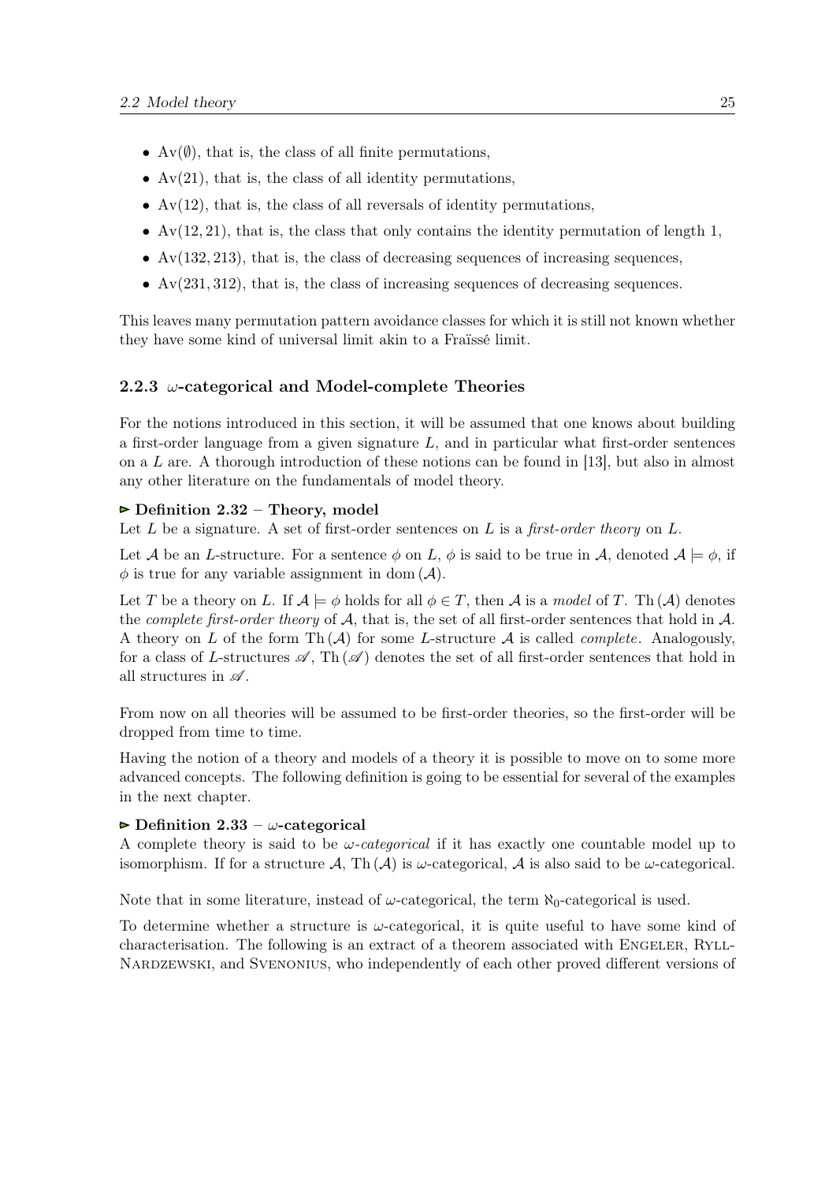- $\mathrm{Av}(\emptyset)$, that is, the class of all finite permutations,
- $\mathrm{Av}(21)$, that is, the class of all identity permutations,
- $\mathrm{Av}(12)$, that is, the class of all reversals of identity permutations,
- $\mathrm{Av}(12, 21)$, that is, the class that only contains the identity permutation of length 1,
- $\mathrm{Av}(132, 213)$, that is, the class of decreasing sequences of increasing sequences,
- $\mathrm{Av}(231, 312)$, that is, the class of increasing sequences of decreasing sequences.

This leaves many permutation pattern avoidance classes for which it is still not known whether they have some kind of universal limit akin to a Fraïssé limit.

### 2.2.3 $\omega$-categorical and Model-complete Theories

For the notions introduced in this section, it will be assumed that one knows about building a first-order language from a given signature $L$, and in particular what first-order sentences on a $L$ are. A thorough introduction of these notions can be found in [13], but also in almost any other literature on the fundamentals of model theory.

**▻ Definition 2.32 – Theory, model**

Let $L$ be a signature. A set of first-order sentences on $L$ is a *first-order theory* on $L$.

Let $\mathcal{A}$ be an $L$-structure. For a sentence $\phi$ on $L$, $\phi$ is said to be true in $\mathcal{A}$, denoted $\mathcal{A} \models \phi$, if $\phi$ is true for any variable assignment in $\mathrm{dom}(\mathcal{A})$.

Let $T$ be a theory on $L$. If $\mathcal{A} \models \phi$ holds for all $\phi \in T$, then $\mathcal{A}$ is a *model* of $T$. $\mathrm{Th}(\mathcal{A})$ denotes the *complete first-order theory* of $\mathcal{A}$, that is, the set of all first-order sentences that hold in $\mathcal{A}$. A theory on $L$ of the form $\mathrm{Th}(\mathcal{A})$ for some $L$-structure $\mathcal{A}$ is called *complete*. Analogously, for a class of $L$-structures $\mathscr{A}$, $\mathrm{Th}(\mathscr{A})$ denotes the set of all first-order sentences that hold in all structures in $\mathscr{A}$.

From now on all theories will be assumed to be first-order theories, so the first-order will be dropped from time to time.

Having the notion of a theory and models of a theory it is possible to move on to some more advanced concepts. The following definition is going to be essential for several of the examples in the next chapter.

**▻ Definition 2.33 – $\omega$-categorical**

A complete theory is said to be *$\omega$-categorical* if it has exactly one countable model up to isomorphism. If for a structure $\mathcal{A}$, $\mathrm{Th}(\mathcal{A})$ is $\omega$-categorical, $\mathcal{A}$ is also said to be $\omega$-categorical.

Note that in some literature, instead of $\omega$-categorical, the term $\aleph_0$-categorical is used.

To determine whether a structure is $\omega$-categorical, it is quite useful to have some kind of characterisation. The following is an extract of a theorem associated with Engeler, Ryll-Nardzewski, and Svenonius, who independently of each other proved different versions of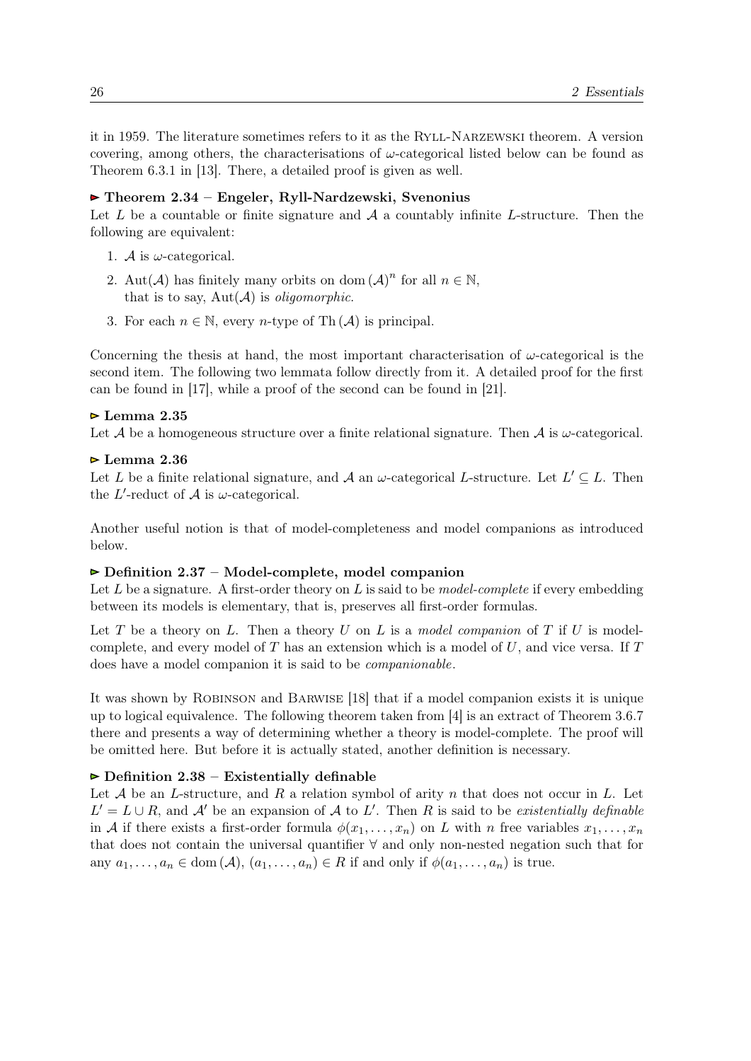it in 1959. The literature sometimes refers to it as the Ryll-Narzewski theorem. A version covering, among others, the characterisations of $\omega$-categorical listed below can be found as Theorem 6.3.1 in [13]. There, a detailed proof is given as well.

**▶ Theorem 2.34 – Engeler, Ryll-Nardzewski, Svenonius**

Let $L$ be a countable or finite signature and $\mathcal{A}$ a countably infinite $L$-structure. Then the following are equivalent:

1. $\mathcal{A}$ is $\omega$-categorical.
2. $\mathrm{Aut}(\mathcal{A})$ has finitely many orbits on $\mathrm{dom}\,(\mathcal{A})^n$ for all $n \in \mathbb{N}$, that is to say, $\mathrm{Aut}(\mathcal{A})$ is *oligomorphic*.
3. For each $n \in \mathbb{N}$, every $n$-type of $\mathrm{Th}\,(\mathcal{A})$ is principal.

Concerning the thesis at hand, the most important characterisation of $\omega$-categorical is the second item. The following two lemmata follow directly from it. A detailed proof for the first can be found in [17], while a proof of the second can be found in [21].

**▷ Lemma 2.35**

Let $\mathcal{A}$ be a homogeneous structure over a finite relational signature. Then $\mathcal{A}$ is $\omega$-categorical.

**▷ Lemma 2.36**

Let $L$ be a finite relational signature, and $\mathcal{A}$ an $\omega$-categorical $L$-structure. Let $L' \subseteq L$. Then the $L'$-reduct of $\mathcal{A}$ is $\omega$-categorical.

Another useful notion is that of model-completeness and model companions as introduced below.

**▷ Definition 2.37 – Model-complete, model companion**

Let $L$ be a signature. A first-order theory on $L$ is said to be *model-complete* if every embedding between its models is elementary, that is, preserves all first-order formulas.

Let $T$ be a theory on $L$. Then a theory $U$ on $L$ is a *model companion* of $T$ if $U$ is model-complete, and every model of $T$ has an extension which is a model of $U$, and vice versa. If $T$ does have a model companion it is said to be *companionable*.

It was shown by Robinson and Barwise [18] that if a model companion exists it is unique up to logical equivalence. The following theorem taken from [4] is an extract of Theorem 3.6.7 there and presents a way of determining whether a theory is model-complete. The proof will be omitted here. But before it is actually stated, another definition is necessary.

**▷ Definition 2.38 – Existentially definable**

Let $\mathcal{A}$ be an $L$-structure, and $R$ a relation symbol of arity $n$ that does not occur in $L$. Let $L' = L \cup R$, and $\mathcal{A}'$ be an expansion of $\mathcal{A}$ to $L'$. Then $R$ is said to be *existentially definable* in $\mathcal{A}$ if there exists a first-order formula $\phi(x_1, \dots, x_n)$ on $L$ with $n$ free variables $x_1, \dots, x_n$ that does not contain the universal quantifier $\forall$ and only non-nested negation such that for any $a_1, \dots, a_n \in \mathrm{dom}\,(\mathcal{A})$, $(a_1, \dots, a_n) \in R$ if and only if $\phi(a_1, \dots, a_n)$ is true.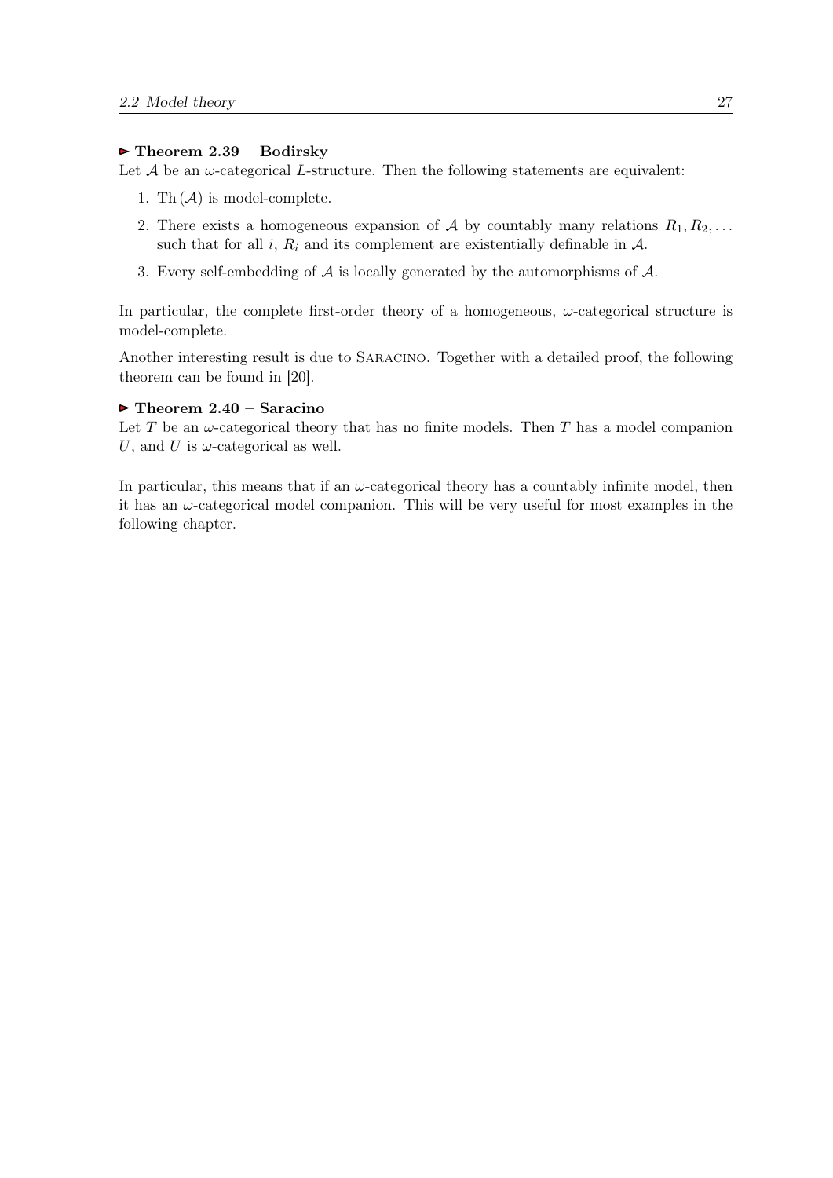**▶ Theorem 2.39 – Bodirsky**
Let $\mathcal{A}$ be an $\omega$-categorical $L$-structure. Then the following statements are equivalent:

1. $\mathrm{Th}(\mathcal{A})$ is model-complete.
2. There exists a homogeneous expansion of $\mathcal{A}$ by countably many relations $R_1, R_2, \ldots$ such that for all $i$, $R_i$ and its complement are existentially definable in $\mathcal{A}$.
3. Every self-embedding of $\mathcal{A}$ is locally generated by the automorphisms of $\mathcal{A}$.

In particular, the complete first-order theory of a homogeneous, $\omega$-categorical structure is model-complete.

Another interesting result is due to Saracino. Together with a detailed proof, the following theorem can be found in [20].

**▶ Theorem 2.40 – Saracino**
Let $T$ be an $\omega$-categorical theory that has no finite models. Then $T$ has a model companion $U$, and $U$ is $\omega$-categorical as well.

In particular, this means that if an $\omega$-categorical theory has a countably infinite model, then it has an $\omega$-categorical model companion. This will be very useful for most examples in the following chapter.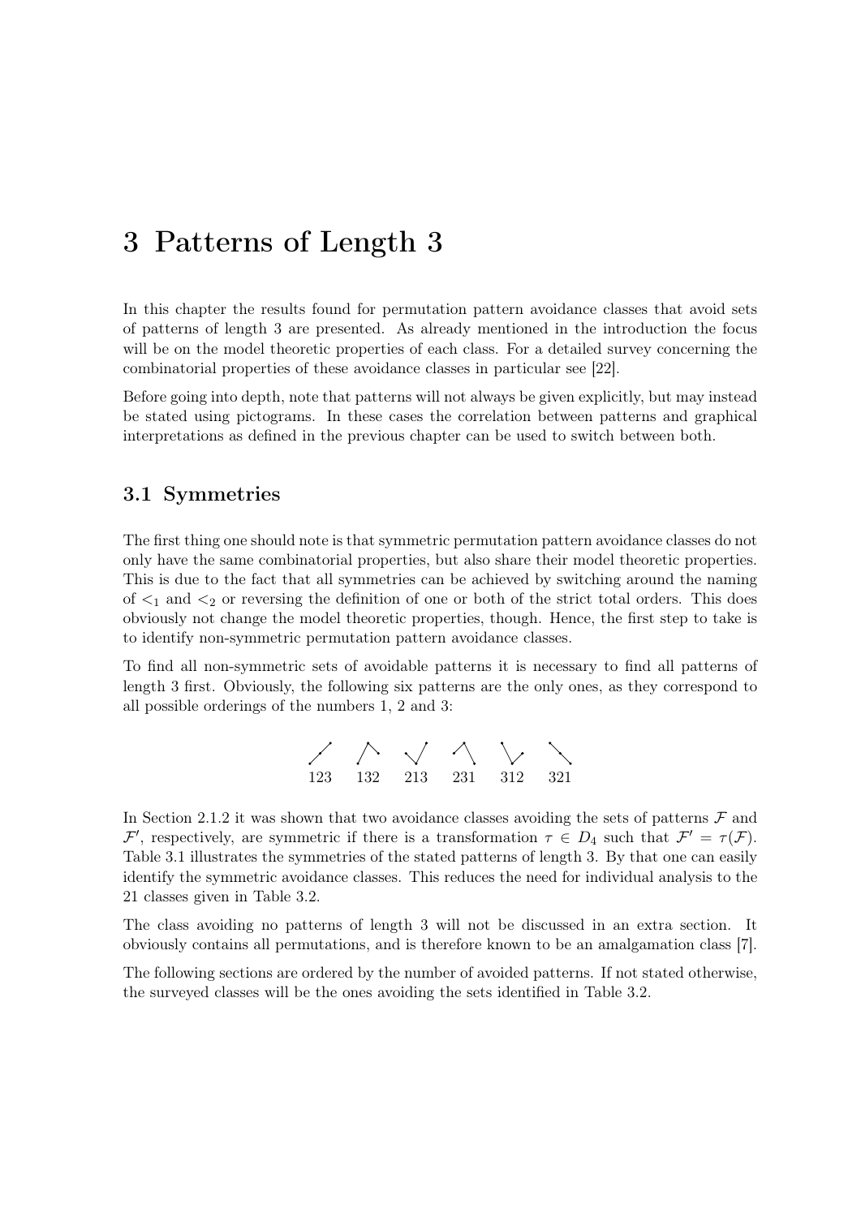# 3 Patterns of Length 3

In this chapter the results found for permutation pattern avoidance classes that avoid sets of patterns of length 3 are presented. As already mentioned in the introduction the focus will be on the model theoretic properties of each class. For a detailed survey concerning the combinatorial properties of these avoidance classes in particular see [22].

Before going into depth, note that patterns will not always be given explicitly, but may instead be stated using pictograms. In these cases the correlation between patterns and graphical interpretations as defined in the previous chapter can be used to switch between both.

## 3.1 Symmetries

The first thing one should note is that symmetric permutation pattern avoidance classes do not only have the same combinatorial properties, but also share their model theoretic properties. This is due to the fact that all symmetries can be achieved by switching around the naming of $<_1$ and $<_2$ or reversing the definition of one or both of the strict total orders. This does obviously not change the model theoretic properties, though. Hence, the first step to take is to identify non-symmetric permutation pattern avoidance classes.

To find all non-symmetric sets of avoidable patterns it is necessary to find all patterns of length 3 first. Obviously, the following six patterns are the only ones, as they correspond to all possible orderings of the numbers 1, 2 and 3:

123 132 213 231 312 321

In Section 2.1.2 it was shown that two avoidance classes avoiding the sets of patterns $\mathcal{F}$ and $\mathcal{F}'$, respectively, are symmetric if there is a transformation $\tau \in D_4$ such that $\mathcal{F}' = \tau(\mathcal{F})$. Table 3.1 illustrates the symmetries of the stated patterns of length 3. By that one can easily identify the symmetric avoidance classes. This reduces the need for individual analysis to the 21 classes given in Table 3.2.

The class avoiding no patterns of length 3 will not be discussed in an extra section. It obviously contains all permutations, and is therefore known to be an amalgamation class [7].

The following sections are ordered by the number of avoided patterns. If not stated otherwise, the surveyed classes will be the ones avoiding the sets identified in Table 3.2.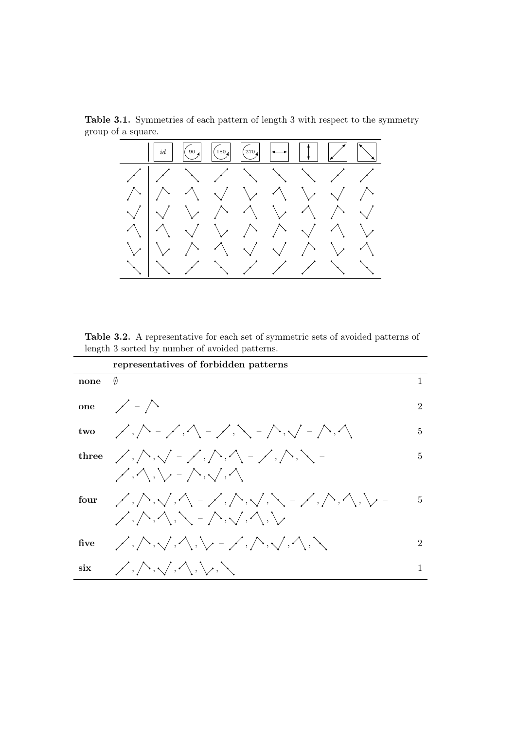**Table 3.1.** Symmetries of each pattern of length 3 with respect to the symmetry group of a square.

| | $id$ | 90 | 180 | 270 | ↔ | ↕ | ↗ | ↘ |
|---|---|---|---|---|---|---|---|---|
| 123 | 123 | 321 | 123 | 321 | 321 | 321 | 123 | 123 |
| 132 | 132 | 231 | 213 | 312 | 231 | 312 | 213 | 132 |
| 213 | 213 | 312 | 132 | 231 | 312 | 231 | 132 | 213 |
| 231 | 231 | 213 | 312 | 132 | 132 | 213 | 231 | 312 |
| 312 | 312 | 132 | 231 | 213 | 213 | 132 | 312 | 231 |
| 321 | 321 | 123 | 321 | 123 | 123 | 123 | 321 | 321 |

**Table 3.2.** A representative for each set of symmetric sets of avoided patterns of length 3 sorted by number of avoided patterns.

| | **representatives of forbidden patterns** | |
|---|---|---|
| **none** | $\emptyset$ | 1 |
| **one** | 123 – 132 | 2 |
| **two** | 123, 132 – 123, 231 – 123, 321 – 132, 213 – 132, 231 | 5 |
| **three** | 123, 132, 213 – 123, 132, 231 – 123, 132, 321 – 123, 231, 312 – 132, 213, 231 | 5 |
| **four** | 123, 132, 213, 231 – 123, 132, 213, 321 – 123, 132, 231, 312 – 123, 132, 231, 321 – 132, 213, 231, 312 | 5 |
| **five** | 123, 132, 213, 231, 312 – 123, 132, 213, 231, 321 | 2 |
| **six** | 123, 132, 213, 231, 312, 321 | 1 |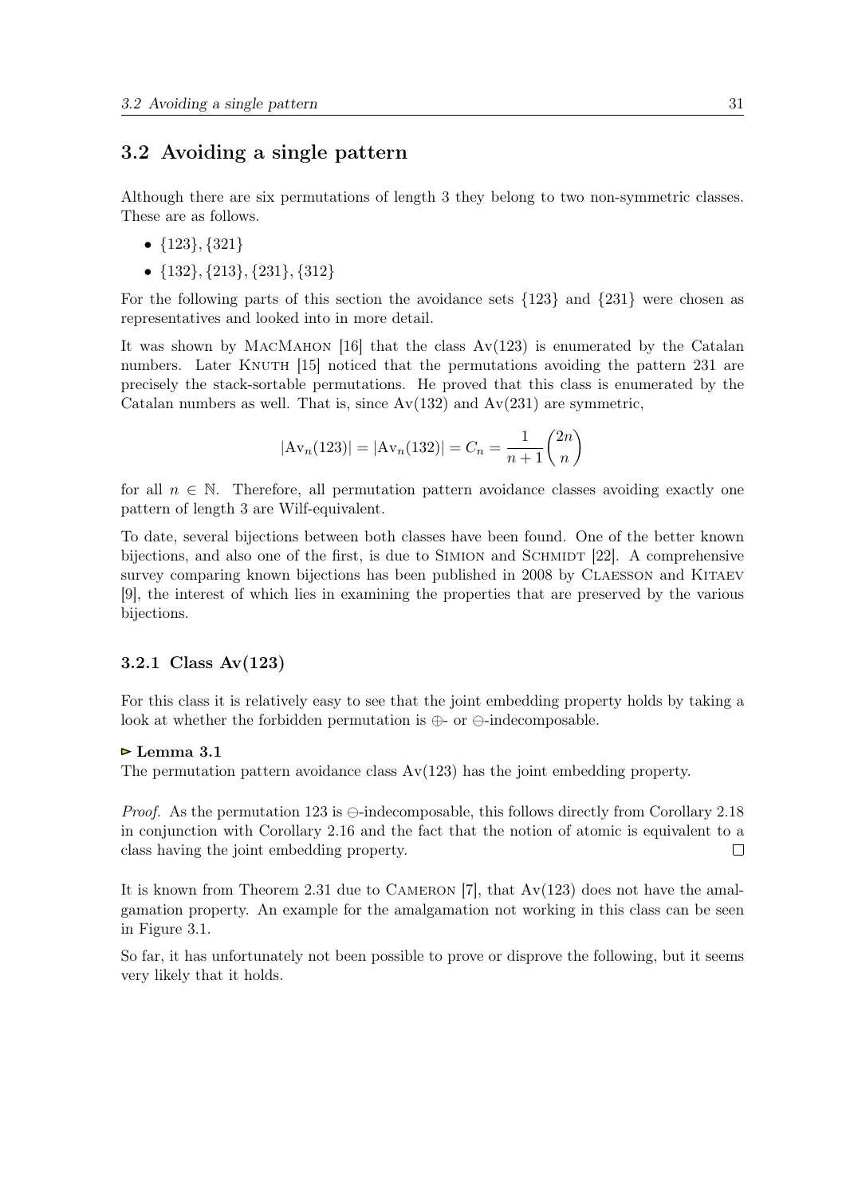## 3.2 Avoiding a single pattern

Although there are six permutations of length 3 they belong to two non-symmetric classes. These are as follows.

- $\{123\}, \{321\}$
- $\{132\}, \{213\}, \{231\}, \{312\}$

For the following parts of this section the avoidance sets $\{123\}$ and $\{231\}$ were chosen as representatives and looked into in more detail.

It was shown by MacMahon [16] that the class $\text{Av}(123)$ is enumerated by the Catalan numbers. Later Knuth [15] noticed that the permutations avoiding the pattern 231 are precisely the stack-sortable permutations. He proved that this class is enumerated by the Catalan numbers as well. That is, since $\text{Av}(132)$ and $\text{Av}(231)$ are symmetric,

$$|\text{Av}_n(123)| = |\text{Av}_n(132)| = C_n = \frac{1}{n+1}\binom{2n}{n}$$

for all $n \in \mathbb{N}$. Therefore, all permutation pattern avoidance classes avoiding exactly one pattern of length 3 are Wilf-equivalent.

To date, several bijections between both classes have been found. One of the better known bijections, and also one of the first, is due to Simion and Schmidt [22]. A comprehensive survey comparing known bijections has been published in 2008 by Claesson and Kitaev [9], the interest of which lies in examining the properties that are preserved by the various bijections.

### 3.2.1 Class Av(123)

For this class it is relatively easy to see that the joint embedding property holds by taking a look at whether the forbidden permutation is $\oplus$- or $\ominus$-indecomposable.

**▻ Lemma 3.1**
The permutation pattern avoidance class $\text{Av}(123)$ has the joint embedding property.

*Proof.* As the permutation 123 is $\ominus$-indecomposable, this follows directly from Corollary 2.18 in conjunction with Corollary 2.16 and the fact that the notion of atomic is equivalent to a class having the joint embedding property. □

It is known from Theorem 2.31 due to Cameron [7], that $\text{Av}(123)$ does not have the amalgamation property. An example for the amalgamation not working in this class can be seen in Figure 3.1.

So far, it has unfortunately not been possible to prove or disprove the following, but it seems very likely that it holds.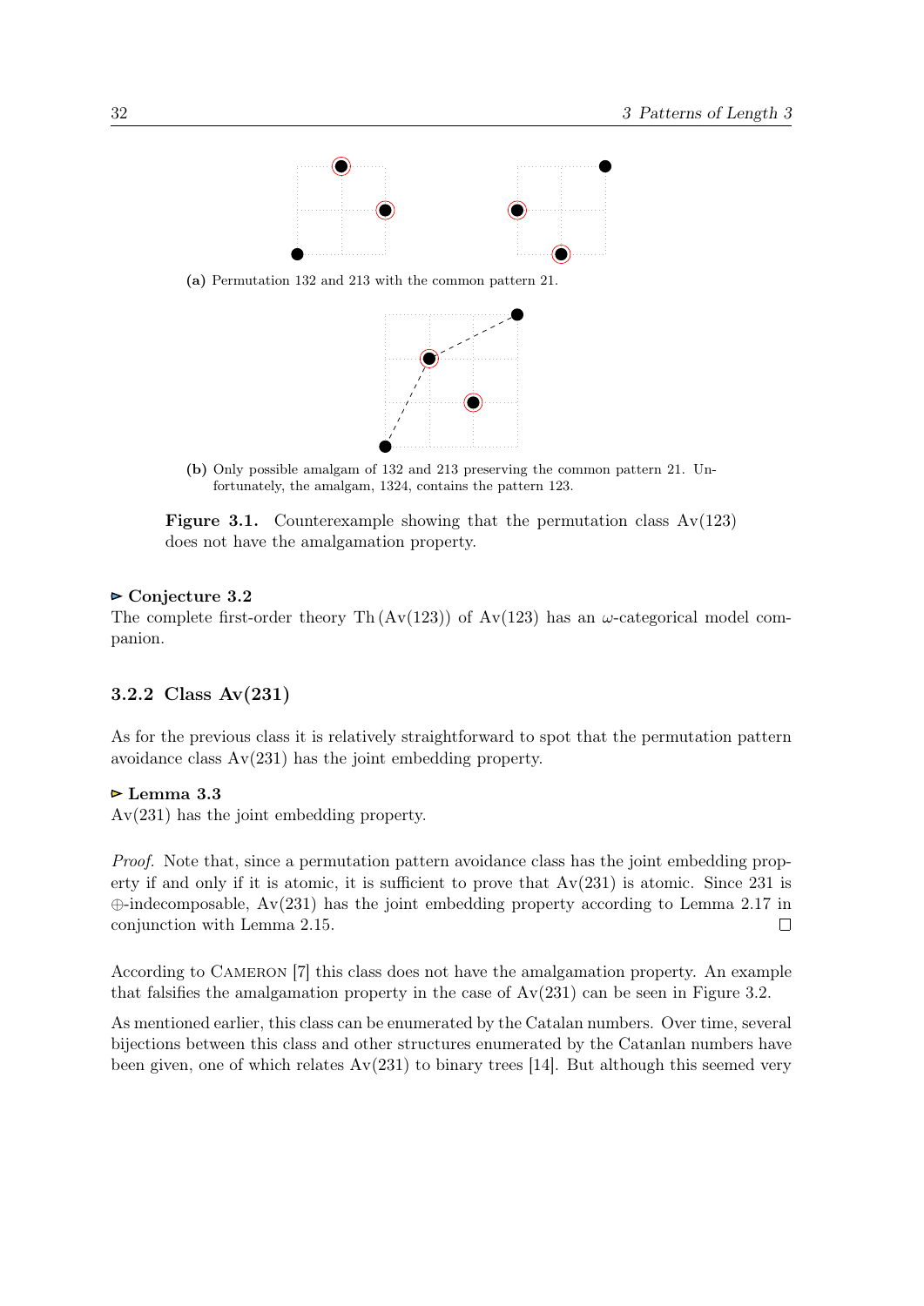(a) Permutation 132 and 213 with the common pattern 21.

(b) Only possible amalgam of 132 and 213 preserving the common pattern 21. Unfortunately, the amalgam, 1324, contains the pattern 123.

**Figure 3.1.** Counterexample showing that the permutation class Av(123) does not have the amalgamation property.

**▻ Conjecture 3.2**
The complete first-order theory Th (Av(123)) of Av(123) has an $\omega$-categorical model companion.

### 3.2.2 Class Av(231)

As for the previous class it is relatively straightforward to spot that the permutation pattern avoidance class Av(231) has the joint embedding property.

**▻ Lemma 3.3**
Av(231) has the joint embedding property.

*Proof.* Note that, since a permutation pattern avoidance class has the joint embedding property if and only if it is atomic, it is sufficient to prove that Av(231) is atomic. Since 231 is $\oplus$-indecomposable, Av(231) has the joint embedding property according to Lemma 2.17 in conjunction with Lemma 2.15. □

According to Cameron [7] this class does not have the amalgamation property. An example that falsifies the amalgamation property in the case of Av(231) can be seen in Figure 3.2.

As mentioned earlier, this class can be enumerated by the Catalan numbers. Over time, several bijections between this class and other structures enumerated by the Catanlan numbers have been given, one of which relates Av(231) to binary trees [14]. But although this seemed very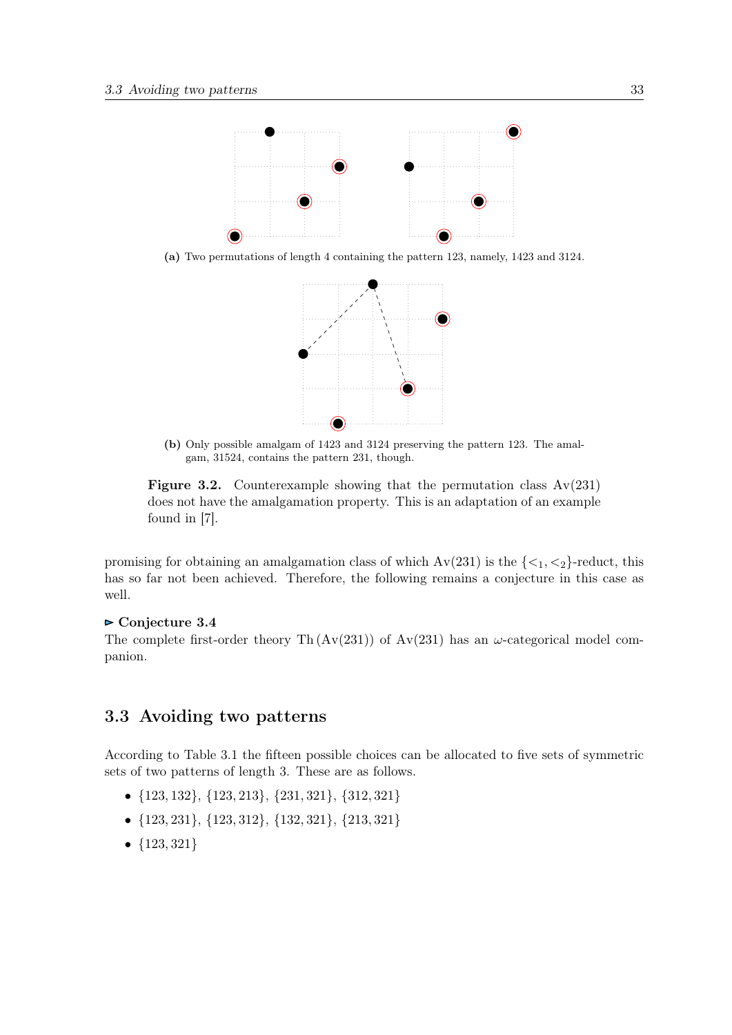(a) Two permutations of length 4 containing the pattern 123, namely, 1423 and 3124.

(b) Only possible amalgam of 1423 and 3124 preserving the pattern 123. The amalgam, 31524, contains the pattern 231, though.

**Figure 3.2.** Counterexample showing that the permutation class $\text{Av}(231)$ does not have the amalgamation property. This is an adaptation of an example found in [7].

promising for obtaining an amalgamation class of which $\text{Av}(231)$ is the $\{<_1, <_2\}$-reduct, this has so far not been achieved. Therefore, the following remains a conjecture in this case as well.

**▻ Conjecture 3.4**
The complete first-order theory $\text{Th}(\text{Av}(231))$ of $\text{Av}(231)$ has an $\omega$-categorical model companion.

## 3.3 Avoiding two patterns

According to Table 3.1 the fifteen possible choices can be allocated to five sets of symmetric sets of two patterns of length 3. These are as follows.

- $\{123, 132\}$, $\{123, 213\}$, $\{231, 321\}$, $\{312, 321\}$
- $\{123, 231\}$, $\{123, 312\}$, $\{132, 321\}$, $\{213, 321\}$
- $\{123, 321\}$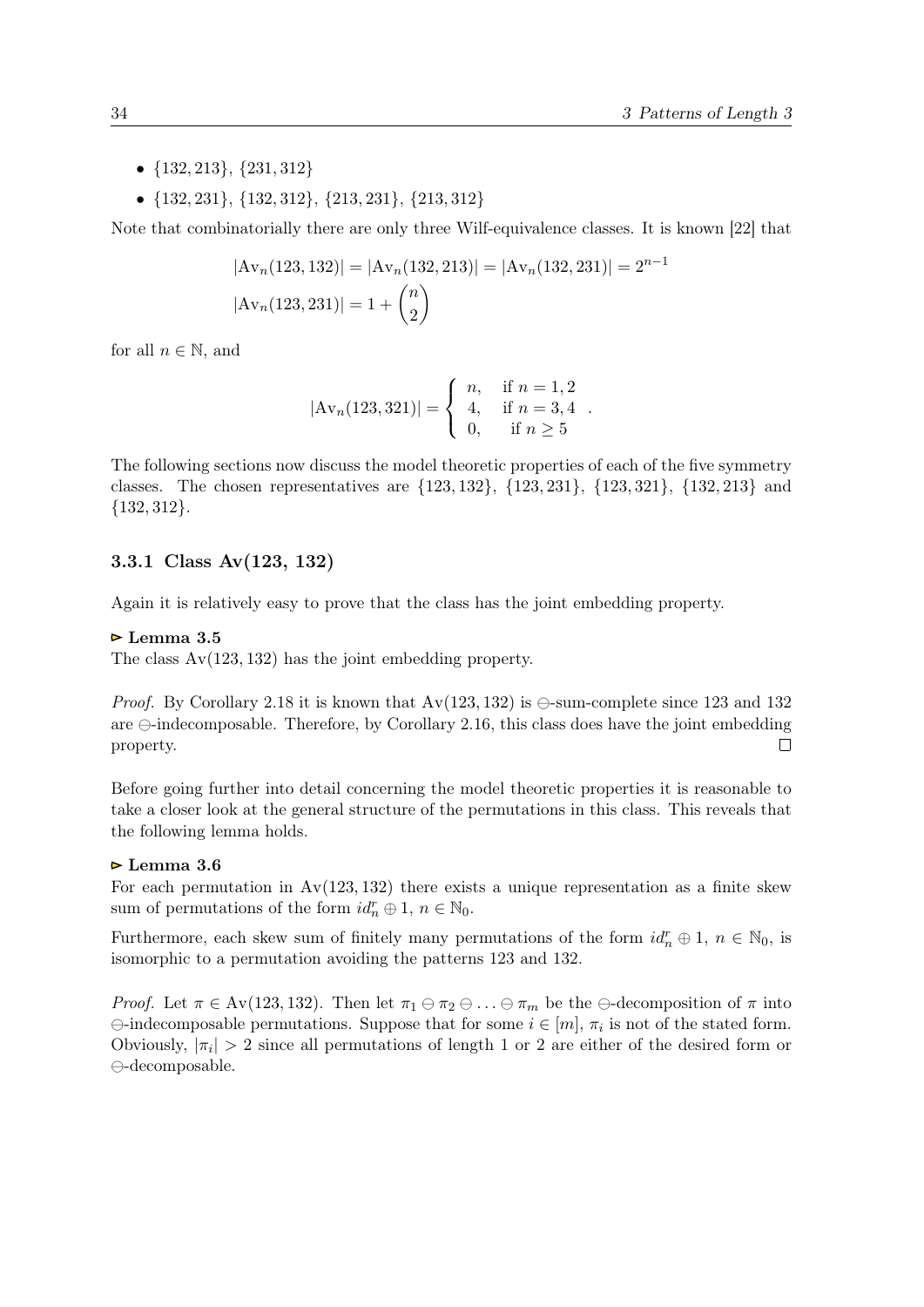- $\{132, 213\}$, $\{231, 312\}$
- $\{132, 231\}$, $\{132, 312\}$, $\{213, 231\}$, $\{213, 312\}$

Note that combinatorially there are only three Wilf-equivalence classes. It is known [22] that

$$|\mathrm{Av}_n(123, 132)| = |\mathrm{Av}_n(132, 213)| = |\mathrm{Av}_n(132, 231)| = 2^{n-1}$$
$$|\mathrm{Av}_n(123, 231)| = 1 + \binom{n}{2}$$

for all $n \in \mathbb{N}$, and

$$|\mathrm{Av}_n(123, 321)| = \begin{cases} n, & \text{if } n = 1, 2 \\ 4, & \text{if } n = 3, 4 \\ 0, & \text{if } n \geq 5 \end{cases} .$$

The following sections now discuss the model theoretic properties of each of the five symmetry classes. The chosen representatives are $\{123, 132\}$, $\{123, 231\}$, $\{123, 321\}$, $\{132, 213\}$ and $\{132, 312\}$.

### 3.3.1 Class Av(123, 132)

Again it is relatively easy to prove that the class has the joint embedding property.

**⊳ Lemma 3.5**
The class $\mathrm{Av}(123, 132)$ has the joint embedding property.

*Proof.* By Corollary 2.18 it is known that $\mathrm{Av}(123, 132)$ is $\ominus$-sum-complete since 123 and 132 are $\ominus$-indecomposable. Therefore, by Corollary 2.16, this class does have the joint embedding property. □

Before going further into detail concerning the model theoretic properties it is reasonable to take a closer look at the general structure of the permutations in this class. This reveals that the following lemma holds.

**⊳ Lemma 3.6**
For each permutation in $\mathrm{Av}(123, 132)$ there exists a unique representation as a finite skew sum of permutations of the form $id_n^r \oplus 1$, $n \in \mathbb{N}_0$.

Furthermore, each skew sum of finitely many permutations of the form $id_n^r \oplus 1$, $n \in \mathbb{N}_0$, is isomorphic to a permutation avoiding the patterns 123 and 132.

*Proof.* Let $\pi \in \mathrm{Av}(123, 132)$. Then let $\pi_1 \ominus \pi_2 \ominus \ldots \ominus \pi_m$ be the $\ominus$-decomposition of $\pi$ into $\ominus$-indecomposable permutations. Suppose that for some $i \in [m]$, $\pi_i$ is not of the stated form. Obviously, $|\pi_i| > 2$ since all permutations of length 1 or 2 are either of the desired form or $\ominus$-decomposable.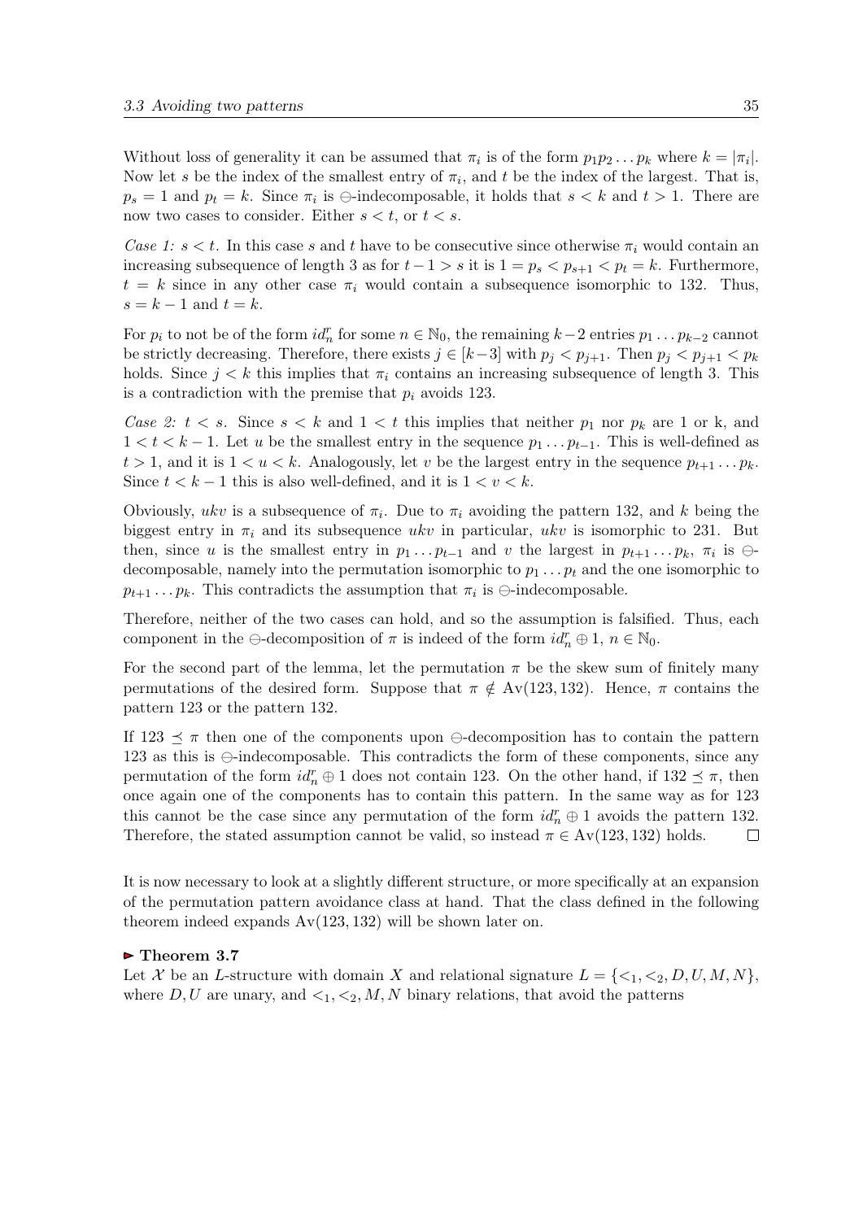Without loss of generality it can be assumed that $\pi_i$ is of the form $p_1p_2 \dots p_k$ where $k = |\pi_i|$. Now let $s$ be the index of the smallest entry of $\pi_i$, and $t$ be the index of the largest. That is, $p_s = 1$ and $p_t = k$. Since $\pi_i$ is $\ominus$-indecomposable, it holds that $s < k$ and $t > 1$. There are now two cases to consider. Either $s < t$, or $t < s$.

*Case 1:* $s < t$. In this case $s$ and $t$ have to be consecutive since otherwise $\pi_i$ would contain an increasing subsequence of length 3 as for $t-1 > s$ it is $1 = p_s < p_{s+1} < p_t = k$. Furthermore, $t = k$ since in any other case $\pi_i$ would contain a subsequence isomorphic to 132. Thus, $s = k-1$ and $t = k$.

For $p_i$ to not be of the form $id_n^r$ for some $n \in \mathbb{N}_0$, the remaining $k-2$ entries $p_1 \dots p_{k-2}$ cannot be strictly decreasing. Therefore, there exists $j \in [k-3]$ with $p_j < p_{j+1}$. Then $p_j < p_{j+1} < p_k$ holds. Since $j < k$ this implies that $\pi_i$ contains an increasing subsequence of length 3. This is a contradiction with the premise that $p_i$ avoids 123.

*Case 2:* $t < s$. Since $s < k$ and $1 < t$ this implies that neither $p_1$ nor $p_k$ are 1 or k, and $1 < t < k-1$. Let $u$ be the smallest entry in the sequence $p_1 \dots p_{t-1}$. This is well-defined as $t > 1$, and it is $1 < u < k$. Analogously, let $v$ be the largest entry in the sequence $p_{t+1} \dots p_k$. Since $t < k-1$ this is also well-defined, and it is $1 < v < k$.

Obviously, $ukv$ is a subsequence of $\pi_i$. Due to $\pi_i$ avoiding the pattern 132, and $k$ being the biggest entry in $\pi_i$ and its subsequence $ukv$ in particular, $ukv$ is isomorphic to 231. But then, since $u$ is the smallest entry in $p_1 \dots p_{t-1}$ and $v$ the largest in $p_{t+1} \dots p_k$, $\pi_i$ is $\ominus$-decomposable, namely into the permutation isomorphic to $p_1 \dots p_t$ and the one isomorphic to $p_{t+1} \dots p_k$. This contradicts the assumption that $\pi_i$ is $\ominus$-indecomposable.

Therefore, neither of the two cases can hold, and so the assumption is falsified. Thus, each component in the $\ominus$-decomposition of $\pi$ is indeed of the form $id_n^r \oplus 1$, $n \in \mathbb{N}_0$.

For the second part of the lemma, let the permutation $\pi$ be the skew sum of finitely many permutations of the desired form. Suppose that $\pi \notin \mathrm{Av}(123, 132)$. Hence, $\pi$ contains the pattern 123 or the pattern 132.

If $123 \preceq \pi$ then one of the components upon $\ominus$-decomposition has to contain the pattern 123 as this is $\ominus$-indecomposable. This contradicts the form of these components, since any permutation of the form $id_n^r \oplus 1$ does not contain 123. On the other hand, if $132 \preceq \pi$, then once again one of the components has to contain this pattern. In the same way as for 123 this cannot be the case since any permutation of the form $id_n^r \oplus 1$ avoids the pattern 132. Therefore, the stated assumption cannot be valid, so instead $\pi \in \mathrm{Av}(123, 132)$ holds. □

It is now necessary to look at a slightly different structure, or more specifically at an expansion of the permutation pattern avoidance class at hand. That the class defined in the following theorem indeed expands $\mathrm{Av}(123, 132)$ will be shown later on.

**▶ Theorem 3.7**

Let $\mathcal{X}$ be an $L$-structure with domain $X$ and relational signature $L = \{<_1, <_2, D, U, M, N\}$, where $D, U$ are unary, and $<_1, <_2, M, N$ binary relations, that avoid the patterns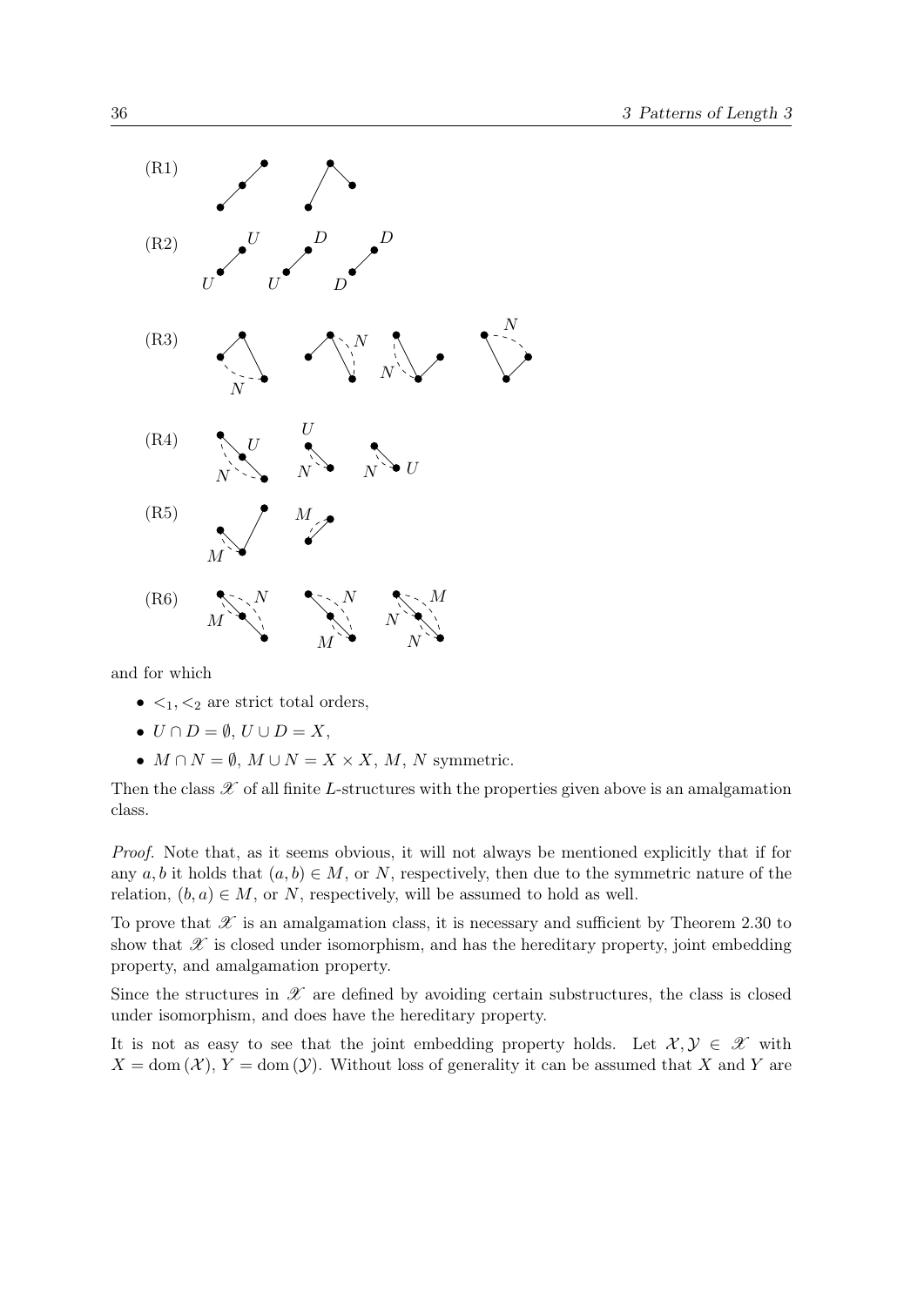(R1)

(R2)

(R3)

(R4)

(R5)

(R6)

and for which

- $<_1, <_2$ are strict total orders,
- $U \cap D = \emptyset$, $U \cup D = X$,
- $M \cap N = \emptyset$, $M \cup N = X \times X$, $M$, $N$ symmetric.

Then the class $\mathscr{X}$ of all finite $L$-structures with the properties given above is an amalgamation class.

*Proof.* Note that, as it seems obvious, it will not always be mentioned explicitly that if for any $a, b$ it holds that $(a, b) \in M$, or $N$, respectively, then due to the symmetric nature of the relation, $(b, a) \in M$, or $N$, respectively, will be assumed to hold as well.

To prove that $\mathscr{X}$ is an amalgamation class, it is necessary and sufficient by Theorem 2.30 to show that $\mathscr{X}$ is closed under isomorphism, and has the hereditary property, joint embedding property, and amalgamation property.

Since the structures in $\mathscr{X}$ are defined by avoiding certain substructures, the class is closed under isomorphism, and does have the hereditary property.

It is not as easy to see that the joint embedding property holds. Let $\mathcal{X}, \mathcal{Y} \in \mathscr{X}$ with $X = \operatorname{dom}(\mathcal{X})$, $Y = \operatorname{dom}(\mathcal{Y})$. Without loss of generality it can be assumed that $X$ and $Y$ are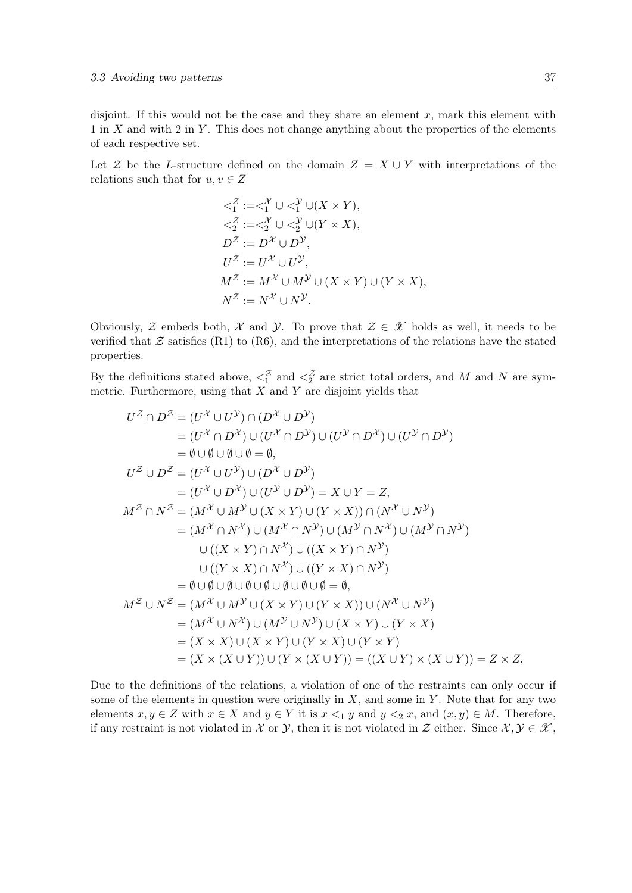disjoint. If this would not be the case and they share an element $x$, mark this element with 1 in $X$ and with 2 in $Y$. This does not change anything about the properties of the elements of each respective set.

Let $\mathcal{Z}$ be the $L$-structure defined on the domain $Z = X \cup Y$ with interpretations of the relations such that for $u, v \in Z$

$$
\begin{aligned}
&<_1^{\mathcal{Z}} := <_1^{\mathcal{X}} \cup <_1^{\mathcal{Y}} \cup (X \times Y), \\
&<_2^{\mathcal{Z}} := <_2^{\mathcal{X}} \cup <_2^{\mathcal{Y}} \cup (Y \times X), \\
&D^{\mathcal{Z}} := D^{\mathcal{X}} \cup D^{\mathcal{Y}}, \\
&U^{\mathcal{Z}} := U^{\mathcal{X}} \cup U^{\mathcal{Y}}, \\
&M^{\mathcal{Z}} := M^{\mathcal{X}} \cup M^{\mathcal{Y}} \cup (X \times Y) \cup (Y \times X), \\
&N^{\mathcal{Z}} := N^{\mathcal{X}} \cup N^{\mathcal{Y}}.
\end{aligned}
$$

Obviously, $\mathcal{Z}$ embeds both, $\mathcal{X}$ and $\mathcal{Y}$. To prove that $\mathcal{Z} \in \mathscr{X}$ holds as well, it needs to be verified that $\mathcal{Z}$ satisfies (R1) to (R6), and the interpretations of the relations have the stated properties.

By the definitions stated above, $<_1^{\mathcal{Z}}$ and $<_2^{\mathcal{Z}}$ are strict total orders, and $M$ and $N$ are symmetric. Furthermore, using that $X$ and $Y$ are disjoint yields that

$$
\begin{aligned}
U^{\mathcal{Z}} \cap D^{\mathcal{Z}} &= (U^{\mathcal{X}} \cup U^{\mathcal{Y}}) \cap (D^{\mathcal{X}} \cup D^{\mathcal{Y}}) \\
&= (U^{\mathcal{X}} \cap D^{\mathcal{X}}) \cup (U^{\mathcal{X}} \cap D^{\mathcal{Y}}) \cup (U^{\mathcal{Y}} \cap D^{\mathcal{X}}) \cup (U^{\mathcal{Y}} \cap D^{\mathcal{Y}}) \\
&= \emptyset \cup \emptyset \cup \emptyset \cup \emptyset = \emptyset, \\
U^{\mathcal{Z}} \cup D^{\mathcal{Z}} &= (U^{\mathcal{X}} \cup U^{\mathcal{Y}}) \cup (D^{\mathcal{X}} \cup D^{\mathcal{Y}}) \\
&= (U^{\mathcal{X}} \cup D^{\mathcal{X}}) \cup (U^{\mathcal{Y}} \cup D^{\mathcal{Y}}) = X \cup Y = Z, \\
M^{\mathcal{Z}} \cap N^{\mathcal{Z}} &= (M^{\mathcal{X}} \cup M^{\mathcal{Y}} \cup (X \times Y) \cup (Y \times X)) \cap (N^{\mathcal{X}} \cup N^{\mathcal{Y}}) \\
&= (M^{\mathcal{X}} \cap N^{\mathcal{X}}) \cup (M^{\mathcal{X}} \cap N^{\mathcal{Y}}) \cup (M^{\mathcal{Y}} \cap N^{\mathcal{X}}) \cup (M^{\mathcal{Y}} \cap N^{\mathcal{Y}}) \\
&\quad \cup ((X \times Y) \cap N^{\mathcal{X}}) \cup ((X \times Y) \cap N^{\mathcal{Y}}) \\
&\quad \cup ((Y \times X) \cap N^{\mathcal{X}}) \cup ((Y \times X) \cap N^{\mathcal{Y}}) \\
&= \emptyset \cup \emptyset \cup \emptyset \cup \emptyset \cup \emptyset \cup \emptyset \cup \emptyset \cup \emptyset = \emptyset, \\
M^{\mathcal{Z}} \cup N^{\mathcal{Z}} &= (M^{\mathcal{X}} \cup M^{\mathcal{Y}} \cup (X \times Y) \cup (Y \times X)) \cup (N^{\mathcal{X}} \cup N^{\mathcal{Y}}) \\
&= (M^{\mathcal{X}} \cup N^{\mathcal{X}}) \cup (M^{\mathcal{Y}} \cup N^{\mathcal{Y}}) \cup (X \times Y) \cup (Y \times X) \\
&= (X \times X) \cup (X \times Y) \cup (Y \times X) \cup (Y \times Y) \\
&= (X \times (X \cup Y)) \cup (Y \times (X \cup Y)) = ((X \cup Y) \times (X \cup Y)) = Z \times Z.
\end{aligned}
$$

Due to the definitions of the relations, a violation of one of the restraints can only occur if some of the elements in question were originally in $X$, and some in $Y$. Note that for any two elements $x, y \in Z$ with $x \in X$ and $y \in Y$ it is $x <_1 y$ and $y <_2 x$, and $(x, y) \in M$. Therefore, if any restraint is not violated in $\mathcal{X}$ or $\mathcal{Y}$, then it is not violated in $\mathcal{Z}$ either. Since $\mathcal{X}, \mathcal{Y} \in \mathscr{X}$,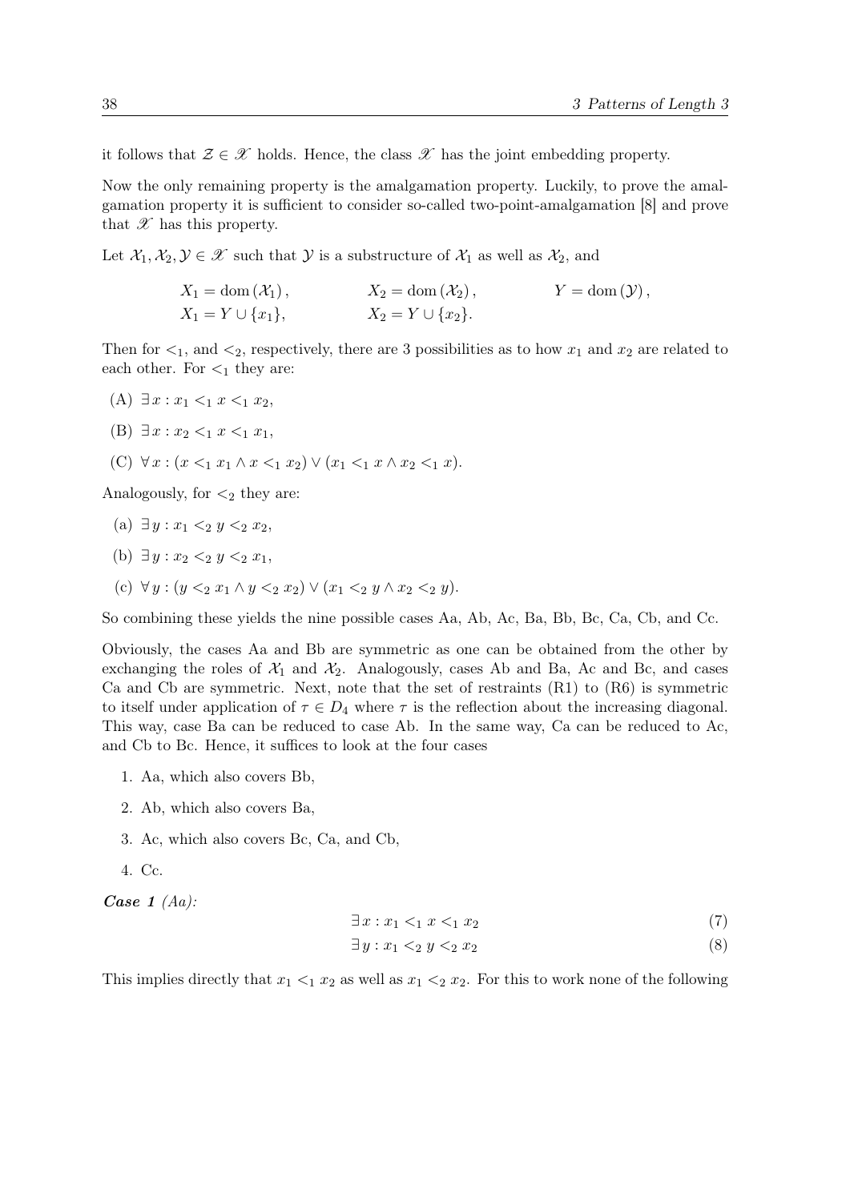it follows that $\mathcal{Z} \in \mathscr{X}$ holds. Hence, the class $\mathscr{X}$ has the joint embedding property.

Now the only remaining property is the amalgamation property. Luckily, to prove the amalgamation property it is sufficient to consider so-called two-point-amalgamation [8] and prove that $\mathscr{X}$ has this property.

Let $\mathcal{X}_1, \mathcal{X}_2, \mathcal{Y} \in \mathscr{X}$ such that $\mathcal{Y}$ is a substructure of $\mathcal{X}_1$ as well as $\mathcal{X}_2$, and

$$X_1 = \operatorname{dom}(\mathcal{X}_1), \qquad X_2 = \operatorname{dom}(\mathcal{X}_2), \qquad Y = \operatorname{dom}(\mathcal{Y}),$$
$$X_1 = Y \cup \{x_1\}, \qquad X_2 = Y \cup \{x_2\}.$$

Then for $<_1$, and $<_2$, respectively, there are 3 possibilities as to how $x_1$ and $x_2$ are related to each other. For $<_1$ they are:

(A) $\exists\, x : x_1 <_1 x <_1 x_2$,

(B) $\exists\, x : x_2 <_1 x <_1 x_1$,

(C) $\forall\, x : (x <_1 x_1 \wedge x <_1 x_2) \vee (x_1 <_1 x \wedge x_2 <_1 x)$.

Analogously, for $<_2$ they are:

(a) $\exists\, y : x_1 <_2 y <_2 x_2$,

(b) $\exists\, y : x_2 <_2 y <_2 x_1$,

(c) $\forall\, y : (y <_2 x_1 \wedge y <_2 x_2) \vee (x_1 <_2 y \wedge x_2 <_2 y)$.

So combining these yields the nine possible cases Aa, Ab, Ac, Ba, Bb, Bc, Ca, Cb, and Cc.

Obviously, the cases Aa and Bb are symmetric as one can be obtained from the other by exchanging the roles of $\mathcal{X}_1$ and $\mathcal{X}_2$. Analogously, cases Ab and Ba, Ac and Bc, and cases Ca and Cb are symmetric. Next, note that the set of restraints (R1) to (R6) is symmetric to itself under application of $\tau \in D_4$ where $\tau$ is the reflection about the increasing diagonal. This way, case Ba can be reduced to case Ab. In the same way, Ca can be reduced to Ac, and Cb to Bc. Hence, it suffices to look at the four cases

1. Aa, which also covers Bb,
2. Ab, which also covers Ba,
3. Ac, which also covers Bc, Ca, and Cb,
4. Cc.

***Case 1** (Aa):*

$$\exists\, x : x_1 <_1 x <_1 x_2 \tag{7}$$
$$\exists\, y : x_1 <_2 y <_2 x_2 \tag{8}$$

This implies directly that $x_1 <_1 x_2$ as well as $x_1 <_2 x_2$. For this to work none of the following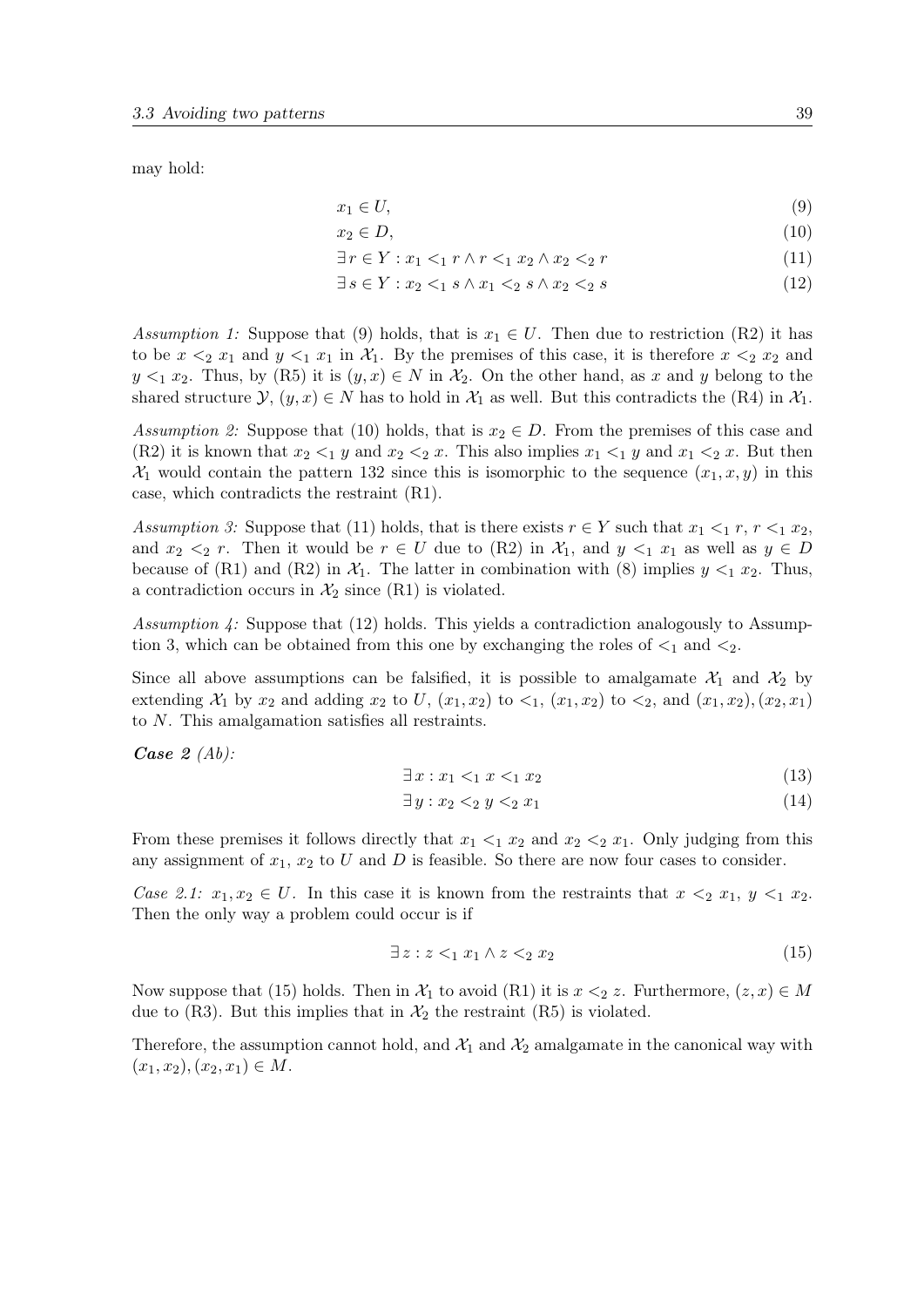may hold:

$$x_1 \in U, \tag{9}$$

$$x_2 \in D, \tag{10}$$

$$\exists\, r \in Y : x_1 <_1 r \wedge r <_1 x_2 \wedge x_2 <_2 r \tag{11}$$

$$\exists\, s \in Y : x_2 <_1 s \wedge x_1 <_2 s \wedge x_2 <_2 s \tag{12}$$

*Assumption 1:* Suppose that (9) holds, that is $x_1 \in U$. Then due to restriction (R2) it has to be $x <_2 x_1$ and $y <_1 x_1$ in $\mathcal{X}_1$. By the premises of this case, it is therefore $x <_2 x_2$ and $y <_1 x_2$. Thus, by (R5) it is $(y, x) \in N$ in $\mathcal{X}_2$. On the other hand, as $x$ and $y$ belong to the shared structure $\mathcal{Y}$, $(y, x) \in N$ has to hold in $\mathcal{X}_1$ as well. But this contradicts the (R4) in $\mathcal{X}_1$.

*Assumption 2:* Suppose that (10) holds, that is $x_2 \in D$. From the premises of this case and (R2) it is known that $x_2 <_1 y$ and $x_2 <_2 x$. This also implies $x_1 <_1 y$ and $x_1 <_2 x$. But then $\mathcal{X}_1$ would contain the pattern 132 since this is isomorphic to the sequence $(x_1, x, y)$ in this case, which contradicts the restraint (R1).

*Assumption 3:* Suppose that (11) holds, that is there exists $r \in Y$ such that $x_1 <_1 r$, $r <_1 x_2$, and $x_2 <_2 r$. Then it would be $r \in U$ due to (R2) in $\mathcal{X}_1$, and $y <_1 x_1$ as well as $y \in D$ because of (R1) and (R2) in $\mathcal{X}_1$. The latter in combination with (8) implies $y <_1 x_2$. Thus, a contradiction occurs in $\mathcal{X}_2$ since (R1) is violated.

*Assumption 4:* Suppose that (12) holds. This yields a contradiction analogously to Assumption 3, which can be obtained from this one by exchanging the roles of $<_1$ and $<_2$.

Since all above assumptions can be falsified, it is possible to amalgamate $\mathcal{X}_1$ and $\mathcal{X}_2$ by extending $\mathcal{X}_1$ by $x_2$ and adding $x_2$ to $U$, $(x_1, x_2)$ to $<_1$, $(x_1, x_2)$ to $<_2$, and $(x_1, x_2), (x_2, x_1)$ to $N$. This amalgamation satisfies all restraints.

***Case 2** (Ab):*

$$\exists\, x : x_1 <_1 x <_1 x_2 \tag{13}$$

$$\exists\, y : x_2 <_2 y <_2 x_1 \tag{14}$$

From these premises it follows directly that $x_1 <_1 x_2$ and $x_2 <_2 x_1$. Only judging from this any assignment of $x_1$, $x_2$ to $U$ and $D$ is feasible. So there are now four cases to consider.

*Case 2.1:* $x_1, x_2 \in U$. In this case it is known from the restraints that $x <_2 x_1$, $y <_1 x_2$. Then the only way a problem could occur is if

$$\exists\, z : z <_1 x_1 \wedge z <_2 x_2 \tag{15}$$

Now suppose that (15) holds. Then in $\mathcal{X}_1$ to avoid (R1) it is $x <_2 z$. Furthermore, $(z, x) \in M$ due to (R3). But this implies that in $\mathcal{X}_2$ the restraint (R5) is violated.

Therefore, the assumption cannot hold, and $\mathcal{X}_1$ and $\mathcal{X}_2$ amalgamate in the canonical way with $(x_1, x_2), (x_2, x_1) \in M$.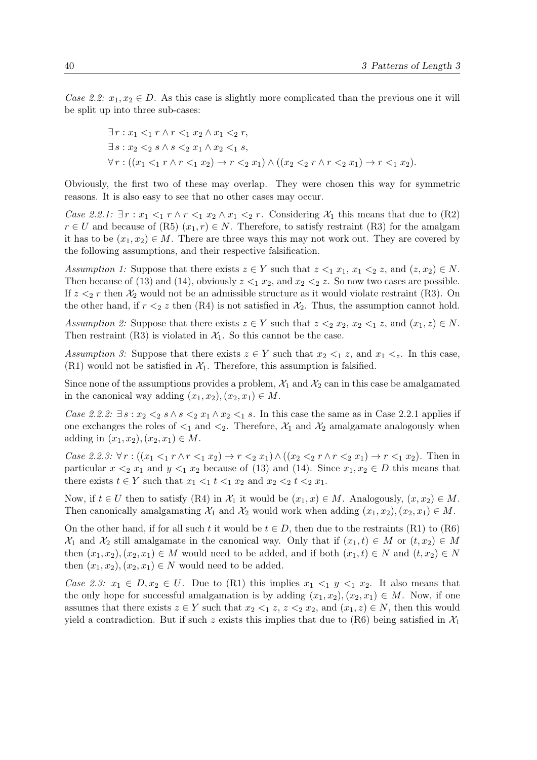*Case 2.2:* $x_1, x_2 \in D$. As this case is slightly more complicated than the previous one it will be split up into three sub-cases:

$$\exists\, r : x_1 <_1 r \wedge r <_1 x_2 \wedge x_1 <_2 r,$$
$$\exists\, s : x_2 <_2 s \wedge s <_2 x_1 \wedge x_2 <_1 s,$$
$$\forall\, r : ((x_1 <_1 r \wedge r <_1 x_2) \rightarrow r <_2 x_1) \wedge ((x_2 <_2 r \wedge r <_2 x_1) \rightarrow r <_1 x_2).$$

Obviously, the first two of these may overlap. They were chosen this way for symmetric reasons. It is also easy to see that no other cases may occur.

*Case 2.2.1:* $\exists\, r : x_1 <_1 r \wedge r <_1 x_2 \wedge x_1 <_2 r$. Considering $\mathcal{X}_1$ this means that due to (R2) $r \in U$ and because of (R5) $(x_1, r) \in N$. Therefore, to satisfy restraint (R3) for the amalgam it has to be $(x_1, x_2) \in M$. There are three ways this may not work out. They are covered by the following assumptions, and their respective falsification.

*Assumption 1:* Suppose that there exists $z \in Y$ such that $z <_1 x_1$, $x_1 <_2 z$, and $(z, x_2) \in N$. Then because of (13) and (14), obviously $z <_1 x_2$, and $x_2 <_2 z$. So now two cases are possible. If $z <_2 r$ then $\mathcal{X}_2$ would not be an admissible structure as it would violate restraint (R3). On the other hand, if $r <_2 z$ then (R4) is not satisfied in $\mathcal{X}_2$. Thus, the assumption cannot hold.

*Assumption 2:* Suppose that there exists $z \in Y$ such that $z <_2 x_2$, $x_2 <_1 z$, and $(x_1, z) \in N$. Then restraint (R3) is violated in $\mathcal{X}_1$. So this cannot be the case.

*Assumption 3:* Suppose that there exists $z \in Y$ such that $x_2 <_1 z$, and $x_1 <_z$. In this case, (R1) would not be satisfied in $\mathcal{X}_1$. Therefore, this assumption is falsified.

Since none of the assumptions provides a problem, $\mathcal{X}_1$ and $\mathcal{X}_2$ can in this case be amalgamated in the canonical way adding $(x_1, x_2), (x_2, x_1) \in M$.

*Case 2.2.2:* $\exists\, s : x_2 <_2 s \wedge s <_2 x_1 \wedge x_2 <_1 s$. In this case the same as in Case 2.2.1 applies if one exchanges the roles of $<_1$ and $<_2$. Therefore, $\mathcal{X}_1$ and $\mathcal{X}_2$ amalgamate analogously when adding in $(x_1, x_2), (x_2, x_1) \in M$.

*Case 2.2.3:* $\forall\, r : ((x_1 <_1 r \wedge r <_1 x_2) \rightarrow r <_2 x_1) \wedge ((x_2 <_2 r \wedge r <_2 x_1) \rightarrow r <_1 x_2)$. Then in particular $x <_2 x_1$ and $y <_1 x_2$ because of (13) and (14). Since $x_1, x_2 \in D$ this means that there exists $t \in Y$ such that $x_1 <_1 t <_1 x_2$ and $x_2 <_2 t <_2 x_1$.

Now, if $t \in U$ then to satisfy (R4) in $\mathcal{X}_1$ it would be $(x_1, x) \in M$. Analogously, $(x, x_2) \in M$. Then canonically amalgamating $\mathcal{X}_1$ and $\mathcal{X}_2$ would work when adding $(x_1, x_2), (x_2, x_1) \in M$.

On the other hand, if for all such $t$ it would be $t \in D$, then due to the restraints (R1) to (R6) $\mathcal{X}_1$ and $\mathcal{X}_2$ still amalgamate in the canonical way. Only that if $(x_1, t) \in M$ or $(t, x_2) \in M$ then $(x_1, x_2), (x_2, x_1) \in M$ would need to be added, and if both $(x_1, t) \in N$ and $(t, x_2) \in N$ then $(x_1, x_2), (x_2, x_1) \in N$ would need to be added.

*Case 2.3:* $x_1 \in D, x_2 \in U$. Due to (R1) this implies $x_1 <_1 y <_1 x_2$. It also means that the only hope for successful amalgamation is by adding $(x_1, x_2), (x_2, x_1) \in M$. Now, if one assumes that there exists $z \in Y$ such that $x_2 <_1 z$, $z <_2 x_2$, and $(x_1, z) \in N$, then this would yield a contradiction. But if such $z$ exists this implies that due to (R6) being satisfied in $\mathcal{X}_1$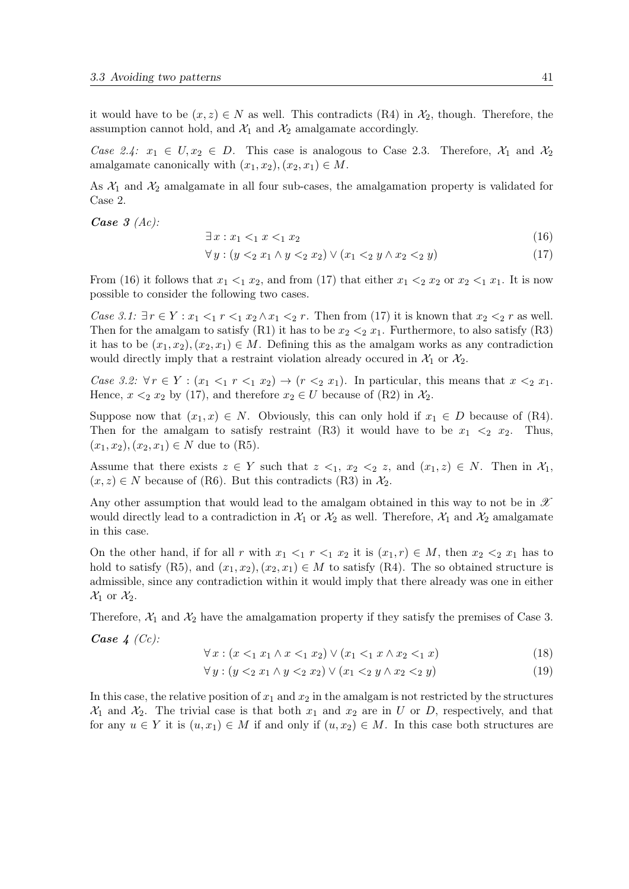it would have to be $(x, z) \in N$ as well. This contradicts (R4) in $\mathcal{X}_2$, though. Therefore, the assumption cannot hold, and $\mathcal{X}_1$ and $\mathcal{X}_2$ amalgamate accordingly.

*Case 2.4:* $x_1 \in U, x_2 \in D$. This case is analogous to Case 2.3. Therefore, $\mathcal{X}_1$ and $\mathcal{X}_2$ amalgamate canonically with $(x_1, x_2), (x_2, x_1) \in M$.

As $\mathcal{X}_1$ and $\mathcal{X}_2$ amalgamate in all four sub-cases, the amalgamation property is validated for Case 2.

***Case 3** (Ac):*

$$\exists x : x_1 <_1 x <_1 x_2 \tag{16}$$

$$\forall y : (y <_2 x_1 \wedge y <_2 x_2) \vee (x_1 <_2 y \wedge x_2 <_2 y) \tag{17}$$

From (16) it follows that $x_1 <_1 x_2$, and from (17) that either $x_1 <_2 x_2$ or $x_2 <_1 x_1$. It is now possible to consider the following two cases.

*Case 3.1:* $\exists r \in Y : x_1 <_1 r <_1 x_2 \wedge x_1 <_2 r$. Then from (17) it is known that $x_2 <_2 r$ as well. Then for the amalgam to satisfy (R1) it has to be $x_2 <_2 x_1$. Furthermore, to also satisfy (R3) it has to be $(x_1, x_2), (x_2, x_1) \in M$. Defining this as the amalgam works as any contradiction would directly imply that a restraint violation already occured in $\mathcal{X}_1$ or $\mathcal{X}_2$.

*Case 3.2:* $\forall r \in Y : (x_1 <_1 r <_1 x_2) \rightarrow (r <_2 x_1)$. In particular, this means that $x <_2 x_1$. Hence, $x <_2 x_2$ by (17), and therefore $x_2 \in U$ because of (R2) in $\mathcal{X}_2$.

Suppose now that $(x_1, x) \in N$. Obviously, this can only hold if $x_1 \in D$ because of (R4). Then for the amalgam to satisfy restraint (R3) it would have to be $x_1 <_2 x_2$. Thus, $(x_1, x_2), (x_2, x_1) \in N$ due to (R5).

Assume that there exists $z \in Y$ such that $z <_1 x_2 <_2 z$, and $(x_1, z) \in N$. Then in $\mathcal{X}_1$, $(x, z) \in N$ because of (R6). But this contradicts (R3) in $\mathcal{X}_2$.

Any other assumption that would lead to the amalgam obtained in this way to not be in $\mathscr{X}$ would directly lead to a contradiction in $\mathcal{X}_1$ or $\mathcal{X}_2$ as well. Therefore, $\mathcal{X}_1$ and $\mathcal{X}_2$ amalgamate in this case.

On the other hand, if for all $r$ with $x_1 <_1 r <_1 x_2$ it is $(x_1, r) \in M$, then $x_2 <_2 x_1$ has to hold to satisfy (R5), and $(x_1, x_2), (x_2, x_1) \in M$ to satisfy (R4). The so obtained structure is admissible, since any contradiction within it would imply that there already was one in either $\mathcal{X}_1$ or $\mathcal{X}_2$.

Therefore, $\mathcal{X}_1$ and $\mathcal{X}_2$ have the amalgamation property if they satisfy the premises of Case 3.

***Case 4** (Cc):*

$$\forall x : (x <_1 x_1 \wedge x <_1 x_2) \vee (x_1 <_1 x \wedge x_2 <_1 x) \tag{18}$$

$$\forall y : (y <_2 x_1 \wedge y <_2 x_2) \vee (x_1 <_2 y \wedge x_2 <_2 y) \tag{19}$$

In this case, the relative position of $x_1$ and $x_2$ in the amalgam is not restricted by the structures $\mathcal{X}_1$ and $\mathcal{X}_2$. The trivial case is that both $x_1$ and $x_2$ are in $U$ or $D$, respectively, and that for any $u \in Y$ it is $(u, x_1) \in M$ if and only if $(u, x_2) \in M$. In this case both structures are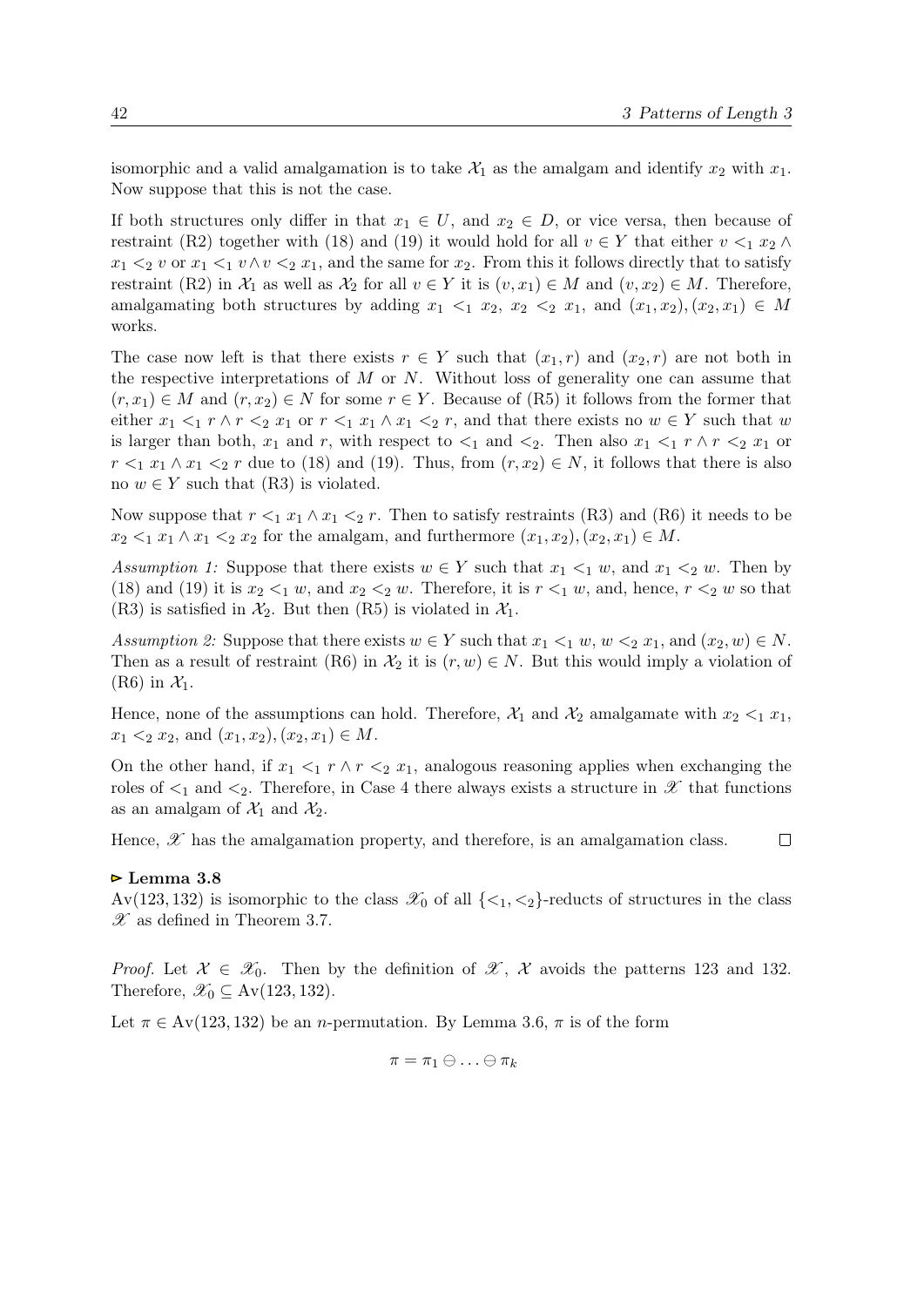isomorphic and a valid amalgamation is to take $\mathcal{X}_1$ as the amalgam and identify $x_2$ with $x_1$. Now suppose that this is not the case.

If both structures only differ in that $x_1 \in U$, and $x_2 \in D$, or vice versa, then because of restraint (R2) together with (18) and (19) it would hold for all $v \in Y$ that either $v <_1 x_2 \wedge x_1 <_2 v$ or $x_1 <_1 v \wedge v <_2 x_1$, and the same for $x_2$. From this it follows directly that to satisfy restraint (R2) in $\mathcal{X}_1$ as well as $\mathcal{X}_2$ for all $v \in Y$ it is $(v, x_1) \in M$ and $(v, x_2) \in M$. Therefore, amalgamating both structures by adding $x_1 <_1 x_2$, $x_2 <_2 x_1$, and $(x_1, x_2), (x_2, x_1) \in M$ works.

The case now left is that there exists $r \in Y$ such that $(x_1, r)$ and $(x_2, r)$ are not both in the respective interpretations of $M$ or $N$. Without loss of generality one can assume that $(r, x_1) \in M$ and $(r, x_2) \in N$ for some $r \in Y$. Because of (R5) it follows from the former that either $x_1 <_1 r \wedge r <_2 x_1$ or $r <_1 x_1 \wedge x_1 <_2 r$, and that there exists no $w \in Y$ such that $w$ is larger than both, $x_1$ and $r$, with respect to $<_1$ and $<_2$. Then also $x_1 <_1 r \wedge r <_2 x_1$ or $r <_1 x_1 \wedge x_1 <_2 r$ due to (18) and (19). Thus, from $(r, x_2) \in N$, it follows that there is also no $w \in Y$ such that (R3) is violated.

Now suppose that $r <_1 x_1 \wedge x_1 <_2 r$. Then to satisfy restraints (R3) and (R6) it needs to be $x_2 <_1 x_1 \wedge x_1 <_2 x_2$ for the amalgam, and furthermore $(x_1, x_2), (x_2, x_1) \in M$.

*Assumption 1:* Suppose that there exists $w \in Y$ such that $x_1 <_1 w$, and $x_1 <_2 w$. Then by (18) and (19) it is $x_2 <_1 w$, and $x_2 <_2 w$. Therefore, it is $r <_1 w$, and, hence, $r <_2 w$ so that (R3) is satisfied in $\mathcal{X}_2$. But then (R5) is violated in $\mathcal{X}_1$.

*Assumption 2:* Suppose that there exists $w \in Y$ such that $x_1 <_1 w$, $w <_2 x_1$, and $(x_2, w) \in N$. Then as a result of restraint (R6) in $\mathcal{X}_2$ it is $(r, w) \in N$. But this would imply a violation of (R6) in $\mathcal{X}_1$.

Hence, none of the assumptions can hold. Therefore, $\mathcal{X}_1$ and $\mathcal{X}_2$ amalgamate with $x_2 <_1 x_1$, $x_1 <_2 x_2$, and $(x_1, x_2), (x_2, x_1) \in M$.

On the other hand, if $x_1 <_1 r \wedge r <_2 x_1$, analogous reasoning applies when exchanging the roles of $<_1$ and $<_2$. Therefore, in Case 4 there always exists a structure in $\mathscr{X}$ that functions as an amalgam of $\mathcal{X}_1$ and $\mathcal{X}_2$.

Hence, $\mathscr{X}$ has the amalgamation property, and therefore, is an amalgamation class. □

**▻ Lemma 3.8**
Av(123, 132) is isomorphic to the class $\mathscr{X}_0$ of all $\{<_1, <_2\}$-reducts of structures in the class $\mathscr{X}$ as defined in Theorem 3.7.

*Proof.* Let $\mathcal{X} \in \mathscr{X}_0$. Then by the definition of $\mathscr{X}$, $\mathcal{X}$ avoids the patterns 123 and 132. Therefore, $\mathscr{X}_0 \subseteq$ Av(123, 132).

Let $\pi \in$ Av(123, 132) be an $n$-permutation. By Lemma 3.6, $\pi$ is of the form

$$\pi = \pi_1 \ominus \ldots \ominus \pi_k$$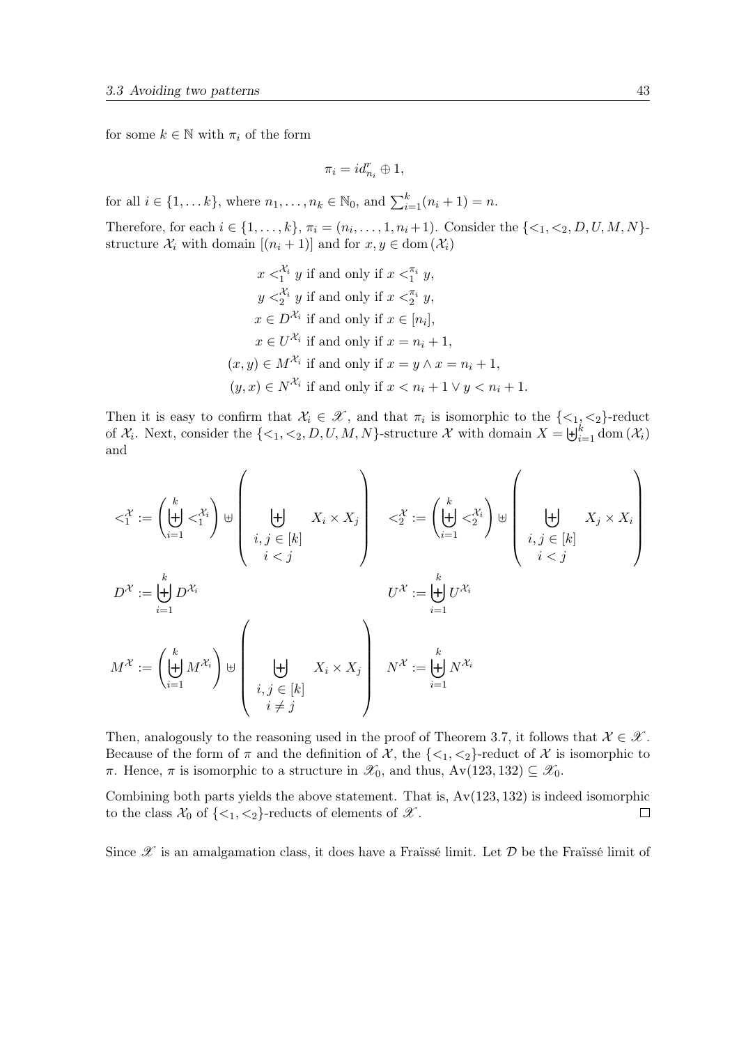for some $k \in \mathbb{N}$ with $\pi_i$ of the form

$$\pi_i = id^r_{n_i} \oplus 1,$$

for all $i \in \{1, \dots k\}$, where $n_1, \dots, n_k \in \mathbb{N}_0$, and $\sum_{i=1}^{k}(n_i + 1) = n$.

Therefore, for each $i \in \{1, \dots, k\}$, $\pi_i = (n_i, \dots, 1, n_i + 1)$. Consider the $\{<_1, <_2, D, U, M, N\}$-structure $\mathcal{X}_i$ with domain $[(n_i + 1)]$ and for $x, y \in \operatorname{dom}(\mathcal{X}_i)$

$$\begin{aligned}
x <_1^{\mathcal{X}_i} y &\text{ if and only if } x <_1^{\pi_i} y, \\
y <_2^{\mathcal{X}_i} y &\text{ if and only if } x <_2^{\pi_i} y, \\
x \in D^{\mathcal{X}_i} &\text{ if and only if } x \in [n_i], \\
x \in U^{\mathcal{X}_i} &\text{ if and only if } x = n_i + 1, \\
(x, y) \in M^{\mathcal{X}_i} &\text{ if and only if } x = y \wedge x = n_i + 1, \\
(y, x) \in N^{\mathcal{X}_i} &\text{ if and only if } x < n_i + 1 \vee y < n_i + 1.
\end{aligned}$$

Then it is easy to confirm that $\mathcal{X}_i \in \mathscr{X}$, and that $\pi_i$ is isomorphic to the $\{<_1, <_2\}$-reduct of $\mathcal{X}_i$. Next, consider the $\{<_1, <_2, D, U, M, N\}$-structure $\mathcal{X}$ with domain $X = \biguplus_{i=1}^{k} \operatorname{dom}(\mathcal{X}_i)$ and

$$<_1^{\mathcal{X}} := \left( \biguplus_{i=1}^{k} <_1^{\mathcal{X}_i} \right) \uplus \left( \biguplus_{\substack{i,j \in [k] \\ i < j}} X_i \times X_j \right) \quad <_2^{\mathcal{X}} := \left( \biguplus_{i=1}^{k} <_2^{\mathcal{X}_i} \right) \uplus \left( \biguplus_{\substack{i,j \in [k] \\ i < j}} X_j \times X_i \right)$$

$$D^{\mathcal{X}} := \biguplus_{i=1}^{k} D^{\mathcal{X}_i} \qquad U^{\mathcal{X}} := \biguplus_{i=1}^{k} U^{\mathcal{X}_i}$$

$$M^{\mathcal{X}} := \left( \biguplus_{i=1}^{k} M^{\mathcal{X}_i} \right) \uplus \left( \biguplus_{\substack{i,j \in [k] \\ i \neq j}} X_i \times X_j \right) \quad N^{\mathcal{X}} := \biguplus_{i=1}^{k} N^{\mathcal{X}_i}$$

Then, analogously to the reasoning used in the proof of Theorem 3.7, it follows that $\mathcal{X} \in \mathscr{X}$. Because of the form of $\pi$ and the definition of $\mathcal{X}$, the $\{<_1, <_2\}$-reduct of $\mathcal{X}$ is isomorphic to $\pi$. Hence, $\pi$ is isomorphic to a structure in $\mathscr{X}_0$, and thus, $\operatorname{Av}(123, 132) \subseteq \mathscr{X}_0$.

Combining both parts yields the above statement. That is, $\operatorname{Av}(123, 132)$ is indeed isomorphic to the class $\mathcal{X}_0$ of $\{<_1, <_2\}$-reducts of elements of $\mathscr{X}$. $\square$

Since $\mathscr{X}$ is an amalgamation class, it does have a Fraïssé limit. Let $\mathcal{D}$ be the Fraïssé limit of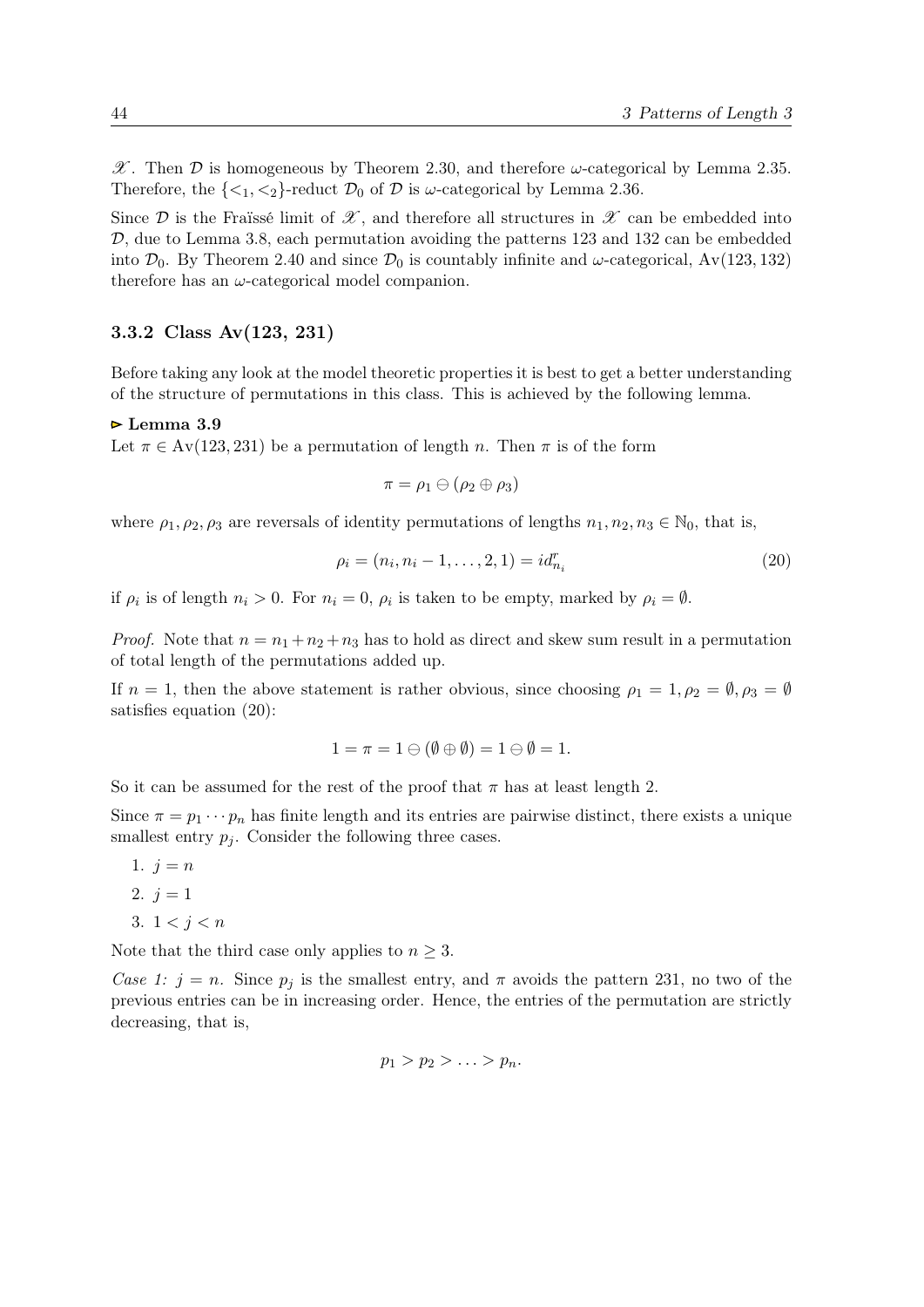$\mathscr{X}$. Then $\mathcal{D}$ is homogeneous by Theorem 2.30, and therefore $\omega$-categorical by Lemma 2.35. Therefore, the $\{<_1, <_2\}$-reduct $\mathcal{D}_0$ of $\mathcal{D}$ is $\omega$-categorical by Lemma 2.36.

Since $\mathcal{D}$ is the Fraïssé limit of $\mathscr{X}$, and therefore all structures in $\mathscr{X}$ can be embedded into $\mathcal{D}$, due to Lemma 3.8, each permutation avoiding the patterns 123 and 132 can be embedded into $\mathcal{D}_0$. By Theorem 2.40 and since $\mathcal{D}_0$ is countably infinite and $\omega$-categorical, $\mathrm{Av}(123, 132)$ therefore has an $\omega$-categorical model companion.

### 3.3.2 Class Av(123, 231)

Before taking any look at the model theoretic properties it is best to get a better understanding of the structure of permutations in this class. This is achieved by the following lemma.

**▻ Lemma 3.9**
Let $\pi \in \mathrm{Av}(123, 231)$ be a permutation of length $n$. Then $\pi$ is of the form

$$\pi = \rho_1 \ominus (\rho_2 \oplus \rho_3)$$

where $\rho_1, \rho_2, \rho_3$ are reversals of identity permutations of lengths $n_1, n_2, n_3 \in \mathbb{N}_0$, that is,

$$\rho_i = (n_i, n_i - 1, \ldots, 2, 1) = id^r_{n_i} \tag{20}$$

if $\rho_i$ is of length $n_i > 0$. For $n_i = 0$, $\rho_i$ is taken to be empty, marked by $\rho_i = \emptyset$.

*Proof.* Note that $n = n_1 + n_2 + n_3$ has to hold as direct and skew sum result in a permutation of total length of the permutations added up.

If $n = 1$, then the above statement is rather obvious, since choosing $\rho_1 = 1, \rho_2 = \emptyset, \rho_3 = \emptyset$ satisfies equation (20):

$$1 = \pi = 1 \ominus (\emptyset \oplus \emptyset) = 1 \ominus \emptyset = 1.$$

So it can be assumed for the rest of the proof that $\pi$ has at least length 2.

Since $\pi = p_1 \cdots p_n$ has finite length and its entries are pairwise distinct, there exists a unique smallest entry $p_j$. Consider the following three cases.

1. $j = n$
2. $j = 1$
3. $1 < j < n$

Note that the third case only applies to $n \geq 3$.

*Case 1:* $j = n$. Since $p_j$ is the smallest entry, and $\pi$ avoids the pattern 231, no two of the previous entries can be in increasing order. Hence, the entries of the permutation are strictly decreasing, that is,

$$p_1 > p_2 > \ldots > p_n.$$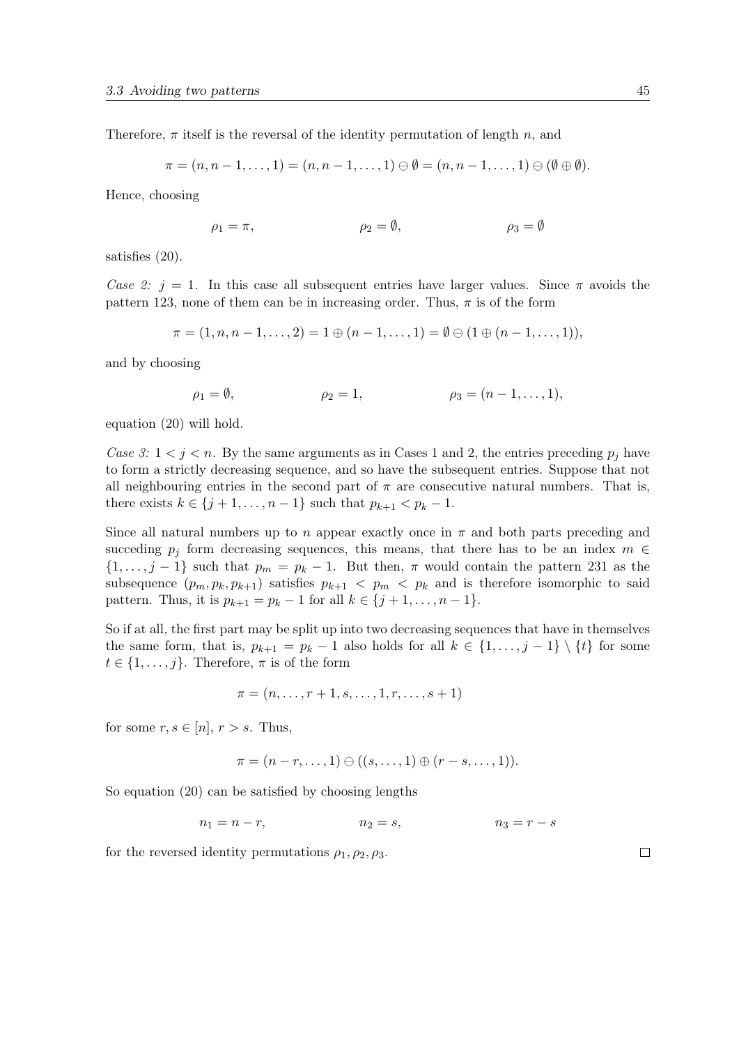Therefore, $\pi$ itself is the reversal of the identity permutation of length $n$, and

$$\pi = (n, n-1, \ldots, 1) = (n, n-1, \ldots, 1) \ominus \emptyset = (n, n-1, \ldots, 1) \ominus (\emptyset \oplus \emptyset).$$

Hence, choosing

$$\rho_1 = \pi, \qquad \rho_2 = \emptyset, \qquad \rho_3 = \emptyset$$

satisfies (20).

*Case 2:* $j = 1$. In this case all subsequent entries have larger values. Since $\pi$ avoids the pattern 123, none of them can be in increasing order. Thus, $\pi$ is of the form

$$\pi = (1, n, n-1, \ldots, 2) = 1 \oplus (n-1, \ldots, 1) = \emptyset \ominus (1 \oplus (n-1, \ldots, 1)),$$

and by choosing

$$\rho_1 = \emptyset, \qquad \rho_2 = 1, \qquad \rho_3 = (n-1, \ldots, 1),$$

equation (20) will hold.

*Case 3:* $1 < j < n$. By the same arguments as in Cases 1 and 2, the entries preceding $p_j$ have to form a strictly decreasing sequence, and so have the subsequent entries. Suppose that not all neighbouring entries in the second part of $\pi$ are consecutive natural numbers. That is, there exists $k \in \{j+1, \ldots, n-1\}$ such that $p_{k+1} < p_k - 1$.

Since all natural numbers up to $n$ appear exactly once in $\pi$ and both parts preceding and succeding $p_j$ form decreasing sequences, this means, that there has to be an index $m \in \{1, \ldots, j-1\}$ such that $p_m = p_k - 1$. But then, $\pi$ would contain the pattern 231 as the subsequence $(p_m, p_k, p_{k+1})$ satisfies $p_{k+1} < p_m < p_k$ and is therefore isomorphic to said pattern. Thus, it is $p_{k+1} = p_k - 1$ for all $k \in \{j+1, \ldots, n-1\}$.

So if at all, the first part may be split up into two decreasing sequences that have in themselves the same form, that is, $p_{k+1} = p_k - 1$ also holds for all $k \in \{1, \ldots, j-1\} \setminus \{t\}$ for some $t \in \{1, \ldots, j\}$. Therefore, $\pi$ is of the form

$$\pi = (n, \ldots, r+1, s, \ldots, 1, r, \ldots, s+1)$$

for some $r, s \in [n]$, $r > s$. Thus,

$$\pi = (n-r, \ldots, 1) \ominus ((s, \ldots, 1) \oplus (r-s, \ldots, 1)).$$

So equation (20) can be satisfied by choosing lengths

$$n_1 = n - r, \qquad n_2 = s, \qquad n_3 = r - s$$

for the reversed identity permutations $\rho_1, \rho_2, \rho_3$. $\square$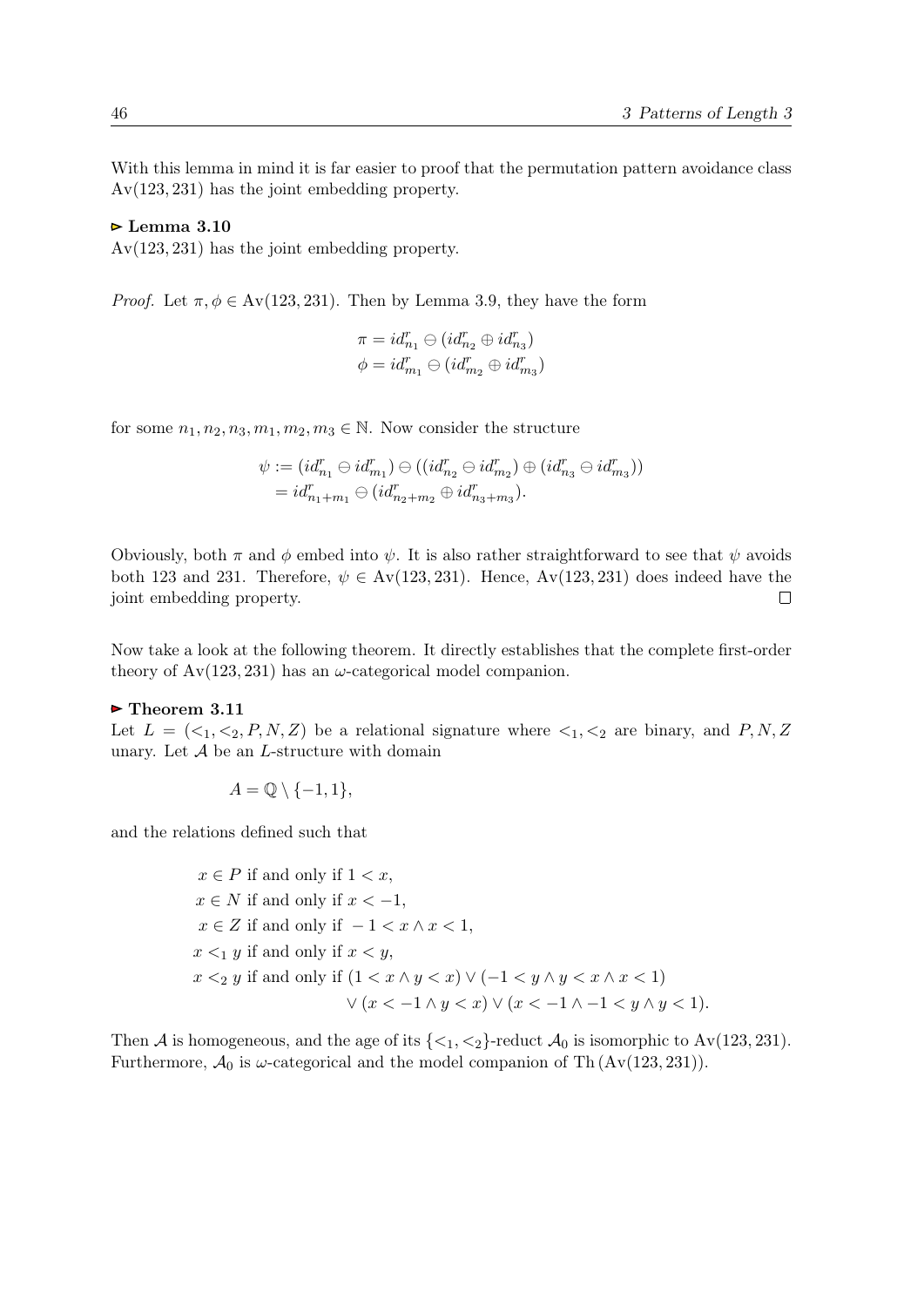With this lemma in mind it is far easier to proof that the permutation pattern avoidance class $\text{Av}(123, 231)$ has the joint embedding property.

**▷ Lemma 3.10**
$\text{Av}(123, 231)$ has the joint embedding property.

*Proof.* Let $\pi, \phi \in \text{Av}(123, 231)$. Then by Lemma 3.9, they have the form

$$\pi = id^r_{n_1} \ominus (id^r_{n_2} \oplus id^r_{n_3})$$
$$\phi = id^r_{m_1} \ominus (id^r_{m_2} \oplus id^r_{m_3})$$

for some $n_1, n_2, n_3, m_1, m_2, m_3 \in \mathbb{N}$. Now consider the structure

$$\psi := (id^r_{n_1} \ominus id^r_{m_1}) \ominus ((id^r_{n_2} \ominus id^r_{m_2}) \oplus (id^r_{n_3} \ominus id^r_{m_3}))$$
$$= id^r_{n_1+m_1} \ominus (id^r_{n_2+m_2} \oplus id^r_{n_3+m_3}).$$

Obviously, both $\pi$ and $\phi$ embed into $\psi$. It is also rather straightforward to see that $\psi$ avoids both 123 and 231. Therefore, $\psi \in \text{Av}(123, 231)$. Hence, $\text{Av}(123, 231)$ does indeed have the joint embedding property. □

Now take a look at the following theorem. It directly establishes that the complete first-order theory of $\text{Av}(123, 231)$ has an $\omega$-categorical model companion.

**▶ Theorem 3.11**
Let $L = (<_1, <_2, P, N, Z)$ be a relational signature where $<_1, <_2$ are binary, and $P, N, Z$ unary. Let $\mathcal{A}$ be an $L$-structure with domain

$$A = \mathbb{Q} \setminus \{-1, 1\},$$

and the relations defined such that

$$\begin{aligned}
&x \in P \text{ if and only if } 1 < x, \\
&x \in N \text{ if and only if } x < -1, \\
&x \in Z \text{ if and only if } -1 < x \wedge x < 1, \\
&x <_1 y \text{ if and only if } x < y, \\
&x <_2 y \text{ if and only if } (1 < x \wedge y < x) \vee (-1 < y \wedge y < x \wedge x < 1) \\
&\qquad\qquad \vee (x < -1 \wedge y < x) \vee (x < -1 \wedge -1 < y \wedge y < 1).
\end{aligned}$$

Then $\mathcal{A}$ is homogeneous, and the age of its $\{<_1, <_2\}$-reduct $\mathcal{A}_0$ is isomorphic to $\text{Av}(123, 231)$. Furthermore, $\mathcal{A}_0$ is $\omega$-categorical and the model companion of $\text{Th}(\text{Av}(123, 231))$.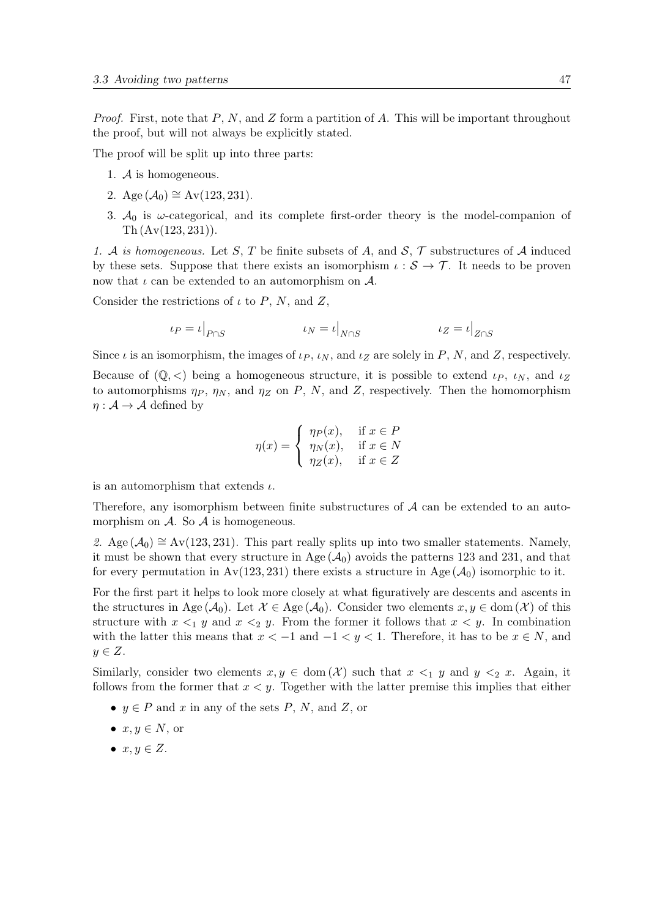*Proof.* First, note that $P$, $N$, and $Z$ form a partition of $A$. This will be important throughout the proof, but will not always be explicitly stated.

The proof will be split up into three parts:

1. $\mathcal{A}$ is homogeneous.
2. $\mathrm{Age}(\mathcal{A}_0) \cong \mathrm{Av}(123, 231)$.
3. $\mathcal{A}_0$ is $\omega$-categorical, and its complete first-order theory is the model-companion of $\mathrm{Th}(\mathrm{Av}(123, 231))$.

*1. $\mathcal{A}$ is homogeneous.* Let $S$, $T$ be finite subsets of $A$, and $\mathcal{S}$, $\mathcal{T}$ substructures of $\mathcal{A}$ induced by these sets. Suppose that there exists an isomorphism $\iota : \mathcal{S} \to \mathcal{T}$. It needs to be proven now that $\iota$ can be extended to an automorphism on $\mathcal{A}$.

Consider the restrictions of $\iota$ to $P$, $N$, and $Z$,

$$\iota_P = \iota\big|_{P \cap S} \qquad\qquad \iota_N = \iota\big|_{N \cap S} \qquad\qquad \iota_Z = \iota\big|_{Z \cap S}$$

Since $\iota$ is an isomorphism, the images of $\iota_P$, $\iota_N$, and $\iota_Z$ are solely in $P$, $N$, and $Z$, respectively.

Because of $(\mathbb{Q}, <)$ being a homogeneous structure, it is possible to extend $\iota_P$, $\iota_N$, and $\iota_Z$ to automorphisms $\eta_P$, $\eta_N$, and $\eta_Z$ on $P$, $N$, and $Z$, respectively. Then the homomorphism $\eta : \mathcal{A} \to \mathcal{A}$ defined by

$$\eta(x) = \begin{cases} \eta_P(x), & \text{if } x \in P \\ \eta_N(x), & \text{if } x \in N \\ \eta_Z(x), & \text{if } x \in Z \end{cases}$$

is an automorphism that extends $\iota$.

Therefore, any isomorphism between finite substructures of $\mathcal{A}$ can be extended to an automorphism on $\mathcal{A}$. So $\mathcal{A}$ is homogeneous.

*2.* $\mathrm{Age}(\mathcal{A}_0) \cong \mathrm{Av}(123, 231)$. This part really splits up into two smaller statements. Namely, it must be shown that every structure in $\mathrm{Age}(\mathcal{A}_0)$ avoids the patterns 123 and 231, and that for every permutation in $\mathrm{Av}(123, 231)$ there exists a structure in $\mathrm{Age}(\mathcal{A}_0)$ isomorphic to it.

For the first part it helps to look more closely at what figuratively are descents and ascents in the structures in $\mathrm{Age}(\mathcal{A}_0)$. Let $\mathcal{X} \in \mathrm{Age}(\mathcal{A}_0)$. Consider two elements $x, y \in \mathrm{dom}(\mathcal{X})$ of this structure with $x <_1 y$ and $x <_2 y$. From the former it follows that $x < y$. In combination with the latter this means that $x < -1$ and $-1 < y < 1$. Therefore, it has to be $x \in N$, and $y \in Z$.

Similarly, consider two elements $x, y \in \mathrm{dom}(\mathcal{X})$ such that $x <_1 y$ and $y <_2 x$. Again, it follows from the former that $x < y$. Together with the latter premise this implies that either

- $y \in P$ and $x$ in any of the sets $P$, $N$, and $Z$, or
- $x, y \in N$, or
- $x, y \in Z$.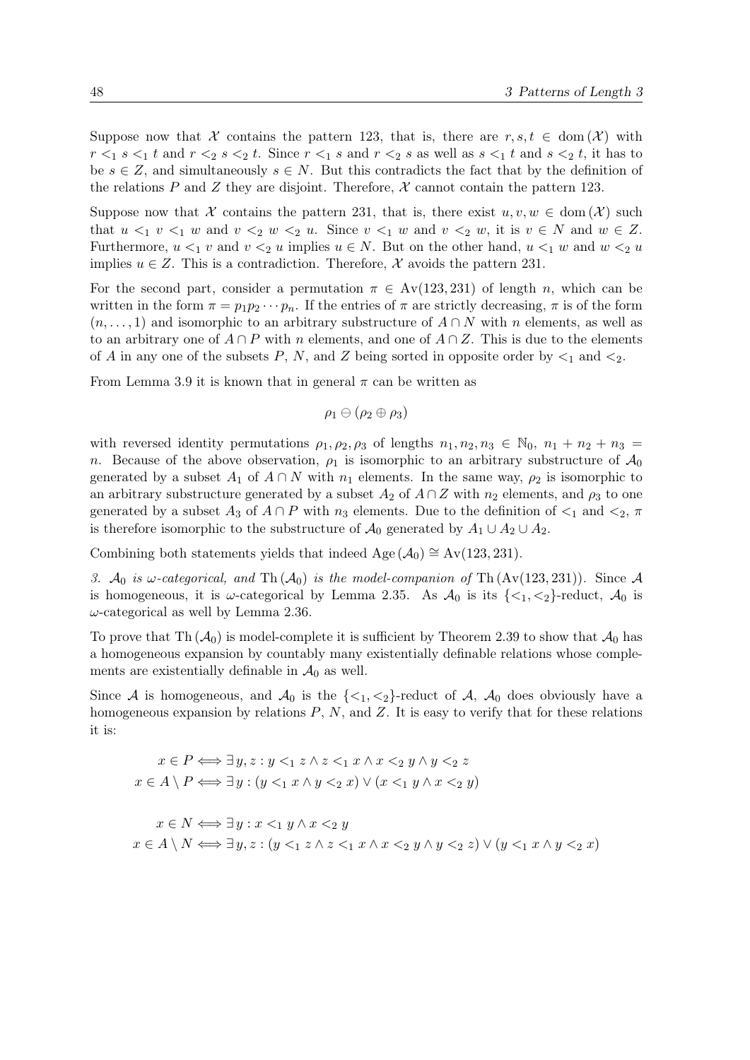Suppose now that $\mathcal{X}$ contains the pattern 123, that is, there are $r, s, t \in \operatorname{dom}(\mathcal{X})$ with $r <_1 s <_1 t$ and $r <_2 s <_2 t$. Since $r <_1 s$ and $r <_2 s$ as well as $s <_1 t$ and $s <_2 t$, it has to be $s \in Z$, and simultaneously $s \in N$. But this contradicts the fact that by the definition of the relations $P$ and $Z$ they are disjoint. Therefore, $\mathcal{X}$ cannot contain the pattern 123.

Suppose now that $\mathcal{X}$ contains the pattern 231, that is, there exist $u, v, w \in \operatorname{dom}(\mathcal{X})$ such that $u <_1 v <_1 w$ and $v <_2 w <_2 u$. Since $v <_1 w$ and $v <_2 w$, it is $v \in N$ and $w \in Z$. Furthermore, $u <_1 v$ and $v <_2 u$ implies $u \in N$. But on the other hand, $u <_1 w$ and $w <_2 u$ implies $u \in Z$. This is a contradiction. Therefore, $\mathcal{X}$ avoids the pattern 231.

For the second part, consider a permutation $\pi \in \operatorname{Av}(123, 231)$ of length $n$, which can be written in the form $\pi = p_1 p_2 \cdots p_n$. If the entries of $\pi$ are strictly decreasing, $\pi$ is of the form $(n, \ldots, 1)$ and isomorphic to an arbitrary substructure of $A \cap N$ with $n$ elements, as well as to an arbitrary one of $A \cap P$ with $n$ elements, and one of $A \cap Z$. This is due to the elements of $A$ in any one of the subsets $P$, $N$, and $Z$ being sorted in opposite order by $<_1$ and $<_2$.

From Lemma 3.9 it is known that in general $\pi$ can be written as

$$\rho_1 \ominus (\rho_2 \oplus \rho_3)$$

with reversed identity permutations $\rho_1, \rho_2, \rho_3$ of lengths $n_1, n_2, n_3 \in \mathbb{N}_0$, $n_1 + n_2 + n_3 = n$. Because of the above observation, $\rho_1$ is isomorphic to an arbitrary substructure of $\mathcal{A}_0$ generated by a subset $A_1$ of $A \cap N$ with $n_1$ elements. In the same way, $\rho_2$ is isomorphic to an arbitrary substructure generated by a subset $A_2$ of $A \cap Z$ with $n_2$ elements, and $\rho_3$ to one generated by a subset $A_3$ of $A \cap P$ with $n_3$ elements. Due to the definition of $<_1$ and $<_2$, $\pi$ is therefore isomorphic to the substructure of $\mathcal{A}_0$ generated by $A_1 \cup A_2 \cup A_2$.

Combining both statements yields that indeed $\operatorname{Age}(\mathcal{A}_0) \cong \operatorname{Av}(123, 231)$.

*3. $\mathcal{A}_0$ is $\omega$-categorical, and $\operatorname{Th}(\mathcal{A}_0)$ is the model-companion of $\operatorname{Th}(\operatorname{Av}(123, 231))$.* Since $\mathcal{A}$ is homogeneous, it is $\omega$-categorical by Lemma 2.35. As $\mathcal{A}_0$ is its $\{<_1, <_2\}$-reduct, $\mathcal{A}_0$ is $\omega$-categorical as well by Lemma 2.36.

To prove that $\operatorname{Th}(\mathcal{A}_0)$ is model-complete it is sufficient by Theorem 2.39 to show that $\mathcal{A}_0$ has a homogeneous expansion by countably many existentially definable relations whose complements are existentially definable in $\mathcal{A}_0$ as well.

Since $\mathcal{A}$ is homogeneous, and $\mathcal{A}_0$ is the $\{<_1, <_2\}$-reduct of $\mathcal{A}$, $\mathcal{A}_0$ does obviously have a homogeneous expansion by relations $P$, $N$, and $Z$. It is easy to verify that for these relations it is:

$$x \in P \iff \exists y, z : y <_1 z \wedge z <_1 x \wedge x <_2 y \wedge y <_2 z$$
$$x \in A \setminus P \iff \exists y : (y <_1 x \wedge y <_2 x) \vee (x <_1 y \wedge x <_2 y)$$

$$x \in N \iff \exists y : x <_1 y \wedge x <_2 y$$
$$x \in A \setminus N \iff \exists y, z : (y <_1 z \wedge z <_1 x \wedge x <_2 y \wedge y <_2 z) \vee (y <_1 x \wedge y <_2 x)$$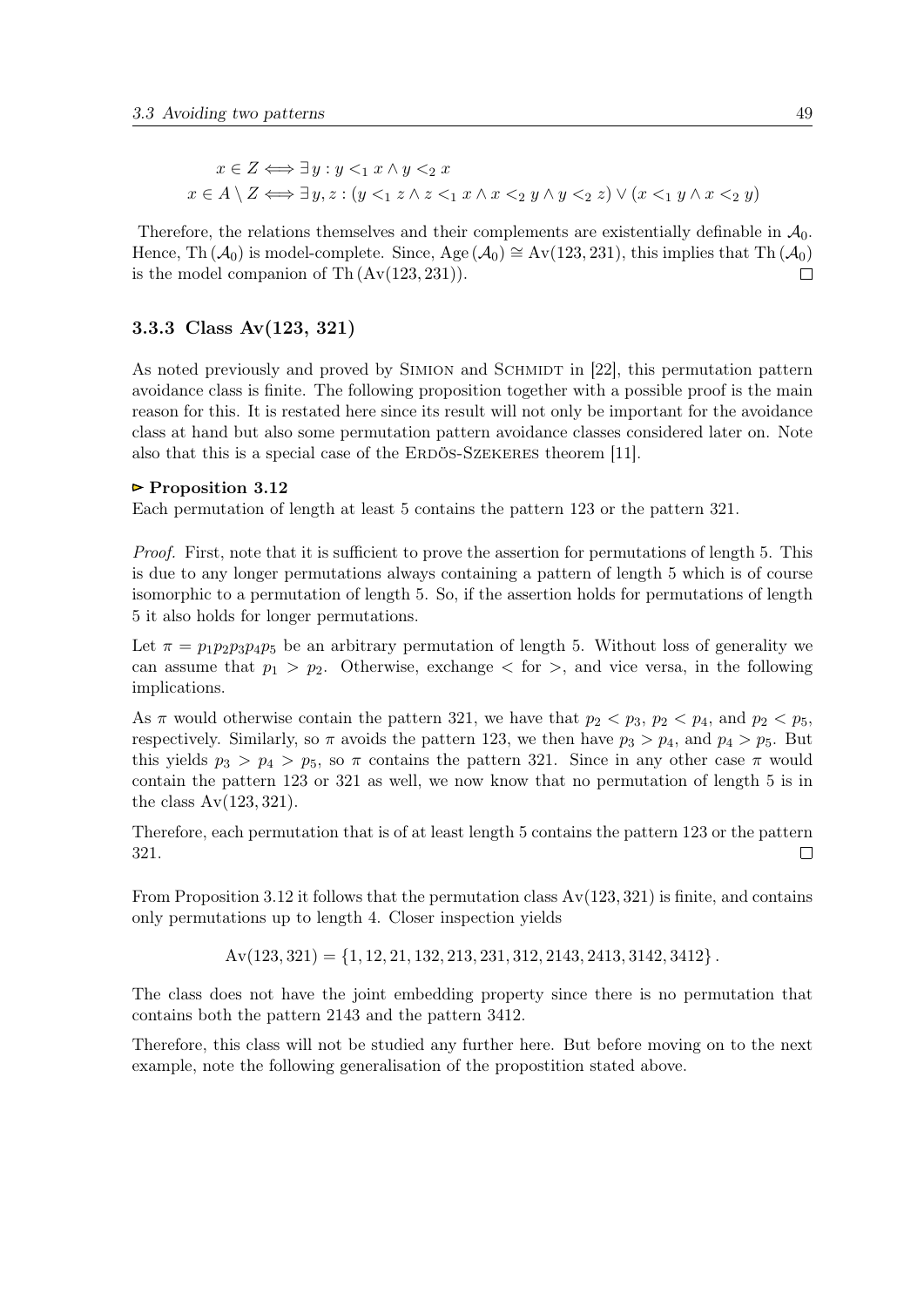$$x \in Z \iff \exists y : y <_1 x \wedge y <_2 x$$

$$x \in A \setminus Z \iff \exists y, z : (y <_1 z \wedge z <_1 x \wedge x <_2 y \wedge y <_2 z) \vee (x <_1 y \wedge x <_2 y)$$

Therefore, the relations themselves and their complements are existentially definable in $\mathcal{A}_0$. Hence, $\mathrm{Th}(\mathcal{A}_0)$ is model-complete. Since, $\mathrm{Age}(\mathcal{A}_0) \cong \mathrm{Av}(123, 231)$, this implies that $\mathrm{Th}(\mathcal{A}_0)$ is the model companion of $\mathrm{Th}(\mathrm{Av}(123, 231))$. □

### 3.3.3 Class Av(123, 321)

As noted previously and proved by Simion and Schmidt in [22], this permutation pattern avoidance class is finite. The following proposition together with a possible proof is the main reason for this. It is restated here since its result will not only be important for the avoidance class at hand but also some permutation pattern avoidance classes considered later on. Note also that this is a special case of the Erdös-Szekeres theorem [11].

**▻ Proposition 3.12**
Each permutation of length at least 5 contains the pattern 123 or the pattern 321.

*Proof.* First, note that it is sufficient to prove the assertion for permutations of length 5. This is due to any longer permutations always containing a pattern of length 5 which is of course isomorphic to a permutation of length 5. So, if the assertion holds for permutations of length 5 it also holds for longer permutations.

Let $\pi = p_1p_2p_3p_4p_5$ be an arbitrary permutation of length 5. Without loss of generality we can assume that $p_1 > p_2$. Otherwise, exchange $<$ for $>$, and vice versa, in the following implications.

As $\pi$ would otherwise contain the pattern 321, we have that $p_2 < p_3$, $p_2 < p_4$, and $p_2 < p_5$, respectively. Similarly, so $\pi$ avoids the pattern 123, we then have $p_3 > p_4$, and $p_4 > p_5$. But this yields $p_3 > p_4 > p_5$, so $\pi$ contains the pattern 321. Since in any other case $\pi$ would contain the pattern 123 or 321 as well, we now know that no permutation of length 5 is in the class $\mathrm{Av}(123, 321)$.

Therefore, each permutation that is of at least length 5 contains the pattern 123 or the pattern 321. □

From Proposition 3.12 it follows that the permutation class $\mathrm{Av}(123, 321)$ is finite, and contains only permutations up to length 4. Closer inspection yields

$$\mathrm{Av}(123, 321) = \{1, 12, 21, 132, 213, 231, 312, 2143, 2413, 3142, 3412\}.$$

The class does not have the joint embedding property since there is no permutation that contains both the pattern 2143 and the pattern 3412.

Therefore, this class will not be studied any further here. But before moving on to the next example, note the following generalisation of the propostition stated above.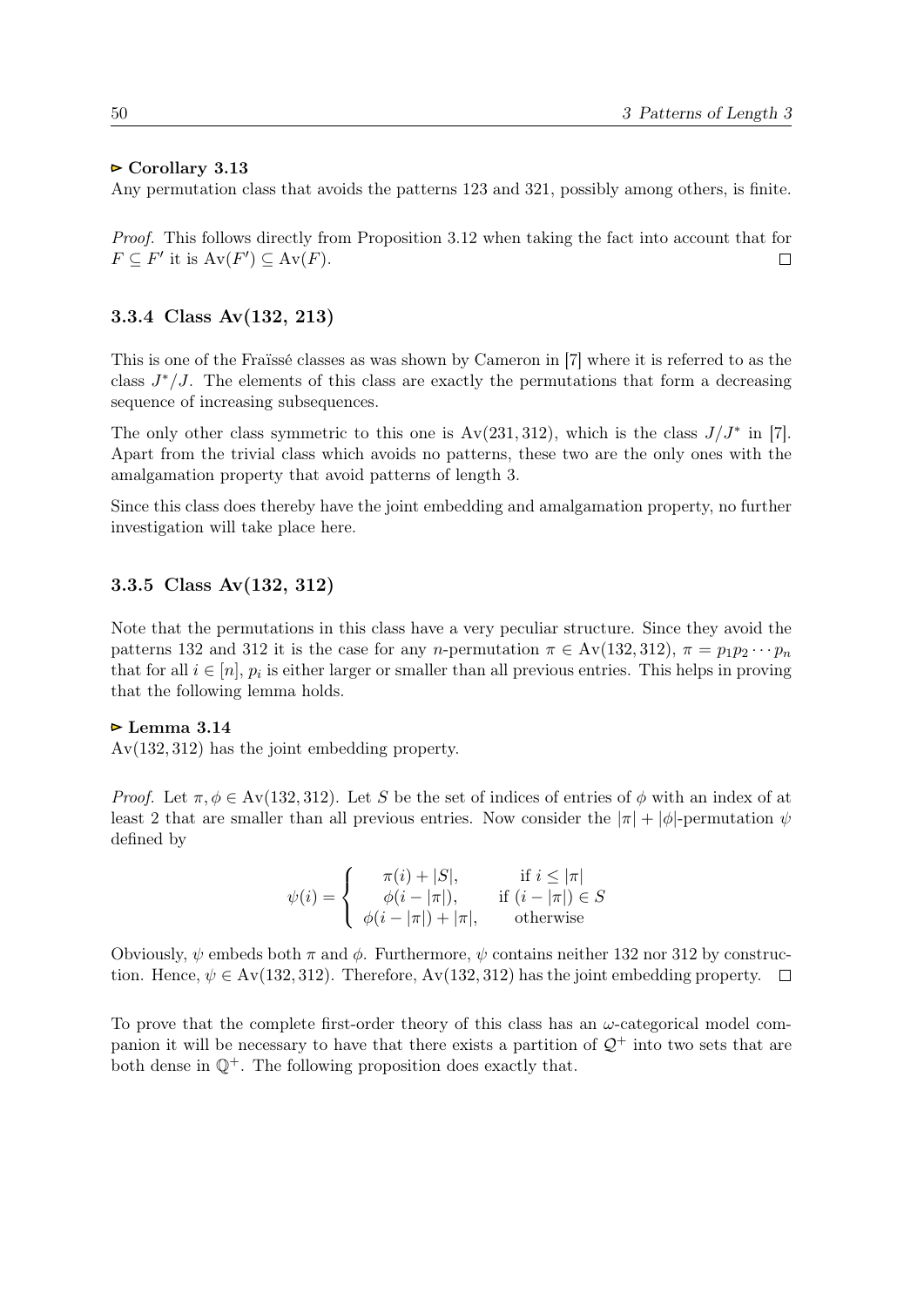**▻ Corollary 3.13**
Any permutation class that avoids the patterns 123 and 321, possibly among others, is finite.

*Proof.* This follows directly from Proposition 3.12 when taking the fact into account that for $F \subseteq F'$ it is $\mathrm{Av}(F') \subseteq \mathrm{Av}(F)$. $\square$

### 3.3.4 Class Av(132, 213)

This is one of the Fraïssé classes as was shown by Cameron in [7] where it is referred to as the class $J^*/J$. The elements of this class are exactly the permutations that form a decreasing sequence of increasing subsequences.

The only other class symmetric to this one is $\mathrm{Av}(231, 312)$, which is the class $J/J^*$ in [7]. Apart from the trivial class which avoids no patterns, these two are the only ones with the amalgamation property that avoid patterns of length 3.

Since this class does thereby have the joint embedding and amalgamation property, no further investigation will take place here.

### 3.3.5 Class Av(132, 312)

Note that the permutations in this class have a very peculiar structure. Since they avoid the patterns 132 and 312 it is the case for any $n$-permutation $\pi \in \mathrm{Av}(132, 312)$, $\pi = p_1 p_2 \cdots p_n$ that for all $i \in [n]$, $p_i$ is either larger or smaller than all previous entries. This helps in proving that the following lemma holds.

**▻ Lemma 3.14**
$\mathrm{Av}(132, 312)$ has the joint embedding property.

*Proof.* Let $\pi, \phi \in \mathrm{Av}(132, 312)$. Let $S$ be the set of indices of entries of $\phi$ with an index of at least 2 that are smaller than all previous entries. Now consider the $|\pi| + |\phi|$-permutation $\psi$ defined by

$$\psi(i) = \begin{cases} \pi(i) + |S|, & \text{if } i \leq |\pi| \\ \phi(i - |\pi|), & \text{if } (i - |\pi|) \in S \\ \phi(i - |\pi|) + |\pi|, & \text{otherwise} \end{cases}$$

Obviously, $\psi$ embeds both $\pi$ and $\phi$. Furthermore, $\psi$ contains neither 132 nor 312 by construction. Hence, $\psi \in \mathrm{Av}(132, 312)$. Therefore, $\mathrm{Av}(132, 312)$ has the joint embedding property. $\square$

To prove that the complete first-order theory of this class has an $\omega$-categorical model companion it will be necessary to have that there exists a partition of $\mathcal{Q}^+$ into two sets that are both dense in $\mathbb{Q}^+$. The following proposition does exactly that.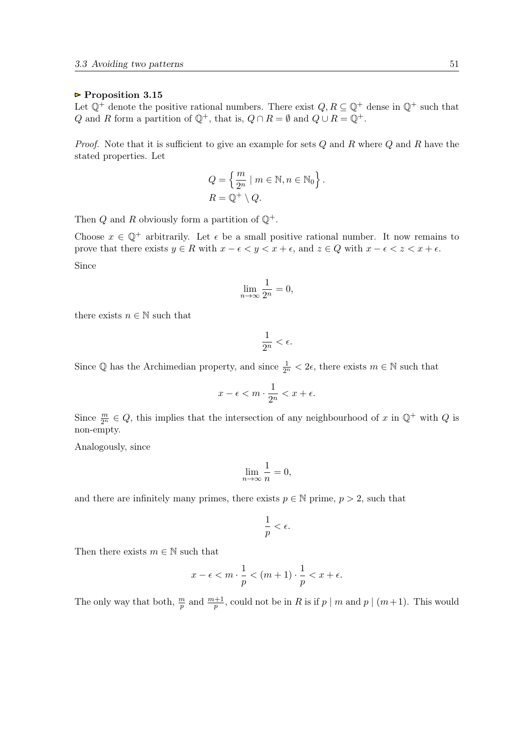**▻ Proposition 3.15**
Let $\mathbb{Q}^+$ denote the positive rational numbers. There exist $Q, R \subseteq \mathbb{Q}^+$ dense in $\mathbb{Q}^+$ such that $Q$ and $R$ form a partition of $\mathbb{Q}^+$, that is, $Q \cap R = \emptyset$ and $Q \cup R = \mathbb{Q}^+$.

*Proof.* Note that it is sufficient to give an example for sets $Q$ and $R$ where $Q$ and $R$ have the stated properties. Let

$$Q = \left\{ \frac{m}{2^n} \mid m \in \mathbb{N}, n \in \mathbb{N}_0 \right\}.$$
$$R = \mathbb{Q}^+ \setminus Q.$$

Then $Q$ and $R$ obviously form a partition of $\mathbb{Q}^+$.

Choose $x \in \mathbb{Q}^+$ arbitrarily. Let $\epsilon$ be a small positive rational number. It now remains to prove that there exists $y \in R$ with $x - \epsilon < y < x + \epsilon$, and $z \in Q$ with $x - \epsilon < z < x + \epsilon$.

Since

$$\lim_{n \to \infty} \frac{1}{2^n} = 0,$$

there exists $n \in \mathbb{N}$ such that

$$\frac{1}{2^n} < \epsilon.$$

Since $\mathbb{Q}$ has the Archimedian property, and since $\frac{1}{2^n} < 2\epsilon$, there exists $m \in \mathbb{N}$ such that

$$x - \epsilon < m \cdot \frac{1}{2^n} < x + \epsilon.$$

Since $\frac{m}{2^n} \in Q$, this implies that the intersection of any neighbourhood of $x$ in $\mathbb{Q}^+$ with $Q$ is non-empty.

Analogously, since

$$\lim_{n \to \infty} \frac{1}{n} = 0,$$

and there are infinitely many primes, there exists $p \in \mathbb{N}$ prime, $p > 2$, such that

$$\frac{1}{p} < \epsilon.$$

Then there exists $m \in \mathbb{N}$ such that

$$x - \epsilon < m \cdot \frac{1}{p} < (m+1) \cdot \frac{1}{p} < x + \epsilon.$$

The only way that both, $\frac{m}{p}$ and $\frac{m+1}{p}$, could not be in $R$ is if $p \mid m$ and $p \mid (m+1)$. This would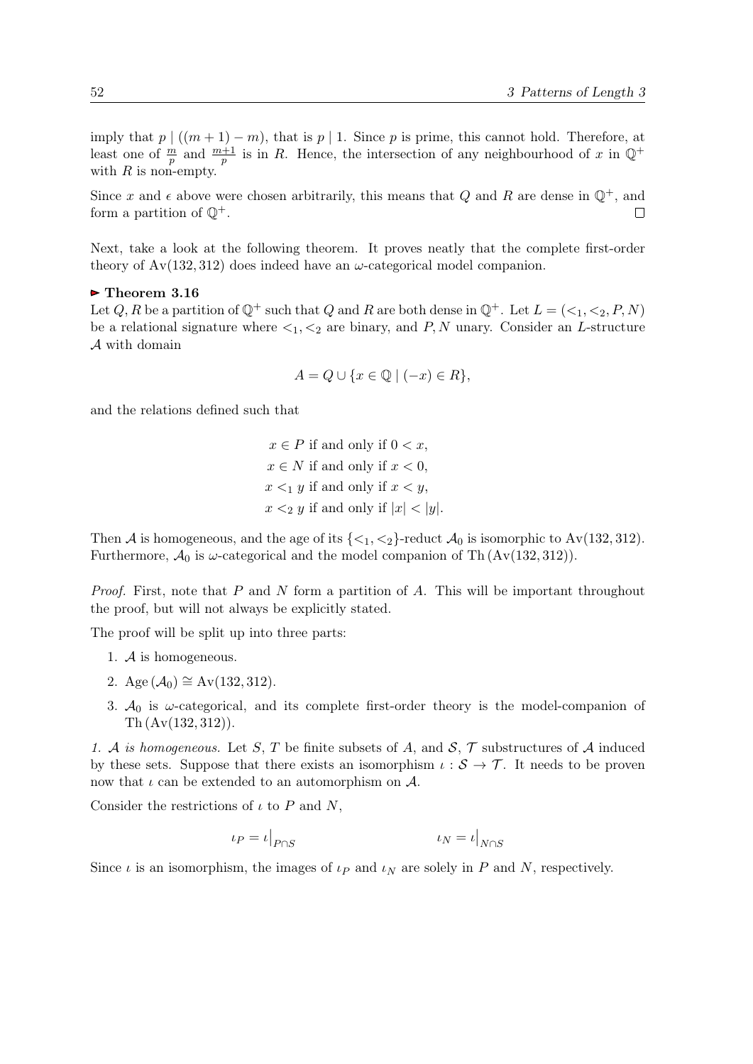imply that $p \mid ((m+1) - m)$, that is $p \mid 1$. Since $p$ is prime, this cannot hold. Therefore, at least one of $\frac{m}{p}$ and $\frac{m+1}{p}$ is in $R$. Hence, the intersection of any neighbourhood of $x$ in $\mathbb{Q}^+$ with $R$ is non-empty.

Since $x$ and $\epsilon$ above were chosen arbitrarily, this means that $Q$ and $R$ are dense in $\mathbb{Q}^+$, and form a partition of $\mathbb{Q}^+$. ◻

Next, take a look at the following theorem. It proves neatly that the complete first-order theory of $\mathrm{Av}(132, 312)$ does indeed have an $\omega$-categorical model companion.

**▸ Theorem 3.16**

Let $Q, R$ be a partition of $\mathbb{Q}^+$ such that $Q$ and $R$ are both dense in $\mathbb{Q}^+$. Let $L = (<_1, <_2, P, N)$ be a relational signature where $<_1, <_2$ are binary, and $P, N$ unary. Consider an $L$-structure $\mathcal{A}$ with domain

$$A = Q \cup \{x \in \mathbb{Q} \mid (-x) \in R\},$$

and the relations defined such that

$$\begin{aligned}
x \in P &\text{ if and only if } 0 < x,\\
x \in N &\text{ if and only if } x < 0,\\
x <_1 y &\text{ if and only if } x < y,\\
x <_2 y &\text{ if and only if } |x| < |y|.
\end{aligned}$$

Then $\mathcal{A}$ is homogeneous, and the age of its $\{<_1, <_2\}$-reduct $\mathcal{A}_0$ is isomorphic to $\mathrm{Av}(132, 312)$. Furthermore, $\mathcal{A}_0$ is $\omega$-categorical and the model companion of $\mathrm{Th}\,(\mathrm{Av}(132, 312))$.

*Proof.* First, note that $P$ and $N$ form a partition of $A$. This will be important throughout the proof, but will not always be explicitly stated.

The proof will be split up into three parts:

1. $\mathcal{A}$ is homogeneous.
2. $\mathrm{Age}\,(\mathcal{A}_0) \cong \mathrm{Av}(132, 312)$.
3. $\mathcal{A}_0$ is $\omega$-categorical, and its complete first-order theory is the model-companion of $\mathrm{Th}\,(\mathrm{Av}(132, 312))$.

*1. $\mathcal{A}$ is homogeneous.* Let $S$, $T$ be finite subsets of $A$, and $\mathcal{S}$, $\mathcal{T}$ substructures of $\mathcal{A}$ induced by these sets. Suppose that there exists an isomorphism $\iota : \mathcal{S} \to \mathcal{T}$. It needs to be proven now that $\iota$ can be extended to an automorphism on $\mathcal{A}$.

Consider the restrictions of $\iota$ to $P$ and $N$,

$$\iota_P = \iota\big|_{P \cap S} \qquad\qquad \iota_N = \iota\big|_{N \cap S}$$

Since $\iota$ is an isomorphism, the images of $\iota_P$ and $\iota_N$ are solely in $P$ and $N$, respectively.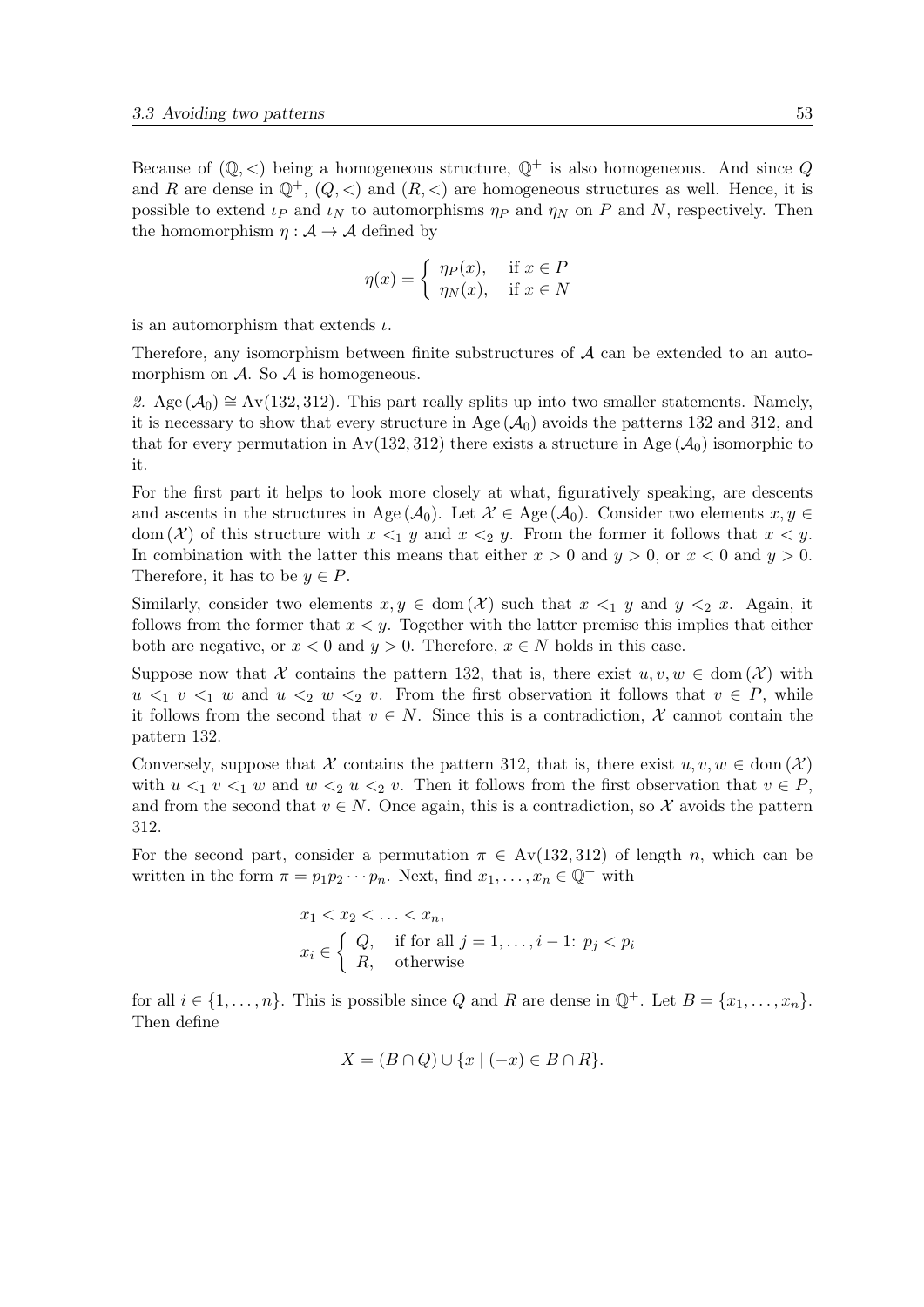Because of $(\mathbb{Q}, <)$ being a homogeneous structure, $\mathbb{Q}^+$ is also homogeneous. And since $Q$ and $R$ are dense in $\mathbb{Q}^+$, $(Q, <)$ and $(R, <)$ are homogeneous structures as well. Hence, it is possible to extend $\iota_P$ and $\iota_N$ to automorphisms $\eta_P$ and $\eta_N$ on $P$ and $N$, respectively. Then the homomorphism $\eta : \mathcal{A} \to \mathcal{A}$ defined by

$$\eta(x) = \begin{cases} \eta_P(x), & \text{if } x \in P \\ \eta_N(x), & \text{if } x \in N \end{cases}$$

is an automorphism that extends $\iota$.

Therefore, any isomorphism between finite substructures of $\mathcal{A}$ can be extended to an automorphism on $\mathcal{A}$. So $\mathcal{A}$ is homogeneous.

*2.* $\text{Age}\,(\mathcal{A}_0) \cong \text{Av}(132, 312)$. This part really splits up into two smaller statements. Namely, it is necessary to show that every structure in $\text{Age}\,(\mathcal{A}_0)$ avoids the patterns 132 and 312, and that for every permutation in $\text{Av}(132, 312)$ there exists a structure in $\text{Age}\,(\mathcal{A}_0)$ isomorphic to it.

For the first part it helps to look more closely at what, figuratively speaking, are descents and ascents in the structures in $\text{Age}\,(\mathcal{A}_0)$. Let $\mathcal{X} \in \text{Age}\,(\mathcal{A}_0)$. Consider two elements $x, y \in \text{dom}\,(\mathcal{X})$ of this structure with $x <_1 y$ and $x <_2 y$. From the former it follows that $x < y$. In combination with the latter this means that either $x > 0$ and $y > 0$, or $x < 0$ and $y > 0$. Therefore, it has to be $y \in P$.

Similarly, consider two elements $x, y \in \text{dom}\,(\mathcal{X})$ such that $x <_1 y$ and $y <_2 x$. Again, it follows from the former that $x < y$. Together with the latter premise this implies that either both are negative, or $x < 0$ and $y > 0$. Therefore, $x \in N$ holds in this case.

Suppose now that $\mathcal{X}$ contains the pattern 132, that is, there exist $u, v, w \in \text{dom}\,(\mathcal{X})$ with $u <_1 v <_1 w$ and $u <_2 w <_2 v$. From the first observation it follows that $v \in P$, while it follows from the second that $v \in N$. Since this is a contradiction, $\mathcal{X}$ cannot contain the pattern 132.

Conversely, suppose that $\mathcal{X}$ contains the pattern 312, that is, there exist $u, v, w \in \text{dom}\,(\mathcal{X})$ with $u <_1 v <_1 w$ and $w <_2 u <_2 v$. Then it follows from the first observation that $v \in P$, and from the second that $v \in N$. Once again, this is a contradiction, so $\mathcal{X}$ avoids the pattern 312.

For the second part, consider a permutation $\pi \in \text{Av}(132, 312)$ of length $n$, which can be written in the form $\pi = p_1 p_2 \cdots p_n$. Next, find $x_1, \ldots, x_n \in \mathbb{Q}^+$ with

$$x_1 < x_2 < \ldots < x_n,$$
$$x_i \in \begin{cases} Q, & \text{if for all } j = 1, \ldots, i-1\text{: } p_j < p_i \\ R, & \text{otherwise} \end{cases}$$

for all $i \in \{1, \ldots, n\}$. This is possible since $Q$ and $R$ are dense in $\mathbb{Q}^+$. Let $B = \{x_1, \ldots, x_n\}$. Then define

$$X = (B \cap Q) \cup \{x \mid (-x) \in B \cap R\}.$$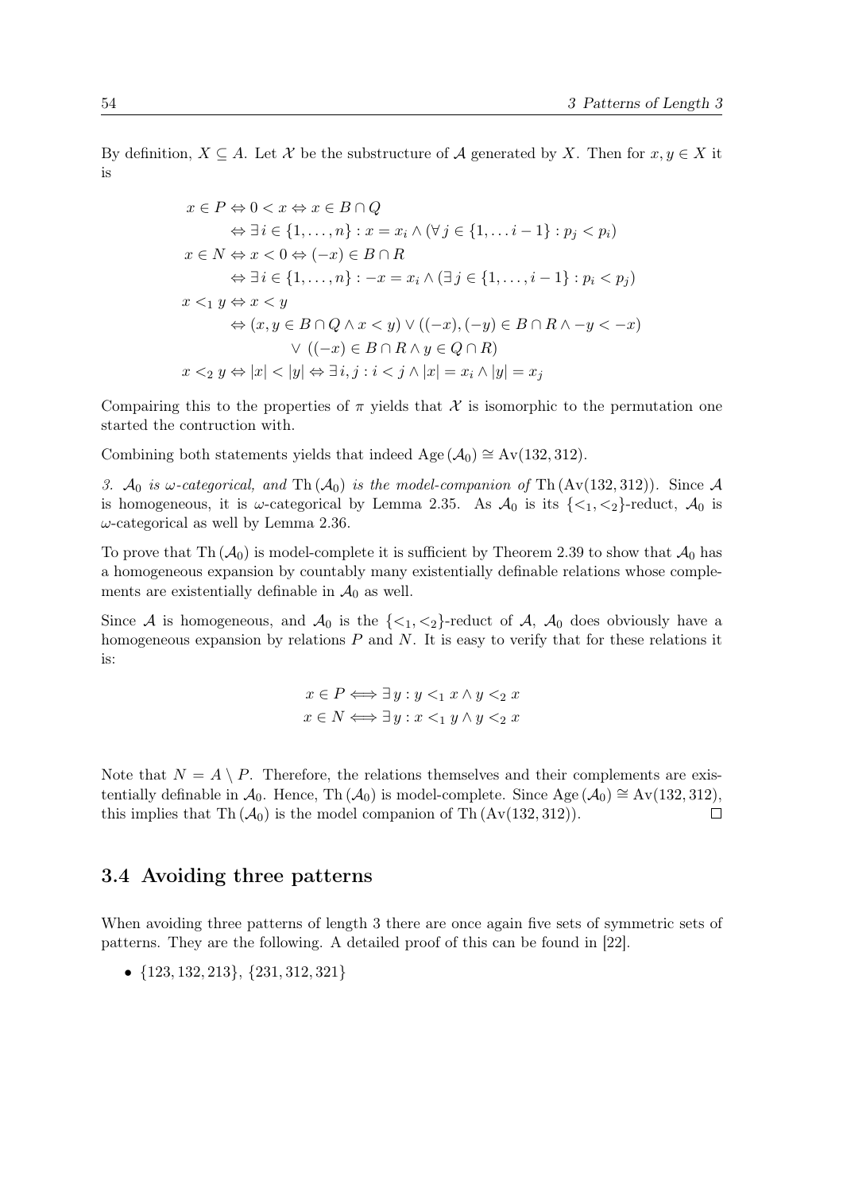By definition, $X \subseteq A$. Let $\mathcal{X}$ be the substructure of $\mathcal{A}$ generated by $X$. Then for $x, y \in X$ it is

$$
\begin{aligned}
x \in P &\Leftrightarrow 0 < x \Leftrightarrow x \in B \cap Q \\
&\Leftrightarrow \exists\, i \in \{1, \dots, n\} : x = x_i \wedge (\forall\, j \in \{1, \dots i-1\} : p_j < p_i) \\
x \in N &\Leftrightarrow x < 0 \Leftrightarrow (-x) \in B \cap R \\
&\Leftrightarrow \exists\, i \in \{1, \dots, n\} : -x = x_i \wedge (\exists\, j \in \{1, \dots, i-1\} : p_i < p_j) \\
x <_1 y &\Leftrightarrow x < y \\
&\Leftrightarrow (x, y \in B \cap Q \wedge x < y) \vee ((-x), (-y) \in B \cap R \wedge -y < -x) \\
&\qquad \vee ((-x) \in B \cap R \wedge y \in Q \cap R) \\
x <_2 y &\Leftrightarrow |x| < |y| \Leftrightarrow \exists\, i, j : i < j \wedge |x| = x_i \wedge |y| = x_j
\end{aligned}
$$

Compairing this to the properties of $\pi$ yields that $\mathcal{X}$ is isomorphic to the permutation one started the contruction with.

Combining both statements yields that indeed $\operatorname{Age}(\mathcal{A}_0) \cong \operatorname{Av}(132, 312)$.

*3.* $\mathcal{A}_0$ *is* $\omega$*-categorical, and* $\operatorname{Th}(\mathcal{A}_0)$ *is the model-companion of* $\operatorname{Th}(\operatorname{Av}(132, 312))$. Since $\mathcal{A}$ is homogeneous, it is $\omega$-categorical by Lemma 2.35. As $\mathcal{A}_0$ is its $\{<_1, <_2\}$-reduct, $\mathcal{A}_0$ is $\omega$-categorical as well by Lemma 2.36.

To prove that $\operatorname{Th}(\mathcal{A}_0)$ is model-complete it is sufficient by Theorem 2.39 to show that $\mathcal{A}_0$ has a homogeneous expansion by countably many existentially definable relations whose complements are existentially definable in $\mathcal{A}_0$ as well.

Since $\mathcal{A}$ is homogeneous, and $\mathcal{A}_0$ is the $\{<_1, <_2\}$-reduct of $\mathcal{A}$, $\mathcal{A}_0$ does obviously have a homogeneous expansion by relations $P$ and $N$. It is easy to verify that for these relations it is:

$$
\begin{aligned}
x \in P &\Longleftrightarrow \exists\, y : y <_1 x \wedge y <_2 x \\
x \in N &\Longleftrightarrow \exists\, y : x <_1 y \wedge y <_2 x
\end{aligned}
$$

Note that $N = A \setminus P$. Therefore, the relations themselves and their complements are existentially definable in $\mathcal{A}_0$. Hence, $\operatorname{Th}(\mathcal{A}_0)$ is model-complete. Since $\operatorname{Age}(\mathcal{A}_0) \cong \operatorname{Av}(132, 312)$, this implies that $\operatorname{Th}(\mathcal{A}_0)$ is the model companion of $\operatorname{Th}(\operatorname{Av}(132, 312))$. $\square$

## 3.4 Avoiding three patterns

When avoiding three patterns of length 3 there are once again five sets of symmetric sets of patterns. They are the following. A detailed proof of this can be found in [22].

- $\{123, 132, 213\}$, $\{231, 312, 321\}$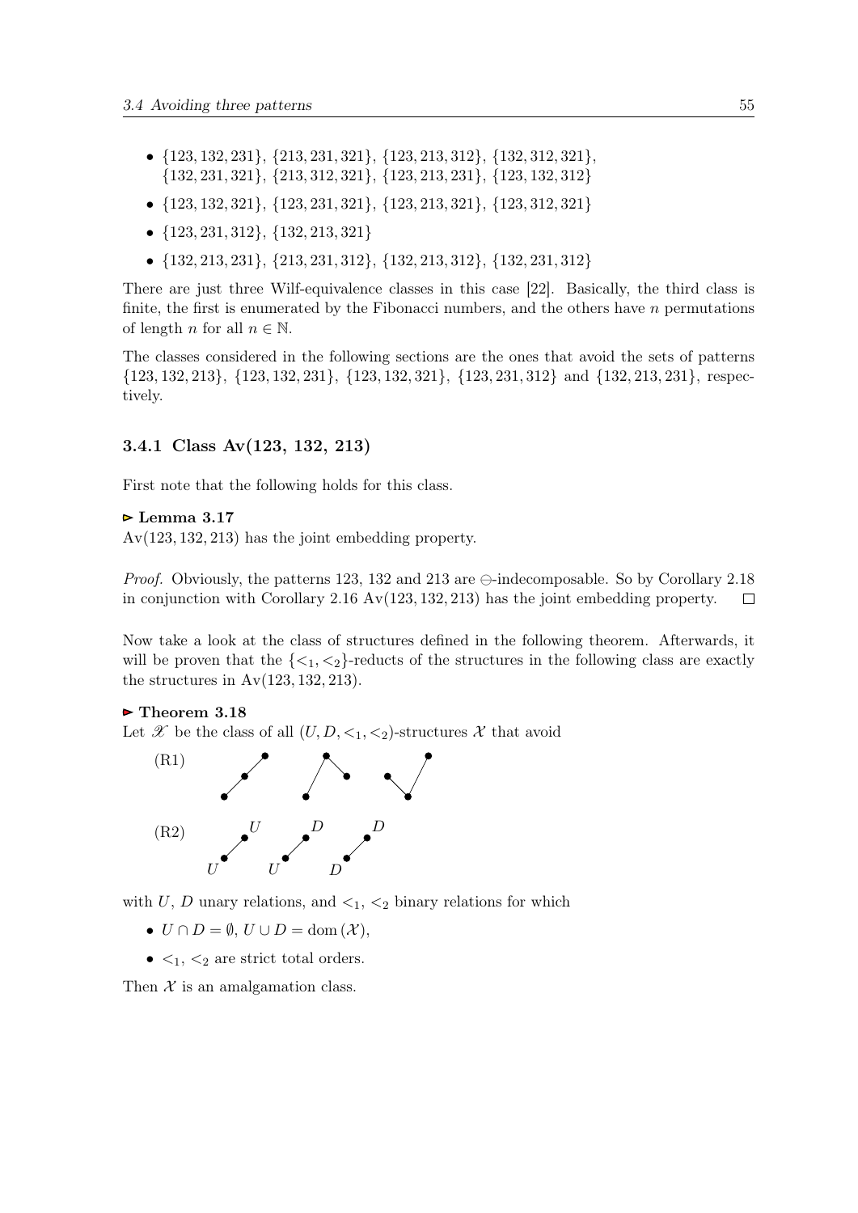- $\{123, 132, 231\}$, $\{213, 231, 321\}$, $\{123, 213, 312\}$, $\{132, 312, 321\}$, $\{132, 231, 321\}$, $\{213, 312, 321\}$, $\{123, 213, 231\}$, $\{123, 132, 312\}$
- $\{123, 132, 321\}$, $\{123, 231, 321\}$, $\{123, 213, 321\}$, $\{123, 312, 321\}$
- $\{123, 231, 312\}$, $\{132, 213, 321\}$
- $\{132, 213, 231\}$, $\{213, 231, 312\}$, $\{132, 213, 312\}$, $\{132, 231, 312\}$

There are just three Wilf-equivalence classes in this case [22]. Basically, the third class is finite, the first is enumerated by the Fibonacci numbers, and the others have $n$ permutations of length $n$ for all $n \in \mathbb{N}$.

The classes considered in the following sections are the ones that avoid the sets of patterns $\{123, 132, 213\}$, $\{123, 132, 231\}$, $\{123, 132, 321\}$, $\{123, 231, 312\}$ and $\{132, 213, 231\}$, respectively.

### 3.4.1 Class Av(123, 132, 213)

First note that the following holds for this class.

**▻ Lemma 3.17**
$\mathrm{Av}(123, 132, 213)$ has the joint embedding property.

*Proof.* Obviously, the patterns 123, 132 and 213 are $\ominus$-indecomposable. So by Corollary 2.18 in conjunction with Corollary 2.16 $\mathrm{Av}(123, 132, 213)$ has the joint embedding property. □

Now take a look at the class of structures defined in the following theorem. Afterwards, it will be proven that the $\{<_1, <_2\}$-reducts of the structures in the following class are exactly the structures in $\mathrm{Av}(123, 132, 213)$.

**▻ Theorem 3.18**
Let $\mathscr{X}$ be the class of all $(U, D, <_1, <_2)$-structures $\mathcal{X}$ that avoid

(R1)

(R2) U U, U D, D D

with $U$, $D$ unary relations, and $<_1$, $<_2$ binary relations for which

- $U \cap D = \emptyset$, $U \cup D = \mathrm{dom}(\mathcal{X})$,
- $<_1$, $<_2$ are strict total orders.

Then $\mathcal{X}$ is an amalgamation class.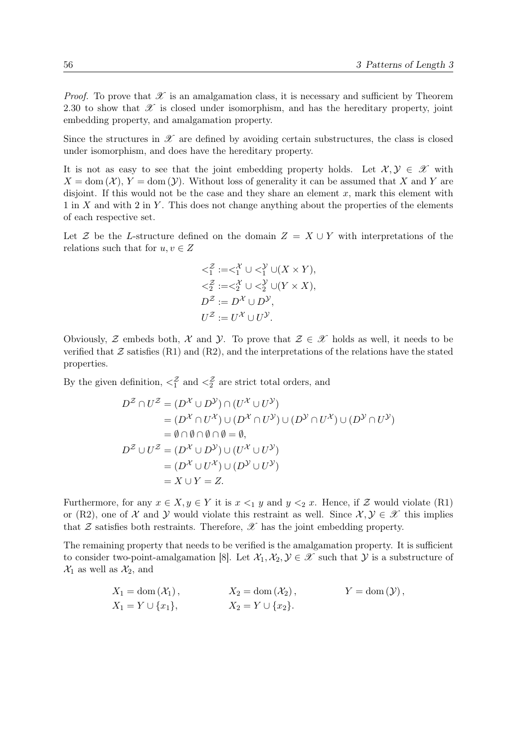*Proof.* To prove that $\mathscr{X}$ is an amalgamation class, it is necessary and sufficient by Theorem 2.30 to show that $\mathscr{X}$ is closed under isomorphism, and has the hereditary property, joint embedding property, and amalgamation property.

Since the structures in $\mathscr{X}$ are defined by avoiding certain substructures, the class is closed under isomorphism, and does have the hereditary property.

It is not as easy to see that the joint embedding property holds. Let $\mathcal{X}, \mathcal{Y} \in \mathscr{X}$ with $X = \operatorname{dom}(\mathcal{X})$, $Y = \operatorname{dom}(\mathcal{Y})$. Without loss of generality it can be assumed that $X$ and $Y$ are disjoint. If this would not be the case and they share an element $x$, mark this element with 1 in $X$ and with 2 in $Y$. This does not change anything about the properties of the elements of each respective set.

Let $\mathcal{Z}$ be the $L$-structure defined on the domain $Z = X \cup Y$ with interpretations of the relations such that for $u, v \in Z$

$$
\begin{aligned}
&<_1^{\mathcal{Z}} := <_1^{\mathcal{X}} \cup <_1^{\mathcal{Y}} \cup (X \times Y), \\
&<_2^{\mathcal{Z}} := <_2^{\mathcal{X}} \cup <_2^{\mathcal{Y}} \cup (Y \times X), \\
&D^{\mathcal{Z}} := D^{\mathcal{X}} \cup D^{\mathcal{Y}}, \\
&U^{\mathcal{Z}} := U^{\mathcal{X}} \cup U^{\mathcal{Y}}.
\end{aligned}
$$

Obviously, $\mathcal{Z}$ embeds both, $\mathcal{X}$ and $\mathcal{Y}$. To prove that $\mathcal{Z} \in \mathscr{X}$ holds as well, it needs to be verified that $\mathcal{Z}$ satisfies (R1) and (R2), and the interpretations of the relations have the stated properties.

By the given definition, $<_1^{\mathcal{Z}}$ and $<_2^{\mathcal{Z}}$ are strict total orders, and

$$
\begin{aligned}
D^{\mathcal{Z}} \cap U^{\mathcal{Z}} &= (D^{\mathcal{X}} \cup D^{\mathcal{Y}}) \cap (U^{\mathcal{X}} \cup U^{\mathcal{Y}}) \\
&= (D^{\mathcal{X}} \cap U^{\mathcal{X}}) \cup (D^{\mathcal{X}} \cap U^{\mathcal{Y}}) \cup (D^{\mathcal{Y}} \cap U^{\mathcal{X}}) \cup (D^{\mathcal{Y}} \cap U^{\mathcal{Y}}) \\
&= \emptyset \cap \emptyset \cap \emptyset \cap \emptyset = \emptyset, \\
D^{\mathcal{Z}} \cup U^{\mathcal{Z}} &= (D^{\mathcal{X}} \cup D^{\mathcal{Y}}) \cup (U^{\mathcal{X}} \cup U^{\mathcal{Y}}) \\
&= (D^{\mathcal{X}} \cup U^{\mathcal{X}}) \cup (D^{\mathcal{Y}} \cup U^{\mathcal{Y}}) \\
&= X \cup Y = Z.
\end{aligned}
$$

Furthermore, for any $x \in X, y \in Y$ it is $x <_1 y$ and $y <_2 x$. Hence, if $\mathcal{Z}$ would violate (R1) or (R2), one of $\mathcal{X}$ and $\mathcal{Y}$ would violate this restraint as well. Since $\mathcal{X}, \mathcal{Y} \in \mathscr{X}$ this implies that $\mathcal{Z}$ satisfies both restraints. Therefore, $\mathscr{X}$ has the joint embedding property.

The remaining property that needs to be verified is the amalgamation property. It is sufficient to consider two-point-amalgamation [8]. Let $\mathcal{X}_1, \mathcal{X}_2, \mathcal{Y} \in \mathscr{X}$ such that $\mathcal{Y}$ is a substructure of $\mathcal{X}_1$ as well as $\mathcal{X}_2$, and

$$
\begin{aligned}
&X_1 = \operatorname{dom}(\mathcal{X}_1), \qquad && X_2 = \operatorname{dom}(\mathcal{X}_2), \qquad && Y = \operatorname{dom}(\mathcal{Y}), \\
&X_1 = Y \cup \{x_1\}, && X_2 = Y \cup \{x_2\}. &&
\end{aligned}
$$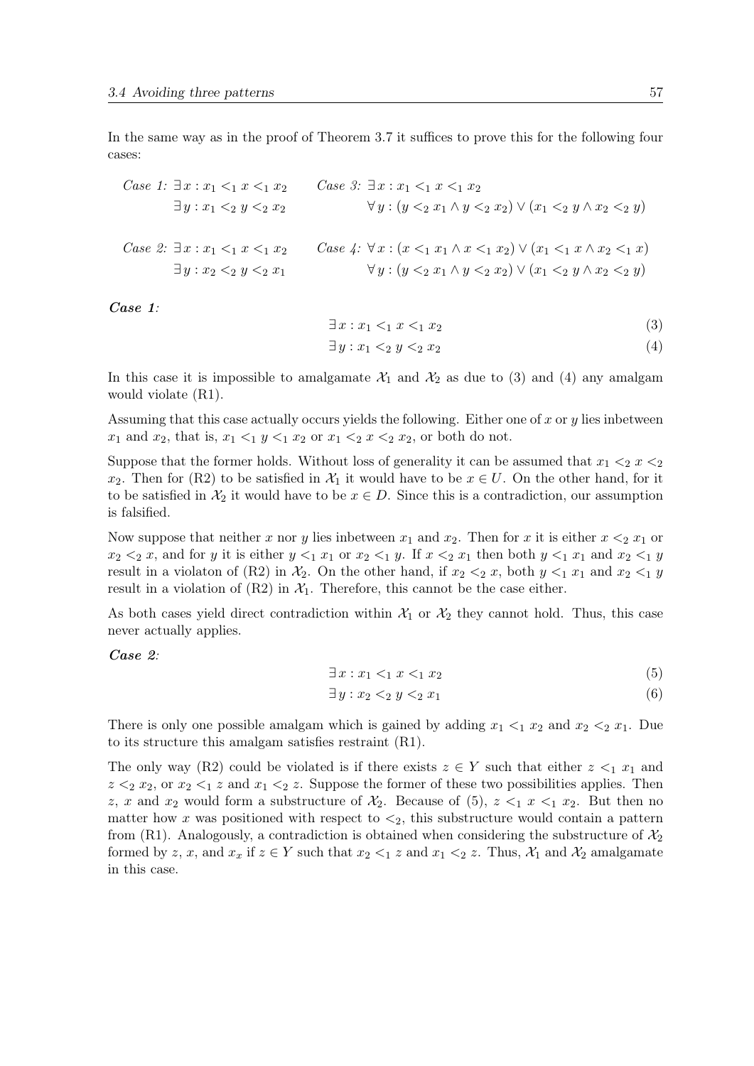In the same way as in the proof of Theorem 3.7 it suffices to prove this for the following four cases:

*Case 1:* $\exists x : x_1 <_1 x <_1 x_2$
$\exists y : x_1 <_2 y <_2 x_2$

*Case 2:* $\exists x : x_1 <_1 x <_1 x_2$
$\exists y : x_2 <_2 y <_2 x_1$

*Case 3:* $\exists x : x_1 <_1 x <_1 x_2$
$\forall y : (y <_2 x_1 \wedge y <_2 x_2) \vee (x_1 <_2 y \wedge x_2 <_2 y)$

*Case 4:* $\forall x : (x <_1 x_1 \wedge x <_1 x_2) \vee (x_1 <_1 x \wedge x_2 <_1 x)$
$\forall y : (y <_2 x_1 \wedge y <_2 x_2) \vee (x_1 <_2 y \wedge x_2 <_2 y)$

***Case 1:***

$$\exists x : x_1 <_1 x <_1 x_2 \tag{3}$$

$$\exists y : x_1 <_2 y <_2 x_2 \tag{4}$$

In this case it is impossible to amalgamate $\mathcal{X}_1$ and $\mathcal{X}_2$ as due to (3) and (4) any amalgam would violate (R1).

Assuming that this case actually occurs yields the following. Either one of $x$ or $y$ lies inbetween $x_1$ and $x_2$, that is, $x_1 <_1 y <_1 x_2$ or $x_1 <_2 x <_2 x_2$, or both do not.

Suppose that the former holds. Without loss of generality it can be assumed that $x_1 <_2 x <_2 x_2$. Then for (R2) to be satisfied in $\mathcal{X}_1$ it would have to be $x \in U$. On the other hand, for it to be satisfied in $\mathcal{X}_2$ it would have to be $x \in D$. Since this is a contradiction, our assumption is falsified.

Now suppose that neither $x$ nor $y$ lies inbetween $x_1$ and $x_2$. Then for $x$ it is either $x <_2 x_1$ or $x_2 <_2 x$, and for $y$ it is either $y <_1 x_1$ or $x_2 <_1 y$. If $x <_2 x_1$ then both $y <_1 x_1$ and $x_2 <_1 y$ result in a violaton of (R2) in $\mathcal{X}_2$. On the other hand, if $x_2 <_2 x$, both $y <_1 x_1$ and $x_2 <_1 y$ result in a violation of (R2) in $\mathcal{X}_1$. Therefore, this cannot be the case either.

As both cases yield direct contradiction within $\mathcal{X}_1$ or $\mathcal{X}_2$ they cannot hold. Thus, this case never actually applies.

***Case 2:***

$$\exists x : x_1 <_1 x <_1 x_2 \tag{5}$$

$$\exists y : x_2 <_2 y <_2 x_1 \tag{6}$$

There is only one possible amalgam which is gained by adding $x_1 <_1 x_2$ and $x_2 <_2 x_1$. Due to its structure this amalgam satisfies restraint (R1).

The only way (R2) could be violated is if there exists $z \in Y$ such that either $z <_1 x_1$ and $z <_2 x_2$, or $x_2 <_1 z$ and $x_1 <_2 z$. Suppose the former of these two possibilities applies. Then $z$, $x$ and $x_2$ would form a substructure of $\mathcal{X}_2$. Because of (5), $z <_1 x <_1 x_2$. But then no matter how $x$ was positioned with respect to $<_2$, this substructure would contain a pattern from (R1). Analogously, a contradiction is obtained when considering the substructure of $\mathcal{X}_2$ formed by $z$, $x$, and $x_x$ if $z \in Y$ such that $x_2 <_1 z$ and $x_1 <_2 z$. Thus, $\mathcal{X}_1$ and $\mathcal{X}_2$ amalgamate in this case.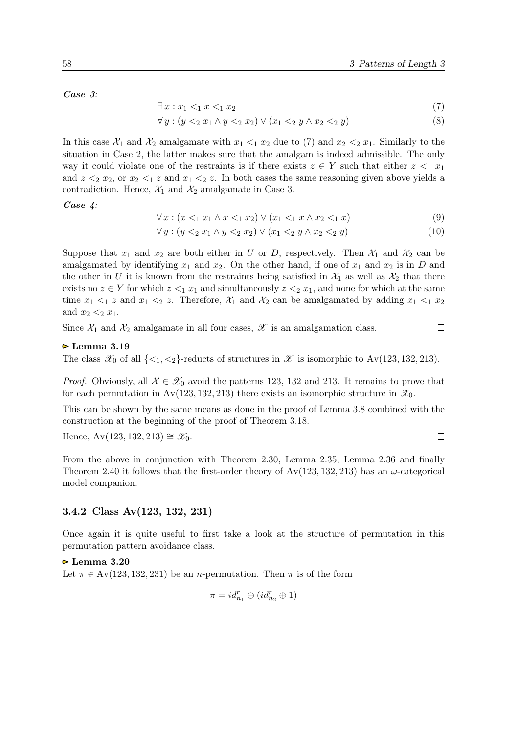***Case 3:***

$$\exists\, x : x_1 <_1 x <_1 x_2 \tag{7}$$

$$\forall\, y : (y <_2 x_1 \wedge y <_2 x_2) \vee (x_1 <_2 y \wedge x_2 <_2 y) \tag{8}$$

In this case $\mathcal{X}_1$ and $\mathcal{X}_2$ amalgamate with $x_1 <_1 x_2$ due to (7) and $x_2 <_2 x_1$. Similarly to the situation in Case 2, the latter makes sure that the amalgam is indeed admissible. The only way it could violate one of the restraints is if there exists $z \in Y$ such that either $z <_1 x_1$ and $z <_2 x_2$, or $x_2 <_1 z$ and $x_1 <_2 z$. In both cases the same reasoning given above yields a contradiction. Hence, $\mathcal{X}_1$ and $\mathcal{X}_2$ amalgamate in Case 3.

***Case 4:***

$$\forall\, x : (x <_1 x_1 \wedge x <_1 x_2) \vee (x_1 <_1 x \wedge x_2 <_1 x) \tag{9}$$

$$\forall\, y : (y <_2 x_1 \wedge y <_2 x_2) \vee (x_1 <_2 y \wedge x_2 <_2 y) \tag{10}$$

Suppose that $x_1$ and $x_2$ are both either in $U$ or $D$, respectively. Then $\mathcal{X}_1$ and $\mathcal{X}_2$ can be amalgamated by identifying $x_1$ and $x_2$. On the other hand, if one of $x_1$ and $x_2$ is in $D$ and the other in $U$ it is known from the restraints being satisfied in $\mathcal{X}_1$ as well as $\mathcal{X}_2$ that there exists no $z \in Y$ for which $z <_1 x_1$ and simultaneously $z <_2 x_1$, and none for which at the same time $x_1 <_1 z$ and $x_1 <_2 z$. Therefore, $\mathcal{X}_1$ and $\mathcal{X}_2$ can be amalgamated by adding $x_1 <_1 x_2$ and $x_2 <_2 x_1$.

Since $\mathcal{X}_1$ and $\mathcal{X}_2$ amalgamate in all four cases, $\mathscr{X}$ is an amalgamation class. □

**▹ Lemma 3.19**

The class $\mathscr{X}_0$ of all $\{<_1, <_2\}$-reducts of structures in $\mathscr{X}$ is isomorphic to $\text{Av}(123, 132, 213)$.

*Proof.* Obviously, all $\mathcal{X} \in \mathscr{X}_0$ avoid the patterns 123, 132 and 213. It remains to prove that for each permutation in $\text{Av}(123, 132, 213)$ there exists an isomorphic structure in $\mathscr{X}_0$.

This can be shown by the same means as done in the proof of Lemma 3.8 combined with the construction at the beginning of the proof of Theorem 3.18.

Hence, $\text{Av}(123, 132, 213) \cong \mathscr{X}_0$. □

From the above in conjunction with Theorem 2.30, Lemma 2.35, Lemma 2.36 and finally Theorem 2.40 it follows that the first-order theory of $\text{Av}(123, 132, 213)$ has an $\omega$-categorical model companion.

### 3.4.2 Class Av(123, 132, 231)

Once again it is quite useful to first take a look at the structure of permutation in this permutation pattern avoidance class.

**▹ Lemma 3.20**

Let $\pi \in \text{Av}(123, 132, 231)$ be an $n$-permutation. Then $\pi$ is of the form

$$\pi = id^r_{n_1} \ominus (id^r_{n_2} \oplus 1)$$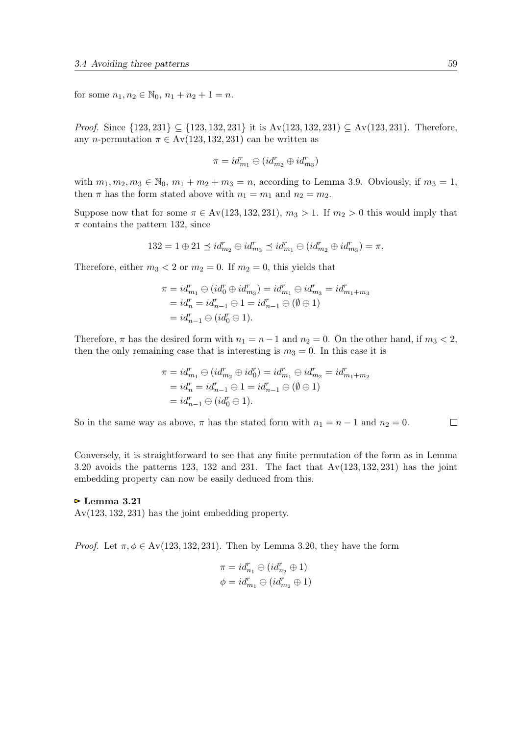for some $n_1, n_2 \in \mathbb{N}_0$, $n_1 + n_2 + 1 = n$.

*Proof.* Since $\{123, 231\} \subseteq \{123, 132, 231\}$ it is $\text{Av}(123, 132, 231) \subseteq \text{Av}(123, 231)$. Therefore, any $n$-permutation $\pi \in \text{Av}(123, 132, 231)$ can be written as

$$\pi = id^r_{m_1} \ominus (id^r_{m_2} \oplus id^r_{m_3})$$

with $m_1, m_2, m_3 \in \mathbb{N}_0$, $m_1 + m_2 + m_3 = n$, according to Lemma 3.9. Obviously, if $m_3 = 1$, then $\pi$ has the form stated above with $n_1 = m_1$ and $n_2 = m_2$.

Suppose now that for some $\pi \in \text{Av}(123, 132, 231)$, $m_3 > 1$. If $m_2 > 0$ this would imply that $\pi$ contains the pattern 132, since

$$132 = 1 \oplus 21 \preceq id^r_{m_2} \oplus id^r_{m_3} \preceq id^r_{m_1} \ominus (id^r_{m_2} \oplus id^r_{m_3}) = \pi.$$

Therefore, either $m_3 < 2$ or $m_2 = 0$. If $m_2 = 0$, this yields that

$$\begin{aligned}
\pi &= id^r_{m_1} \ominus (id^r_0 \oplus id^r_{m_3}) = id^r_{m_1} \ominus id^r_{m_3} = id^r_{m_1+m_3} \\
&= id^r_n = id^r_{n-1} \ominus 1 = id^r_{n-1} \ominus (\emptyset \oplus 1) \\
&= id^r_{n-1} \ominus (id^r_0 \oplus 1).
\end{aligned}$$

Therefore, $\pi$ has the desired form with $n_1 = n - 1$ and $n_2 = 0$. On the other hand, if $m_3 < 2$, then the only remaining case that is interesting is $m_3 = 0$. In this case it is

$$\begin{aligned}
\pi &= id^r_{m_1} \ominus (id^r_{m_2} \oplus id^r_0) = id^r_{m_1} \ominus id^r_{m_2} = id^r_{m_1+m_2} \\
&= id^r_n = id^r_{n-1} \ominus 1 = id^r_{n-1} \ominus (\emptyset \oplus 1) \\
&= id^r_{n-1} \ominus (id^r_0 \oplus 1).
\end{aligned}$$

So in the same way as above, $\pi$ has the stated form with $n_1 = n - 1$ and $n_2 = 0$. □

Conversely, it is straightforward to see that any finite permutation of the form as in Lemma 3.20 avoids the patterns 123, 132 and 231. The fact that $\text{Av}(123, 132, 231)$ has the joint embedding property can now be easily deduced from this.

**▻ Lemma 3.21**

$\text{Av}(123, 132, 231)$ has the joint embedding property.

*Proof.* Let $\pi, \phi \in \text{Av}(123, 132, 231)$. Then by Lemma 3.20, they have the form

$$\begin{aligned}
\pi &= id^r_{n_1} \ominus (id^r_{n_2} \oplus 1) \\
\phi &= id^r_{m_1} \ominus (id^r_{m_2} \oplus 1)
\end{aligned}$$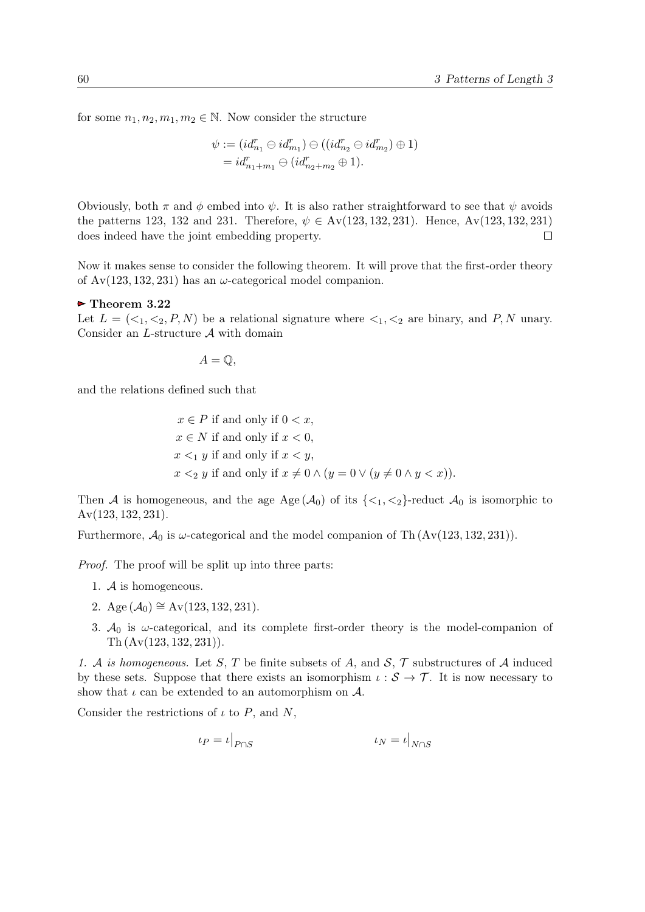for some $n_1, n_2, m_1, m_2 \in \mathbb{N}$. Now consider the structure

$$\begin{aligned}\psi &:= (id^r_{n_1} \ominus id^r_{m_1}) \ominus ((id^r_{n_2} \ominus id^r_{m_2}) \oplus 1) \\ &= id^r_{n_1+m_1} \ominus (id^r_{n_2+m_2} \oplus 1).\end{aligned}$$

Obviously, both $\pi$ and $\phi$ embed into $\psi$. It is also rather straightforward to see that $\psi$ avoids the patterns 123, 132 and 231. Therefore, $\psi \in \mathrm{Av}(123, 132, 231)$. Hence, $\mathrm{Av}(123, 132, 231)$ does indeed have the joint embedding property. □

Now it makes sense to consider the following theorem. It will prove that the first-order theory of $\mathrm{Av}(123, 132, 231)$ has an $\omega$-categorical model companion.

**▶ Theorem 3.22**

Let $L = (<_1, <_2, P, N)$ be a relational signature where $<_1, <_2$ are binary, and $P, N$ unary. Consider an $L$-structure $\mathcal{A}$ with domain

$$A = \mathbb{Q},$$

and the relations defined such that

$$\begin{aligned}&x \in P \text{ if and only if } 0 < x, \\ &x \in N \text{ if and only if } x < 0, \\ &x <_1 y \text{ if and only if } x < y, \\ &x <_2 y \text{ if and only if } x \neq 0 \wedge (y = 0 \vee (y \neq 0 \wedge y < x)).\end{aligned}$$

Then $\mathcal{A}$ is homogeneous, and the age $\mathrm{Age}(\mathcal{A}_0)$ of its $\{<_1, <_2\}$-reduct $\mathcal{A}_0$ is isomorphic to $\mathrm{Av}(123, 132, 231)$.

Furthermore, $\mathcal{A}_0$ is $\omega$-categorical and the model companion of $\mathrm{Th}(\mathrm{Av}(123, 132, 231))$.

*Proof.* The proof will be split up into three parts:

1. $\mathcal{A}$ is homogeneous.
2. $\mathrm{Age}(\mathcal{A}_0) \cong \mathrm{Av}(123, 132, 231)$.
3. $\mathcal{A}_0$ is $\omega$-categorical, and its complete first-order theory is the model-companion of $\mathrm{Th}(\mathrm{Av}(123, 132, 231))$.

*1. $\mathcal{A}$ is homogeneous.* Let $S$, $T$ be finite subsets of $A$, and $\mathcal{S}$, $\mathcal{T}$ substructures of $\mathcal{A}$ induced by these sets. Suppose that there exists an isomorphism $\iota : \mathcal{S} \to \mathcal{T}$. It is now necessary to show that $\iota$ can be extended to an automorphism on $\mathcal{A}$.

Consider the restrictions of $\iota$ to $P$, and $N$,

$$\iota_P = \iota\big|_{P \cap S} \qquad\qquad \iota_N = \iota\big|_{N \cap S}$$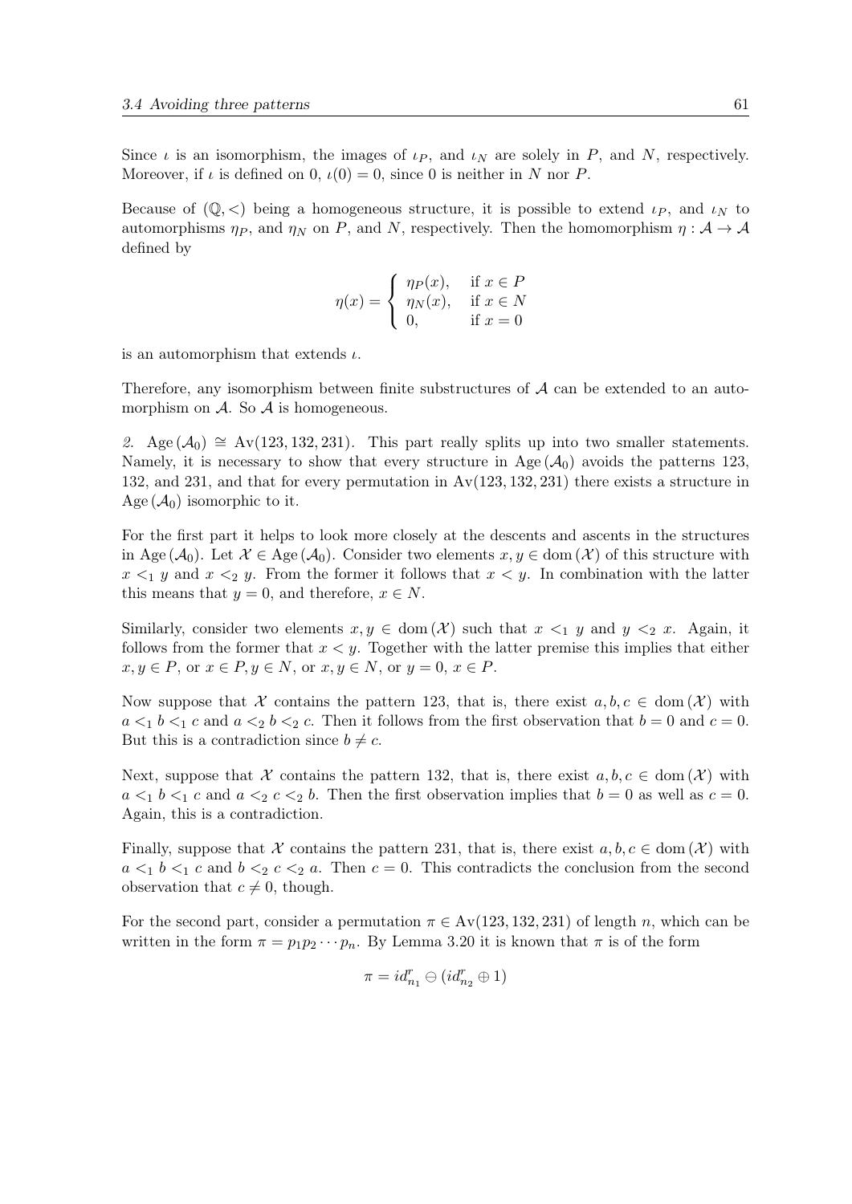Since $\iota$ is an isomorphism, the images of $\iota_P$, and $\iota_N$ are solely in $P$, and $N$, respectively. Moreover, if $\iota$ is defined on 0, $\iota(0) = 0$, since 0 is neither in $N$ nor $P$.

Because of $(\mathbb{Q}, <)$ being a homogeneous structure, it is possible to extend $\iota_P$, and $\iota_N$ to automorphisms $\eta_P$, and $\eta_N$ on $P$, and $N$, respectively. Then the homomorphism $\eta : \mathcal{A} \to \mathcal{A}$ defined by

$$\eta(x) = \begin{cases} \eta_P(x), & \text{if } x \in P \\ \eta_N(x), & \text{if } x \in N \\ 0, & \text{if } x = 0 \end{cases}$$

is an automorphism that extends $\iota$.

Therefore, any isomorphism between finite substructures of $\mathcal{A}$ can be extended to an automorphism on $\mathcal{A}$. So $\mathcal{A}$ is homogeneous.

*2.* $\mathrm{Age}(\mathcal{A}_0) \cong \mathrm{Av}(123, 132, 231)$. This part really splits up into two smaller statements. Namely, it is necessary to show that every structure in $\mathrm{Age}(\mathcal{A}_0)$ avoids the patterns 123, 132, and 231, and that for every permutation in $\mathrm{Av}(123, 132, 231)$ there exists a structure in $\mathrm{Age}(\mathcal{A}_0)$ isomorphic to it.

For the first part it helps to look more closely at the descents and ascents in the structures in $\mathrm{Age}(\mathcal{A}_0)$. Let $\mathcal{X} \in \mathrm{Age}(\mathcal{A}_0)$. Consider two elements $x, y \in \mathrm{dom}(\mathcal{X})$ of this structure with $x <_1 y$ and $x <_2 y$. From the former it follows that $x < y$. In combination with the latter this means that $y = 0$, and therefore, $x \in N$.

Similarly, consider two elements $x, y \in \mathrm{dom}(\mathcal{X})$ such that $x <_1 y$ and $y <_2 x$. Again, it follows from the former that $x < y$. Together with the latter premise this implies that either $x, y \in P$, or $x \in P, y \in N$, or $x, y \in N$, or $y = 0$, $x \in P$.

Now suppose that $\mathcal{X}$ contains the pattern 123, that is, there exist $a, b, c \in \mathrm{dom}(\mathcal{X})$ with $a <_1 b <_1 c$ and $a <_2 b <_2 c$. Then it follows from the first observation that $b = 0$ and $c = 0$. But this is a contradiction since $b \neq c$.

Next, suppose that $\mathcal{X}$ contains the pattern 132, that is, there exist $a, b, c \in \mathrm{dom}(\mathcal{X})$ with $a <_1 b <_1 c$ and $a <_2 c <_2 b$. Then the first observation implies that $b = 0$ as well as $c = 0$. Again, this is a contradiction.

Finally, suppose that $\mathcal{X}$ contains the pattern 231, that is, there exist $a, b, c \in \mathrm{dom}(\mathcal{X})$ with $a <_1 b <_1 c$ and $b <_2 c <_2 a$. Then $c = 0$. This contradicts the conclusion from the second observation that $c \neq 0$, though.

For the second part, consider a permutation $\pi \in \mathrm{Av}(123, 132, 231)$ of length $n$, which can be written in the form $\pi = p_1 p_2 \cdots p_n$. By Lemma 3.20 it is known that $\pi$ is of the form

$$\pi = id^r_{n_1} \ominus (id^r_{n_2} \oplus 1)$$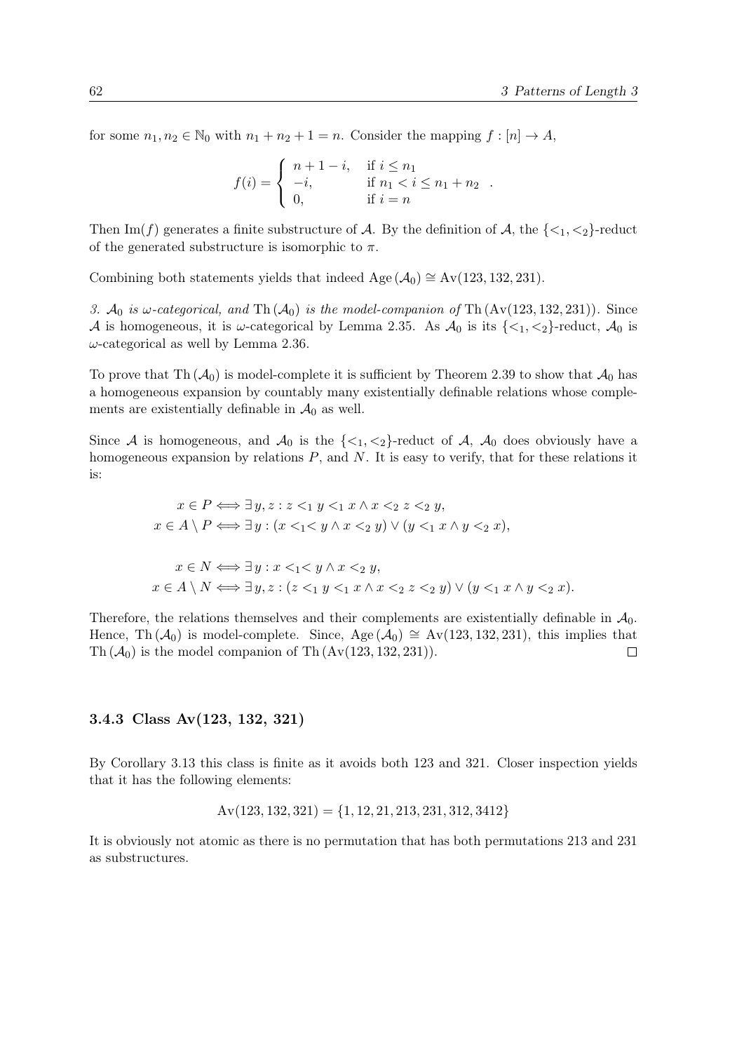for some $n_1, n_2 \in \mathbb{N}_0$ with $n_1 + n_2 + 1 = n$. Consider the mapping $f : [n] \to A$,

$$f(i) = \begin{cases} n + 1 - i, & \text{if } i \leq n_1 \\ -i, & \text{if } n_1 < i \leq n_1 + n_2 \\ 0, & \text{if } i = n \end{cases} .$$

Then $\mathrm{Im}(f)$ generates a finite substructure of $\mathcal{A}$. By the definition of $\mathcal{A}$, the $\{<_1, <_2\}$-reduct of the generated substructure is isomorphic to $\pi$.

Combining both statements yields that indeed $\mathrm{Age}(\mathcal{A}_0) \cong \mathrm{Av}(123, 132, 231)$.

*3. $\mathcal{A}_0$ is $\omega$-categorical, and $\mathrm{Th}(\mathcal{A}_0)$ is the model-companion of* $\mathrm{Th}(\mathrm{Av}(123, 132, 231))$. Since $\mathcal{A}$ is homogeneous, it is $\omega$-categorical by Lemma 2.35. As $\mathcal{A}_0$ is its $\{<_1, <_2\}$-reduct, $\mathcal{A}_0$ is $\omega$-categorical as well by Lemma 2.36.

To prove that $\mathrm{Th}(\mathcal{A}_0)$ is model-complete it is sufficient by Theorem 2.39 to show that $\mathcal{A}_0$ has a homogeneous expansion by countably many existentially definable relations whose complements are existentially definable in $\mathcal{A}_0$ as well.

Since $\mathcal{A}$ is homogeneous, and $\mathcal{A}_0$ is the $\{<_1, <_2\}$-reduct of $\mathcal{A}$, $\mathcal{A}_0$ does obviously have a homogeneous expansion by relations $P$, and $N$. It is easy to verify, that for these relations it is:

$$x \in P \iff \exists y, z : z <_1 y <_1 x \wedge x <_2 z <_2 y,$$
$$x \in A \setminus P \iff \exists y : (x <_1 < y \wedge x <_2 y) \vee (y <_1 x \wedge y <_2 x),$$

$$x \in N \iff \exists y : x <_1 < y \wedge x <_2 y,$$
$$x \in A \setminus N \iff \exists y, z : (z <_1 y <_1 x \wedge x <_2 z <_2 y) \vee (y <_1 x \wedge y <_2 x).$$

Therefore, the relations themselves and their complements are existentially definable in $\mathcal{A}_0$. Hence, $\mathrm{Th}(\mathcal{A}_0)$ is model-complete. Since, $\mathrm{Age}(\mathcal{A}_0) \cong \mathrm{Av}(123, 132, 231)$, this implies that $\mathrm{Th}(\mathcal{A}_0)$ is the model companion of $\mathrm{Th}(\mathrm{Av}(123, 132, 231))$. $\square$

### 3.4.3 Class Av(123, 132, 321)

By Corollary 3.13 this class is finite as it avoids both 123 and 321. Closer inspection yields that it has the following elements:

$$\mathrm{Av}(123, 132, 321) = \{1, 12, 21, 213, 231, 312, 3412\}$$

It is obviously not atomic as there is no permutation that has both permutations 213 and 231 as substructures.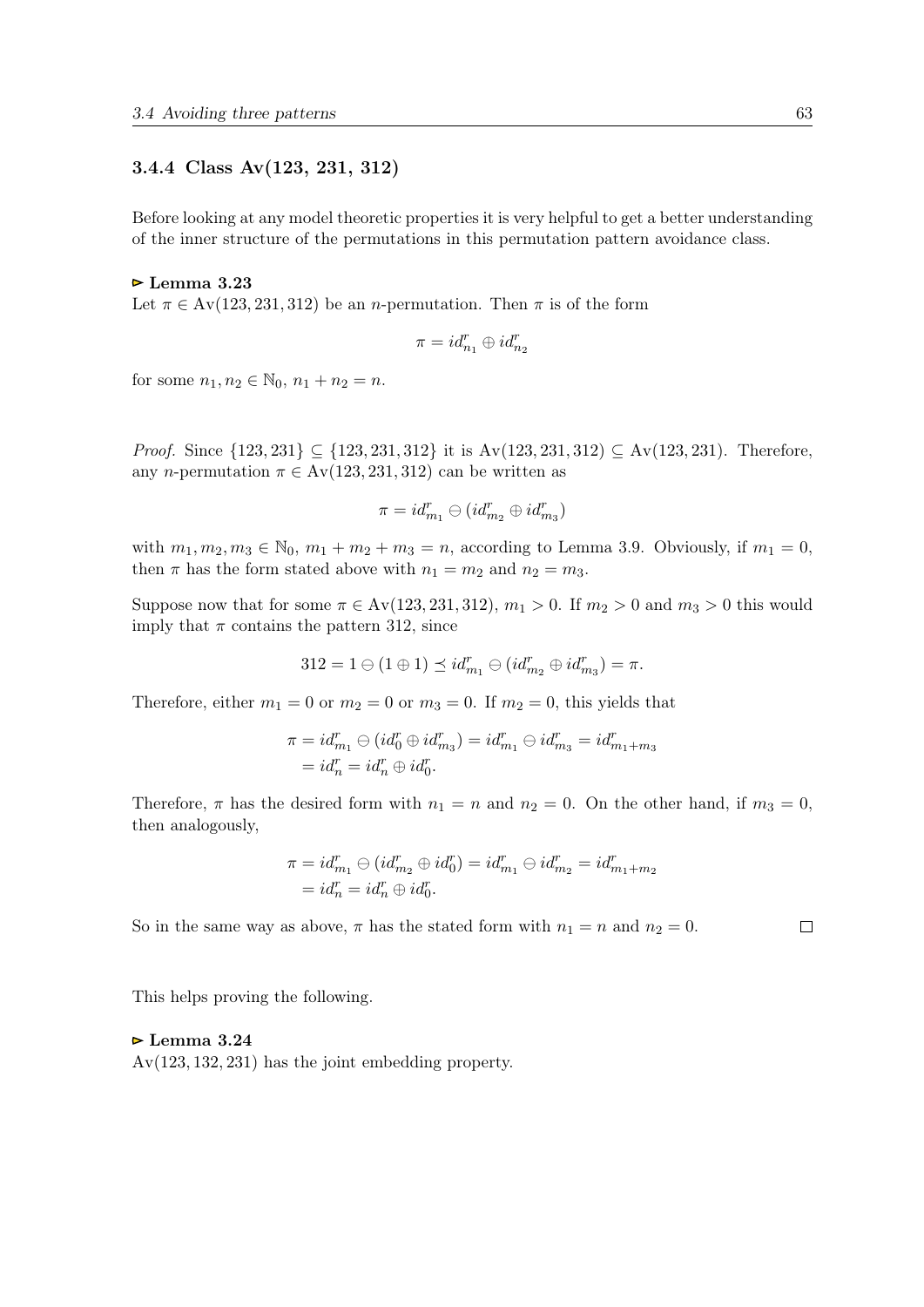### 3.4.4 Class Av(123, 231, 312)

Before looking at any model theoretic properties it is very helpful to get a better understanding of the inner structure of the permutations in this permutation pattern avoidance class.

**⊳ Lemma 3.23**
Let $\pi \in \text{Av}(123, 231, 312)$ be an $n$-permutation. Then $\pi$ is of the form

$$\pi = id^r_{n_1} \oplus id^r_{n_2}$$

for some $n_1, n_2 \in \mathbb{N}_0$, $n_1 + n_2 = n$.

*Proof.* Since $\{123, 231\} \subseteq \{123, 231, 312\}$ it is $\text{Av}(123, 231, 312) \subseteq \text{Av}(123, 231)$. Therefore, any $n$-permutation $\pi \in \text{Av}(123, 231, 312)$ can be written as

$$\pi = id^r_{m_1} \ominus (id^r_{m_2} \oplus id^r_{m_3})$$

with $m_1, m_2, m_3 \in \mathbb{N}_0$, $m_1 + m_2 + m_3 = n$, according to Lemma 3.9. Obviously, if $m_1 = 0$, then $\pi$ has the form stated above with $n_1 = m_2$ and $n_2 = m_3$.

Suppose now that for some $\pi \in \text{Av}(123, 231, 312)$, $m_1 > 0$. If $m_2 > 0$ and $m_3 > 0$ this would imply that $\pi$ contains the pattern 312, since

$$312 = 1 \ominus (1 \oplus 1) \preceq id^r_{m_1} \ominus (id^r_{m_2} \oplus id^r_{m_3}) = \pi.$$

Therefore, either $m_1 = 0$ or $m_2 = 0$ or $m_3 = 0$. If $m_2 = 0$, this yields that

$$\begin{aligned}\pi &= id^r_{m_1} \ominus (id^r_0 \oplus id^r_{m_3}) = id^r_{m_1} \ominus id^r_{m_3} = id^r_{m_1+m_3} \\ &= id^r_n = id^r_n \oplus id^r_0.\end{aligned}$$

Therefore, $\pi$ has the desired form with $n_1 = n$ and $n_2 = 0$. On the other hand, if $m_3 = 0$, then analogously,

$$\begin{aligned}\pi &= id^r_{m_1} \ominus (id^r_{m_2} \oplus id^r_0) = id^r_{m_1} \ominus id^r_{m_2} = id^r_{m_1+m_2} \\ &= id^r_n = id^r_n \oplus id^r_0.\end{aligned}$$

So in the same way as above, $\pi$ has the stated form with $n_1 = n$ and $n_2 = 0$. □

This helps proving the following.

**⊳ Lemma 3.24**
Av(123, 132, 231) has the joint embedding property.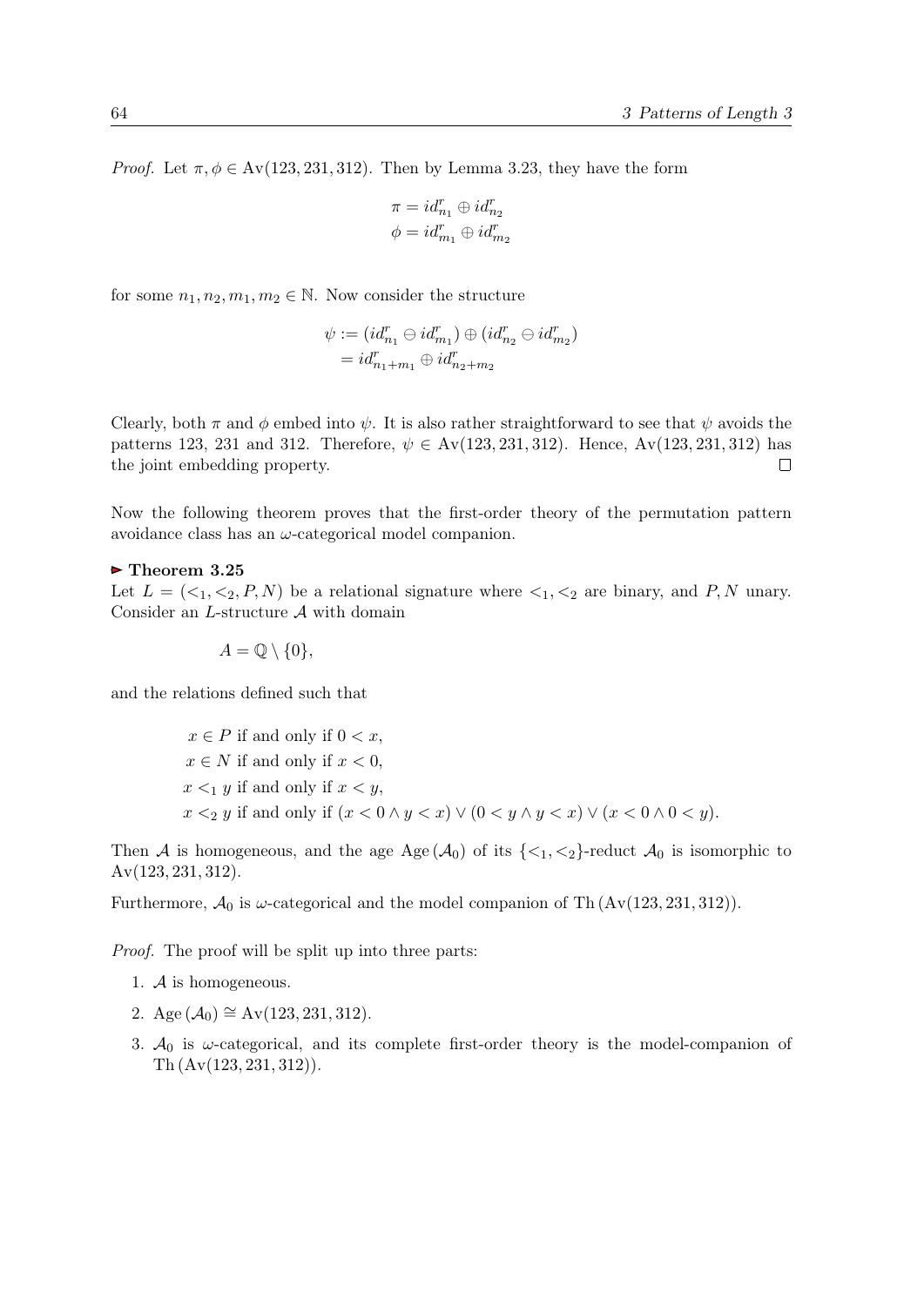*Proof.* Let $\pi, \phi \in \text{Av}(123, 231, 312)$. Then by Lemma 3.23, they have the form

$$\pi = id^r_{n_1} \oplus id^r_{n_2}$$
$$\phi = id^r_{m_1} \oplus id^r_{m_2}$$

for some $n_1, n_2, m_1, m_2 \in \mathbb{N}$. Now consider the structure

$$\psi := (id^r_{n_1} \ominus id^r_{m_1}) \oplus (id^r_{n_2} \ominus id^r_{m_2})$$
$$= id^r_{n_1+m_1} \oplus id^r_{n_2+m_2}$$

Clearly, both $\pi$ and $\phi$ embed into $\psi$. It is also rather straightforward to see that $\psi$ avoids the patterns 123, 231 and 312. Therefore, $\psi \in \text{Av}(123, 231, 312)$. Hence, $\text{Av}(123, 231, 312)$ has the joint embedding property. $\square$

Now the following theorem proves that the first-order theory of the permutation pattern avoidance class has an $\omega$-categorical model companion.

**▶ Theorem 3.25**
Let $L = (<_1, <_2, P, N)$ be a relational signature where $<_1, <_2$ are binary, and $P, N$ unary. Consider an $L$-structure $\mathcal{A}$ with domain

$$A = \mathbb{Q} \setminus \{0\},$$

and the relations defined such that

$$\begin{aligned}
&x \in P \text{ if and only if } 0 < x, \\
&x \in N \text{ if and only if } x < 0, \\
&x <_1 y \text{ if and only if } x < y, \\
&x <_2 y \text{ if and only if } (x < 0 \wedge y < x) \vee (0 < y \wedge y < x) \vee (x < 0 \wedge 0 < y).
\end{aligned}$$

Then $\mathcal{A}$ is homogeneous, and the age $\text{Age}(\mathcal{A}_0)$ of its $\{<_1, <_2\}$-reduct $\mathcal{A}_0$ is isomorphic to $\text{Av}(123, 231, 312)$.

Furthermore, $\mathcal{A}_0$ is $\omega$-categorical and the model companion of $\text{Th}(\text{Av}(123, 231, 312))$.

*Proof.* The proof will be split up into three parts:

1. $\mathcal{A}$ is homogeneous.
2. $\text{Age}(\mathcal{A}_0) \cong \text{Av}(123, 231, 312)$.
3. $\mathcal{A}_0$ is $\omega$-categorical, and its complete first-order theory is the model-companion of $\text{Th}(\text{Av}(123, 231, 312))$.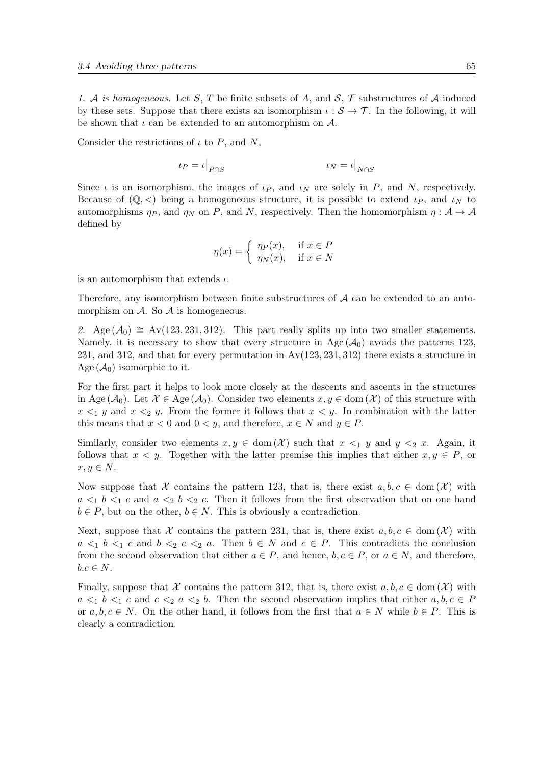*1. $\mathcal{A}$ is homogeneous.* Let $S$, $T$ be finite subsets of $A$, and $\mathcal{S}$, $\mathcal{T}$ substructures of $\mathcal{A}$ induced by these sets. Suppose that there exists an isomorphism $\iota : \mathcal{S} \to \mathcal{T}$. In the following, it will be shown that $\iota$ can be extended to an automorphism on $\mathcal{A}$.

Consider the restrictions of $\iota$ to $P$, and $N$,

$$\iota_P = \iota\big|_{P \cap S} \qquad\qquad \iota_N = \iota\big|_{N \cap S}$$

Since $\iota$ is an isomorphism, the images of $\iota_P$, and $\iota_N$ are solely in $P$, and $N$, respectively. Because of $(\mathbb{Q}, <)$ being a homogeneous structure, it is possible to extend $\iota_P$, and $\iota_N$ to automorphisms $\eta_P$, and $\eta_N$ on $P$, and $N$, respectively. Then the homomorphism $\eta : \mathcal{A} \to \mathcal{A}$ defined by

$$\eta(x) = \begin{cases} \eta_P(x), & \text{if } x \in P \\ \eta_N(x), & \text{if } x \in N \end{cases}$$

is an automorphism that extends $\iota$.

Therefore, any isomorphism between finite substructures of $\mathcal{A}$ can be extended to an automorphism on $\mathcal{A}$. So $\mathcal{A}$ is homogeneous.

*2.* $\operatorname{Age}(\mathcal{A}_0) \cong \operatorname{Av}(123, 231, 312)$. This part really splits up into two smaller statements. Namely, it is necessary to show that every structure in $\operatorname{Age}(\mathcal{A}_0)$ avoids the patterns 123, 231, and 312, and that for every permutation in $\operatorname{Av}(123, 231, 312)$ there exists a structure in $\operatorname{Age}(\mathcal{A}_0)$ isomorphic to it.

For the first part it helps to look more closely at the descents and ascents in the structures in $\operatorname{Age}(\mathcal{A}_0)$. Let $\mathcal{X} \in \operatorname{Age}(\mathcal{A}_0)$. Consider two elements $x, y \in \operatorname{dom}(\mathcal{X})$ of this structure with $x <_1 y$ and $x <_2 y$. From the former it follows that $x < y$. In combination with the latter this means that $x < 0$ and $0 < y$, and therefore, $x \in N$ and $y \in P$.

Similarly, consider two elements $x, y \in \operatorname{dom}(\mathcal{X})$ such that $x <_1 y$ and $y <_2 x$. Again, it follows that $x < y$. Together with the latter premise this implies that either $x, y \in P$, or $x, y \in N$.

Now suppose that $\mathcal{X}$ contains the pattern 123, that is, there exist $a, b, c \in \operatorname{dom}(\mathcal{X})$ with $a <_1 b <_1 c$ and $a <_2 b <_2 c$. Then it follows from the first observation that on one hand $b \in P$, but on the other, $b \in N$. This is obviously a contradiction.

Next, suppose that $\mathcal{X}$ contains the pattern 231, that is, there exist $a, b, c \in \operatorname{dom}(\mathcal{X})$ with $a <_1 b <_1 c$ and $b <_2 c <_2 a$. Then $b \in N$ and $c \in P$. This contradicts the conclusion from the second observation that either $a \in P$, and hence, $b, c \in P$, or $a \in N$, and therefore, $b.c \in N$.

Finally, suppose that $\mathcal{X}$ contains the pattern 312, that is, there exist $a, b, c \in \operatorname{dom}(\mathcal{X})$ with $a <_1 b <_1 c$ and $c <_2 a <_2 b$. Then the second observation implies that either $a, b, c \in P$ or $a, b, c \in N$. On the other hand, it follows from the first that $a \in N$ while $b \in P$. This is clearly a contradiction.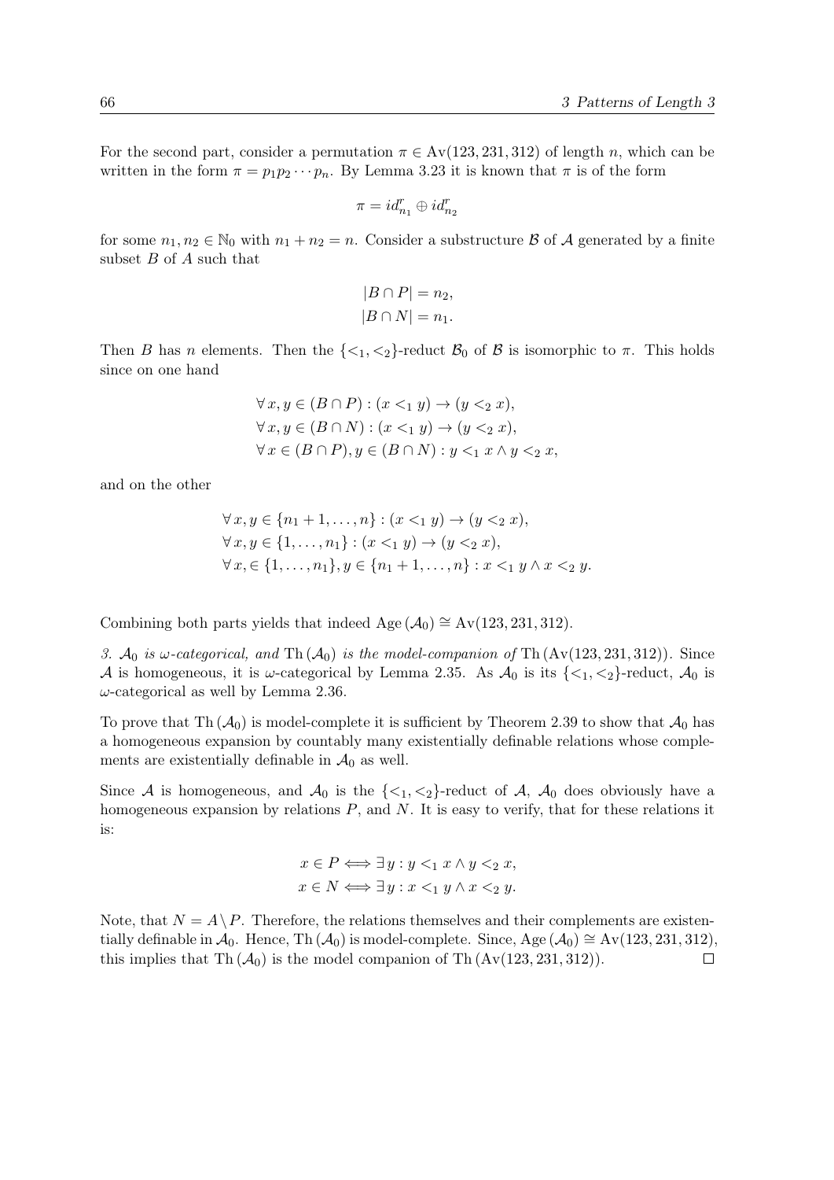For the second part, consider a permutation $\pi \in \text{Av}(123, 231, 312)$ of length $n$, which can be written in the form $\pi = p_1 p_2 \cdots p_n$. By Lemma 3.23 it is known that $\pi$ is of the form

$$\pi = id_{n_1}^r \oplus id_{n_2}^r$$

for some $n_1, n_2 \in \mathbb{N}_0$ with $n_1 + n_2 = n$. Consider a substructure $\mathcal{B}$ of $\mathcal{A}$ generated by a finite subset $B$ of $A$ such that

$$|B \cap P| = n_2,$$
$$|B \cap N| = n_1.$$

Then $B$ has $n$ elements. Then the $\{<_1, <_2\}$-reduct $\mathcal{B}_0$ of $\mathcal{B}$ is isomorphic to $\pi$. This holds since on one hand

$$\forall\, x, y \in (B \cap P) : (x <_1 y) \to (y <_2 x),$$
$$\forall\, x, y \in (B \cap N) : (x <_1 y) \to (y <_2 x),$$
$$\forall\, x \in (B \cap P), y \in (B \cap N) : y <_1 x \wedge y <_2 x,$$

and on the other

$$\forall\, x, y \in \{n_1 + 1, \ldots, n\} : (x <_1 y) \to (y <_2 x),$$
$$\forall\, x, y \in \{1, \ldots, n_1\} : (x <_1 y) \to (y <_2 x),$$
$$\forall\, x, \in \{1, \ldots, n_1\}, y \in \{n_1 + 1, \ldots, n\} : x <_1 y \wedge x <_2 y.$$

Combining both parts yields that indeed $\text{Age}\,(\mathcal{A}_0) \cong \text{Av}(123, 231, 312)$.

*3. $\mathcal{A}_0$ is $\omega$-categorical, and $\text{Th}\,(\mathcal{A}_0)$ is the model-companion of $\text{Th}\,(\text{Av}(123, 231, 312))$.* Since $\mathcal{A}$ is homogeneous, it is $\omega$-categorical by Lemma 2.35. As $\mathcal{A}_0$ is its $\{<_1, <_2\}$-reduct, $\mathcal{A}_0$ is $\omega$-categorical as well by Lemma 2.36.

To prove that $\text{Th}\,(\mathcal{A}_0)$ is model-complete it is sufficient by Theorem 2.39 to show that $\mathcal{A}_0$ has a homogeneous expansion by countably many existentially definable relations whose complements are existentially definable in $\mathcal{A}_0$ as well.

Since $\mathcal{A}$ is homogeneous, and $\mathcal{A}_0$ is the $\{<_1, <_2\}$-reduct of $\mathcal{A}$, $\mathcal{A}_0$ does obviously have a homogeneous expansion by relations $P$, and $N$. It is easy to verify, that for these relations it is:

$$x \in P \iff \exists\, y : y <_1 x \wedge y <_2 x,$$
$$x \in N \iff \exists\, y : x <_1 y \wedge x <_2 y.$$

Note, that $N = A \setminus P$. Therefore, the relations themselves and their complements are existentially definable in $\mathcal{A}_0$. Hence, $\text{Th}\,(\mathcal{A}_0)$ is model-complete. Since, $\text{Age}\,(\mathcal{A}_0) \cong \text{Av}(123, 231, 312)$, this implies that $\text{Th}\,(\mathcal{A}_0)$ is the model companion of $\text{Th}\,(\text{Av}(123, 231, 312))$. $\square$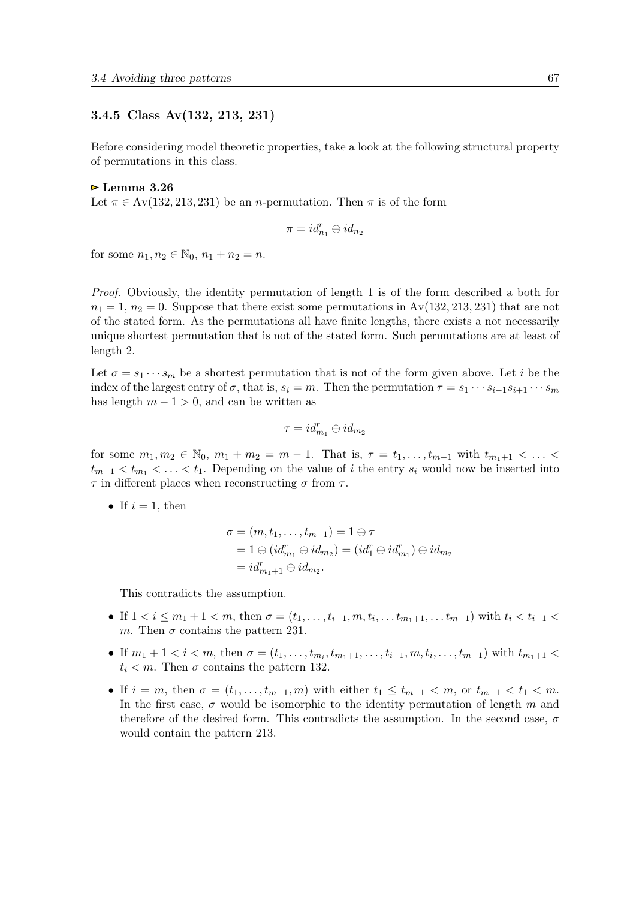### 3.4.5 Class Av(132, 213, 231)

Before considering model theoretic properties, take a look at the following structural property of permutations in this class.

**▷ Lemma 3.26**
Let $\pi \in \mathrm{Av}(132, 213, 231)$ be an $n$-permutation. Then $\pi$ is of the form

$$\pi = id^r_{n_1} \ominus id_{n_2}$$

for some $n_1, n_2 \in \mathbb{N}_0$, $n_1 + n_2 = n$.

*Proof.* Obviously, the identity permutation of length 1 is of the form described a both for $n_1 = 1$, $n_2 = 0$. Suppose that there exist some permutations in $\mathrm{Av}(132, 213, 231)$ that are not of the stated form. As the permutations all have finite lengths, there exists a not necessarily unique shortest permutation that is not of the stated form. Such permutations are at least of length 2.

Let $\sigma = s_1 \cdots s_m$ be a shortest permutation that is not of the form given above. Let $i$ be the index of the largest entry of $\sigma$, that is, $s_i = m$. Then the permutation $\tau = s_1 \cdots s_{i-1} s_{i+1} \cdots s_m$ has length $m - 1 > 0$, and can be written as

$$\tau = id^r_{m_1} \ominus id_{m_2}$$

for some $m_1, m_2 \in \mathbb{N}_0$, $m_1 + m_2 = m - 1$. That is, $\tau = t_1, \ldots, t_{m-1}$ with $t_{m_1+1} < \ldots < t_{m-1} < t_{m_1} < \ldots < t_1$. Depending on the value of $i$ the entry $s_i$ would now be inserted into $\tau$ in different places when reconstructing $\sigma$ from $\tau$.

- If $i = 1$, then

$$\begin{aligned}
\sigma &= (m, t_1, \ldots, t_{m-1}) = 1 \ominus \tau \\
&= 1 \ominus (id^r_{m_1} \ominus id_{m_2}) = (id^r_1 \ominus id^r_{m_1}) \ominus id_{m_2} \\
&= id^r_{m_1+1} \ominus id_{m_2}.
\end{aligned}$$

  This contradicts the assumption.

- If $1 < i \leq m_1 + 1 < m$, then $\sigma = (t_1, \ldots, t_{i-1}, m, t_i, \ldots t_{m_1+1}, \ldots t_{m-1})$ with $t_i < t_{i-1} < m$. Then $\sigma$ contains the pattern 231.

- If $m_1 + 1 < i < m$, then $\sigma = (t_1, \ldots, t_{m_i}, t_{m_1+1}, \ldots, t_{i-1}, m, t_i, \ldots, t_{m-1})$ with $t_{m_1+1} < t_i < m$. Then $\sigma$ contains the pattern 132.

- If $i = m$, then $\sigma = (t_1, \ldots, t_{m-1}, m)$ with either $t_1 \leq t_{m-1} < m$, or $t_{m-1} < t_1 < m$. In the first case, $\sigma$ would be isomorphic to the identity permutation of length $m$ and therefore of the desired form. This contradicts the assumption. In the second case, $\sigma$ would contain the pattern 213.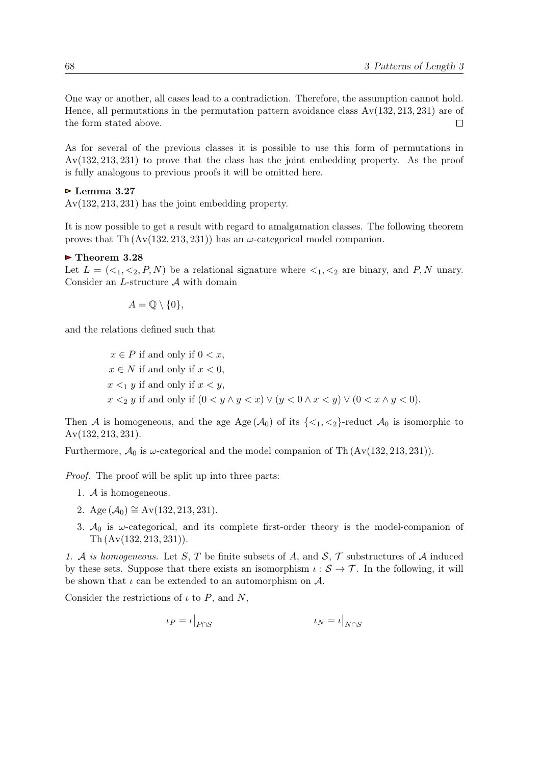One way or another, all cases lead to a contradiction. Therefore, the assumption cannot hold. Hence, all permutations in the permutation pattern avoidance class Av(132, 213, 231) are of the form stated above. □

As for several of the previous classes it is possible to use this form of permutations in Av(132, 213, 231) to prove that the class has the joint embedding property. As the proof is fully analogous to previous proofs it will be omitted here.

**▻ Lemma 3.27**
Av(132, 213, 231) has the joint embedding property.

It is now possible to get a result with regard to amalgamation classes. The following theorem proves that Th (Av(132, 213, 231)) has an $\omega$-categorical model companion.

**▸ Theorem 3.28**
Let $L = (<_1, <_2, P, N)$ be a relational signature where $<_1, <_2$ are binary, and $P, N$ unary. Consider an $L$-structure $\mathcal{A}$ with domain

$$A = \mathbb{Q} \setminus \{0\},$$

and the relations defined such that

$$
\begin{aligned}
&x \in P \text{ if and only if } 0 < x,\\
&x \in N \text{ if and only if } x < 0,\\
&x <_1 y \text{ if and only if } x < y,\\
&x <_2 y \text{ if and only if } (0 < y \wedge y < x) \vee (y < 0 \wedge x < y) \vee (0 < x \wedge y < 0).
\end{aligned}
$$

Then $\mathcal{A}$ is homogeneous, and the age $\mathrm{Age}(\mathcal{A}_0)$ of its $\{<_1, <_2\}$-reduct $\mathcal{A}_0$ is isomorphic to Av(132, 213, 231).

Furthermore, $\mathcal{A}_0$ is $\omega$-categorical and the model companion of Th (Av(132, 213, 231)).

*Proof.* The proof will be split up into three parts:

1. $\mathcal{A}$ is homogeneous.
2. $\mathrm{Age}(\mathcal{A}_0) \cong$ Av(132, 213, 231).
3. $\mathcal{A}_0$ is $\omega$-categorical, and its complete first-order theory is the model-companion of Th (Av(132, 213, 231)).

*1. $\mathcal{A}$ is homogeneous.* Let $S$, $T$ be finite subsets of $A$, and $\mathcal{S}$, $\mathcal{T}$ substructures of $\mathcal{A}$ induced by these sets. Suppose that there exists an isomorphism $\iota : \mathcal{S} \to \mathcal{T}$. In the following, it will be shown that $\iota$ can be extended to an automorphism on $\mathcal{A}$.

Consider the restrictions of $\iota$ to $P$, and $N$,

$$\iota_P = \iota\big|_{P \cap S} \qquad\qquad \iota_N = \iota\big|_{N \cap S}$$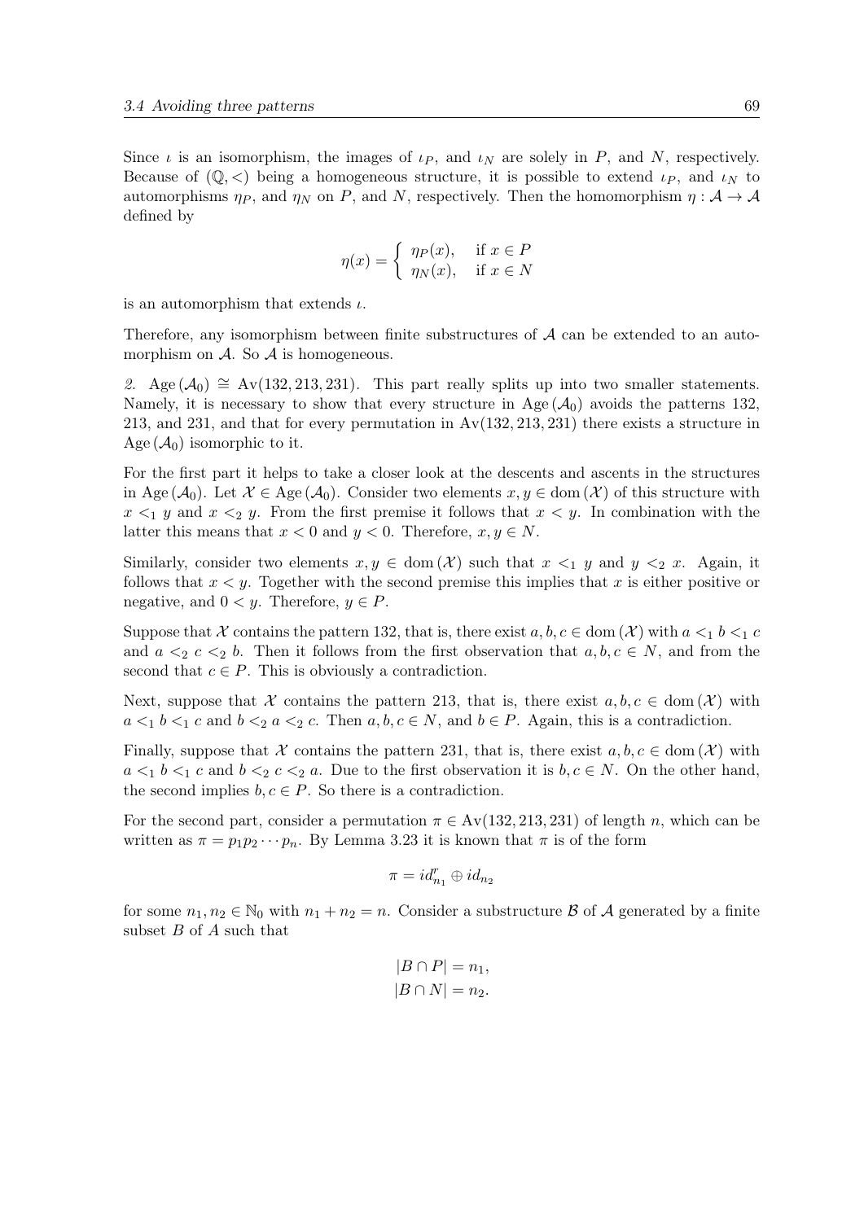Since $\iota$ is an isomorphism, the images of $\iota_P$, and $\iota_N$ are solely in $P$, and $N$, respectively. Because of $(\mathbb{Q}, <)$ being a homogeneous structure, it is possible to extend $\iota_P$, and $\iota_N$ to automorphisms $\eta_P$, and $\eta_N$ on $P$, and $N$, respectively. Then the homomorphism $\eta : \mathcal{A} \to \mathcal{A}$ defined by

$$\eta(x) = \begin{cases} \eta_P(x), & \text{if } x \in P \\ \eta_N(x), & \text{if } x \in N \end{cases}$$

is an automorphism that extends $\iota$.

Therefore, any isomorphism between finite substructures of $\mathcal{A}$ can be extended to an automorphism on $\mathcal{A}$. So $\mathcal{A}$ is homogeneous.

*2.* $\operatorname{Age}(\mathcal{A}_0) \cong \operatorname{Av}(132, 213, 231)$. This part really splits up into two smaller statements. Namely, it is necessary to show that every structure in $\operatorname{Age}(\mathcal{A}_0)$ avoids the patterns 132, 213, and 231, and that for every permutation in $\operatorname{Av}(132, 213, 231)$ there exists a structure in $\operatorname{Age}(\mathcal{A}_0)$ isomorphic to it.

For the first part it helps to take a closer look at the descents and ascents in the structures in $\operatorname{Age}(\mathcal{A}_0)$. Let $\mathcal{X} \in \operatorname{Age}(\mathcal{A}_0)$. Consider two elements $x, y \in \operatorname{dom}(\mathcal{X})$ of this structure with $x <_1 y$ and $x <_2 y$. From the first premise it follows that $x < y$. In combination with the latter this means that $x < 0$ and $y < 0$. Therefore, $x, y \in N$.

Similarly, consider two elements $x, y \in \operatorname{dom}(\mathcal{X})$ such that $x <_1 y$ and $y <_2 x$. Again, it follows that $x < y$. Together with the second premise this implies that $x$ is either positive or negative, and $0 < y$. Therefore, $y \in P$.

Suppose that $\mathcal{X}$ contains the pattern 132, that is, there exist $a, b, c \in \operatorname{dom}(\mathcal{X})$ with $a <_1 b <_1 c$ and $a <_2 c <_2 b$. Then it follows from the first observation that $a, b, c \in N$, and from the second that $c \in P$. This is obviously a contradiction.

Next, suppose that $\mathcal{X}$ contains the pattern 213, that is, there exist $a, b, c \in \operatorname{dom}(\mathcal{X})$ with $a <_1 b <_1 c$ and $b <_2 a <_2 c$. Then $a, b, c \in N$, and $b \in P$. Again, this is a contradiction.

Finally, suppose that $\mathcal{X}$ contains the pattern 231, that is, there exist $a, b, c \in \operatorname{dom}(\mathcal{X})$ with $a <_1 b <_1 c$ and $b <_2 c <_2 a$. Due to the first observation it is $b, c \in N$. On the other hand, the second implies $b, c \in P$. So there is a contradiction.

For the second part, consider a permutation $\pi \in \operatorname{Av}(132, 213, 231)$ of length $n$, which can be written as $\pi = p_1 p_2 \cdots p_n$. By Lemma 3.23 it is known that $\pi$ is of the form

$$\pi = id_{n_1}^r \oplus id_{n_2}$$

for some $n_1, n_2 \in \mathbb{N}_0$ with $n_1 + n_2 = n$. Consider a substructure $\mathcal{B}$ of $\mathcal{A}$ generated by a finite subset $B$ of $A$ such that

$$|B \cap P| = n_1,$$
$$|B \cap N| = n_2.$$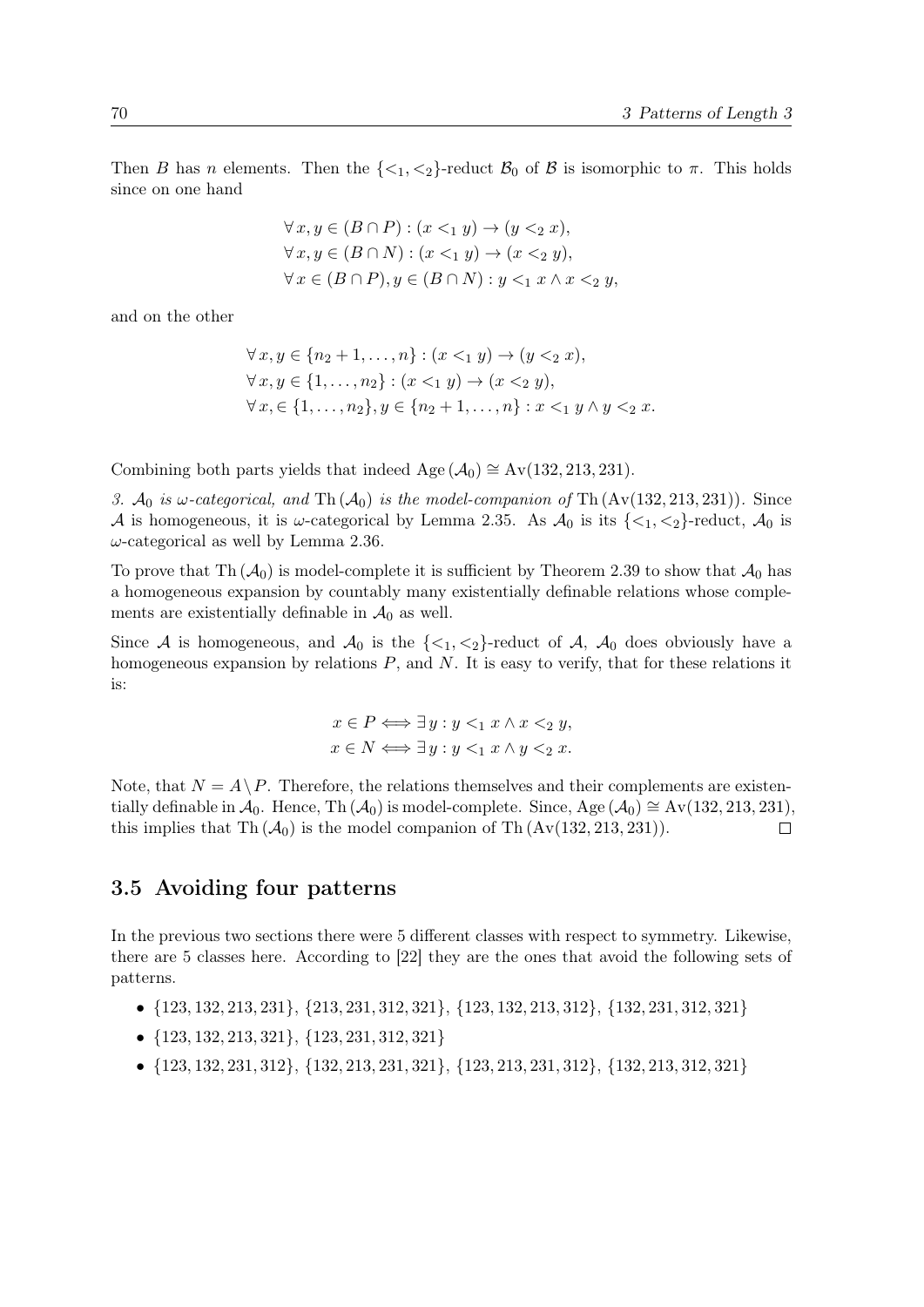Then $B$ has $n$ elements. Then the $\{<_1, <_2\}$-reduct $\mathcal{B}_0$ of $\mathcal{B}$ is isomorphic to $\pi$. This holds since on one hand

$$\forall x, y \in (B \cap P) : (x <_1 y) \to (y <_2 x),$$
$$\forall x, y \in (B \cap N) : (x <_1 y) \to (x <_2 y),$$
$$\forall x \in (B \cap P), y \in (B \cap N) : y <_1 x \wedge x <_2 y,$$

and on the other

$$\forall x, y \in \{n_2 + 1, \ldots, n\} : (x <_1 y) \to (y <_2 x),$$
$$\forall x, y \in \{1, \ldots, n_2\} : (x <_1 y) \to (x <_2 y),$$
$$\forall x, \in \{1, \ldots, n_2\}, y \in \{n_2 + 1, \ldots, n\} : x <_1 y \wedge y <_2 x.$$

Combining both parts yields that indeed $\mathrm{Age}(\mathcal{A}_0) \cong \mathrm{Av}(132, 213, 231)$.

*3. $\mathcal{A}_0$ is $\omega$-categorical, and $\mathrm{Th}(\mathcal{A}_0)$ is the model-companion of* $\mathrm{Th}(\mathrm{Av}(132, 213, 231))$. Since $\mathcal{A}$ is homogeneous, it is $\omega$-categorical by Lemma 2.35. As $\mathcal{A}_0$ is its $\{<_1, <_2\}$-reduct, $\mathcal{A}_0$ is $\omega$-categorical as well by Lemma 2.36.

To prove that $\mathrm{Th}(\mathcal{A}_0)$ is model-complete it is sufficient by Theorem 2.39 to show that $\mathcal{A}_0$ has a homogeneous expansion by countably many existentially definable relations whose complements are existentially definable in $\mathcal{A}_0$ as well.

Since $\mathcal{A}$ is homogeneous, and $\mathcal{A}_0$ is the $\{<_1, <_2\}$-reduct of $\mathcal{A}$, $\mathcal{A}_0$ does obviously have a homogeneous expansion by relations $P$, and $N$. It is easy to verify, that for these relations it is:

$$x \in P \iff \exists y : y <_1 x \wedge x <_2 y,$$
$$x \in N \iff \exists y : y <_1 x \wedge y <_2 x.$$

Note, that $N = A \setminus P$. Therefore, the relations themselves and their complements are existentially definable in $\mathcal{A}_0$. Hence, $\mathrm{Th}(\mathcal{A}_0)$ is model-complete. Since, $\mathrm{Age}(\mathcal{A}_0) \cong \mathrm{Av}(132, 213, 231)$, this implies that $\mathrm{Th}(\mathcal{A}_0)$ is the model companion of $\mathrm{Th}(\mathrm{Av}(132, 213, 231))$. □

## 3.5 Avoiding four patterns

In the previous two sections there were 5 different classes with respect to symmetry. Likewise, there are 5 classes here. According to [22] they are the ones that avoid the following sets of patterns.

- $\{123, 132, 213, 231\}$, $\{213, 231, 312, 321\}$, $\{123, 132, 213, 312\}$, $\{132, 231, 312, 321\}$
- $\{123, 132, 213, 321\}$, $\{123, 231, 312, 321\}$
- $\{123, 132, 231, 312\}$, $\{132, 213, 231, 321\}$, $\{123, 213, 231, 312\}$, $\{132, 213, 312, 321\}$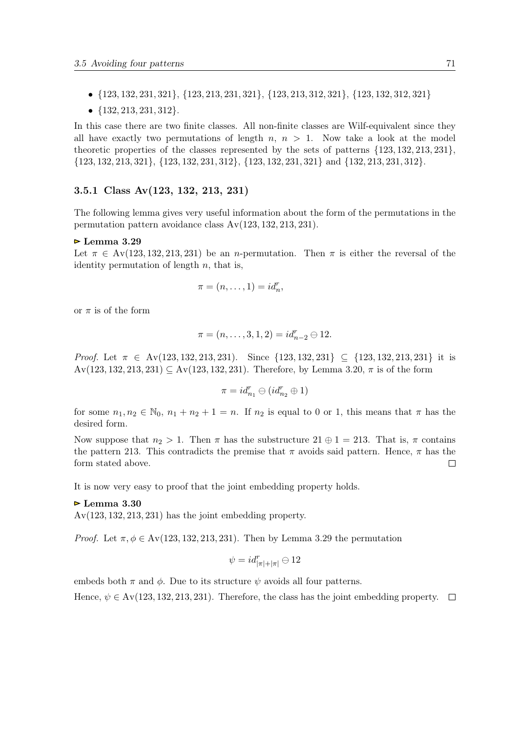- $\{123, 132, 231, 321\}$, $\{123, 213, 231, 321\}$, $\{123, 213, 312, 321\}$, $\{123, 132, 312, 321\}$
- $\{132, 213, 231, 312\}$.

In this case there are two finite classes. All non-finite classes are Wilf-equivalent since they all have exactly two permutations of length $n$, $n > 1$. Now take a look at the model theoretic properties of the classes represented by the sets of patterns $\{123, 132, 213, 231\}$, $\{123, 132, 213, 321\}$, $\{123, 132, 231, 312\}$, $\{123, 132, 231, 321\}$ and $\{132, 213, 231, 312\}$.

### 3.5.1 Class Av(123, 132, 213, 231)

The following lemma gives very useful information about the form of the permutations in the permutation pattern avoidance class $\text{Av}(123, 132, 213, 231)$.

**▹ Lemma 3.29**
Let $\pi \in \text{Av}(123, 132, 213, 231)$ be an $n$-permutation. Then $\pi$ is either the reversal of the identity permutation of length $n$, that is,

$$\pi = (n, \dots, 1) = id_n^r,$$

or $\pi$ is of the form

$$\pi = (n, \dots, 3, 1, 2) = id_{n-2}^r \ominus 12.$$

*Proof.* Let $\pi \in \text{Av}(123, 132, 213, 231)$. Since $\{123, 132, 231\} \subseteq \{123, 132, 213, 231\}$ it is $\text{Av}(123, 132, 213, 231) \subseteq \text{Av}(123, 132, 231)$. Therefore, by Lemma 3.20, $\pi$ is of the form

$$\pi = id_{n_1}^r \ominus (id_{n_2}^r \oplus 1)$$

for some $n_1, n_2 \in \mathbb{N}_0$, $n_1 + n_2 + 1 = n$. If $n_2$ is equal to 0 or 1, this means that $\pi$ has the desired form.

Now suppose that $n_2 > 1$. Then $\pi$ has the substructure $21 \oplus 1 = 213$. That is, $\pi$ contains the pattern 213. This contradicts the premise that $\pi$ avoids said pattern. Hence, $\pi$ has the form stated above. □

It is now very easy to proof that the joint embedding property holds.

**▹ Lemma 3.30**
$\text{Av}(123, 132, 213, 231)$ has the joint embedding property.

*Proof.* Let $\pi, \phi \in \text{Av}(123, 132, 213, 231)$. Then by Lemma 3.29 the permutation

$$\psi = id_{|\pi|+|\pi|}^r \ominus 12$$

embeds both $\pi$ and $\phi$. Due to its structure $\psi$ avoids all four patterns.

Hence, $\psi \in \text{Av}(123, 132, 213, 231)$. Therefore, the class has the joint embedding property. □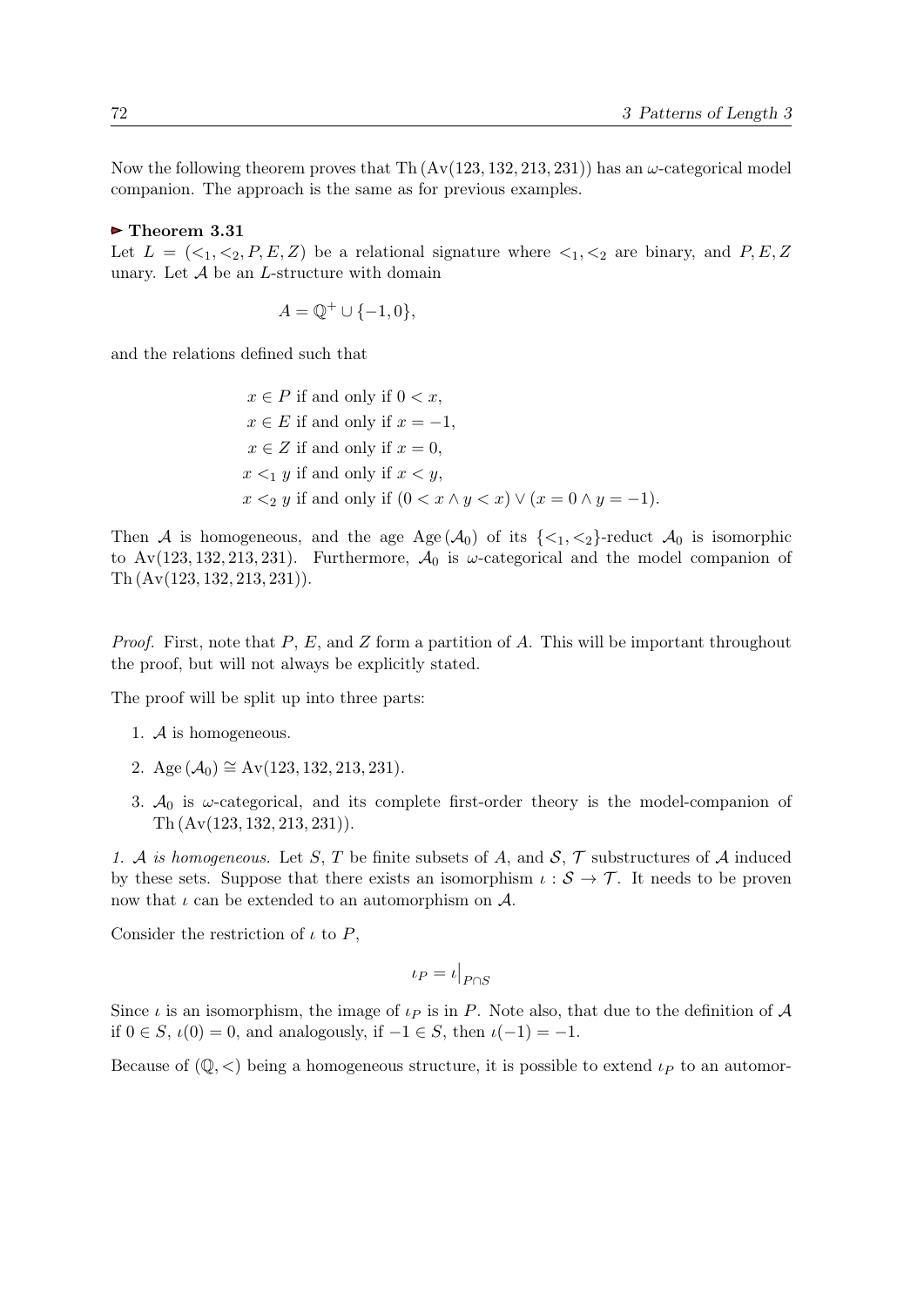Now the following theorem proves that $\mathrm{Th}(\mathrm{Av}(123, 132, 213, 231))$ has an $\omega$-categorical model companion. The approach is the same as for previous examples.

▶ **Theorem 3.31**
Let $L = (<_1, <_2, P, E, Z)$ be a relational signature where $<_1, <_2$ are binary, and $P, E, Z$ unary. Let $\mathcal{A}$ be an $L$-structure with domain

$$A = \mathbb{Q}^+ \cup \{-1, 0\},$$

and the relations defined such that

$$\begin{aligned}
x &\in P \text{ if and only if } 0 < x, \\
x &\in E \text{ if and only if } x = -1, \\
x &\in Z \text{ if and only if } x = 0, \\
x &<_1 y \text{ if and only if } x < y, \\
x &<_2 y \text{ if and only if } (0 < x \wedge y < x) \vee (x = 0 \wedge y = -1).
\end{aligned}$$

Then $\mathcal{A}$ is homogeneous, and the age $\mathrm{Age}(\mathcal{A}_0)$ of its $\{<_1, <_2\}$-reduct $\mathcal{A}_0$ is isomorphic to $\mathrm{Av}(123, 132, 213, 231)$. Furthermore, $\mathcal{A}_0$ is $\omega$-categorical and the model companion of $\mathrm{Th}(\mathrm{Av}(123, 132, 213, 231))$.

*Proof.* First, note that $P$, $E$, and $Z$ form a partition of $A$. This will be important throughout the proof, but will not always be explicitly stated.

The proof will be split up into three parts:

1. $\mathcal{A}$ is homogeneous.
2. $\mathrm{Age}(\mathcal{A}_0) \cong \mathrm{Av}(123, 132, 213, 231)$.
3. $\mathcal{A}_0$ is $\omega$-categorical, and its complete first-order theory is the model-companion of $\mathrm{Th}(\mathrm{Av}(123, 132, 213, 231))$.

*1. $\mathcal{A}$ is homogeneous.* Let $S$, $T$ be finite subsets of $A$, and $\mathcal{S}$, $\mathcal{T}$ substructures of $\mathcal{A}$ induced by these sets. Suppose that there exists an isomorphism $\iota : \mathcal{S} \to \mathcal{T}$. It needs to be proven now that $\iota$ can be extended to an automorphism on $\mathcal{A}$.

Consider the restriction of $\iota$ to $P$,

$$\iota_P = \iota\big|_{P \cap S}$$

Since $\iota$ is an isomorphism, the image of $\iota_P$ is in $P$. Note also, that due to the definition of $\mathcal{A}$ if $0 \in S$, $\iota(0) = 0$, and analogously, if $-1 \in S$, then $\iota(-1) = -1$.

Because of $(\mathbb{Q}, <)$ being a homogeneous structure, it is possible to extend $\iota_P$ to an automor-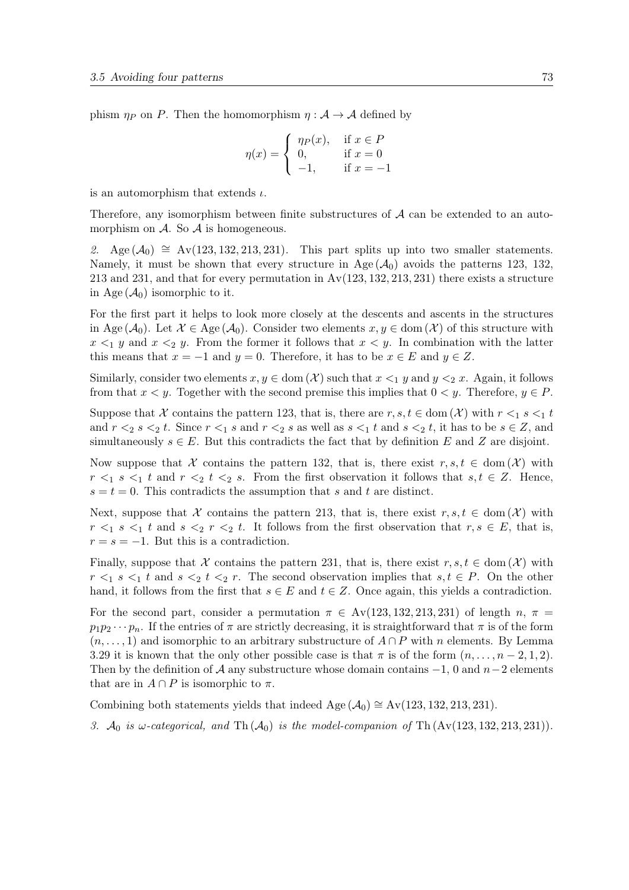phism $\eta_P$ on $P$. Then the homomorphism $\eta : \mathcal{A} \to \mathcal{A}$ defined by

$$\eta(x) = \begin{cases} \eta_P(x), & \text{if } x \in P \\ 0, & \text{if } x = 0 \\ -1, & \text{if } x = -1 \end{cases}$$

is an automorphism that extends $\iota$.

Therefore, any isomorphism between finite substructures of $\mathcal{A}$ can be extended to an automorphism on $\mathcal{A}$. So $\mathcal{A}$ is homogeneous.

*2.* $\mathrm{Age}(\mathcal{A}_0) \cong \mathrm{Av}(123, 132, 213, 231)$. This part splits up into two smaller statements. Namely, it must be shown that every structure in $\mathrm{Age}(\mathcal{A}_0)$ avoids the patterns 123, 132, 213 and 231, and that for every permutation in $\mathrm{Av}(123, 132, 213, 231)$ there exists a structure in $\mathrm{Age}(\mathcal{A}_0)$ isomorphic to it.

For the first part it helps to look more closely at the descents and ascents in the structures in $\mathrm{Age}(\mathcal{A}_0)$. Let $\mathcal{X} \in \mathrm{Age}(\mathcal{A}_0)$. Consider two elements $x, y \in \mathrm{dom}(\mathcal{X})$ of this structure with $x <_1 y$ and $x <_2 y$. From the former it follows that $x < y$. In combination with the latter this means that $x = -1$ and $y = 0$. Therefore, it has to be $x \in E$ and $y \in Z$.

Similarly, consider two elements $x, y \in \mathrm{dom}(\mathcal{X})$ such that $x <_1 y$ and $y <_2 x$. Again, it follows from that $x < y$. Together with the second premise this implies that $0 < y$. Therefore, $y \in P$.

Suppose that $\mathcal{X}$ contains the pattern 123, that is, there are $r, s, t \in \mathrm{dom}(\mathcal{X})$ with $r <_1 s <_1 t$ and $r <_2 s <_2 t$. Since $r <_1 s$ and $r <_2 s$ as well as $s <_1 t$ and $s <_2 t$, it has to be $s \in Z$, and simultaneously $s \in E$. But this contradicts the fact that by definition $E$ and $Z$ are disjoint.

Now suppose that $\mathcal{X}$ contains the pattern 132, that is, there exist $r, s, t \in \mathrm{dom}(\mathcal{X})$ with $r <_1 s <_1 t$ and $r <_2 t <_2 s$. From the first observation it follows that $s, t \in Z$. Hence, $s = t = 0$. This contradicts the assumption that $s$ and $t$ are distinct.

Next, suppose that $\mathcal{X}$ contains the pattern 213, that is, there exist $r, s, t \in \mathrm{dom}(\mathcal{X})$ with $r <_1 s <_1 t$ and $s <_2 r <_2 t$. It follows from the first observation that $r, s \in E$, that is, $r = s = -1$. But this is a contradiction.

Finally, suppose that $\mathcal{X}$ contains the pattern 231, that is, there exist $r, s, t \in \mathrm{dom}(\mathcal{X})$ with $r <_1 s <_1 t$ and $s <_2 t <_2 r$. The second observation implies that $s, t \in P$. On the other hand, it follows from the first that $s \in E$ and $t \in Z$. Once again, this yields a contradiction.

For the second part, consider a permutation $\pi \in \mathrm{Av}(123, 132, 213, 231)$ of length $n$, $\pi = p_1 p_2 \cdots p_n$. If the entries of $\pi$ are strictly decreasing, it is straightforward that $\pi$ is of the form $(n, \ldots, 1)$ and isomorphic to an arbitrary substructure of $A \cap P$ with $n$ elements. By Lemma 3.29 it is known that the only other possible case is that $\pi$ is of the form $(n, \ldots, n-2, 1, 2)$. Then by the definition of $\mathcal{A}$ any substructure whose domain contains $-1$, $0$ and $n-2$ elements that are in $A \cap P$ is isomorphic to $\pi$.

Combining both statements yields that indeed $\mathrm{Age}(\mathcal{A}_0) \cong \mathrm{Av}(123, 132, 213, 231)$.

*3.* $\mathcal{A}_0$ *is* $\omega$*-categorical, and* $\mathrm{Th}(\mathcal{A}_0)$ *is the model-companion of* $\mathrm{Th}(\mathrm{Av}(123, 132, 213, 231))$.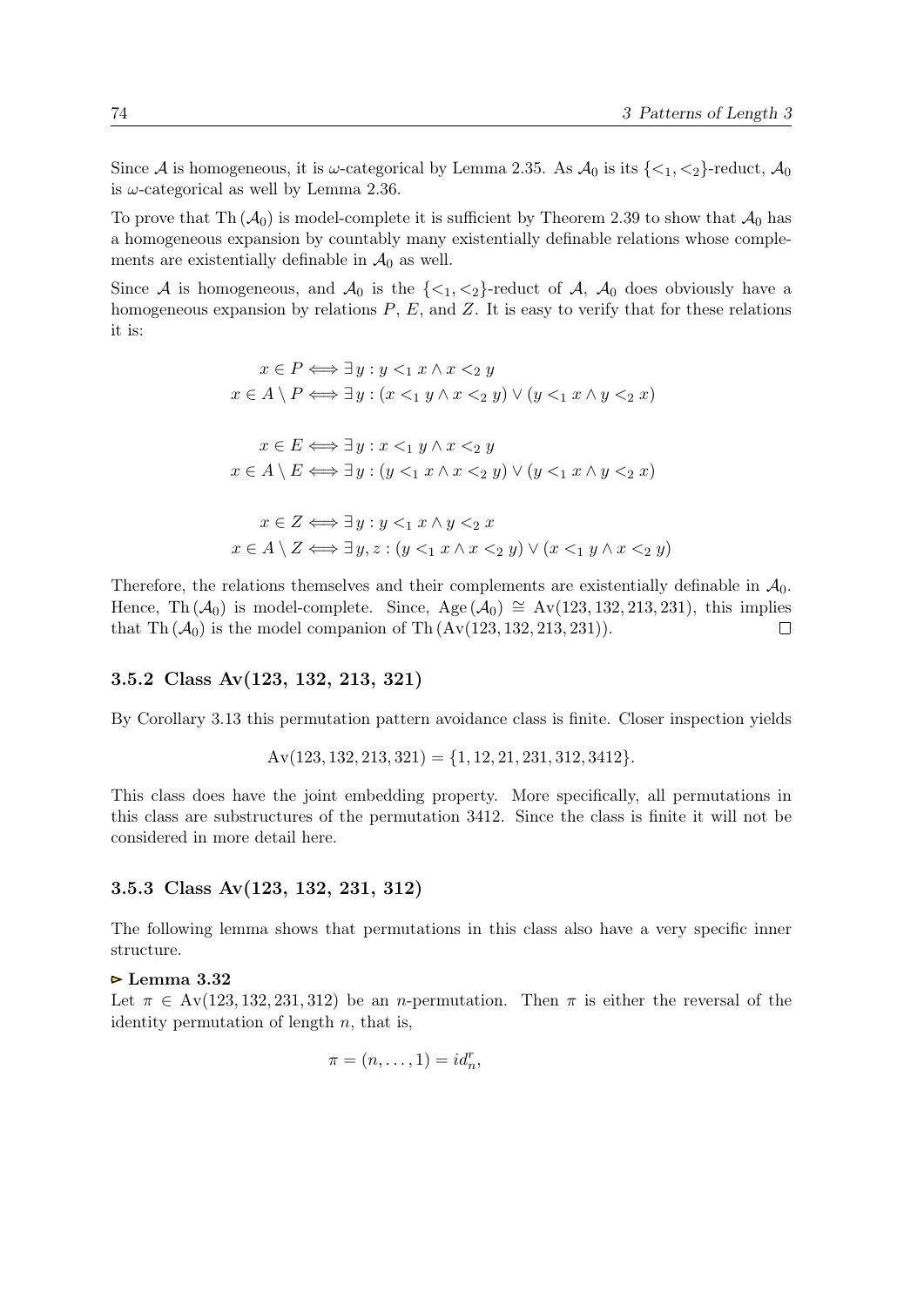Since $\mathcal{A}$ is homogeneous, it is $\omega$-categorical by Lemma 2.35. As $\mathcal{A}_0$ is its $\{<_1, <_2\}$-reduct, $\mathcal{A}_0$ is $\omega$-categorical as well by Lemma 2.36.

To prove that $\text{Th}(\mathcal{A}_0)$ is model-complete it is sufficient by Theorem 2.39 to show that $\mathcal{A}_0$ has a homogeneous expansion by countably many existentially definable relations whose complements are existentially definable in $\mathcal{A}_0$ as well.

Since $\mathcal{A}$ is homogeneous, and $\mathcal{A}_0$ is the $\{<_1, <_2\}$-reduct of $\mathcal{A}$, $\mathcal{A}_0$ does obviously have a homogeneous expansion by relations $P$, $E$, and $Z$. It is easy to verify that for these relations it is:

$$
\begin{aligned}
x \in P &\iff \exists y : y <_1 x \wedge x <_2 y \\
x \in A \setminus P &\iff \exists y : (x <_1 y \wedge x <_2 y) \vee (y <_1 x \wedge y <_2 x)
\end{aligned}
$$

$$
\begin{aligned}
x \in E &\iff \exists y : x <_1 y \wedge x <_2 y \\
x \in A \setminus E &\iff \exists y : (y <_1 x \wedge x <_2 y) \vee (y <_1 x \wedge y <_2 x)
\end{aligned}
$$

$$
\begin{aligned}
x \in Z &\iff \exists y : y <_1 x \wedge y <_2 x \\
x \in A \setminus Z &\iff \exists y, z : (y <_1 x \wedge x <_2 y) \vee (x <_1 y \wedge x <_2 y)
\end{aligned}
$$

Therefore, the relations themselves and their complements are existentially definable in $\mathcal{A}_0$. Hence, $\text{Th}(\mathcal{A}_0)$ is model-complete. Since, $\text{Age}(\mathcal{A}_0) \cong \text{Av}(123, 132, 213, 231)$, this implies that $\text{Th}(\mathcal{A}_0)$ is the model companion of $\text{Th}(\text{Av}(123, 132, 213, 231))$. $\square$

### 3.5.2 Class Av(123, 132, 213, 321)

By Corollary 3.13 this permutation pattern avoidance class is finite. Closer inspection yields

$$\text{Av}(123, 132, 213, 321) = \{1, 12, 21, 231, 312, 3412\}.$$

This class does have the joint embedding property. More specifically, all permutations in this class are substructures of the permutation 3412. Since the class is finite it will not be considered in more detail here.

### 3.5.3 Class Av(123, 132, 231, 312)

The following lemma shows that permutations in this class also have a very specific inner structure.

**▻ Lemma 3.32**
Let $\pi \in \text{Av}(123, 132, 231, 312)$ be an $n$-permutation. Then $\pi$ is either the reversal of the identity permutation of length $n$, that is,

$$\pi = (n, \ldots, 1) = id_n^r,$$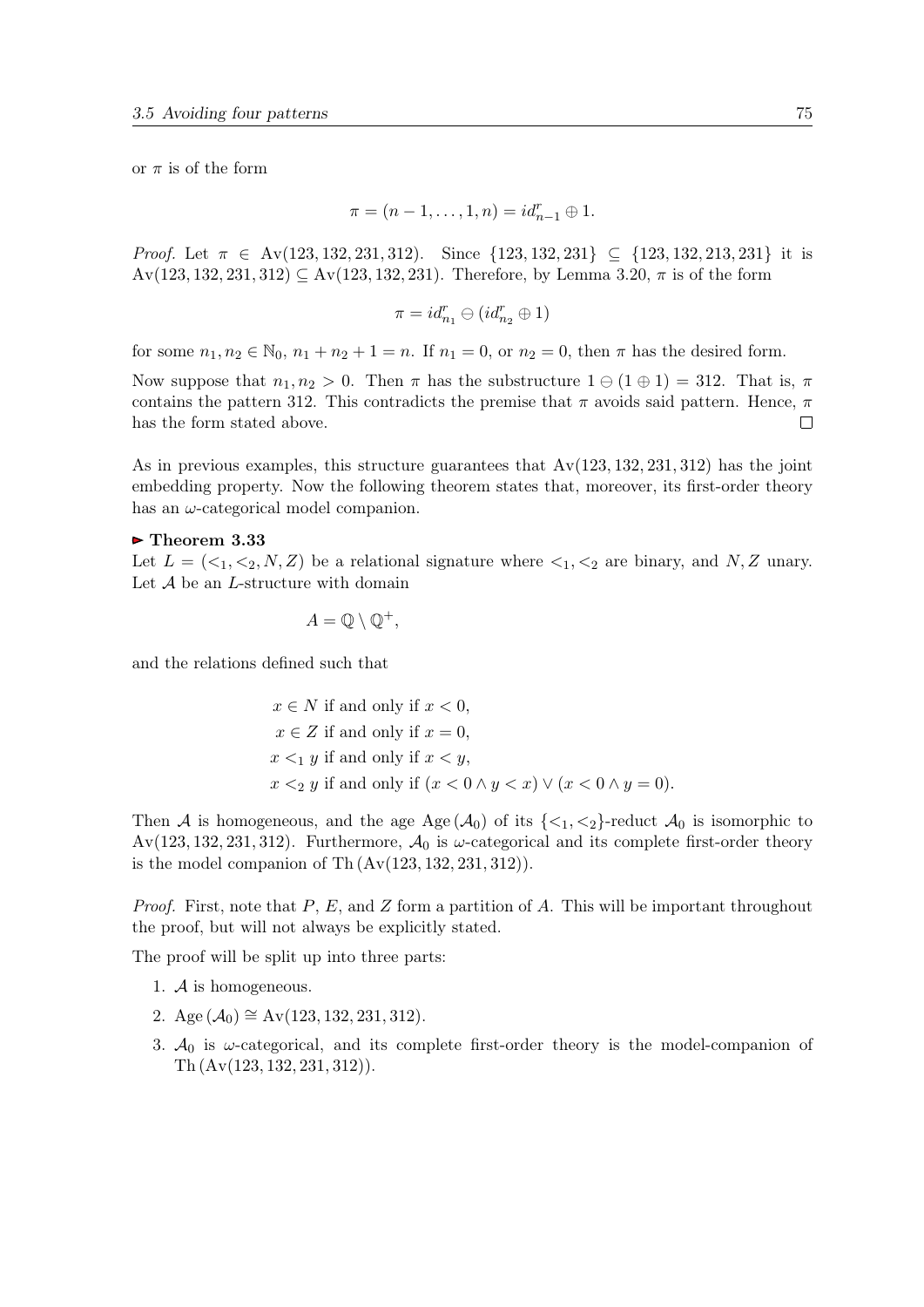or $\pi$ is of the form

$$\pi = (n-1, \dots, 1, n) = id_{n-1}^r \oplus 1.$$

*Proof.* Let $\pi \in \mathrm{Av}(123, 132, 231, 312)$. Since $\{123, 132, 231\} \subseteq \{123, 132, 213, 231\}$ it is $\mathrm{Av}(123, 132, 231, 312) \subseteq \mathrm{Av}(123, 132, 231)$. Therefore, by Lemma 3.20, $\pi$ is of the form

$$\pi = id_{n_1}^r \ominus (id_{n_2}^r \oplus 1)$$

for some $n_1, n_2 \in \mathbb{N}_0$, $n_1 + n_2 + 1 = n$. If $n_1 = 0$, or $n_2 = 0$, then $\pi$ has the desired form.

Now suppose that $n_1, n_2 > 0$. Then $\pi$ has the substructure $1 \ominus (1 \oplus 1) = 312$. That is, $\pi$ contains the pattern 312. This contradicts the premise that $\pi$ avoids said pattern. Hence, $\pi$ has the form stated above. $\square$

As in previous examples, this structure guarantees that $\mathrm{Av}(123, 132, 231, 312)$ has the joint embedding property. Now the following theorem states that, moreover, its first-order theory has an $\omega$-categorical model companion.

**▶ Theorem 3.33**
Let $L = (<_1, <_2, N, Z)$ be a relational signature where $<_1, <_2$ are binary, and $N, Z$ unary. Let $\mathcal{A}$ be an $L$-structure with domain

$$A = \mathbb{Q} \setminus \mathbb{Q}^+,$$

and the relations defined such that

$$\begin{aligned}
&x \in N \text{ if and only if } x < 0,\\
&x \in Z \text{ if and only if } x = 0,\\
&x <_1 y \text{ if and only if } x < y,\\
&x <_2 y \text{ if and only if } (x < 0 \wedge y < x) \vee (x < 0 \wedge y = 0).
\end{aligned}$$

Then $\mathcal{A}$ is homogeneous, and the age $\mathrm{Age}(\mathcal{A}_0)$ of its $\{<_1, <_2\}$-reduct $\mathcal{A}_0$ is isomorphic to $\mathrm{Av}(123, 132, 231, 312)$. Furthermore, $\mathcal{A}_0$ is $\omega$-categorical and its complete first-order theory is the model companion of $\mathrm{Th}(\mathrm{Av}(123, 132, 231, 312))$.

*Proof.* First, note that $P$, $E$, and $Z$ form a partition of $A$. This will be important throughout the proof, but will not always be explicitly stated.

The proof will be split up into three parts:

1. $\mathcal{A}$ is homogeneous.
2. $\mathrm{Age}(\mathcal{A}_0) \cong \mathrm{Av}(123, 132, 231, 312)$.
3. $\mathcal{A}_0$ is $\omega$-categorical, and its complete first-order theory is the model-companion of $\mathrm{Th}(\mathrm{Av}(123, 132, 231, 312))$.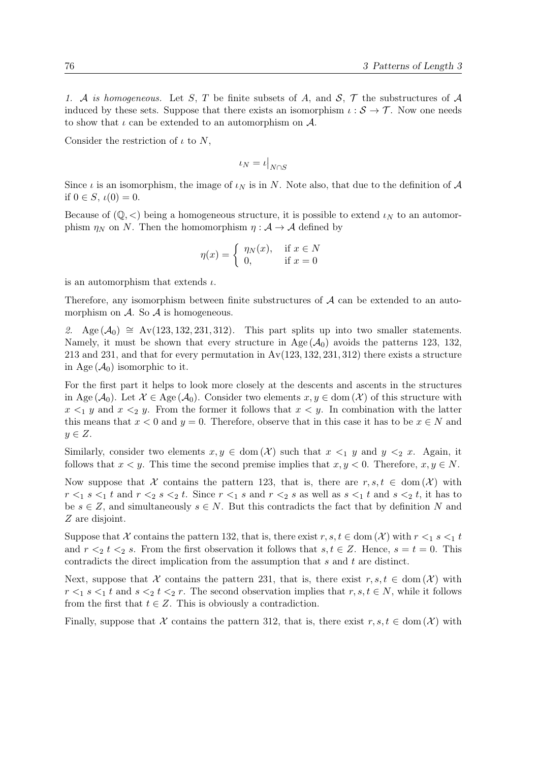*1. $\mathcal{A}$ is homogeneous.* Let $S$, $T$ be finite subsets of $A$, and $\mathcal{S}$, $\mathcal{T}$ the substructures of $\mathcal{A}$ induced by these sets. Suppose that there exists an isomorphism $\iota : \mathcal{S} \to \mathcal{T}$. Now one needs to show that $\iota$ can be extended to an automorphism on $\mathcal{A}$.

Consider the restriction of $\iota$ to $N$,

$$\iota_N = \iota\big|_{N \cap S}$$

Since $\iota$ is an isomorphism, the image of $\iota_N$ is in $N$. Note also, that due to the definition of $\mathcal{A}$ if $0 \in S$, $\iota(0) = 0$.

Because of $(\mathbb{Q}, <)$ being a homogeneous structure, it is possible to extend $\iota_N$ to an automorphism $\eta_N$ on $N$. Then the homomorphism $\eta : \mathcal{A} \to \mathcal{A}$ defined by

$$\eta(x) = \begin{cases} \eta_N(x), & \text{if } x \in N \\ 0, & \text{if } x = 0 \end{cases}$$

is an automorphism that extends $\iota$.

Therefore, any isomorphism between finite substructures of $\mathcal{A}$ can be extended to an automorphism on $\mathcal{A}$. So $\mathcal{A}$ is homogeneous.

*2.* $\operatorname{Age}(\mathcal{A}_0) \cong \operatorname{Av}(123, 132, 231, 312)$. This part splits up into two smaller statements. Namely, it must be shown that every structure in $\operatorname{Age}(\mathcal{A}_0)$ avoids the patterns 123, 132, 213 and 231, and that for every permutation in $\operatorname{Av}(123, 132, 231, 312)$ there exists a structure in $\operatorname{Age}(\mathcal{A}_0)$ isomorphic to it.

For the first part it helps to look more closely at the descents and ascents in the structures in $\operatorname{Age}(\mathcal{A}_0)$. Let $\mathcal{X} \in \operatorname{Age}(\mathcal{A}_0)$. Consider two elements $x, y \in \operatorname{dom}(\mathcal{X})$ of this structure with $x <_1 y$ and $x <_2 y$. From the former it follows that $x < y$. In combination with the latter this means that $x < 0$ and $y = 0$. Therefore, observe that in this case it has to be $x \in N$ and $y \in Z$.

Similarly, consider two elements $x, y \in \operatorname{dom}(\mathcal{X})$ such that $x <_1 y$ and $y <_2 x$. Again, it follows that $x < y$. This time the second premise implies that $x, y < 0$. Therefore, $x, y \in N$.

Now suppose that $\mathcal{X}$ contains the pattern 123, that is, there are $r, s, t \in \operatorname{dom}(\mathcal{X})$ with $r <_1 s <_1 t$ and $r <_2 s <_2 t$. Since $r <_1 s$ and $r <_2 s$ as well as $s <_1 t$ and $s <_2 t$, it has to be $s \in Z$, and simultaneously $s \in N$. But this contradicts the fact that by definition $N$ and $Z$ are disjoint.

Suppose that $\mathcal{X}$ contains the pattern 132, that is, there exist $r, s, t \in \operatorname{dom}(\mathcal{X})$ with $r <_1 s <_1 t$ and $r <_2 t <_2 s$. From the first observation it follows that $s, t \in Z$. Hence, $s = t = 0$. This contradicts the direct implication from the assumption that $s$ and $t$ are distinct.

Next, suppose that $\mathcal{X}$ contains the pattern 231, that is, there exist $r, s, t \in \operatorname{dom}(\mathcal{X})$ with $r <_1 s <_1 t$ and $s <_2 t <_2 r$. The second observation implies that $r, s, t \in N$, while it follows from the first that $t \in Z$. This is obviously a contradiction.

Finally, suppose that $\mathcal{X}$ contains the pattern 312, that is, there exist $r, s, t \in \operatorname{dom}(\mathcal{X})$ with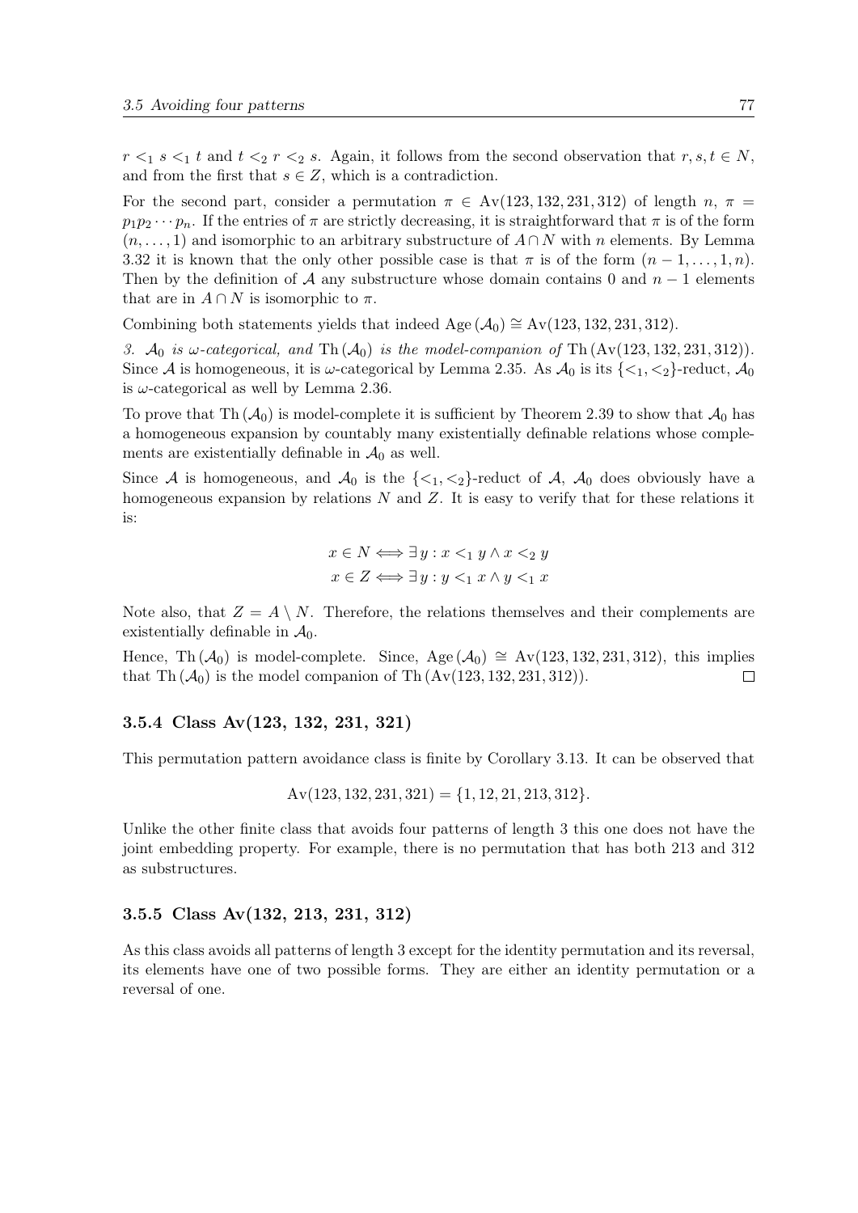$r <_1 s <_1 t$ and $t <_2 r <_2 s$. Again, it follows from the second observation that $r, s, t \in N$, and from the first that $s \in Z$, which is a contradiction.

For the second part, consider a permutation $\pi \in \text{Av}(123, 132, 231, 312)$ of length $n$, $\pi = p_1 p_2 \cdots p_n$. If the entries of $\pi$ are strictly decreasing, it is straightforward that $\pi$ is of the form $(n, \ldots, 1)$ and isomorphic to an arbitrary substructure of $A \cap N$ with $n$ elements. By Lemma 3.32 it is known that the only other possible case is that $\pi$ is of the form $(n-1, \ldots, 1, n)$. Then by the definition of $\mathcal{A}$ any substructure whose domain contains 0 and $n-1$ elements that are in $A \cap N$ is isomorphic to $\pi$.

Combining both statements yields that indeed $\text{Age}(\mathcal{A}_0) \cong \text{Av}(123, 132, 231, 312)$.

*3.* $\mathcal{A}_0$ *is* $\omega$*-categorical, and* $\text{Th}(\mathcal{A}_0)$ *is the model-companion of* $\text{Th}(\text{Av}(123, 132, 231, 312))$. Since $\mathcal{A}$ is homogeneous, it is $\omega$-categorical by Lemma 2.35. As $\mathcal{A}_0$ is its $\{<_1, <_2\}$-reduct, $\mathcal{A}_0$ is $\omega$-categorical as well by Lemma 2.36.

To prove that $\text{Th}(\mathcal{A}_0)$ is model-complete it is sufficient by Theorem 2.39 to show that $\mathcal{A}_0$ has a homogeneous expansion by countably many existentially definable relations whose complements are existentially definable in $\mathcal{A}_0$ as well.

Since $\mathcal{A}$ is homogeneous, and $\mathcal{A}_0$ is the $\{<_1, <_2\}$-reduct of $\mathcal{A}$, $\mathcal{A}_0$ does obviously have a homogeneous expansion by relations $N$ and $Z$. It is easy to verify that for these relations it is:

$$x \in N \iff \exists\, y : x <_1 y \wedge x <_2 y$$
$$x \in Z \iff \exists\, y : y <_1 x \wedge y <_1 x$$

Note also, that $Z = A \setminus N$. Therefore, the relations themselves and their complements are existentially definable in $\mathcal{A}_0$.

Hence, $\text{Th}(\mathcal{A}_0)$ is model-complete. Since, $\text{Age}(\mathcal{A}_0) \cong \text{Av}(123, 132, 231, 312)$, this implies that $\text{Th}(\mathcal{A}_0)$ is the model companion of $\text{Th}(\text{Av}(123, 132, 231, 312))$. $\square$

### 3.5.4 Class Av(123, 132, 231, 321)

This permutation pattern avoidance class is finite by Corollary 3.13. It can be observed that

$$\text{Av}(123, 132, 231, 321) = \{1, 12, 21, 213, 312\}.$$

Unlike the other finite class that avoids four patterns of length 3 this one does not have the joint embedding property. For example, there is no permutation that has both 213 and 312 as substructures.

### 3.5.5 Class Av(132, 213, 231, 312)

As this class avoids all patterns of length 3 except for the identity permutation and its reversal, its elements have one of two possible forms. They are either an identity permutation or a reversal of one.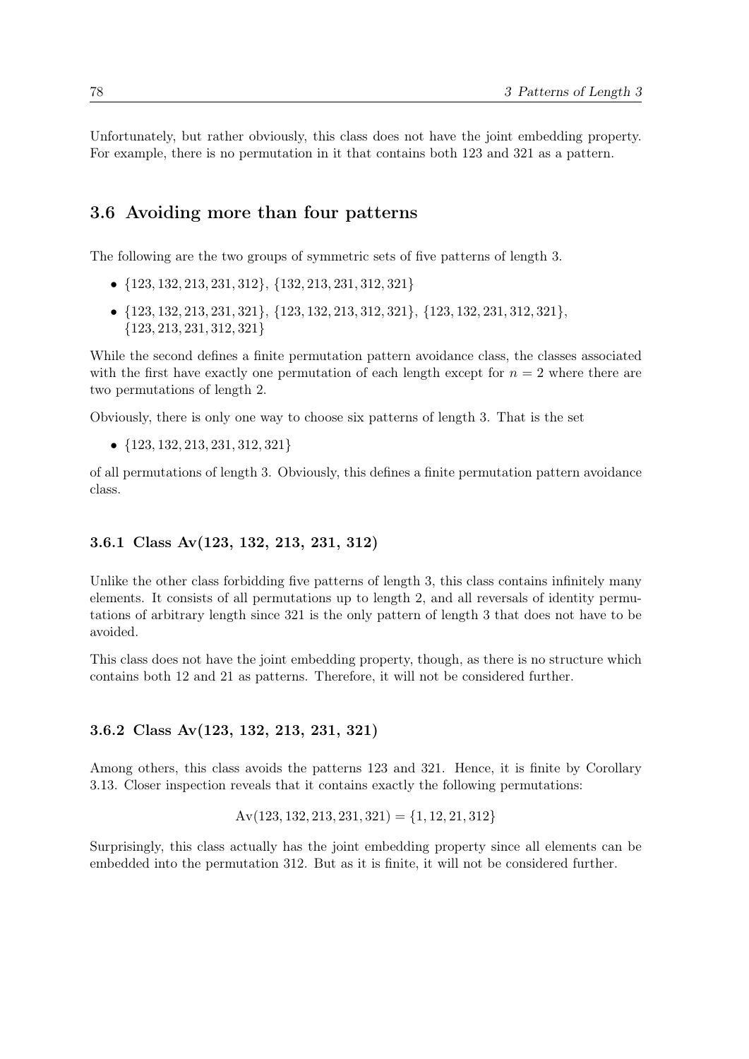Unfortunately, but rather obviously, this class does not have the joint embedding property. For example, there is no permutation in it that contains both 123 and 321 as a pattern.

## 3.6 Avoiding more than four patterns

The following are the two groups of symmetric sets of five patterns of length 3.

- $\{123, 132, 213, 231, 312\}$, $\{132, 213, 231, 312, 321\}$
- $\{123, 132, 213, 231, 321\}$, $\{123, 132, 213, 312, 321\}$, $\{123, 132, 231, 312, 321\}$, $\{123, 213, 231, 312, 321\}$

While the second defines a finite permutation pattern avoidance class, the classes associated with the first have exactly one permutation of each length except for $n = 2$ where there are two permutations of length 2.

Obviously, there is only one way to choose six patterns of length 3. That is the set

- $\{123, 132, 213, 231, 312, 321\}$

of all permutations of length 3. Obviously, this defines a finite permutation pattern avoidance class.

### 3.6.1 Class Av(123, 132, 213, 231, 312)

Unlike the other class forbidding five patterns of length 3, this class contains infinitely many elements. It consists of all permutations up to length 2, and all reversals of identity permutations of arbitrary length since 321 is the only pattern of length 3 that does not have to be avoided.

This class does not have the joint embedding property, though, as there is no structure which contains both 12 and 21 as patterns. Therefore, it will not be considered further.

### 3.6.2 Class Av(123, 132, 213, 231, 321)

Among others, this class avoids the patterns 123 and 321. Hence, it is finite by Corollary 3.13. Closer inspection reveals that it contains exactly the following permutations:

$$\mathrm{Av}(123, 132, 213, 231, 321) = \{1, 12, 21, 312\}$$

Surprisingly, this class actually has the joint embedding property since all elements can be embedded into the permutation 312. But as it is finite, it will not be considered further.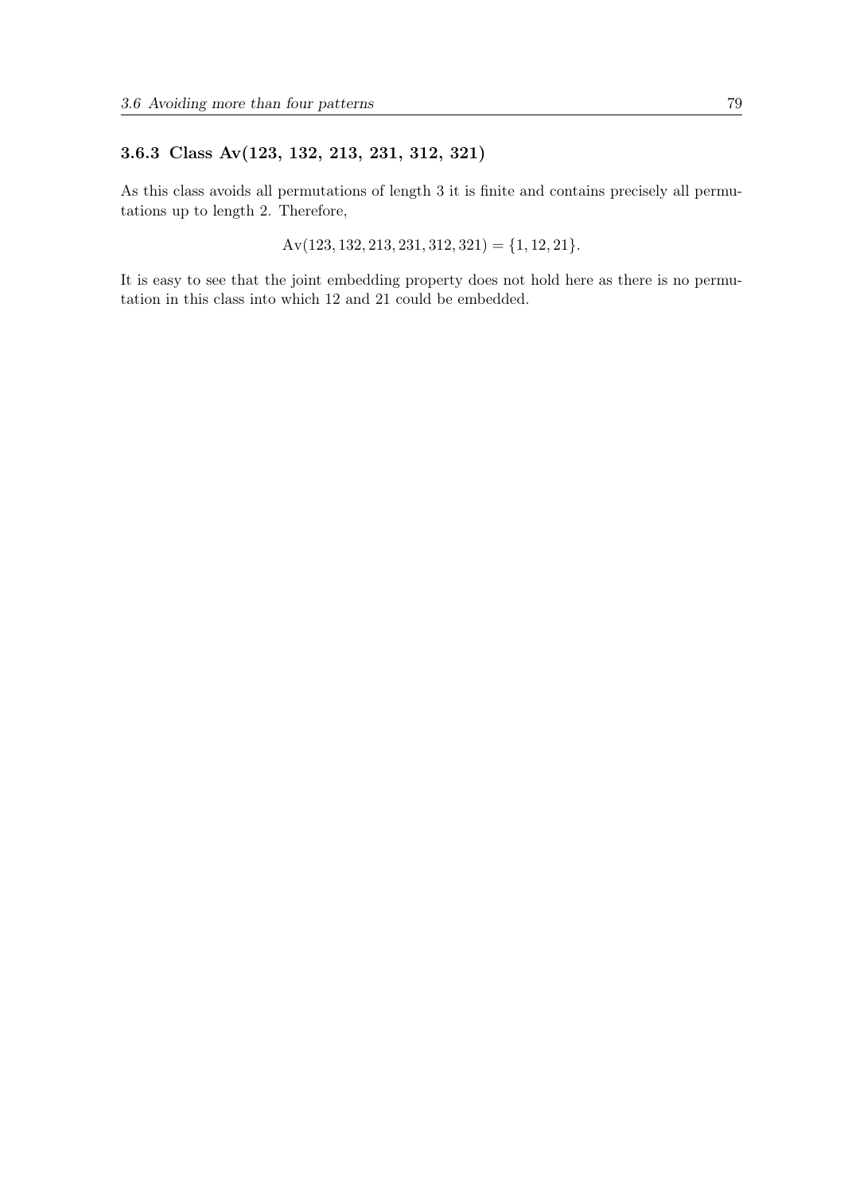### 3.6.3 Class Av(123, 132, 213, 231, 312, 321)

As this class avoids all permutations of length 3 it is finite and contains precisely all permutations up to length 2. Therefore,

$$\text{Av}(123, 132, 213, 231, 312, 321) = \{1, 12, 21\}.$$

It is easy to see that the joint embedding property does not hold here as there is no permutation in this class into which 12 and 21 could be embedded.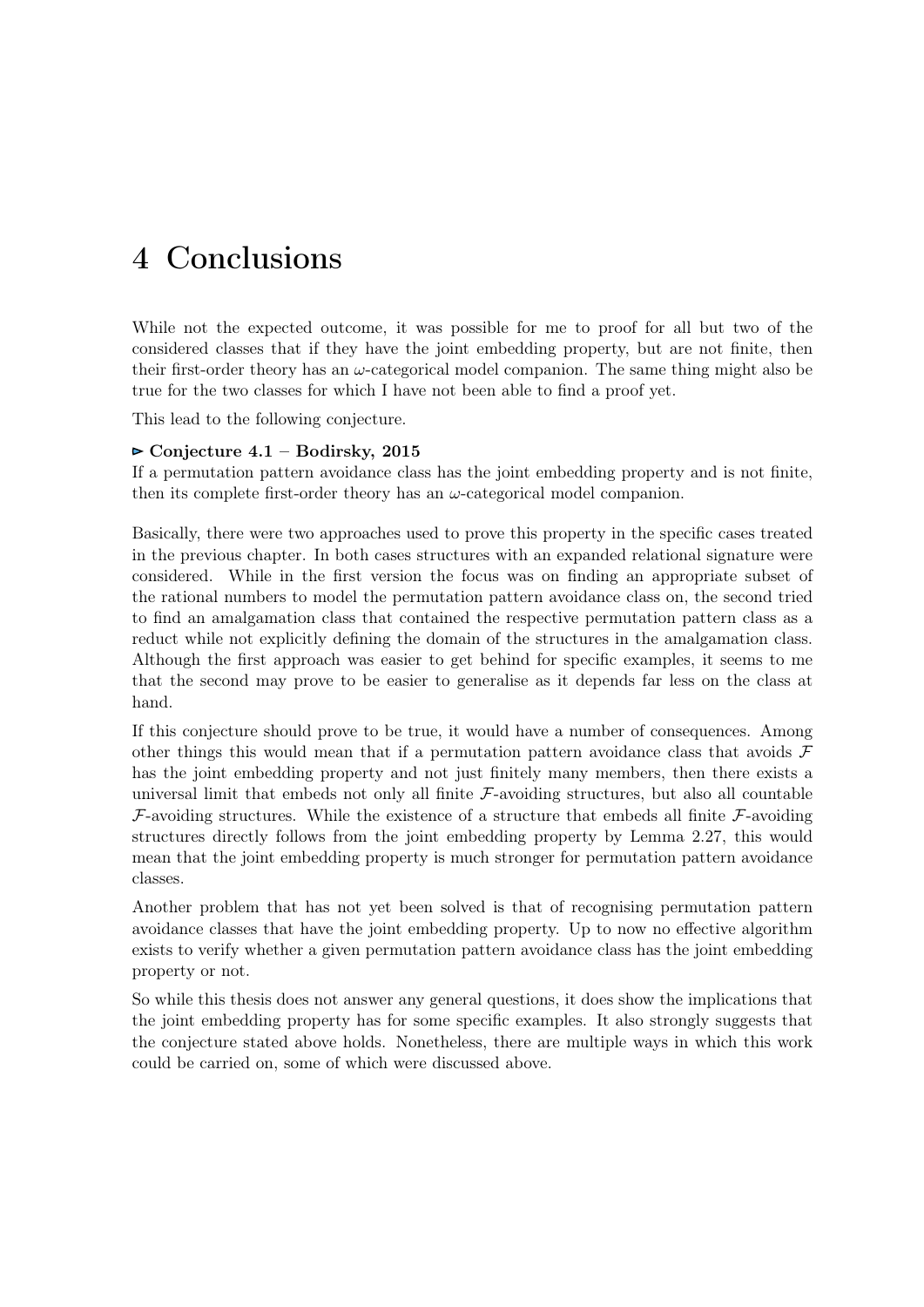# 4 Conclusions

While not the expected outcome, it was possible for me to proof for all but two of the considered classes that if they have the joint embedding property, but are not finite, then their first-order theory has an $\omega$-categorical model companion. The same thing might also be true for the two classes for which I have not been able to find a proof yet.

This lead to the following conjecture.

**▻ Conjecture 4.1 – Bodirsky, 2015**
If a permutation pattern avoidance class has the joint embedding property and is not finite, then its complete first-order theory has an $\omega$-categorical model companion.

Basically, there were two approaches used to prove this property in the specific cases treated in the previous chapter. In both cases structures with an expanded relational signature were considered. While in the first version the focus was on finding an appropriate subset of the rational numbers to model the permutation pattern avoidance class on, the second tried to find an amalgamation class that contained the respective permutation pattern class as a reduct while not explicitly defining the domain of the structures in the amalgamation class. Although the first approach was easier to get behind for specific examples, it seems to me that the second may prove to be easier to generalise as it depends far less on the class at hand.

If this conjecture should prove to be true, it would have a number of consequences. Among other things this would mean that if a permutation pattern avoidance class that avoids $\mathcal{F}$ has the joint embedding property and not just finitely many members, then there exists a universal limit that embeds not only all finite $\mathcal{F}$-avoiding structures, but also all countable $\mathcal{F}$-avoiding structures. While the existence of a structure that embeds all finite $\mathcal{F}$-avoiding structures directly follows from the joint embedding property by Lemma 2.27, this would mean that the joint embedding property is much stronger for permutation pattern avoidance classes.

Another problem that has not yet been solved is that of recognising permutation pattern avoidance classes that have the joint embedding property. Up to now no effective algorithm exists to verify whether a given permutation pattern avoidance class has the joint embedding property or not.

So while this thesis does not answer any general questions, it does show the implications that the joint embedding property has for some specific examples. It also strongly suggests that the conjecture stated above holds. Nonetheless, there are multiple ways in which this work could be carried on, some of which were discussed above.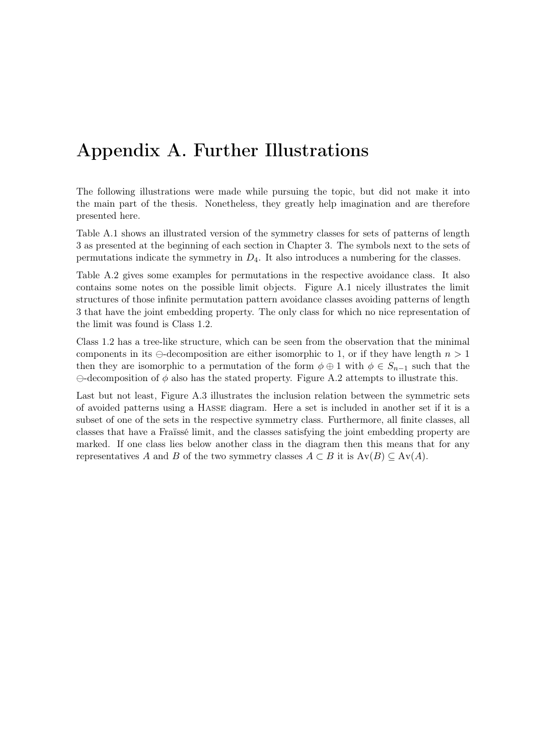# Appendix A. Further Illustrations

The following illustrations were made while pursuing the topic, but did not make it into the main part of the thesis. Nonetheless, they greatly help imagination and are therefore presented here.

Table A.1 shows an illustrated version of the symmetry classes for sets of patterns of length 3 as presented at the beginning of each section in Chapter 3. The symbols next to the sets of permutations indicate the symmetry in $D_4$. It also introduces a numbering for the classes.

Table A.2 gives some examples for permutations in the respective avoidance class. It also contains some notes on the possible limit objects. Figure A.1 nicely illustrates the limit structures of those infinite permutation pattern avoidance classes avoiding patterns of length 3 that have the joint embedding property. The only class for which no nice representation of the limit was found is Class 1.2.

Class 1.2 has a tree-like structure, which can be seen from the observation that the minimal components in its $\ominus$-decomposition are either isomorphic to 1, or if they have length $n > 1$ then they are isomorphic to a permutation of the form $\phi \oplus 1$ with $\phi \in S_{n-1}$ such that the $\ominus$-decomposition of $\phi$ also has the stated property. Figure A.2 attempts to illustrate this.

Last but not least, Figure A.3 illustrates the inclusion relation between the symmetric sets of avoided patterns using a Hasse diagram. Here a set is included in another set if it is a subset of one of the sets in the respective symmetry class. Furthermore, all finite classes, all classes that have a Fraïssé limit, and the classes satisfying the joint embedding property are marked. If one class lies below another class in the diagram then this means that for any representatives $A$ and $B$ of the two symmetry classes $A \subset B$ it is $\mathrm{Av}(B) \subseteq \mathrm{Av}(A)$.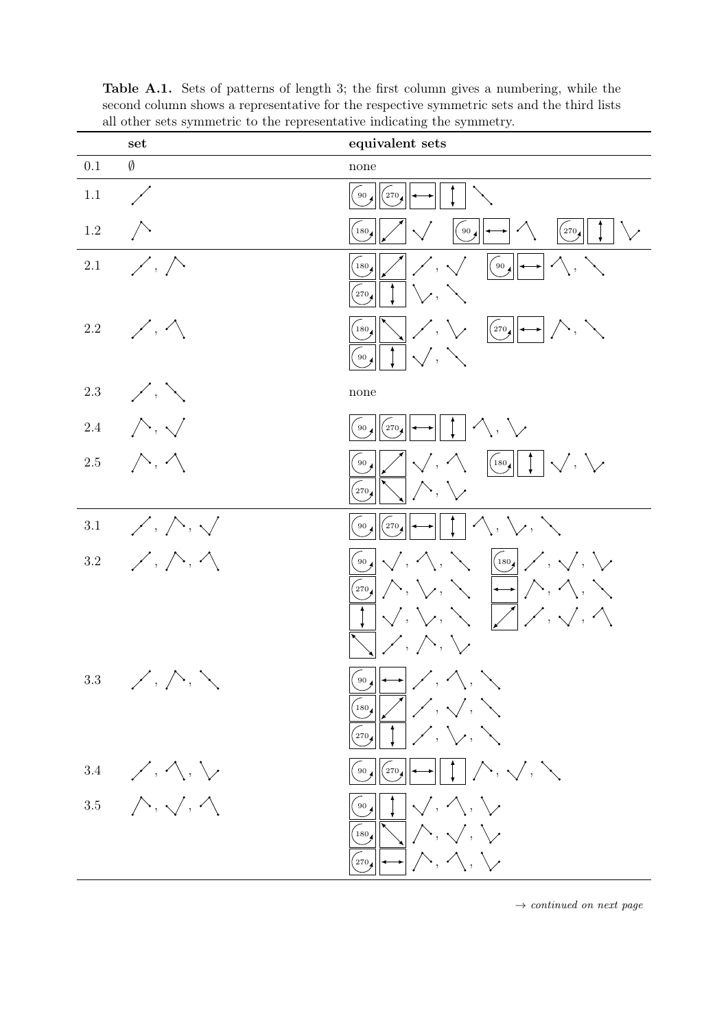**Table A.1.** Sets of patterns of length 3; the first column gives a numbering, while the second column shows a representative for the respective symmetric sets and the third lists all other sets symmetric to the representative indicating the symmetry.

| | set | equivalent sets |
|---|---|---|
| 0.1 | $\emptyset$ | none |
| 1.1 | | |
| 1.2 | | |
| 2.1 | | |
| 2.2 | | |
| 2.3 | | none |
| 2.4 | | |
| 2.5 | | |
| 3.1 | | |
| 3.2 | | |
| 3.3 | | |
| 3.4 | | |
| 3.5 | | |

→ *continued on next page*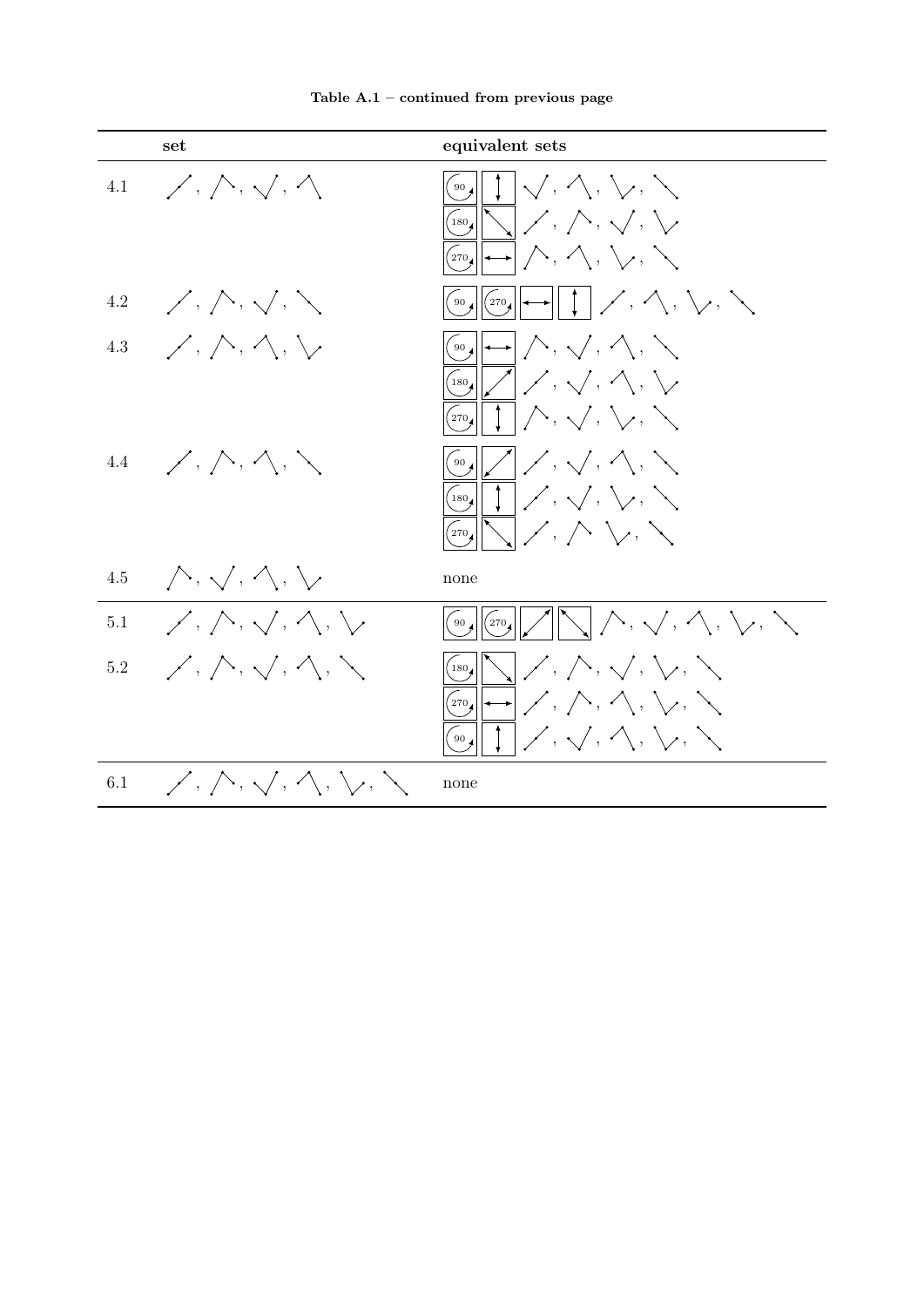**Table A.1 – continued from previous page**

| | set | equivalent sets |
|---|---|---|
| 4.1 | ⟋, ⋀, ⋁, ⋀ | 90 ↕ ⋁, ⋀, ⋁, ⟍ |
| | | 180 ⟍ ⟋, ⋀, ⋁, ⋁ |
| | | 270 ↔ ⋀, ⋀, ⋁, ⟍ |
| 4.2 | ⟋, ⋀, ⋁, ⟍ | 90 270 ↔ ↕ ⟋, ⋀, ⋁, ⟍ |
| 4.3 | ⟋, ⋀, ⋀, ⋁ | 90 ↔ ⋀, ⋁, ⋀, ⟍ |
| | | 180 ⟋ ⟋, ⋁, ⋀, ⋁ |
| | | 270 ↕ ⋀, ⋁, ⋁, ⟍ |
| 4.4 | ⟋, ⋀, ⋀, ⟍ | 90 ⟋ ⟋, ⋁, ⋀, ⟍ |
| | | 180 ↕ ⟋, ⋁, ⋁, ⟍ |
| | | 270 ⟍ ⟋, ⋀ ⋁, ⟍ |
| 4.5 | ⋀, ⋁, ⋀, ⋁ | none |
| 5.1 | ⟋, ⋀, ⋁, ⋀, ⋁ | 90 270 ⟋ ⟍ ⋀, ⋁, ⋀, ⋁, ⟍ |
| 5.2 | ⟋, ⋀, ⋁, ⋀, ⟍ | 180 ⟍ ⟋, ⋀, ⋁, ⋁, ⟍ |
| | | 270 ↔ ⟋, ⋀, ⋀, ⋁, ⟍ |
| | | 90 ↕ ⟋, ⋁, ⋀, ⋁, ⟍ |
| 6.1 | ⟋, ⋀, ⋁, ⋀, ⋁, ⟍ | none |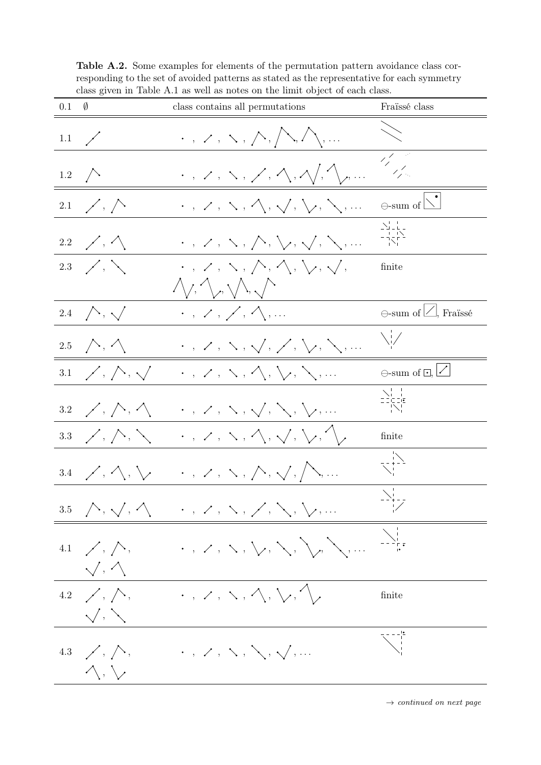**Table A.2.** Some examples for elements of the permutation pattern avoidance class corresponding to the set of avoided patterns as stated as the representative for each symmetry class given in Table A.1 as well as notes on the limit object of each class.

| | | | |
|---|---|---|---|
| 0.1 | $\emptyset$ | class contains all permutations | Fraïssé class |
| 1.1 | | · , … | |
| 1.2 | | · , … | |
| 2.1 | | · , … | ⊖-sum of |
| 2.2 | | · , … | |
| 2.3 | | · , | finite |
| 2.4 | | · , … | ⊖-sum of, Fraïssé |
| 2.5 | | · , … | |
| 3.1 | | · , … | ⊖-sum of ⊡, |
| 3.2 | | · , … | |
| 3.3 | | · , | finite |
| 3.4 | | · , … | |
| 3.5 | | · , … | |
| 4.1 | | · , … | |
| 4.2 | | · , | finite |
| 4.3 | | · , … | |

→ *continued on next page*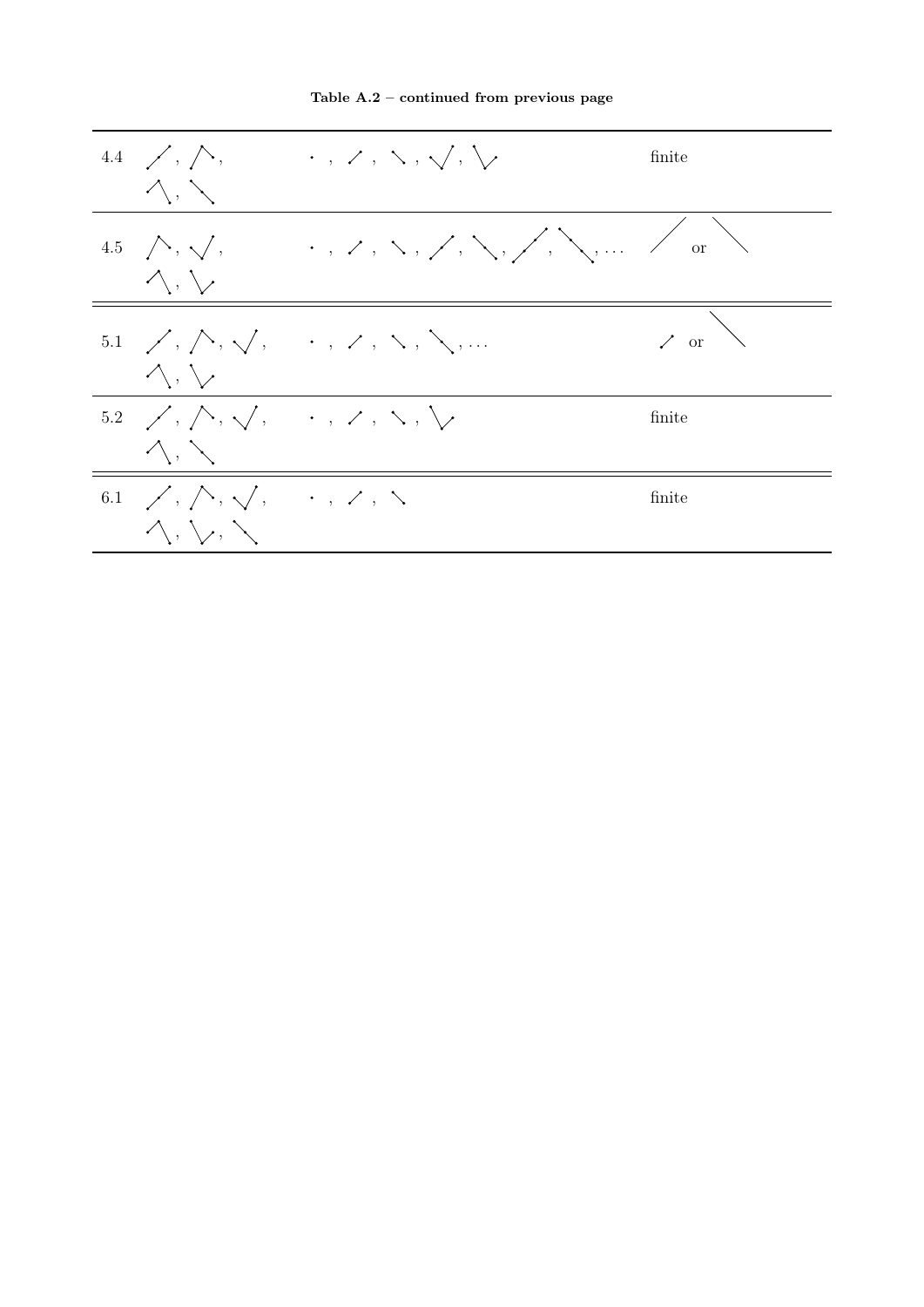**Table A.2 – continued from previous page**

| | | | |
|---|---|---|---|
| 4.4 | ⟋, ⋀, ⋀, ⟍ | · , ⟋ , ⟍ , ⋁ , ⋁ | finite |
| 4.5 | ⋀, ⋁, ⋀, ⋁ | · , ⟋ , ⟍ , ⟋ , ⟍ , ⟋ , ⟍ , … | ⟋ or ⟍ |
| 5.1 | ⟋, ⋀, ⋁, ⋀, ⋁ | · , ⟋ , ⟍ , ⟍ , … | ⟋ or ⟍ |
| 5.2 | ⟋, ⋀, ⋁, ⋀, ⟍ | · , ⟋ , ⟍ , ⋁ | finite |
| 6.1 | ⟋, ⋀, ⋁, ⋀, ⋁, ⟍ | · , ⟋ , ⟍ | finite |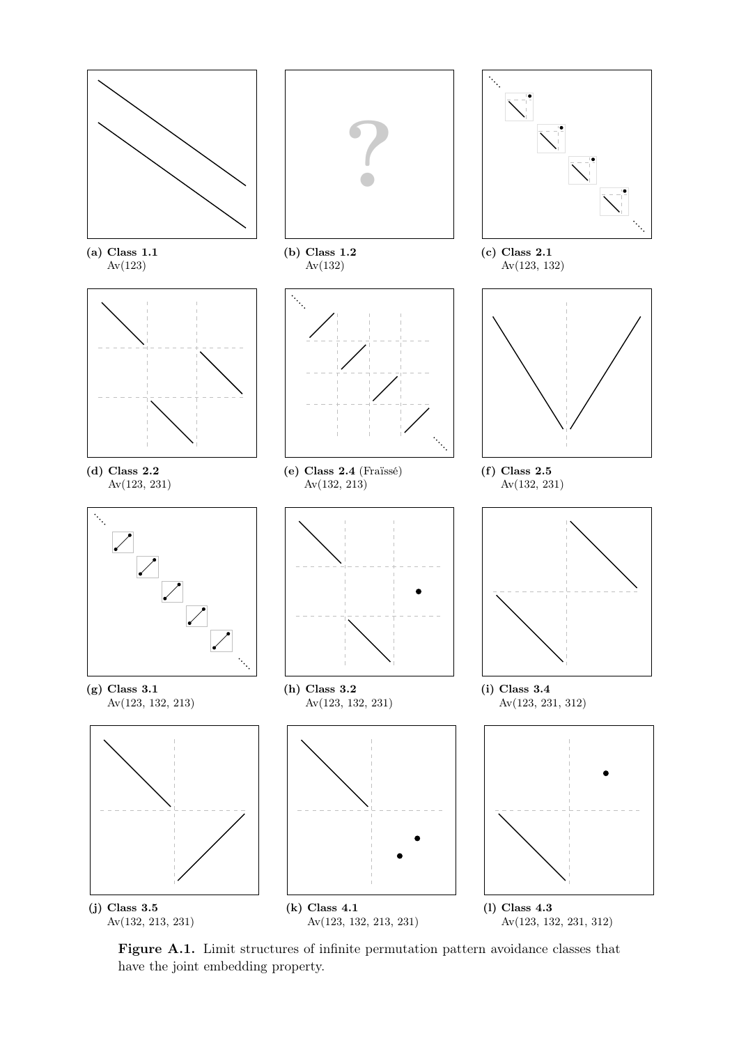**(a) Class 1.1**
Av(123)

**(b) Class 1.2**
Av(132)

**(c) Class 2.1**
Av(123, 132)

**(d) Class 2.2**
Av(123, 231)

**(e) Class 2.4** (Fraïssé)
Av(132, 213)

**(f) Class 2.5**
Av(132, 231)

**(g) Class 3.1**
Av(123, 132, 213)

**(h) Class 3.2**
Av(123, 132, 231)

**(i) Class 3.4**
Av(123, 231, 312)

**(j) Class 3.5**
Av(132, 213, 231)

**(k) Class 4.1**
Av(123, 132, 213, 231)

**(l) Class 4.3**
Av(123, 132, 231, 312)

**Figure A.1.** Limit structures of infinite permutation pattern avoidance classes that have the joint embedding property.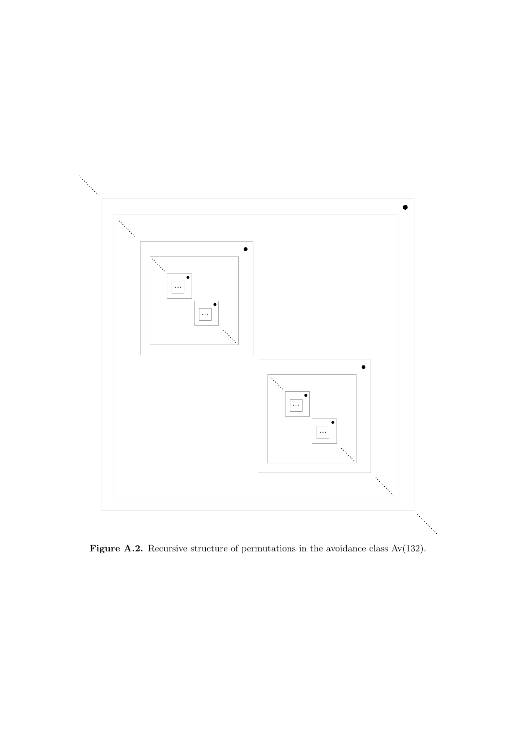**Figure A.2.** Recursive structure of permutations in the avoidance class Av(132).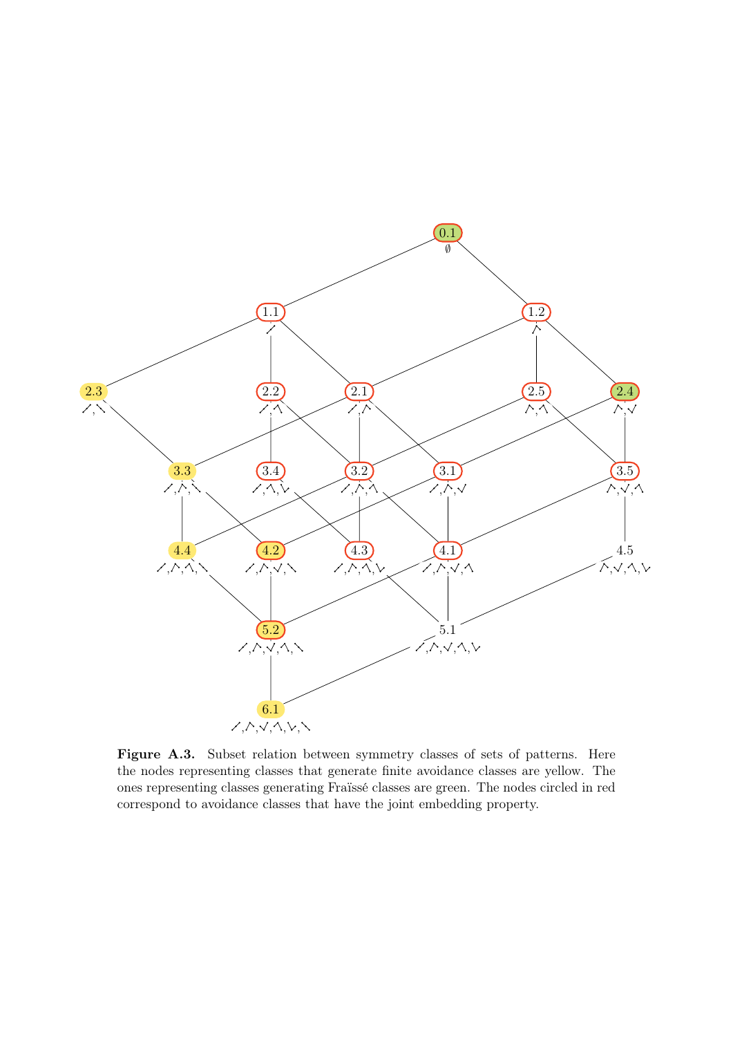**Figure A.3.** Subset relation between symmetry classes of sets of patterns. Here the nodes representing classes that generate finite avoidance classes are yellow. The ones representing classes generating Fraïssé classes are green. The nodes circled in red correspond to avoidance classes that have the joint embedding property.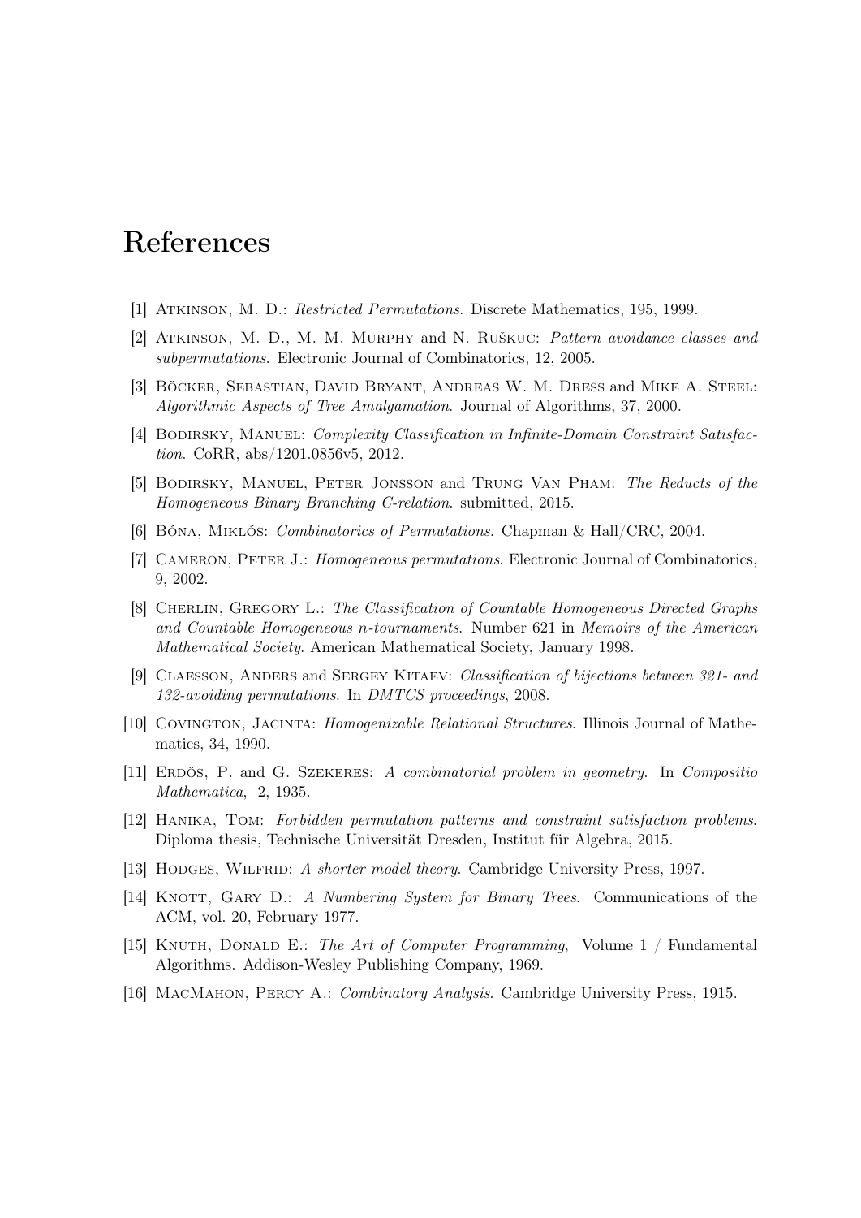# References

[1] Atkinson, M. D.: *Restricted Permutations*. Discrete Mathematics, 195, 1999.

[2] Atkinson, M. D., M. M. Murphy and N. Ruškuc: *Pattern avoidance classes and subpermutations*. Electronic Journal of Combinatorics, 12, 2005.

[3] Böcker, Sebastian, David Bryant, Andreas W. M. Dress and Mike A. Steel: *Algorithmic Aspects of Tree Amalgamation*. Journal of Algorithms, 37, 2000.

[4] Bodirsky, Manuel: *Complexity Classification in Infinite-Domain Constraint Satisfaction*. CoRR, abs/1201.0856v5, 2012.

[5] Bodirsky, Manuel, Peter Jonsson and Trung Van Pham: *The Reducts of the Homogeneous Binary Branching C-relation*. submitted, 2015.

[6] Bóna, Miklós: *Combinatorics of Permutations*. Chapman & Hall/CRC, 2004.

[7] Cameron, Peter J.: *Homogeneous permutations*. Electronic Journal of Combinatorics, 9, 2002.

[8] Cherlin, Gregory L.: *The Classification of Countable Homogeneous Directed Graphs and Countable Homogeneous n-tournaments*. Number 621 in *Memoirs of the American Mathematical Society*. American Mathematical Society, January 1998.

[9] Claesson, Anders and Sergey Kitaev: *Classification of bijections between 321- and 132-avoiding permutations*. In *DMTCS proceedings*, 2008.

[10] Covington, Jacinta: *Homogenizable Relational Structures*. Illinois Journal of Mathematics, 34, 1990.

[11] Erdös, P. and G. Szekeres: *A combinatorial problem in geometry*. In *Compositio Mathematica*, 2, 1935.

[12] Hanika, Tom: *Forbidden permutation patterns and constraint satisfaction problems*. Diploma thesis, Technische Universität Dresden, Institut für Algebra, 2015.

[13] Hodges, Wilfrid: *A shorter model theory*. Cambridge University Press, 1997.

[14] Knott, Gary D.: *A Numbering System for Binary Trees*. Communications of the ACM, vol. 20, February 1977.

[15] Knuth, Donald E.: *The Art of Computer Programming*, Volume 1 / Fundamental Algorithms. Addison-Wesley Publishing Company, 1969.

[16] MacMahon, Percy A.: *Combinatory Analysis*. Cambridge University Press, 1915.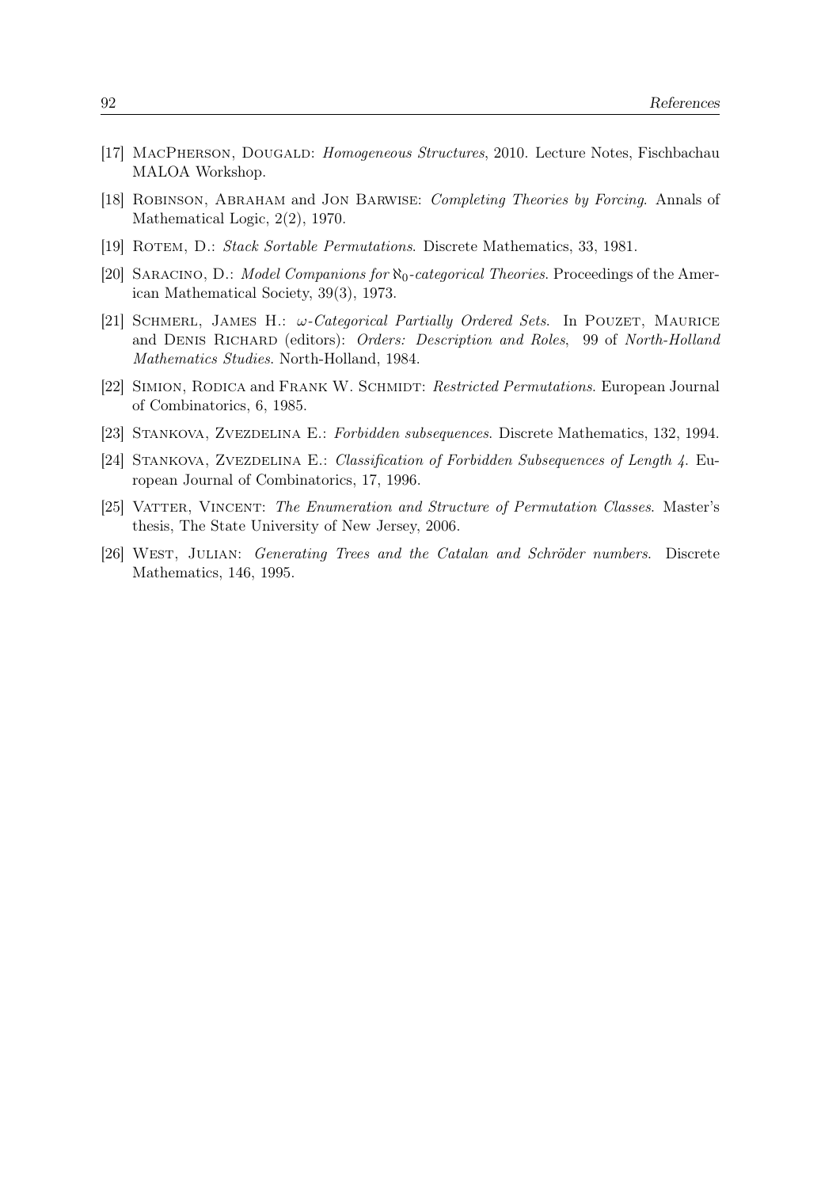[17] MacPherson, Dougald: *Homogeneous Structures*, 2010. Lecture Notes, Fischbachau MALOA Workshop.

[18] Robinson, Abraham and Jon Barwise: *Completing Theories by Forcing*. Annals of Mathematical Logic, 2(2), 1970.

[19] Rotem, D.: *Stack Sortable Permutations*. Discrete Mathematics, 33, 1981.

[20] Saracino, D.: *Model Companions for $\aleph_0$-categorical Theories*. Proceedings of the American Mathematical Society, 39(3), 1973.

[21] Schmerl, James H.: *$\omega$-Categorical Partially Ordered Sets*. In Pouzet, Maurice and Denis Richard (editors): *Orders: Description and Roles*, 99 of *North-Holland Mathematics Studies*. North-Holland, 1984.

[22] Simion, Rodica and Frank W. Schmidt: *Restricted Permutations*. European Journal of Combinatorics, 6, 1985.

[23] Stankova, Zvezdelina E.: *Forbidden subsequences*. Discrete Mathematics, 132, 1994.

[24] Stankova, Zvezdelina E.: *Classification of Forbidden Subsequences of Length 4*. European Journal of Combinatorics, 17, 1996.

[25] Vatter, Vincent: *The Enumeration and Structure of Permutation Classes*. Master's thesis, The State University of New Jersey, 2006.

[26] West, Julian: *Generating Trees and the Catalan and Schröder numbers*. Discrete Mathematics, 146, 1995.